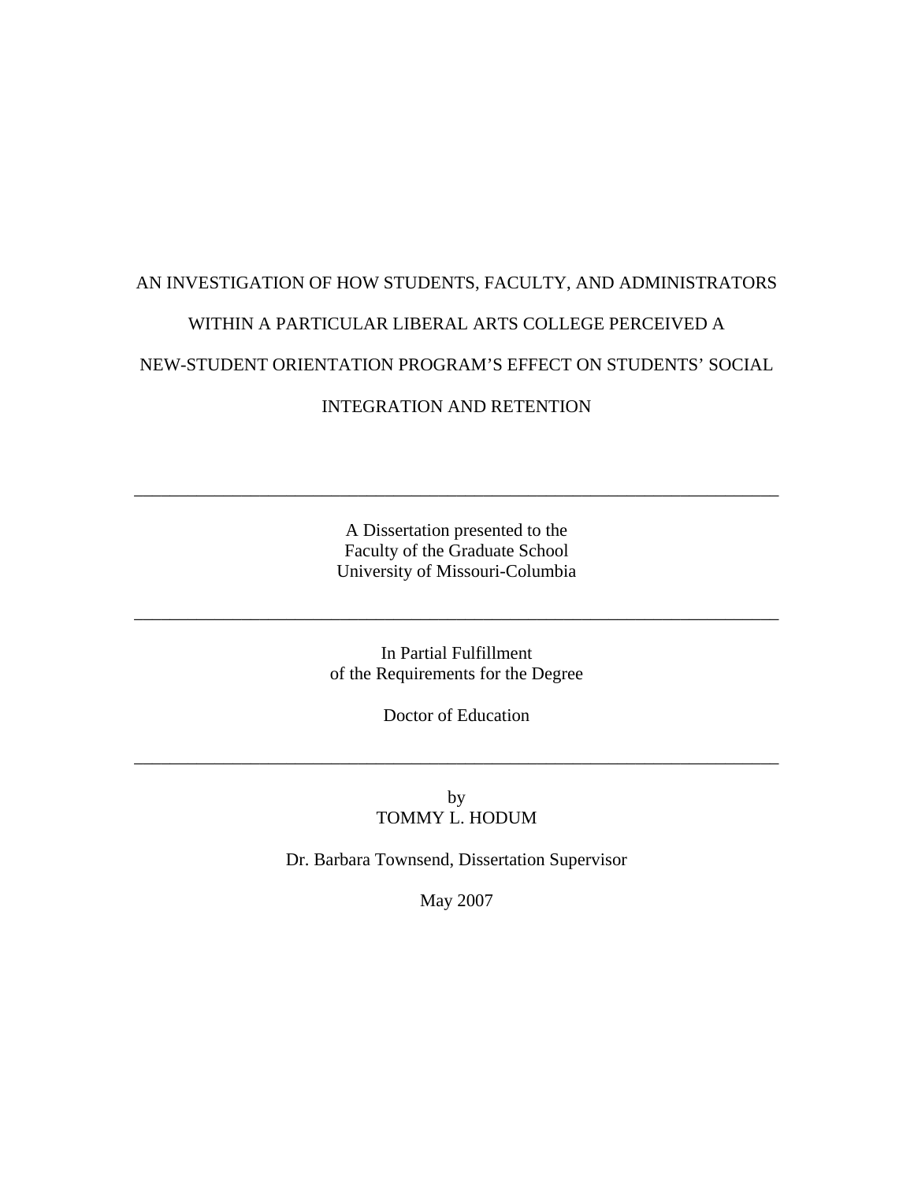# AN INVESTIGATION OF HOW STUDENTS, FACULTY, AND ADMINISTRATORS WITHIN A PARTICULAR LIBERAL ARTS COLLEGE PERCEIVED A NEW-STUDENT ORIENTATION PROGRAM'S EFFECT ON STUDENTS' SOCIAL INTEGRATION AND RETENTION

---

A Dissertation presented to the
Faculty of the Graduate School
University of Missouri-Columbia

---

In Partial Fulfillment
of the Requirements for the Degree

Doctor of Education

---

by
TOMMY L. HODUM

Dr. Barbara Townsend, Dissertation Supervisor

May 2007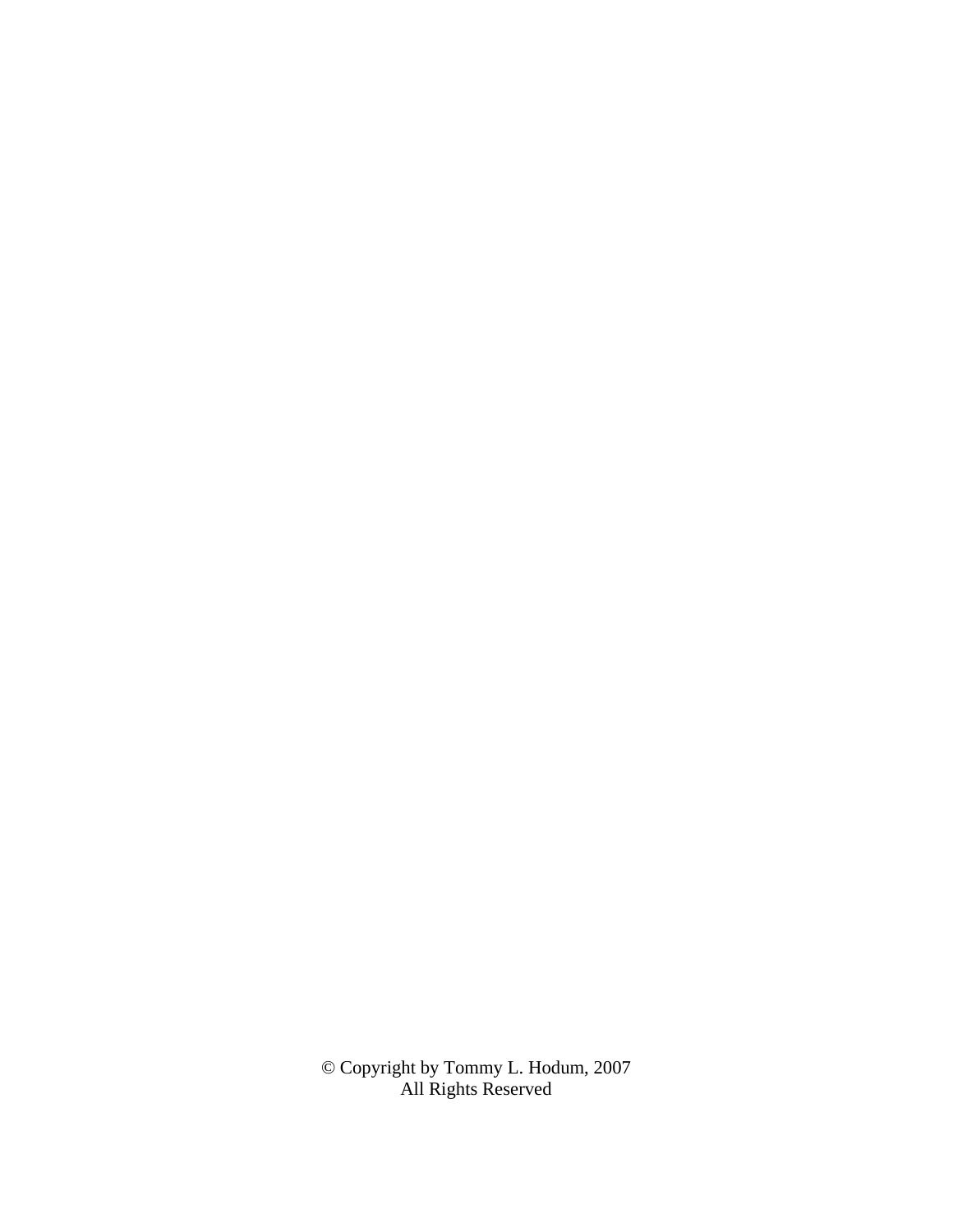© Copyright by Tommy L. Hodum, 2007
All Rights Reserved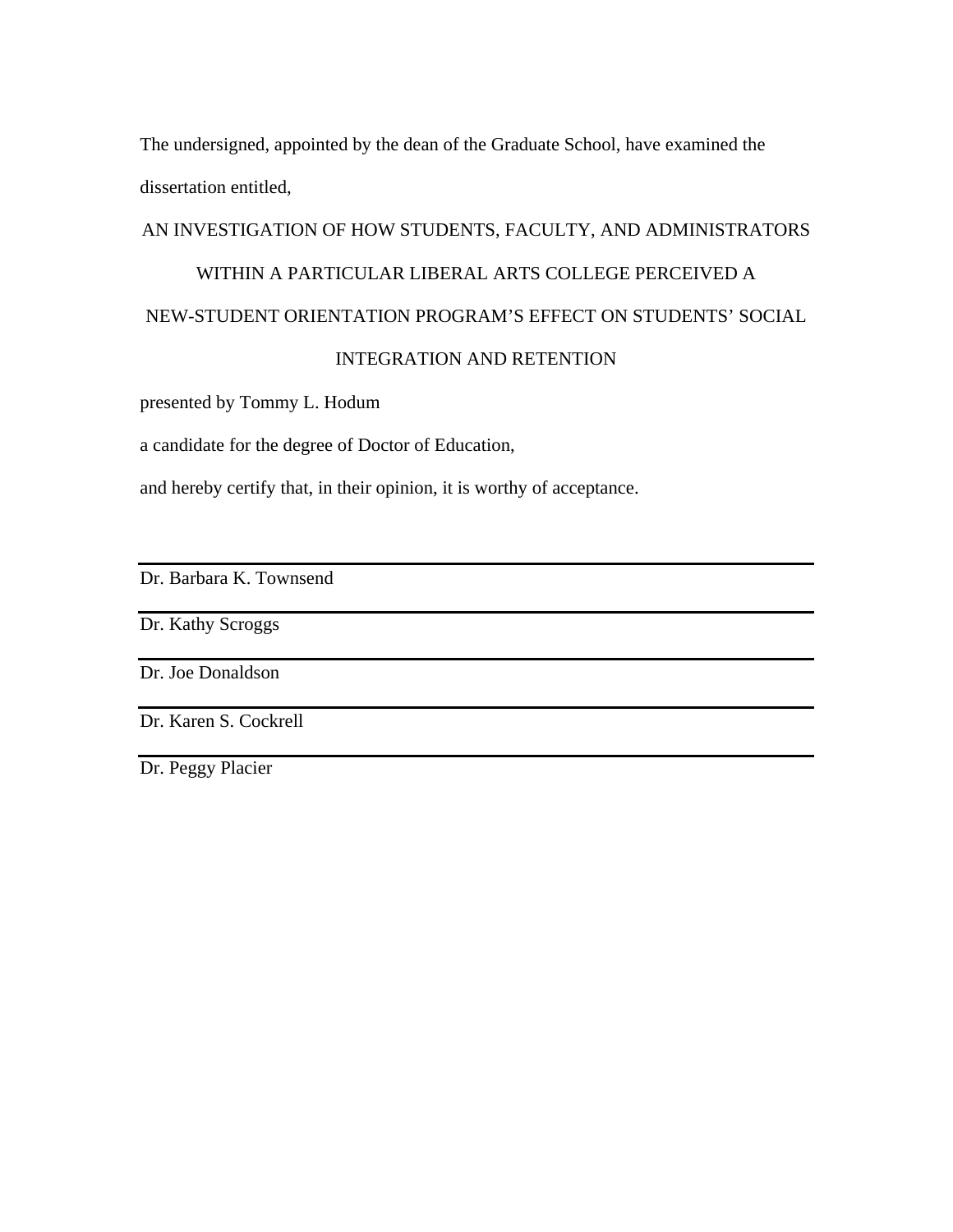The undersigned, appointed by the dean of the Graduate School, have examined the dissertation entitled,

AN INVESTIGATION OF HOW STUDENTS, FACULTY, AND ADMINISTRATORS WITHIN A PARTICULAR LIBERAL ARTS COLLEGE PERCEIVED A NEW-STUDENT ORIENTATION PROGRAM'S EFFECT ON STUDENTS' SOCIAL INTEGRATION AND RETENTION

presented by Tommy L. Hodum

a candidate for the degree of Doctor of Education,

and hereby certify that, in their opinion, it is worthy of acceptance.

---

Dr. Barbara K. Townsend

---

Dr. Kathy Scroggs

---

Dr. Joe Donaldson

---

Dr. Karen S. Cockrell

---

Dr. Peggy Placier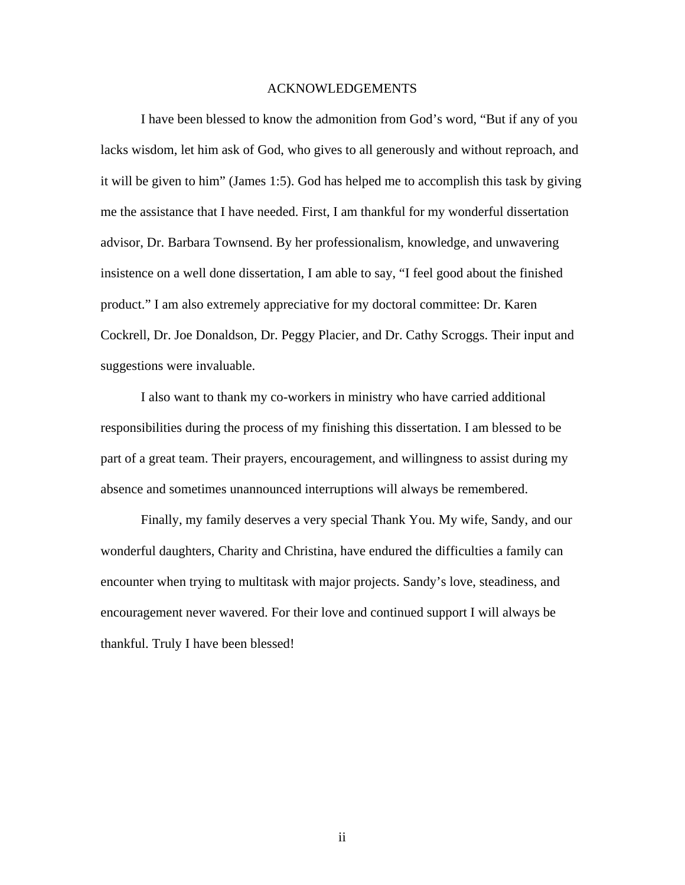# ACKNOWLEDGEMENTS

I have been blessed to know the admonition from God's word, "But if any of you lacks wisdom, let him ask of God, who gives to all generously and without reproach, and it will be given to him" (James 1:5). God has helped me to accomplish this task by giving me the assistance that I have needed. First, I am thankful for my wonderful dissertation advisor, Dr. Barbara Townsend. By her professionalism, knowledge, and unwavering insistence on a well done dissertation, I am able to say, "I feel good about the finished product." I am also extremely appreciative for my doctoral committee: Dr. Karen Cockrell, Dr. Joe Donaldson, Dr. Peggy Placier, and Dr. Cathy Scroggs. Their input and suggestions were invaluable.

I also want to thank my co-workers in ministry who have carried additional responsibilities during the process of my finishing this dissertation. I am blessed to be part of a great team. Their prayers, encouragement, and willingness to assist during my absence and sometimes unannounced interruptions will always be remembered.

Finally, my family deserves a very special Thank You. My wife, Sandy, and our wonderful daughters, Charity and Christina, have endured the difficulties a family can encounter when trying to multitask with major projects. Sandy's love, steadiness, and encouragement never wavered. For their love and continued support I will always be thankful. Truly I have been blessed!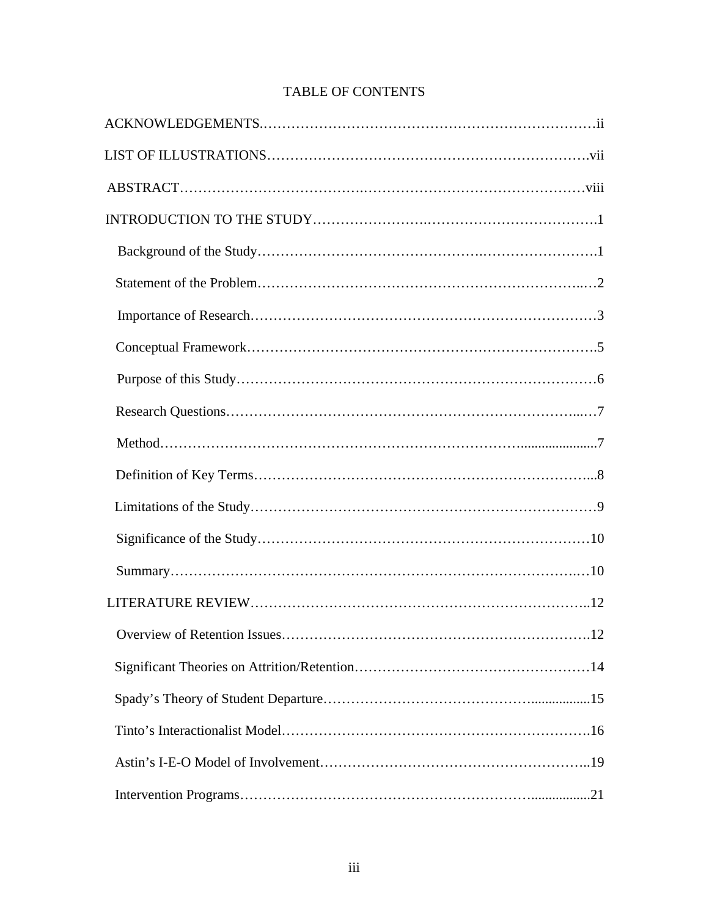# TABLE OF CONTENTS

ACKNOWLEDGEMENTS……………………………………………………………………ii

LIST OF ILLUSTRATIONS………………………………………………………….vii

ABSTRACT…………………………………………………………………………viii

INTRODUCTION TO THE STUDY……………………………………………………1

- Background of the Study……………………………………………………………1
- Statement of the Problem……………………………………………………………2
- Importance of Research……………………………………………………………3
- Conceptual Framework……………………………………………………………5
- Purpose of this Study………………………………………………………………6
- Research Questions…………………………………………………………………7
- Method………………………………………………………………………………7
- Definition of Key Terms……………………………………………………………8
- Limitations of the Study……………………………………………………………9
- Significance of the Study…………………………………………………………10
- Summary……………………………………………………………………………10

LITERATURE REVIEW………………………………………………………………12

- Overview of Retention Issues……………………………………………………12
- Significant Theories on Attrition/Retention………………………………………14
- Spady's Theory of Student Departure……………………………………………15
- Tinto's Interactionalist Model……………………………………………………16
- Astin's I-E-O Model of Involvement……………………………………………19
- Intervention Programs……………………………………………………………21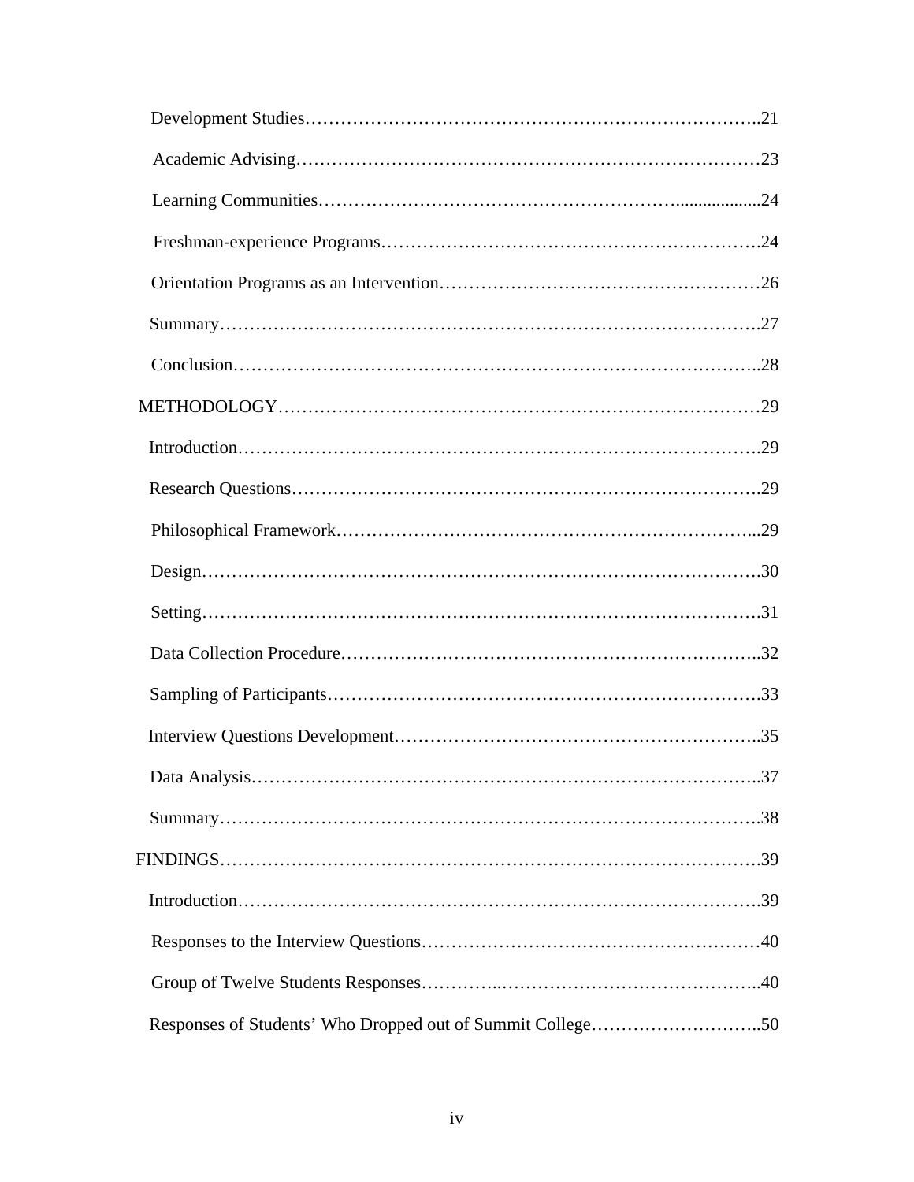Development Studies……………………………………………………………………..21

Academic Advising…………………………………………………………………23

Learning Communities………………………………………………...................24

Freshman-experience Programs……………………………………………………….24

Orientation Programs as an Intervention……………………………………………26

Summary…………………………………………………………………………….27

Conclusion………………………………………………………………………..28

METHODOLOGY……………………………………………………………………29

Introduction………………………………………………………………………….29

Research Questions………………………………………………………………….29

Philosophical Framework…………………………………………………………...29

Design……………………………………………………………………………….30

Setting……………………………………………………………………………….31

Data Collection Procedure…………………………………………………………..32

Sampling of Participants…………………………………………………………….33

Interview Questions Development…………………………………………………..35

Data Analysis………………………………………………………………………..37

Summary…………………………………………………………………………….38

FINDINGS…………………………………………………………………………….39

Introduction………………………………………………………………………….39

Responses to the Interview Questions………………………………………………40

Group of Twelve Students Responses…………..……………………………………..40

Responses of Students' Who Dropped out of Summit College………………………..50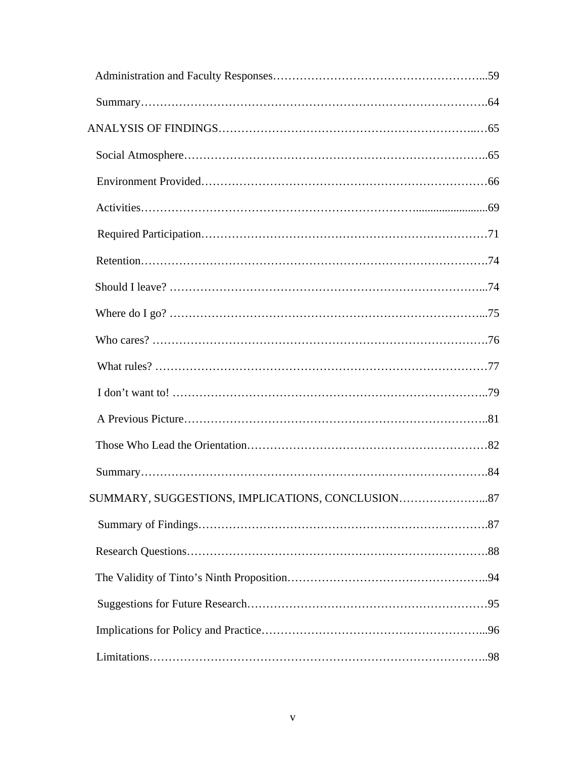Administration and Faculty Responses...59

Summary...64

ANALYSIS OF FINDINGS...65

Social Atmosphere...65

Environment Provided...66

Activities...69

Required Participation...71

Retention...74

Should I leave? ...74

Where do I go? ...75

Who cares? ...76

What rules? ...77

I don't want to! ...79

A Previous Picture...81

Those Who Lead the Orientation...82

Summary...84

SUMMARY, SUGGESTIONS, IMPLICATIONS, CONCLUSION...87

Summary of Findings...87

Research Questions...88

The Validity of Tinto's Ninth Proposition...94

Suggestions for Future Research...95

Implications for Policy and Practice...96

Limitations...98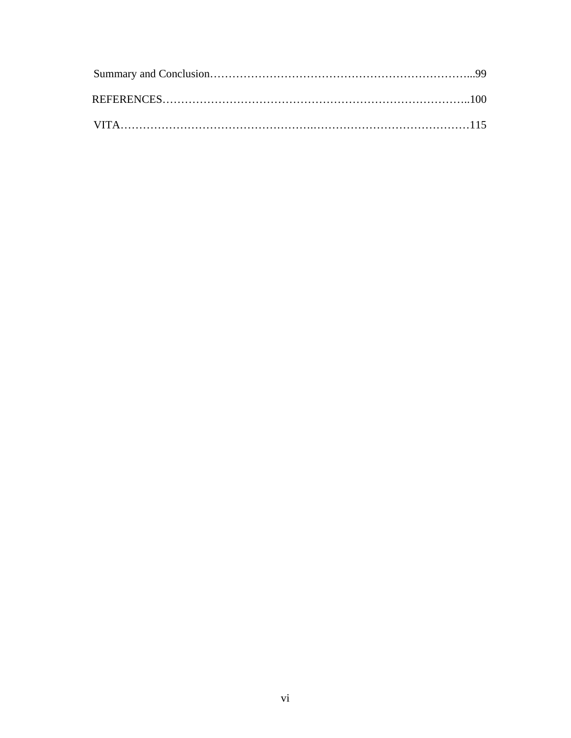Summary and Conclusion………………………………………………………………...99

REFERENCES………………………………………………………………………..100

VITA……………………………………………….……………………………………115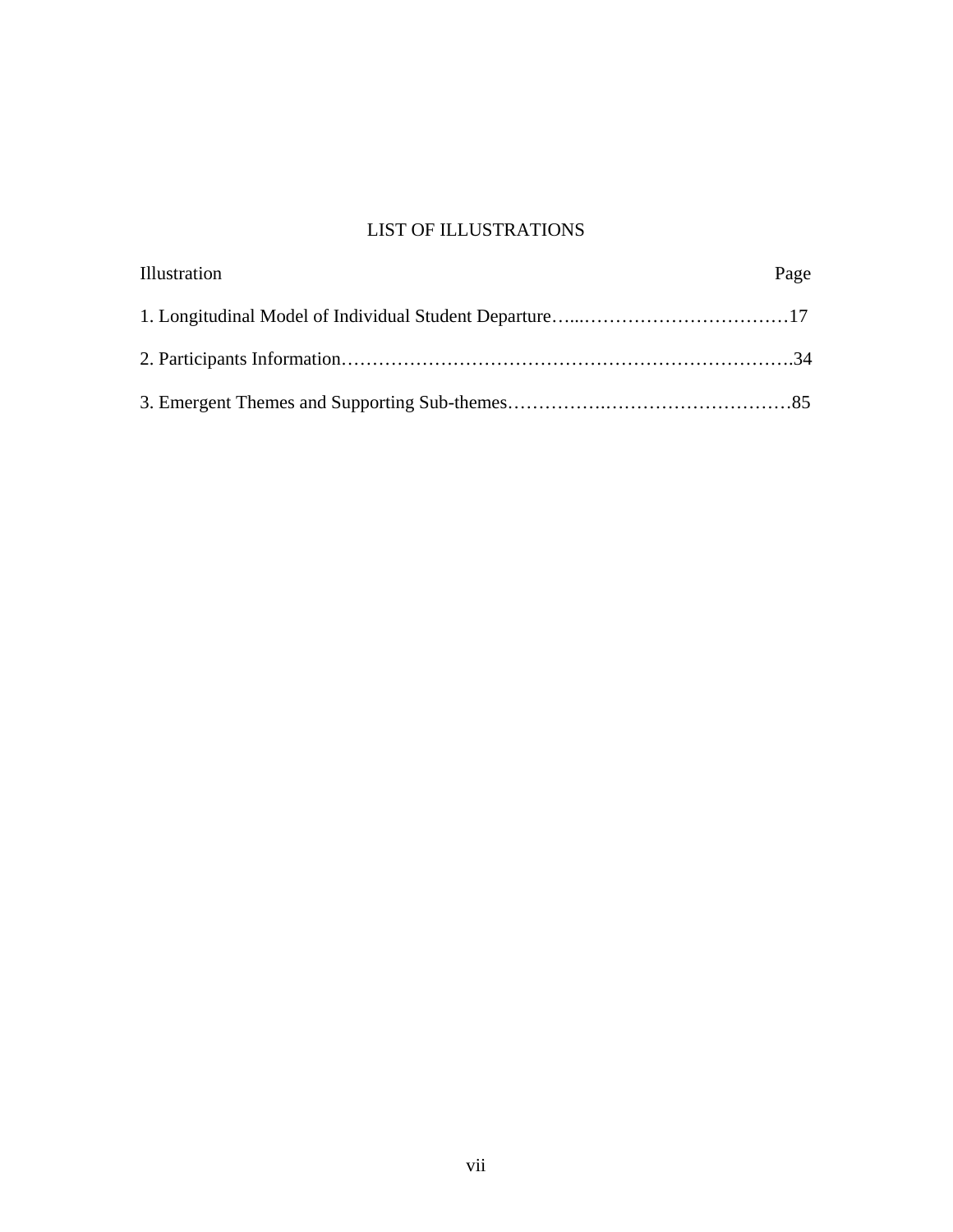# LIST OF ILLUSTRATIONS

| Illustration | Page |
|---|---|
| 1. Longitudinal Model of Individual Student Departure | 17 |
| 2. Participants Information | 34 |
| 3. Emergent Themes and Supporting Sub-themes | 85 |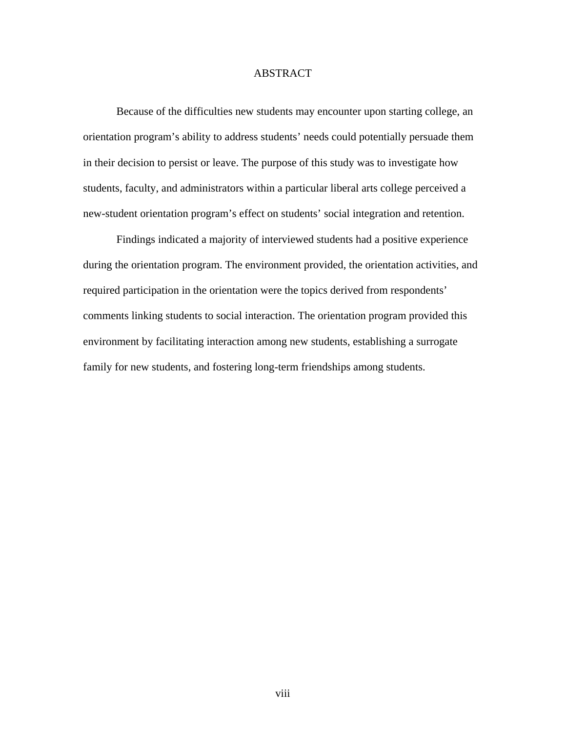# ABSTRACT

Because of the difficulties new students may encounter upon starting college, an orientation program's ability to address students' needs could potentially persuade them in their decision to persist or leave. The purpose of this study was to investigate how students, faculty, and administrators within a particular liberal arts college perceived a new-student orientation program's effect on students' social integration and retention.

Findings indicated a majority of interviewed students had a positive experience during the orientation program. The environment provided, the orientation activities, and required participation in the orientation were the topics derived from respondents' comments linking students to social interaction. The orientation program provided this environment by facilitating interaction among new students, establishing a surrogate family for new students, and fostering long-term friendships among students.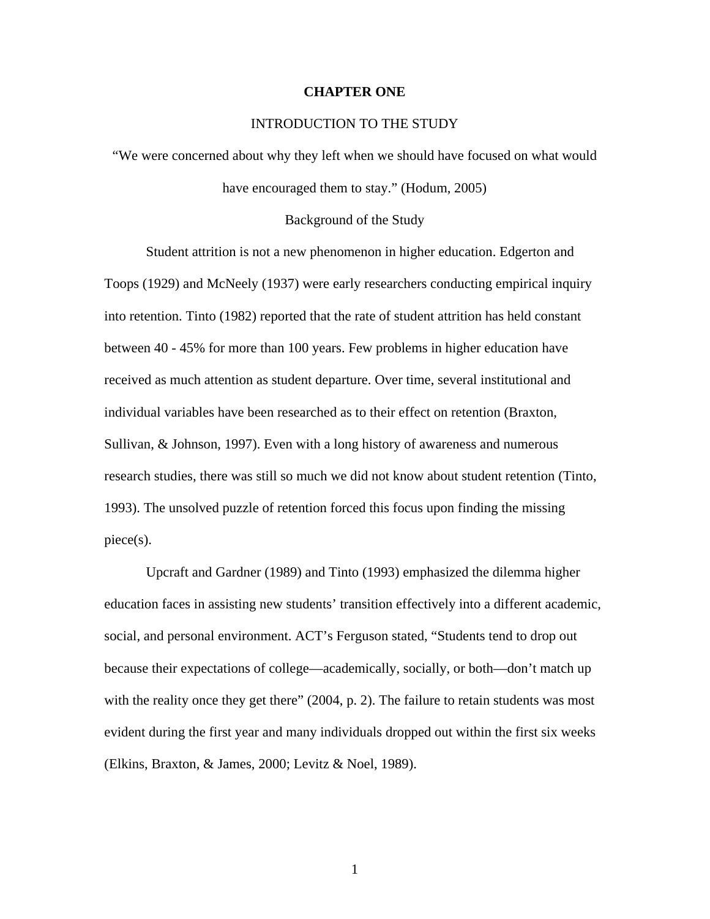# CHAPTER ONE

## INTRODUCTION TO THE STUDY

"We were concerned about why they left when we should have focused on what would have encouraged them to stay." (Hodum, 2005)

### Background of the Study

Student attrition is not a new phenomenon in higher education. Edgerton and Toops (1929) and McNeely (1937) were early researchers conducting empirical inquiry into retention. Tinto (1982) reported that the rate of student attrition has held constant between 40 - 45% for more than 100 years. Few problems in higher education have received as much attention as student departure. Over time, several institutional and individual variables have been researched as to their effect on retention (Braxton, Sullivan, & Johnson, 1997). Even with a long history of awareness and numerous research studies, there was still so much we did not know about student retention (Tinto, 1993). The unsolved puzzle of retention forced this focus upon finding the missing piece(s).

Upcraft and Gardner (1989) and Tinto (1993) emphasized the dilemma higher education faces in assisting new students' transition effectively into a different academic, social, and personal environment. ACT's Ferguson stated, "Students tend to drop out because their expectations of college—academically, socially, or both—don't match up with the reality once they get there" (2004, p. 2). The failure to retain students was most evident during the first year and many individuals dropped out within the first six weeks (Elkins, Braxton, & James, 2000; Levitz & Noel, 1989).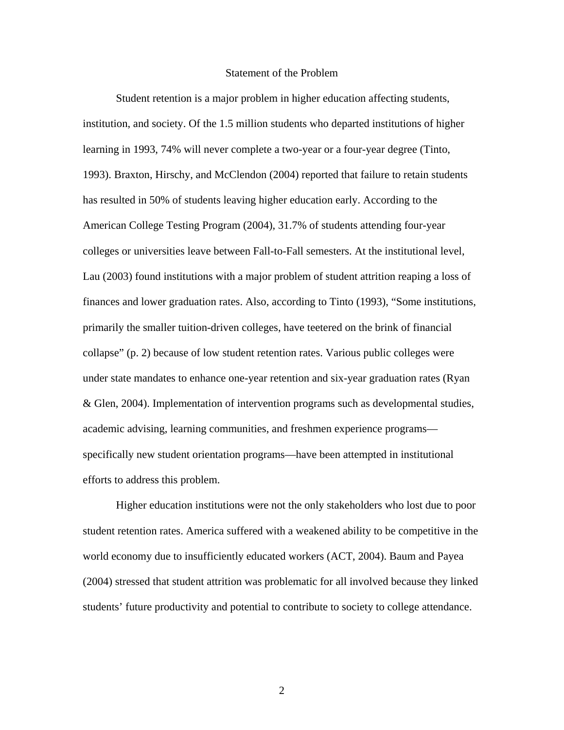## Statement of the Problem

Student retention is a major problem in higher education affecting students, institution, and society. Of the 1.5 million students who departed institutions of higher learning in 1993, 74% will never complete a two-year or a four-year degree (Tinto, 1993). Braxton, Hirschy, and McClendon (2004) reported that failure to retain students has resulted in 50% of students leaving higher education early. According to the American College Testing Program (2004), 31.7% of students attending four-year colleges or universities leave between Fall-to-Fall semesters. At the institutional level, Lau (2003) found institutions with a major problem of student attrition reaping a loss of finances and lower graduation rates. Also, according to Tinto (1993), “Some institutions, primarily the smaller tuition-driven colleges, have teetered on the brink of financial collapse” (p. 2) because of low student retention rates. Various public colleges were under state mandates to enhance one-year retention and six-year graduation rates (Ryan & Glen, 2004). Implementation of intervention programs such as developmental studies, academic advising, learning communities, and freshmen experience programs—specifically new student orientation programs—have been attempted in institutional efforts to address this problem.

Higher education institutions were not the only stakeholders who lost due to poor student retention rates. America suffered with a weakened ability to be competitive in the world economy due to insufficiently educated workers (ACT, 2004). Baum and Payea (2004) stressed that student attrition was problematic for all involved because they linked students’ future productivity and potential to contribute to society to college attendance.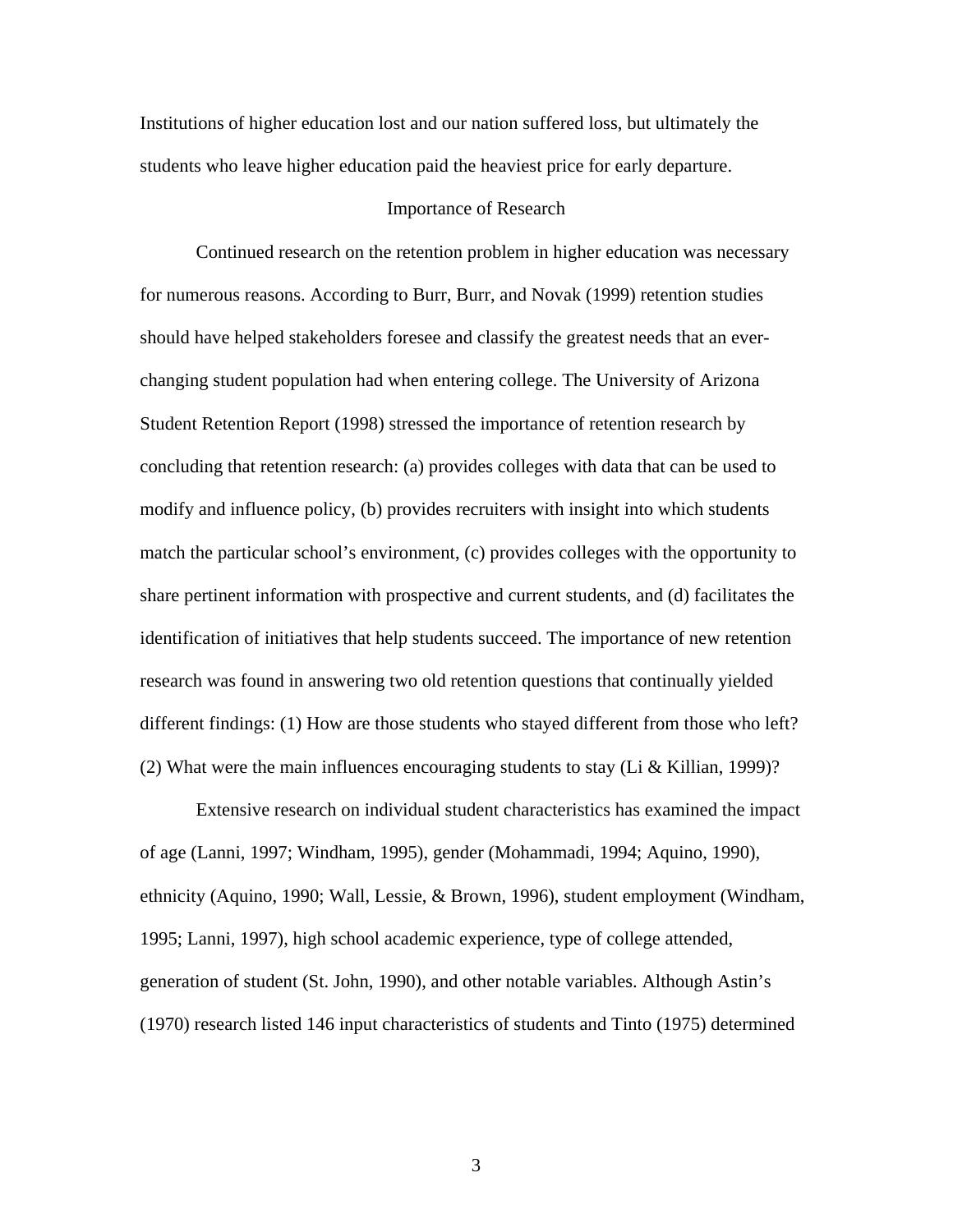Institutions of higher education lost and our nation suffered loss, but ultimately the students who leave higher education paid the heaviest price for early departure.

## Importance of Research

Continued research on the retention problem in higher education was necessary for numerous reasons. According to Burr, Burr, and Novak (1999) retention studies should have helped stakeholders foresee and classify the greatest needs that an ever-changing student population had when entering college. The University of Arizona Student Retention Report (1998) stressed the importance of retention research by concluding that retention research: (a) provides colleges with data that can be used to modify and influence policy, (b) provides recruiters with insight into which students match the particular school's environment, (c) provides colleges with the opportunity to share pertinent information with prospective and current students, and (d) facilitates the identification of initiatives that help students succeed. The importance of new retention research was found in answering two old retention questions that continually yielded different findings: (1) How are those students who stayed different from those who left? (2) What were the main influences encouraging students to stay (Li & Killian, 1999)?

Extensive research on individual student characteristics has examined the impact of age (Lanni, 1997; Windham, 1995), gender (Mohammadi, 1994; Aquino, 1990), ethnicity (Aquino, 1990; Wall, Lessie, & Brown, 1996), student employment (Windham, 1995; Lanni, 1997), high school academic experience, type of college attended, generation of student (St. John, 1990), and other notable variables. Although Astin's (1970) research listed 146 input characteristics of students and Tinto (1975) determined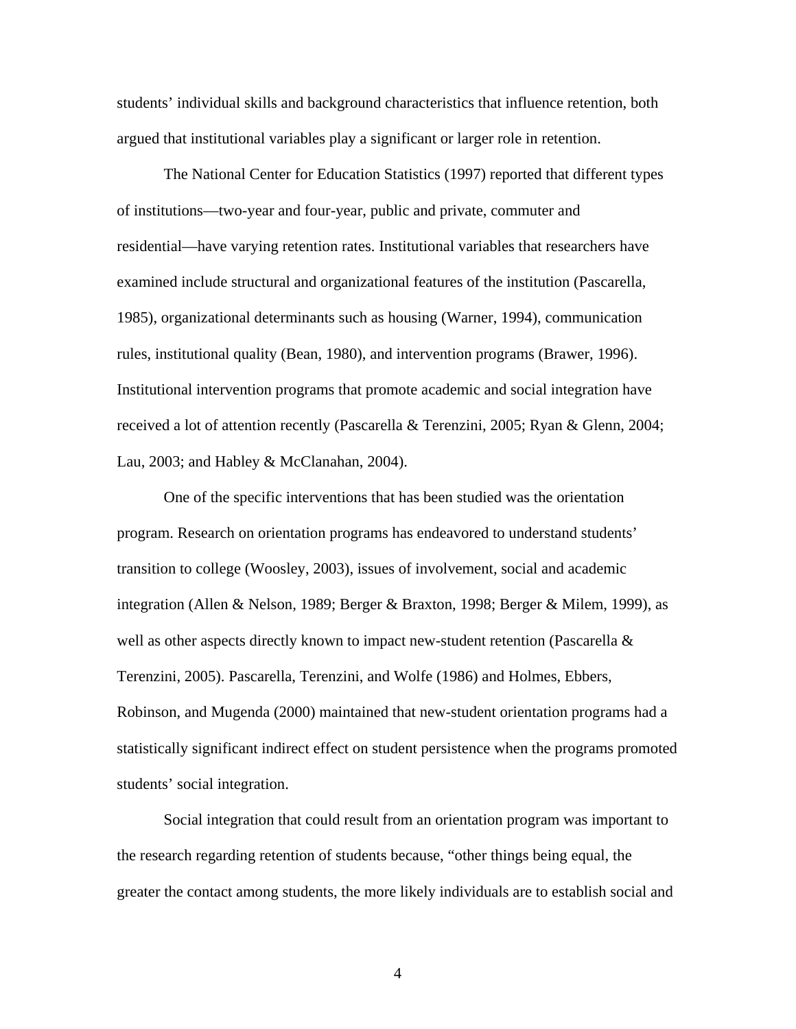students' individual skills and background characteristics that influence retention, both argued that institutional variables play a significant or larger role in retention.

The National Center for Education Statistics (1997) reported that different types of institutions—two-year and four-year, public and private, commuter and residential—have varying retention rates. Institutional variables that researchers have examined include structural and organizational features of the institution (Pascarella, 1985), organizational determinants such as housing (Warner, 1994), communication rules, institutional quality (Bean, 1980), and intervention programs (Brawer, 1996). Institutional intervention programs that promote academic and social integration have received a lot of attention recently (Pascarella & Terenzini, 2005; Ryan & Glenn, 2004; Lau, 2003; and Habley & McClanahan, 2004).

One of the specific interventions that has been studied was the orientation program. Research on orientation programs has endeavored to understand students' transition to college (Woosley, 2003), issues of involvement, social and academic integration (Allen & Nelson, 1989; Berger & Braxton, 1998; Berger & Milem, 1999), as well as other aspects directly known to impact new-student retention (Pascarella & Terenzini, 2005). Pascarella, Terenzini, and Wolfe (1986) and Holmes, Ebbers, Robinson, and Mugenda (2000) maintained that new-student orientation programs had a statistically significant indirect effect on student persistence when the programs promoted students' social integration.

Social integration that could result from an orientation program was important to the research regarding retention of students because, "other things being equal, the greater the contact among students, the more likely individuals are to establish social and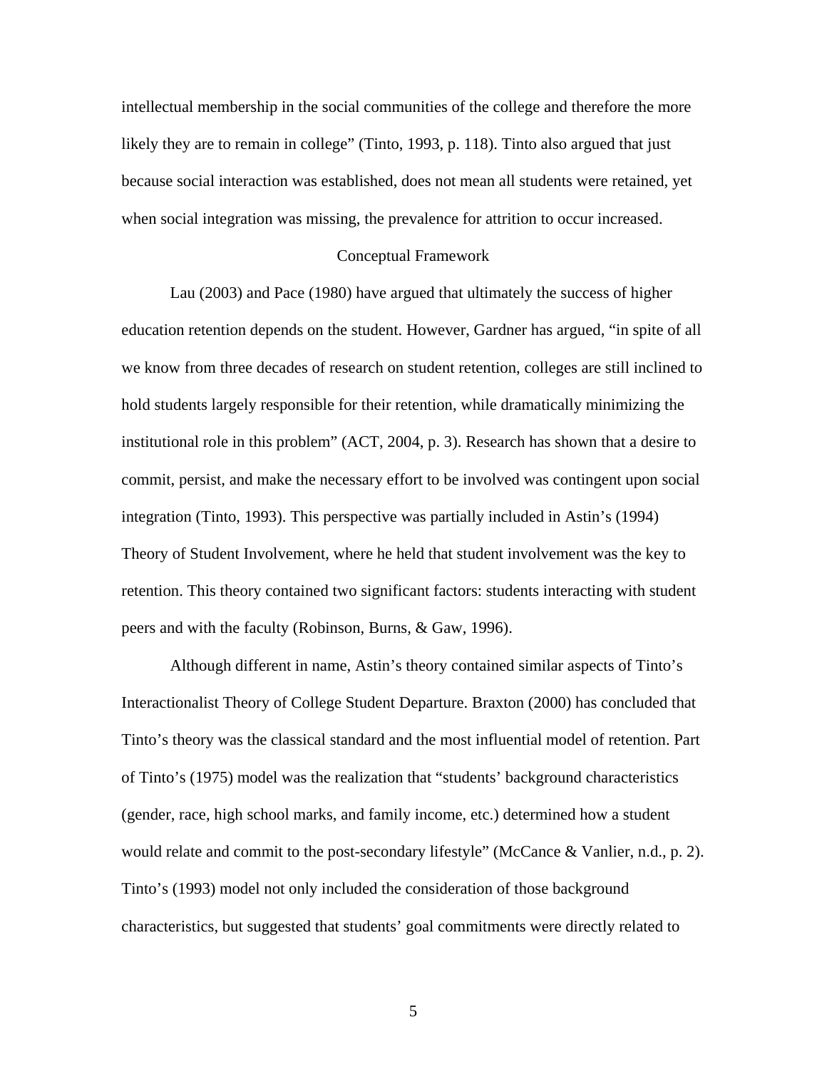intellectual membership in the social communities of the college and therefore the more likely they are to remain in college" (Tinto, 1993, p. 118). Tinto also argued that just because social interaction was established, does not mean all students were retained, yet when social integration was missing, the prevalence for attrition to occur increased.

## Conceptual Framework

Lau (2003) and Pace (1980) have argued that ultimately the success of higher education retention depends on the student. However, Gardner has argued, "in spite of all we know from three decades of research on student retention, colleges are still inclined to hold students largely responsible for their retention, while dramatically minimizing the institutional role in this problem" (ACT, 2004, p. 3). Research has shown that a desire to commit, persist, and make the necessary effort to be involved was contingent upon social integration (Tinto, 1993). This perspective was partially included in Astin's (1994) Theory of Student Involvement, where he held that student involvement was the key to retention. This theory contained two significant factors: students interacting with student peers and with the faculty (Robinson, Burns, & Gaw, 1996).

Although different in name, Astin's theory contained similar aspects of Tinto's Interactionalist Theory of College Student Departure. Braxton (2000) has concluded that Tinto's theory was the classical standard and the most influential model of retention. Part of Tinto's (1975) model was the realization that "students' background characteristics (gender, race, high school marks, and family income, etc.) determined how a student would relate and commit to the post-secondary lifestyle" (McCance & Vanlier, n.d., p. 2). Tinto's (1993) model not only included the consideration of those background characteristics, but suggested that students' goal commitments were directly related to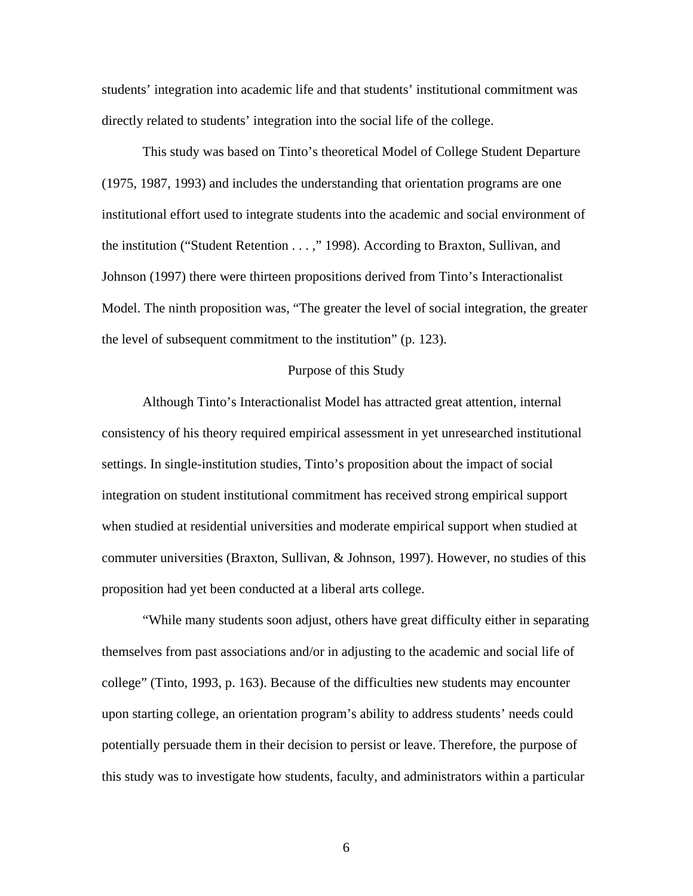students' integration into academic life and that students' institutional commitment was directly related to students' integration into the social life of the college.

This study was based on Tinto's theoretical Model of College Student Departure (1975, 1987, 1993) and includes the understanding that orientation programs are one institutional effort used to integrate students into the academic and social environment of the institution ("Student Retention . . . ," 1998). According to Braxton, Sullivan, and Johnson (1997) there were thirteen propositions derived from Tinto's Interactionalist Model. The ninth proposition was, "The greater the level of social integration, the greater the level of subsequent commitment to the institution" (p. 123).

## Purpose of this Study

Although Tinto's Interactionalist Model has attracted great attention, internal consistency of his theory required empirical assessment in yet unresearched institutional settings. In single-institution studies, Tinto's proposition about the impact of social integration on student institutional commitment has received strong empirical support when studied at residential universities and moderate empirical support when studied at commuter universities (Braxton, Sullivan, & Johnson, 1997). However, no studies of this proposition had yet been conducted at a liberal arts college.

"While many students soon adjust, others have great difficulty either in separating themselves from past associations and/or in adjusting to the academic and social life of college" (Tinto, 1993, p. 163). Because of the difficulties new students may encounter upon starting college, an orientation program's ability to address students' needs could potentially persuade them in their decision to persist or leave. Therefore, the purpose of this study was to investigate how students, faculty, and administrators within a particular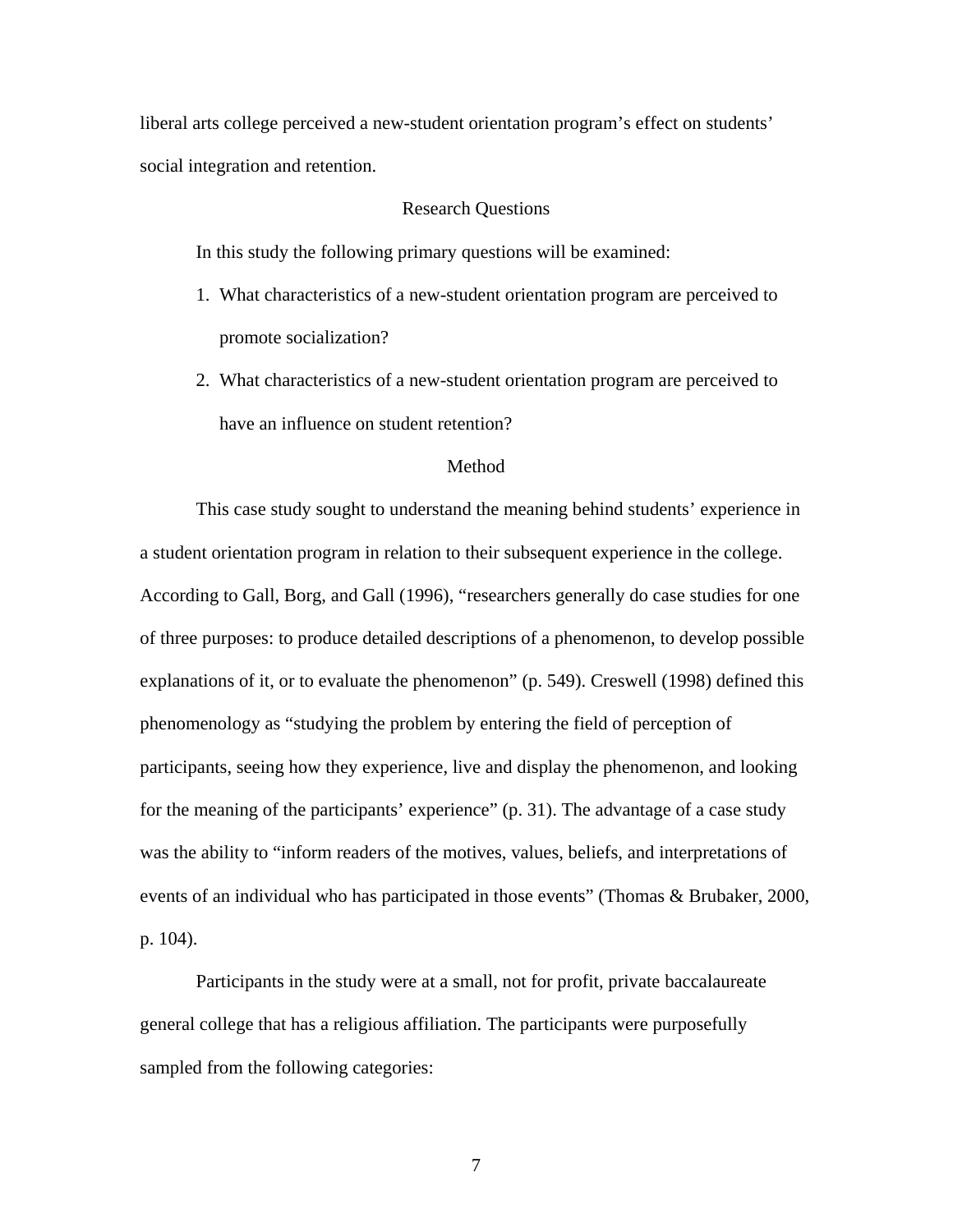liberal arts college perceived a new-student orientation program's effect on students' social integration and retention.

## Research Questions

In this study the following primary questions will be examined:

1. What characteristics of a new-student orientation program are perceived to promote socialization?
2. What characteristics of a new-student orientation program are perceived to have an influence on student retention?

## Method

This case study sought to understand the meaning behind students' experience in a student orientation program in relation to their subsequent experience in the college. According to Gall, Borg, and Gall (1996), "researchers generally do case studies for one of three purposes: to produce detailed descriptions of a phenomenon, to develop possible explanations of it, or to evaluate the phenomenon" (p. 549). Creswell (1998) defined this phenomenology as "studying the problem by entering the field of perception of participants, seeing how they experience, live and display the phenomenon, and looking for the meaning of the participants' experience" (p. 31). The advantage of a case study was the ability to "inform readers of the motives, values, beliefs, and interpretations of events of an individual who has participated in those events" (Thomas & Brubaker, 2000, p. 104).

Participants in the study were at a small, not for profit, private baccalaureate general college that has a religious affiliation. The participants were purposefully sampled from the following categories: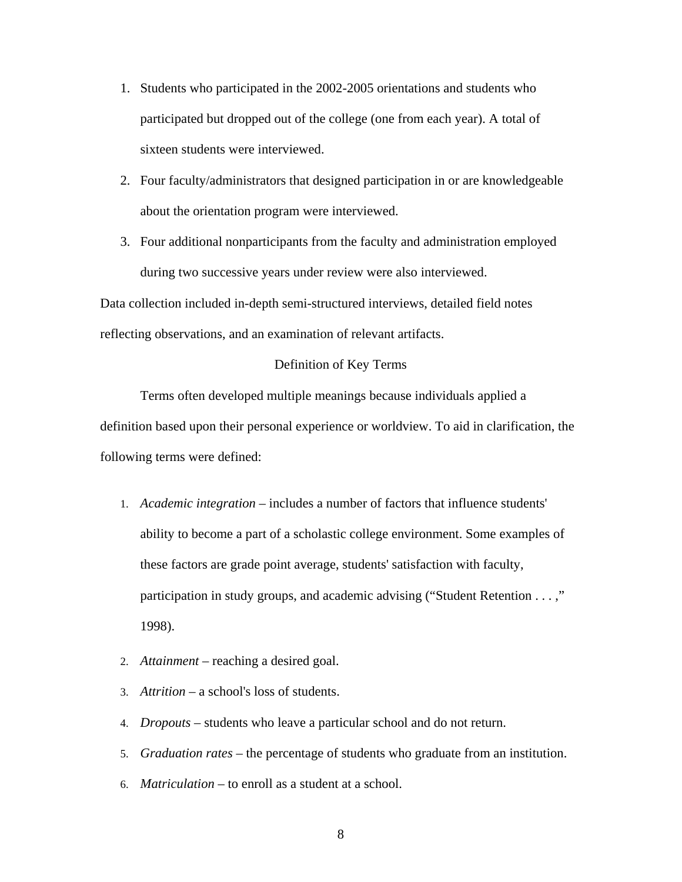1. Students who participated in the 2002-2005 orientations and students who participated but dropped out of the college (one from each year). A total of sixteen students were interviewed.
2. Four faculty/administrators that designed participation in or are knowledgeable about the orientation program were interviewed.
3. Four additional nonparticipants from the faculty and administration employed during two successive years under review were also interviewed.

Data collection included in-depth semi-structured interviews, detailed field notes reflecting observations, and an examination of relevant artifacts.

## Definition of Key Terms

Terms often developed multiple meanings because individuals applied a definition based upon their personal experience or worldview. To aid in clarification, the following terms were defined:

1. *Academic integration* – includes a number of factors that influence students' ability to become a part of a scholastic college environment. Some examples of these factors are grade point average, students' satisfaction with faculty, participation in study groups, and academic advising (“Student Retention . . . ,” 1998).
2. *Attainment* – reaching a desired goal.
3. *Attrition* – a school's loss of students.
4. *Dropouts* – students who leave a particular school and do not return.
5. *Graduation rates* – the percentage of students who graduate from an institution.
6. *Matriculation* – to enroll as a student at a school.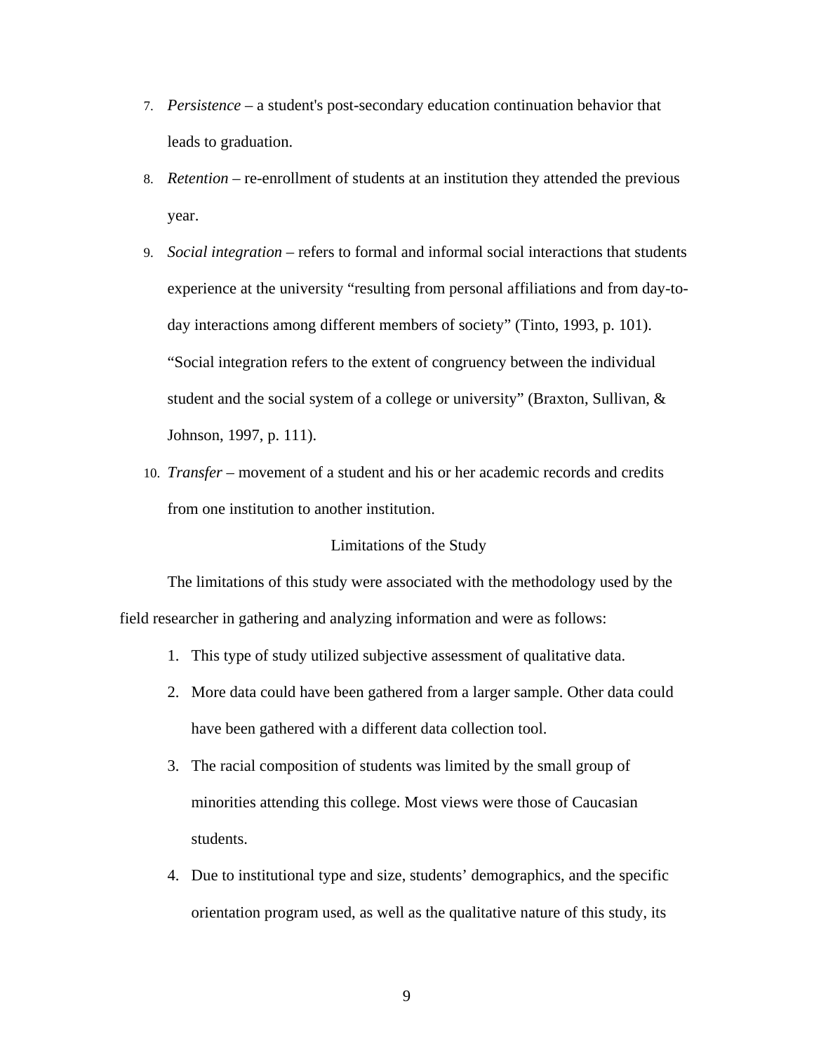7. *Persistence* – a student's post-secondary education continuation behavior that leads to graduation.
8. *Retention* – re-enrollment of students at an institution they attended the previous year.
9. *Social integration* – refers to formal and informal social interactions that students experience at the university "resulting from personal affiliations and from day-to-day interactions among different members of society" (Tinto, 1993, p. 101). "Social integration refers to the extent of congruency between the individual student and the social system of a college or university" (Braxton, Sullivan, & Johnson, 1997, p. 111).
10. *Transfer* – movement of a student and his or her academic records and credits from one institution to another institution.

## Limitations of the Study

The limitations of this study were associated with the methodology used by the field researcher in gathering and analyzing information and were as follows:

1. This type of study utilized subjective assessment of qualitative data.
2. More data could have been gathered from a larger sample. Other data could have been gathered with a different data collection tool.
3. The racial composition of students was limited by the small group of minorities attending this college. Most views were those of Caucasian students.
4. Due to institutional type and size, students' demographics, and the specific orientation program used, as well as the qualitative nature of this study, its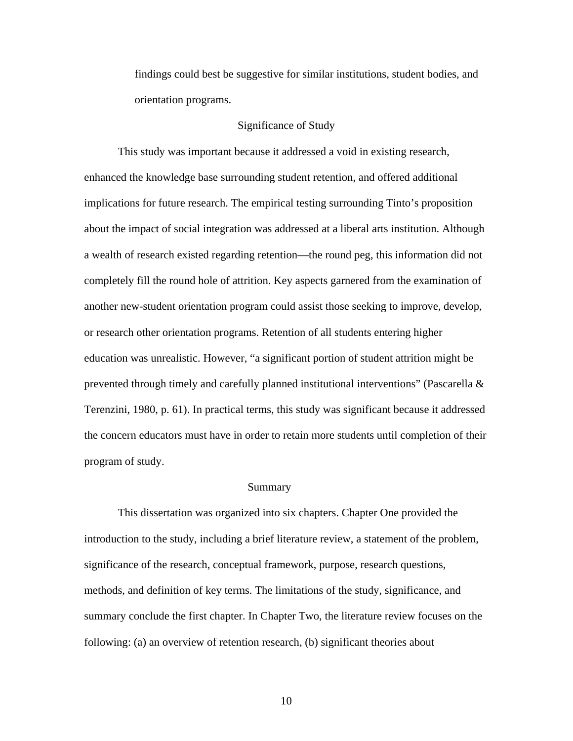findings could best be suggestive for similar institutions, student bodies, and orientation programs.

## Significance of Study

This study was important because it addressed a void in existing research, enhanced the knowledge base surrounding student retention, and offered additional implications for future research. The empirical testing surrounding Tinto's proposition about the impact of social integration was addressed at a liberal arts institution. Although a wealth of research existed regarding retention—the round peg, this information did not completely fill the round hole of attrition. Key aspects garnered from the examination of another new-student orientation program could assist those seeking to improve, develop, or research other orientation programs. Retention of all students entering higher education was unrealistic. However, "a significant portion of student attrition might be prevented through timely and carefully planned institutional interventions" (Pascarella & Terenzini, 1980, p. 61). In practical terms, this study was significant because it addressed the concern educators must have in order to retain more students until completion of their program of study.

## Summary

This dissertation was organized into six chapters. Chapter One provided the introduction to the study, including a brief literature review, a statement of the problem, significance of the research, conceptual framework, purpose, research questions, methods, and definition of key terms. The limitations of the study, significance, and summary conclude the first chapter. In Chapter Two, the literature review focuses on the following: (a) an overview of retention research, (b) significant theories about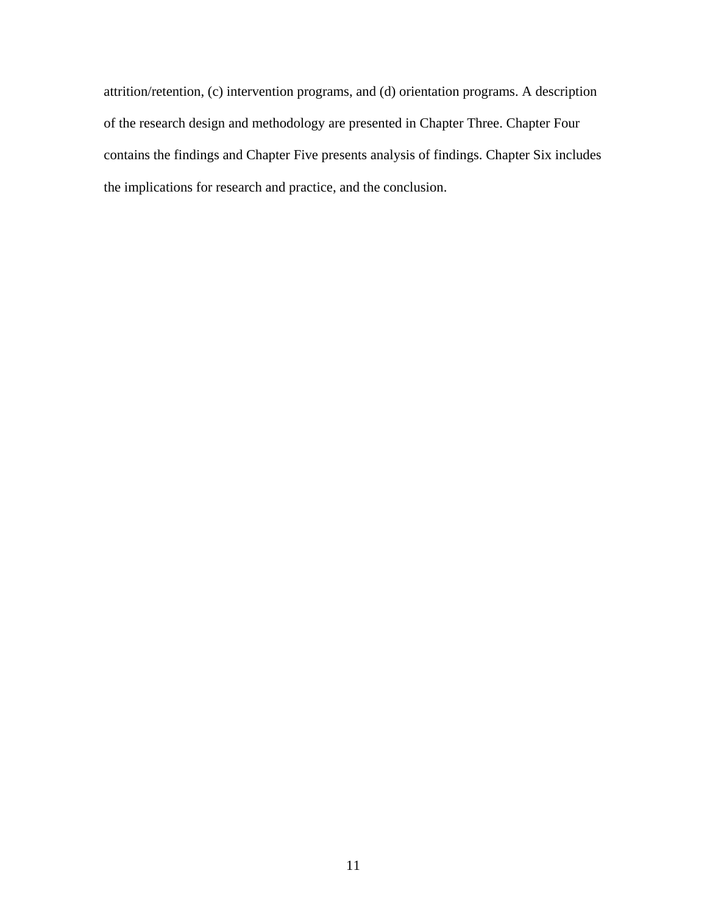attrition/retention, (c) intervention programs, and (d) orientation programs. A description of the research design and methodology are presented in Chapter Three. Chapter Four contains the findings and Chapter Five presents analysis of findings. Chapter Six includes the implications for research and practice, and the conclusion.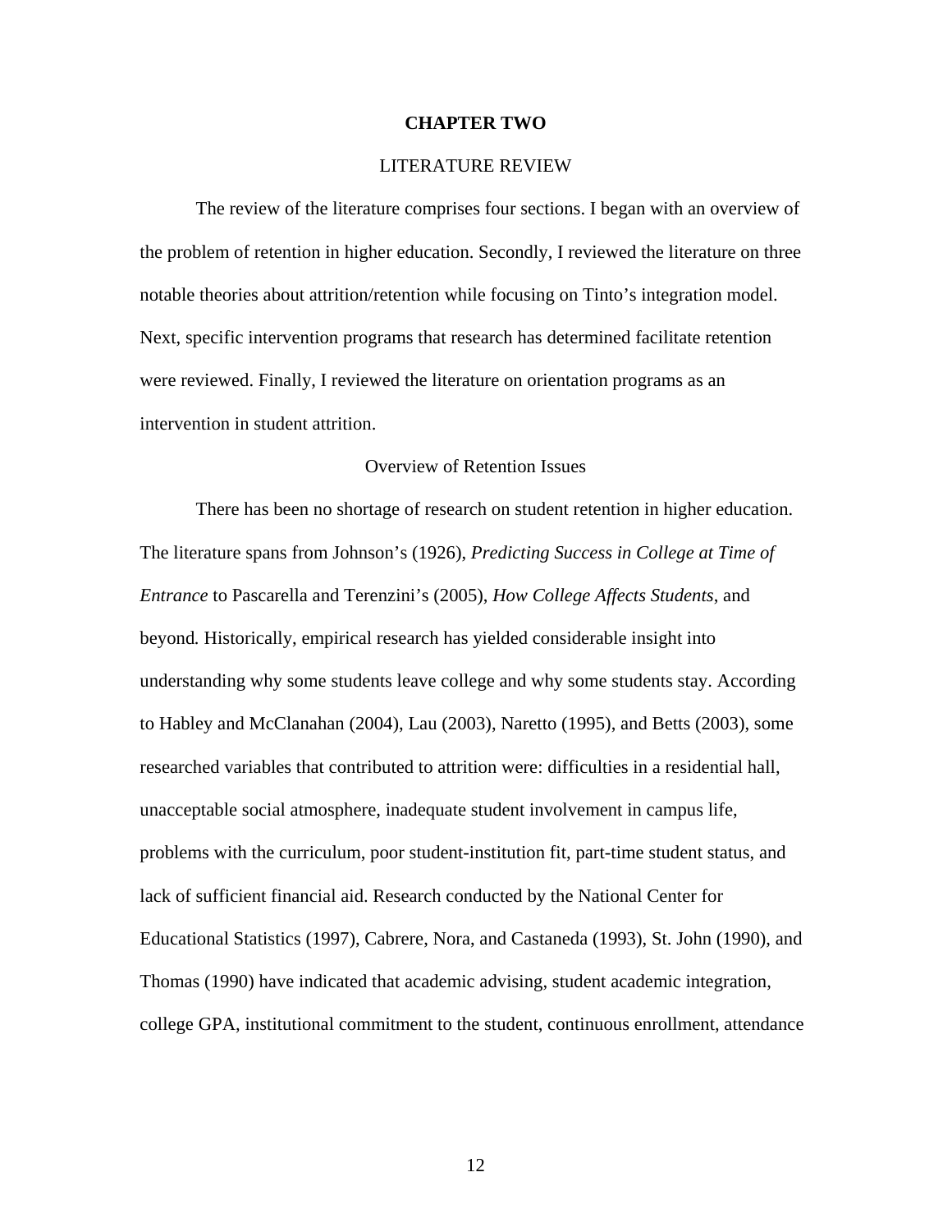# CHAPTER TWO

## LITERATURE REVIEW

The review of the literature comprises four sections. I began with an overview of the problem of retention in higher education. Secondly, I reviewed the literature on three notable theories about attrition/retention while focusing on Tinto's integration model. Next, specific intervention programs that research has determined facilitate retention were reviewed. Finally, I reviewed the literature on orientation programs as an intervention in student attrition.

### Overview of Retention Issues

There has been no shortage of research on student retention in higher education. The literature spans from Johnson's (1926), *Predicting Success in College at Time of Entrance* to Pascarella and Terenzini's (2005), *How College Affects Students*, and beyond. Historically, empirical research has yielded considerable insight into understanding why some students leave college and why some students stay. According to Habley and McClanahan (2004), Lau (2003), Naretto (1995), and Betts (2003), some researched variables that contributed to attrition were: difficulties in a residential hall, unacceptable social atmosphere, inadequate student involvement in campus life, problems with the curriculum, poor student-institution fit, part-time student status, and lack of sufficient financial aid. Research conducted by the National Center for Educational Statistics (1997), Cabrere, Nora, and Castaneda (1993), St. John (1990), and Thomas (1990) have indicated that academic advising, student academic integration, college GPA, institutional commitment to the student, continuous enrollment, attendance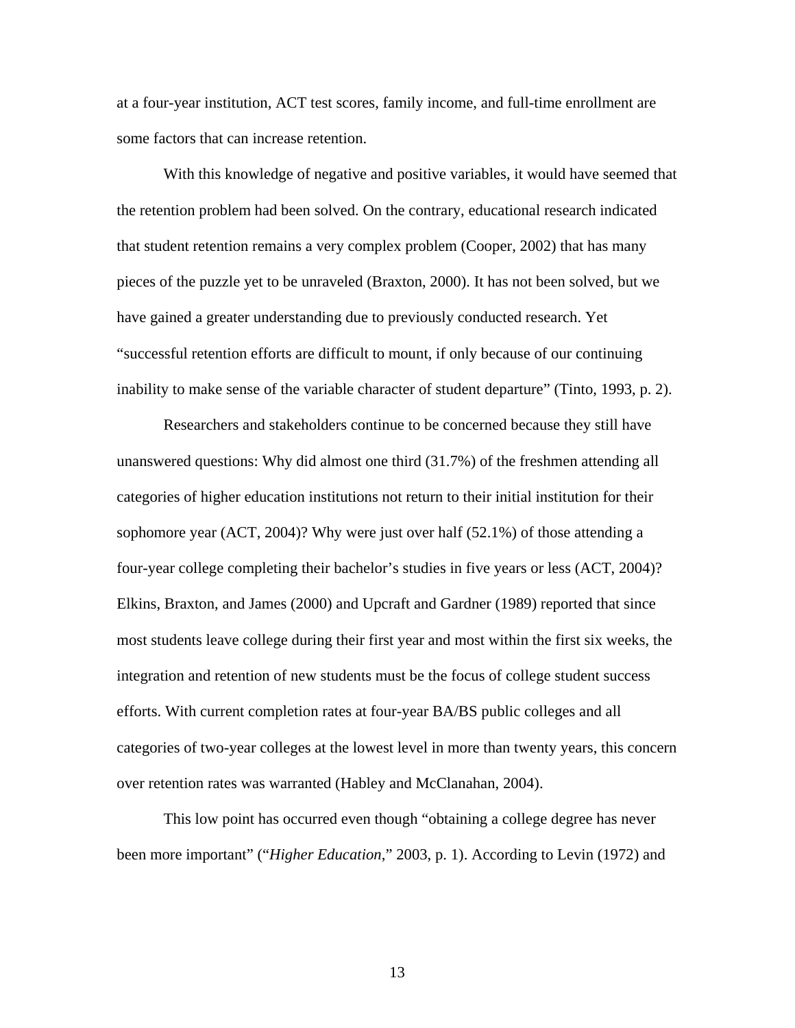at a four-year institution, ACT test scores, family income, and full-time enrollment are some factors that can increase retention.

With this knowledge of negative and positive variables, it would have seemed that the retention problem had been solved. On the contrary, educational research indicated that student retention remains a very complex problem (Cooper, 2002) that has many pieces of the puzzle yet to be unraveled (Braxton, 2000). It has not been solved, but we have gained a greater understanding due to previously conducted research. Yet "successful retention efforts are difficult to mount, if only because of our continuing inability to make sense of the variable character of student departure" (Tinto, 1993, p. 2).

Researchers and stakeholders continue to be concerned because they still have unanswered questions: Why did almost one third (31.7%) of the freshmen attending all categories of higher education institutions not return to their initial institution for their sophomore year (ACT, 2004)? Why were just over half (52.1%) of those attending a four-year college completing their bachelor's studies in five years or less (ACT, 2004)? Elkins, Braxton, and James (2000) and Upcraft and Gardner (1989) reported that since most students leave college during their first year and most within the first six weeks, the integration and retention of new students must be the focus of college student success efforts. With current completion rates at four-year BA/BS public colleges and all categories of two-year colleges at the lowest level in more than twenty years, this concern over retention rates was warranted (Habley and McClanahan, 2004).

This low point has occurred even though "obtaining a college degree has never been more important" ("*Higher Education*," 2003, p. 1). According to Levin (1972) and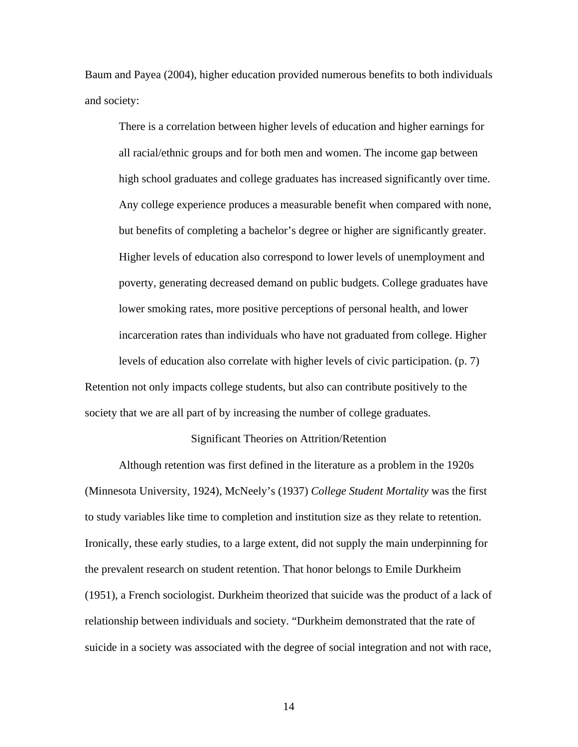Baum and Payea (2004), higher education provided numerous benefits to both individuals and society:

> There is a correlation between higher levels of education and higher earnings for all racial/ethnic groups and for both men and women. The income gap between high school graduates and college graduates has increased significantly over time. Any college experience produces a measurable benefit when compared with none, but benefits of completing a bachelor's degree or higher are significantly greater. Higher levels of education also correspond to lower levels of unemployment and poverty, generating decreased demand on public budgets. College graduates have lower smoking rates, more positive perceptions of personal health, and lower incarceration rates than individuals who have not graduated from college. Higher levels of education also correlate with higher levels of civic participation. (p. 7)

Retention not only impacts college students, but also can contribute positively to the society that we are all part of by increasing the number of college graduates.

## Significant Theories on Attrition/Retention

Although retention was first defined in the literature as a problem in the 1920s (Minnesota University, 1924), McNeely's (1937) *College Student Mortality* was the first to study variables like time to completion and institution size as they relate to retention. Ironically, these early studies, to a large extent, did not supply the main underpinning for the prevalent research on student retention. That honor belongs to Emile Durkheim (1951), a French sociologist. Durkheim theorized that suicide was the product of a lack of relationship between individuals and society. "Durkheim demonstrated that the rate of suicide in a society was associated with the degree of social integration and not with race,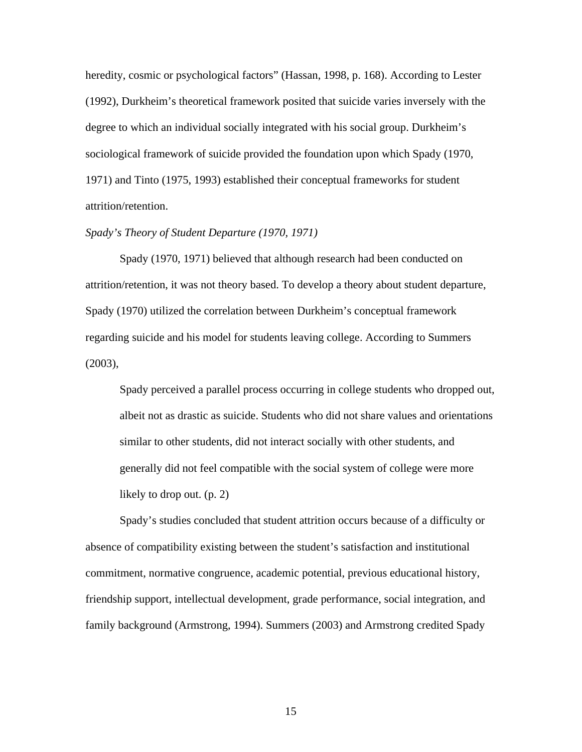heredity, cosmic or psychological factors" (Hassan, 1998, p. 168). According to Lester (1992), Durkheim's theoretical framework posited that suicide varies inversely with the degree to which an individual socially integrated with his social group. Durkheim's sociological framework of suicide provided the foundation upon which Spady (1970, 1971) and Tinto (1975, 1993) established their conceptual frameworks for student attrition/retention.

*Spady's Theory of Student Departure (1970, 1971)*

Spady (1970, 1971) believed that although research had been conducted on attrition/retention, it was not theory based. To develop a theory about student departure, Spady (1970) utilized the correlation between Durkheim's conceptual framework regarding suicide and his model for students leaving college. According to Summers (2003),

> Spady perceived a parallel process occurring in college students who dropped out, albeit not as drastic as suicide. Students who did not share values and orientations similar to other students, did not interact socially with other students, and generally did not feel compatible with the social system of college were more likely to drop out. (p. 2)

Spady's studies concluded that student attrition occurs because of a difficulty or absence of compatibility existing between the student's satisfaction and institutional commitment, normative congruence, academic potential, previous educational history, friendship support, intellectual development, grade performance, social integration, and family background (Armstrong, 1994). Summers (2003) and Armstrong credited Spady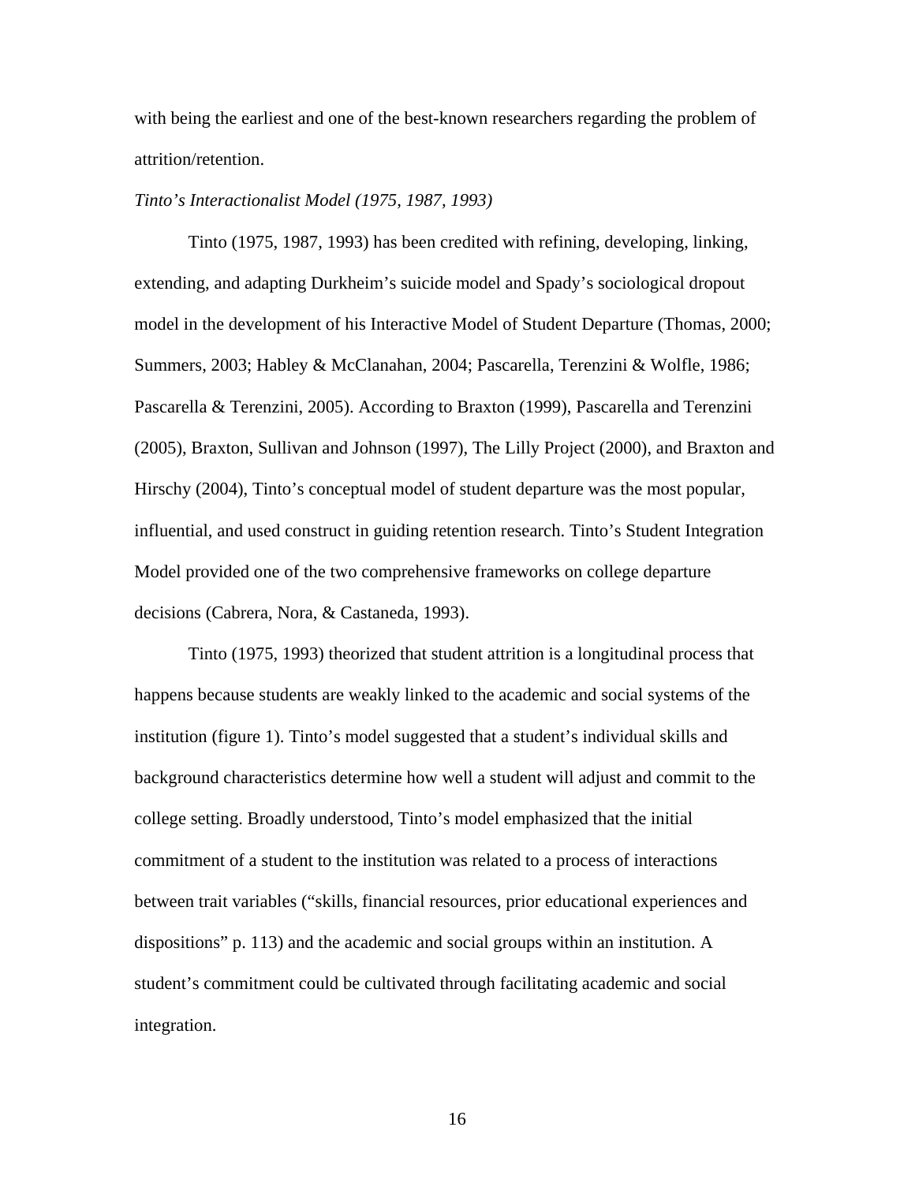with being the earliest and one of the best-known researchers regarding the problem of attrition/retention.

*Tinto's Interactionalist Model (1975, 1987, 1993)*

Tinto (1975, 1987, 1993) has been credited with refining, developing, linking, extending, and adapting Durkheim's suicide model and Spady's sociological dropout model in the development of his Interactive Model of Student Departure (Thomas, 2000; Summers, 2003; Habley & McClanahan, 2004; Pascarella, Terenzini & Wolfle, 1986; Pascarella & Terenzini, 2005). According to Braxton (1999), Pascarella and Terenzini (2005), Braxton, Sullivan and Johnson (1997), The Lilly Project (2000), and Braxton and Hirschy (2004), Tinto's conceptual model of student departure was the most popular, influential, and used construct in guiding retention research. Tinto's Student Integration Model provided one of the two comprehensive frameworks on college departure decisions (Cabrera, Nora, & Castaneda, 1993).

Tinto (1975, 1993) theorized that student attrition is a longitudinal process that happens because students are weakly linked to the academic and social systems of the institution (figure 1). Tinto's model suggested that a student's individual skills and background characteristics determine how well a student will adjust and commit to the college setting. Broadly understood, Tinto's model emphasized that the initial commitment of a student to the institution was related to a process of interactions between trait variables ("skills, financial resources, prior educational experiences and dispositions" p. 113) and the academic and social groups within an institution. A student's commitment could be cultivated through facilitating academic and social integration.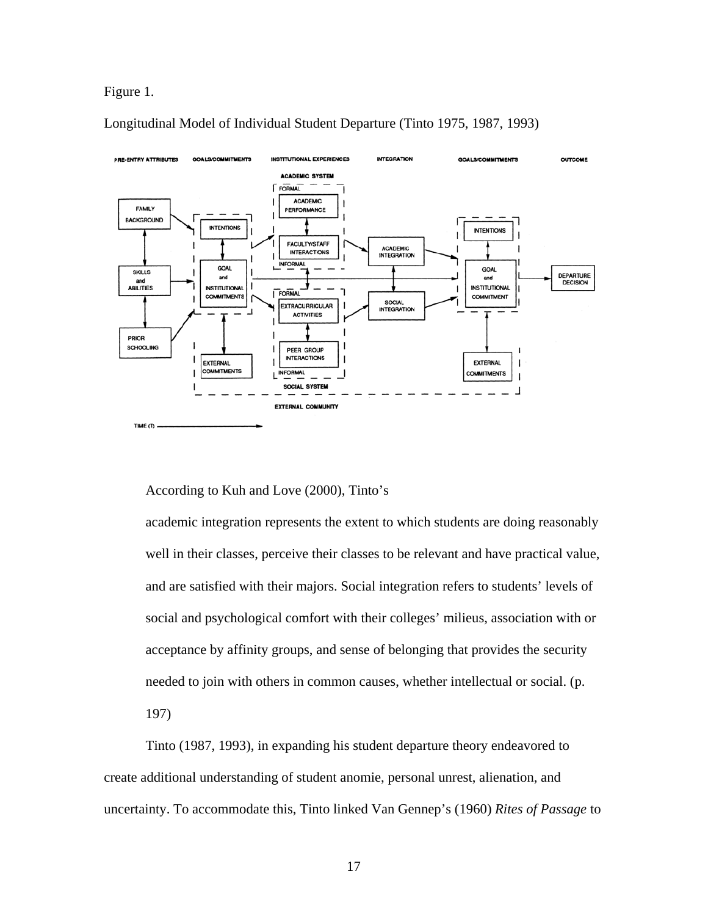Figure 1.

Longitudinal Model of Individual Student Departure (Tinto 1975, 1987, 1993)

According to Kuh and Love (2000), Tinto's

> academic integration represents the extent to which students are doing reasonably well in their classes, perceive their classes to be relevant and have practical value, and are satisfied with their majors. Social integration refers to students' levels of social and psychological comfort with their colleges' milieus, association with or acceptance by affinity groups, and sense of belonging that provides the security needed to join with others in common causes, whether intellectual or social. (p. 197)

Tinto (1987, 1993), in expanding his student departure theory endeavored to create additional understanding of student anomie, personal unrest, alienation, and uncertainty. To accommodate this, Tinto linked Van Gennep's (1960) *Rites of Passage* to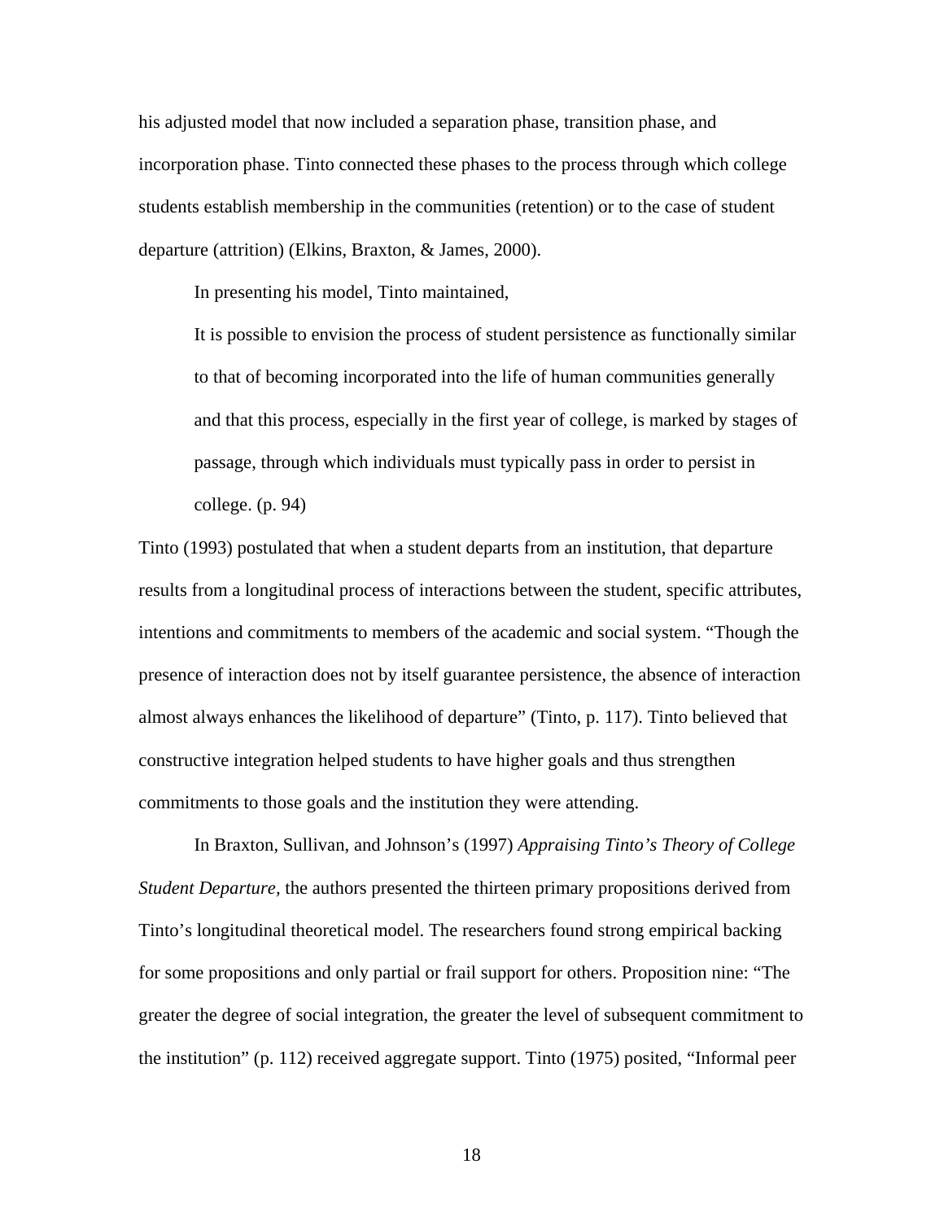his adjusted model that now included a separation phase, transition phase, and incorporation phase. Tinto connected these phases to the process through which college students establish membership in the communities (retention) or to the case of student departure (attrition) (Elkins, Braxton, & James, 2000).

In presenting his model, Tinto maintained,

> It is possible to envision the process of student persistence as functionally similar to that of becoming incorporated into the life of human communities generally and that this process, especially in the first year of college, is marked by stages of passage, through which individuals must typically pass in order to persist in college. (p. 94)

Tinto (1993) postulated that when a student departs from an institution, that departure results from a longitudinal process of interactions between the student, specific attributes, intentions and commitments to members of the academic and social system. "Though the presence of interaction does not by itself guarantee persistence, the absence of interaction almost always enhances the likelihood of departure" (Tinto, p. 117). Tinto believed that constructive integration helped students to have higher goals and thus strengthen commitments to those goals and the institution they were attending.

In Braxton, Sullivan, and Johnson's (1997) *Appraising Tinto's Theory of College Student Departure,* the authors presented the thirteen primary propositions derived from Tinto's longitudinal theoretical model. The researchers found strong empirical backing for some propositions and only partial or frail support for others. Proposition nine: "The greater the degree of social integration, the greater the level of subsequent commitment to the institution" (p. 112) received aggregate support. Tinto (1975) posited, "Informal peer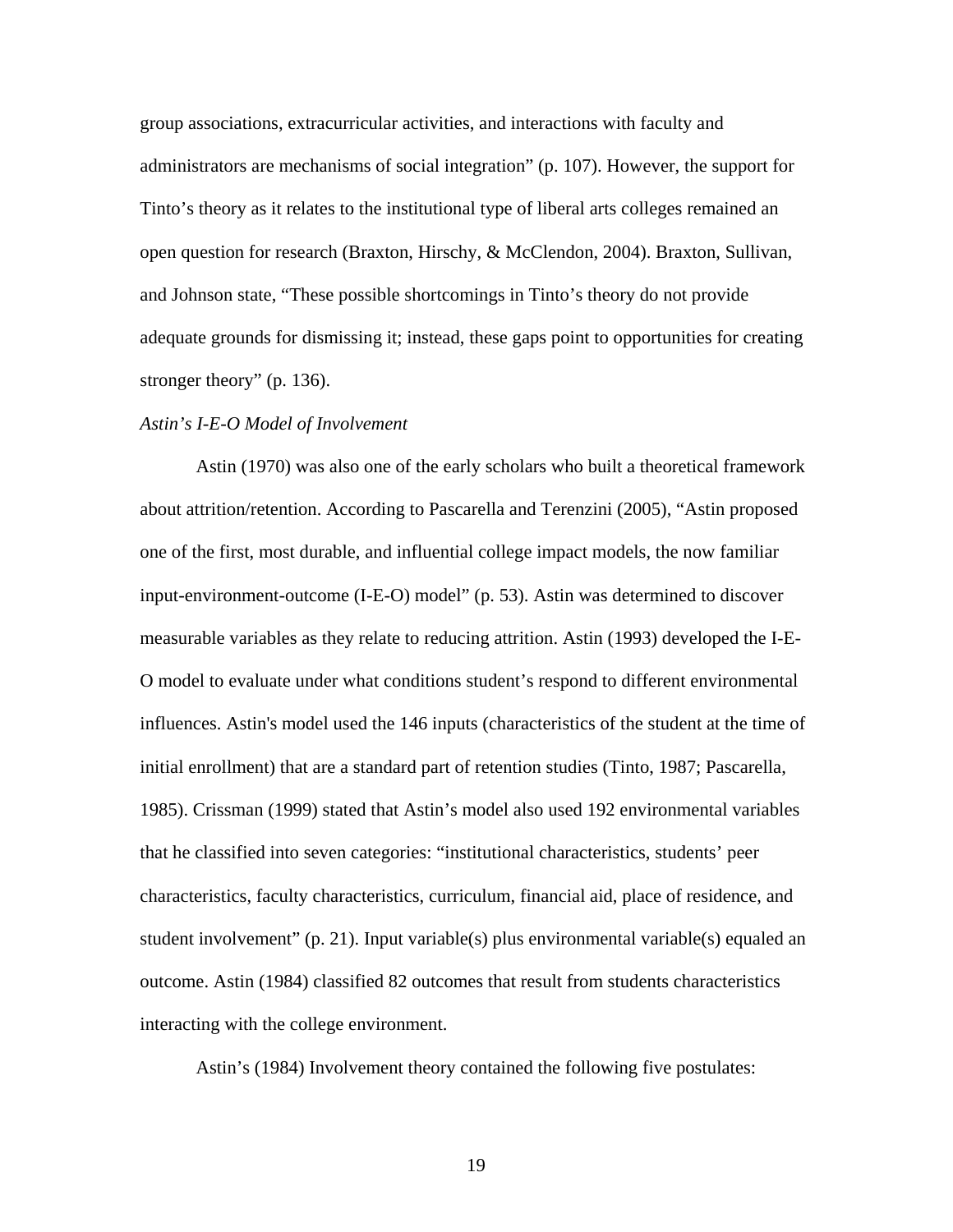group associations, extracurricular activities, and interactions with faculty and administrators are mechanisms of social integration" (p. 107). However, the support for Tinto's theory as it relates to the institutional type of liberal arts colleges remained an open question for research (Braxton, Hirschy, & McClendon, 2004). Braxton, Sullivan, and Johnson state, "These possible shortcomings in Tinto's theory do not provide adequate grounds for dismissing it; instead, these gaps point to opportunities for creating stronger theory" (p. 136).

*Astin's I-E-O Model of Involvement*

Astin (1970) was also one of the early scholars who built a theoretical framework about attrition/retention. According to Pascarella and Terenzini (2005), "Astin proposed one of the first, most durable, and influential college impact models, the now familiar input-environment-outcome (I-E-O) model" (p. 53). Astin was determined to discover measurable variables as they relate to reducing attrition. Astin (1993) developed the I-E-O model to evaluate under what conditions student's respond to different environmental influences. Astin's model used the 146 inputs (characteristics of the student at the time of initial enrollment) that are a standard part of retention studies (Tinto, 1987; Pascarella, 1985). Crissman (1999) stated that Astin's model also used 192 environmental variables that he classified into seven categories: "institutional characteristics, students' peer characteristics, faculty characteristics, curriculum, financial aid, place of residence, and student involvement" (p. 21). Input variable(s) plus environmental variable(s) equaled an outcome. Astin (1984) classified 82 outcomes that result from students characteristics interacting with the college environment.

Astin's (1984) Involvement theory contained the following five postulates: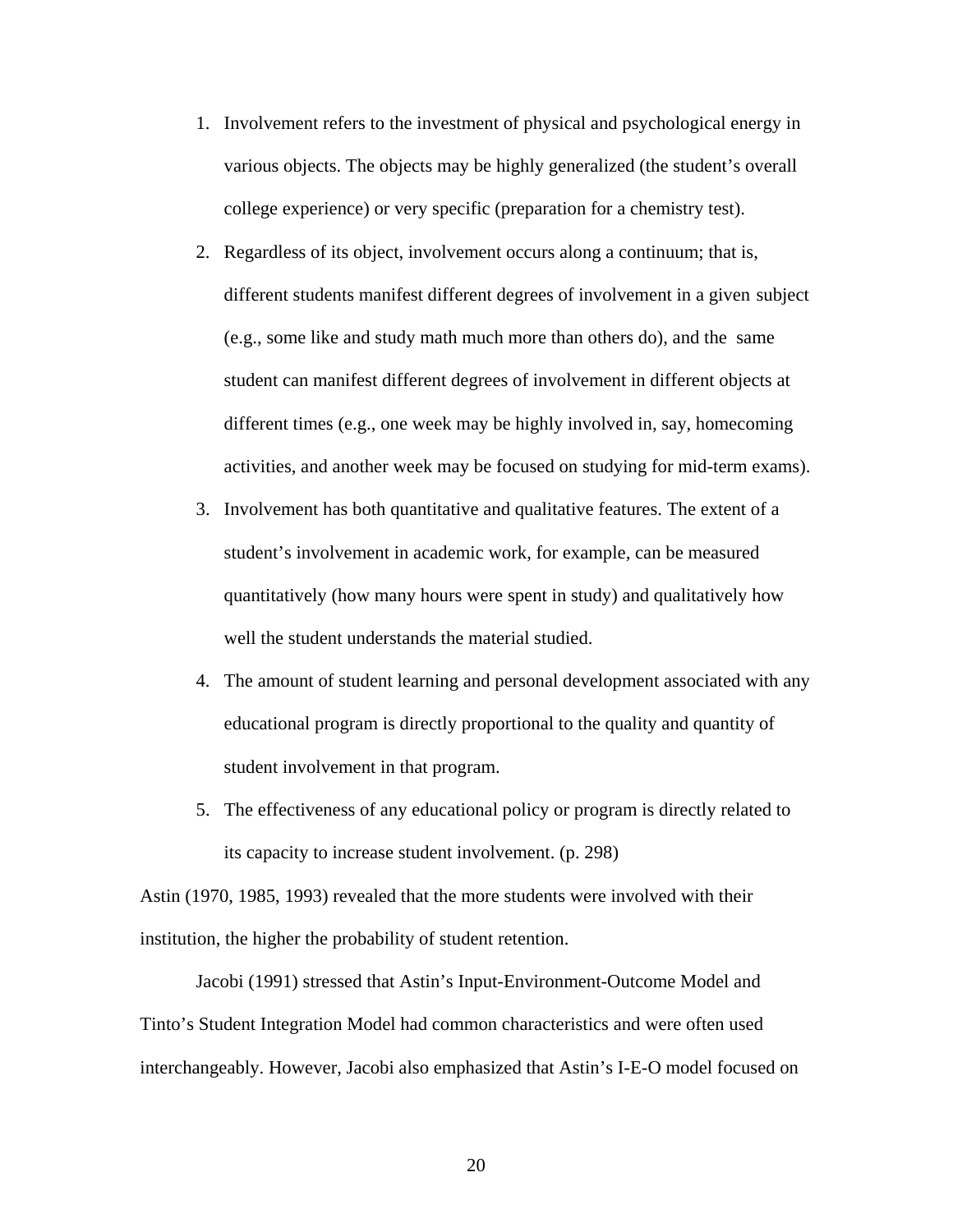1. Involvement refers to the investment of physical and psychological energy in various objects. The objects may be highly generalized (the student's overall college experience) or very specific (preparation for a chemistry test).
2. Regardless of its object, involvement occurs along a continuum; that is, different students manifest different degrees of involvement in a given subject (e.g., some like and study math much more than others do), and the same student can manifest different degrees of involvement in different objects at different times (e.g., one week may be highly involved in, say, homecoming activities, and another week may be focused on studying for mid-term exams).
3. Involvement has both quantitative and qualitative features. The extent of a student's involvement in academic work, for example, can be measured quantitatively (how many hours were spent in study) and qualitatively how well the student understands the material studied.
4. The amount of student learning and personal development associated with any educational program is directly proportional to the quality and quantity of student involvement in that program.
5. The effectiveness of any educational policy or program is directly related to its capacity to increase student involvement. (p. 298)

Astin (1970, 1985, 1993) revealed that the more students were involved with their institution, the higher the probability of student retention.

Jacobi (1991) stressed that Astin's Input-Environment-Outcome Model and Tinto's Student Integration Model had common characteristics and were often used interchangeably. However, Jacobi also emphasized that Astin's I-E-O model focused on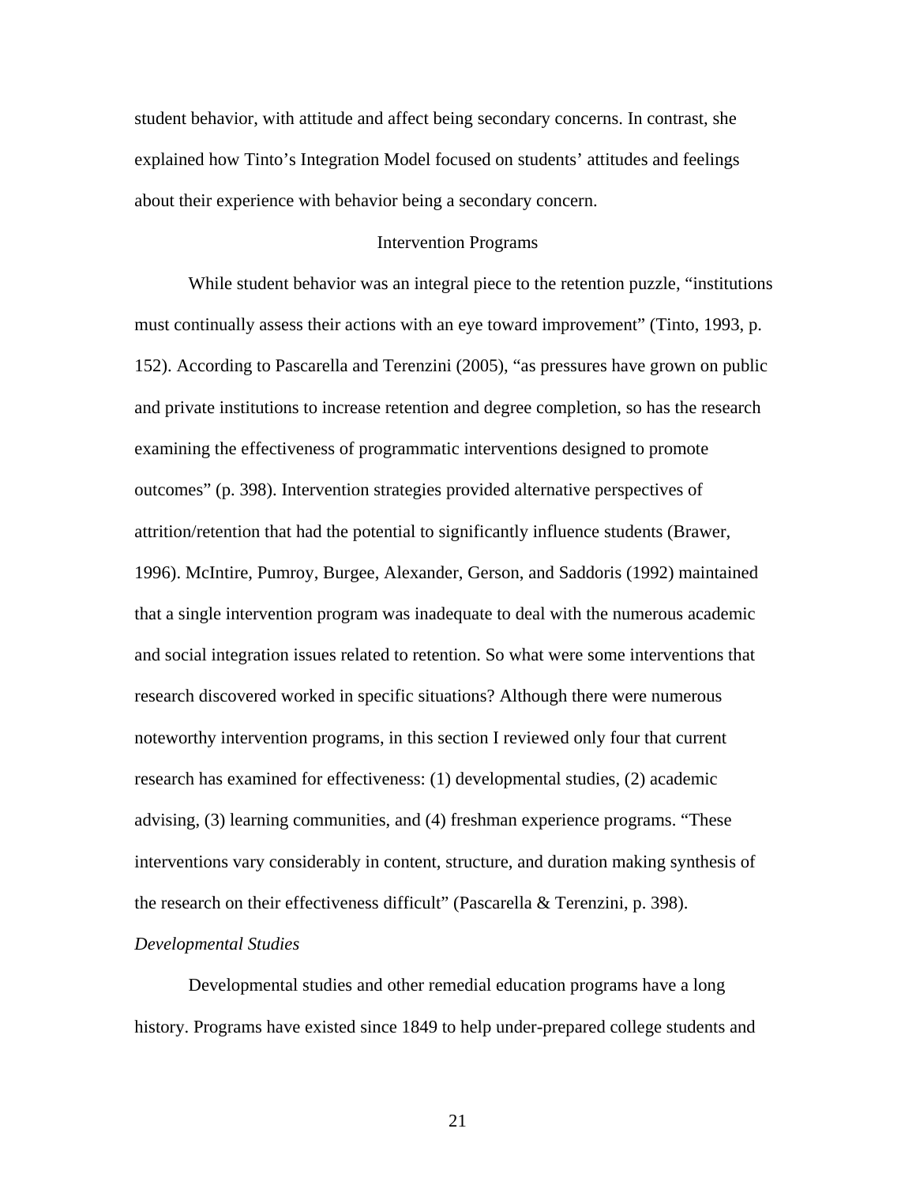student behavior, with attitude and affect being secondary concerns. In contrast, she explained how Tinto's Integration Model focused on students' attitudes and feelings about their experience with behavior being a secondary concern.

## Intervention Programs

While student behavior was an integral piece to the retention puzzle, "institutions must continually assess their actions with an eye toward improvement" (Tinto, 1993, p. 152). According to Pascarella and Terenzini (2005), "as pressures have grown on public and private institutions to increase retention and degree completion, so has the research examining the effectiveness of programmatic interventions designed to promote outcomes" (p. 398). Intervention strategies provided alternative perspectives of attrition/retention that had the potential to significantly influence students (Brawer, 1996). McIntire, Pumroy, Burgee, Alexander, Gerson, and Saddoris (1992) maintained that a single intervention program was inadequate to deal with the numerous academic and social integration issues related to retention. So what were some interventions that research discovered worked in specific situations? Although there were numerous noteworthy intervention programs, in this section I reviewed only four that current research has examined for effectiveness: (1) developmental studies, (2) academic advising, (3) learning communities, and (4) freshman experience programs. "These interventions vary considerably in content, structure, and duration making synthesis of the research on their effectiveness difficult" (Pascarella & Terenzini, p. 398).

### *Developmental Studies*

Developmental studies and other remedial education programs have a long history. Programs have existed since 1849 to help under-prepared college students and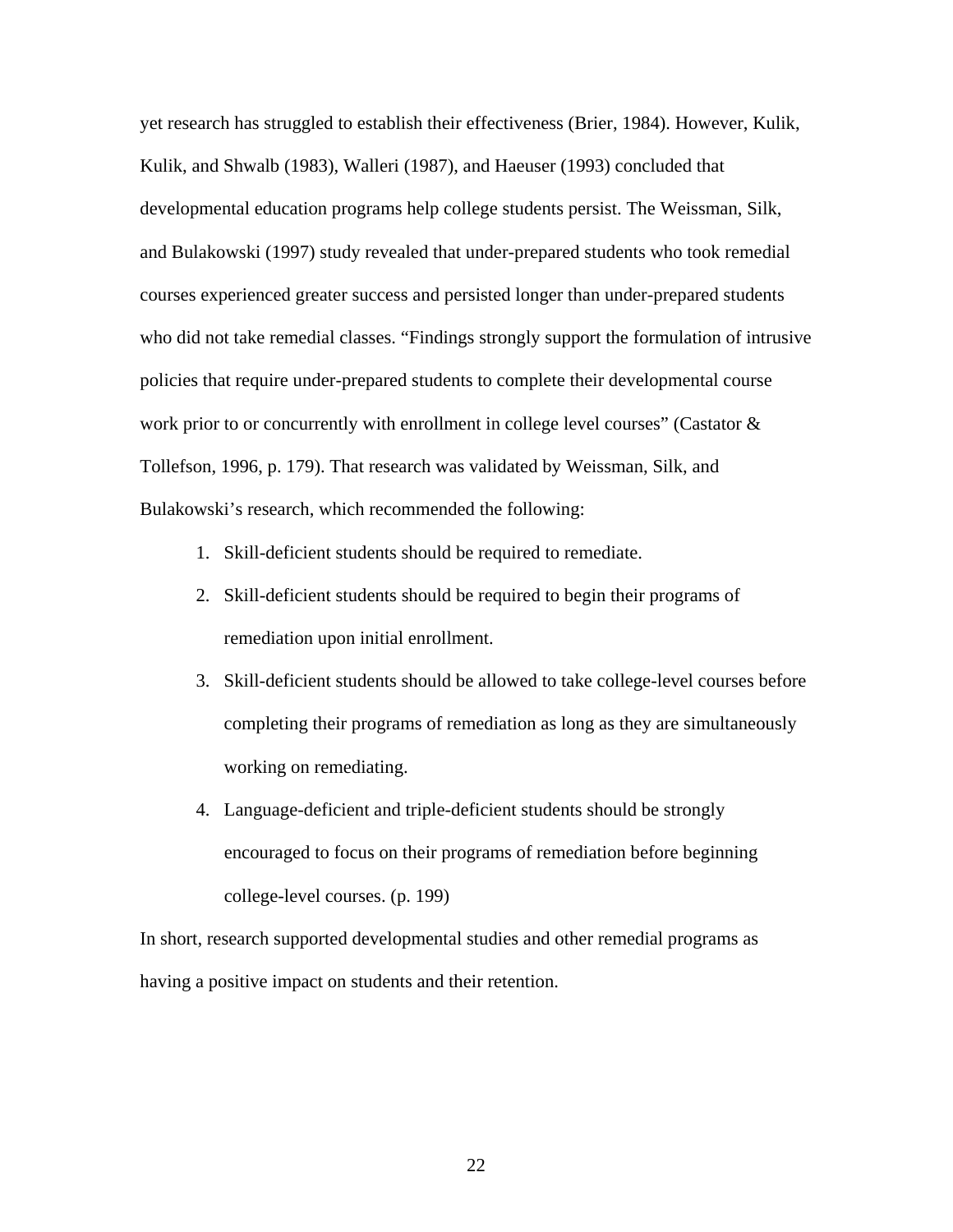yet research has struggled to establish their effectiveness (Brier, 1984). However, Kulik, Kulik, and Shwalb (1983), Walleri (1987), and Haeuser (1993) concluded that developmental education programs help college students persist. The Weissman, Silk, and Bulakowski (1997) study revealed that under-prepared students who took remedial courses experienced greater success and persisted longer than under-prepared students who did not take remedial classes. "Findings strongly support the formulation of intrusive policies that require under-prepared students to complete their developmental course work prior to or concurrently with enrollment in college level courses" (Castator & Tollefson, 1996, p. 179). That research was validated by Weissman, Silk, and Bulakowski's research, which recommended the following:

1. Skill-deficient students should be required to remediate.
2. Skill-deficient students should be required to begin their programs of remediation upon initial enrollment.
3. Skill-deficient students should be allowed to take college-level courses before completing their programs of remediation as long as they are simultaneously working on remediating.
4. Language-deficient and triple-deficient students should be strongly encouraged to focus on their programs of remediation before beginning college-level courses. (p. 199)

In short, research supported developmental studies and other remedial programs as having a positive impact on students and their retention.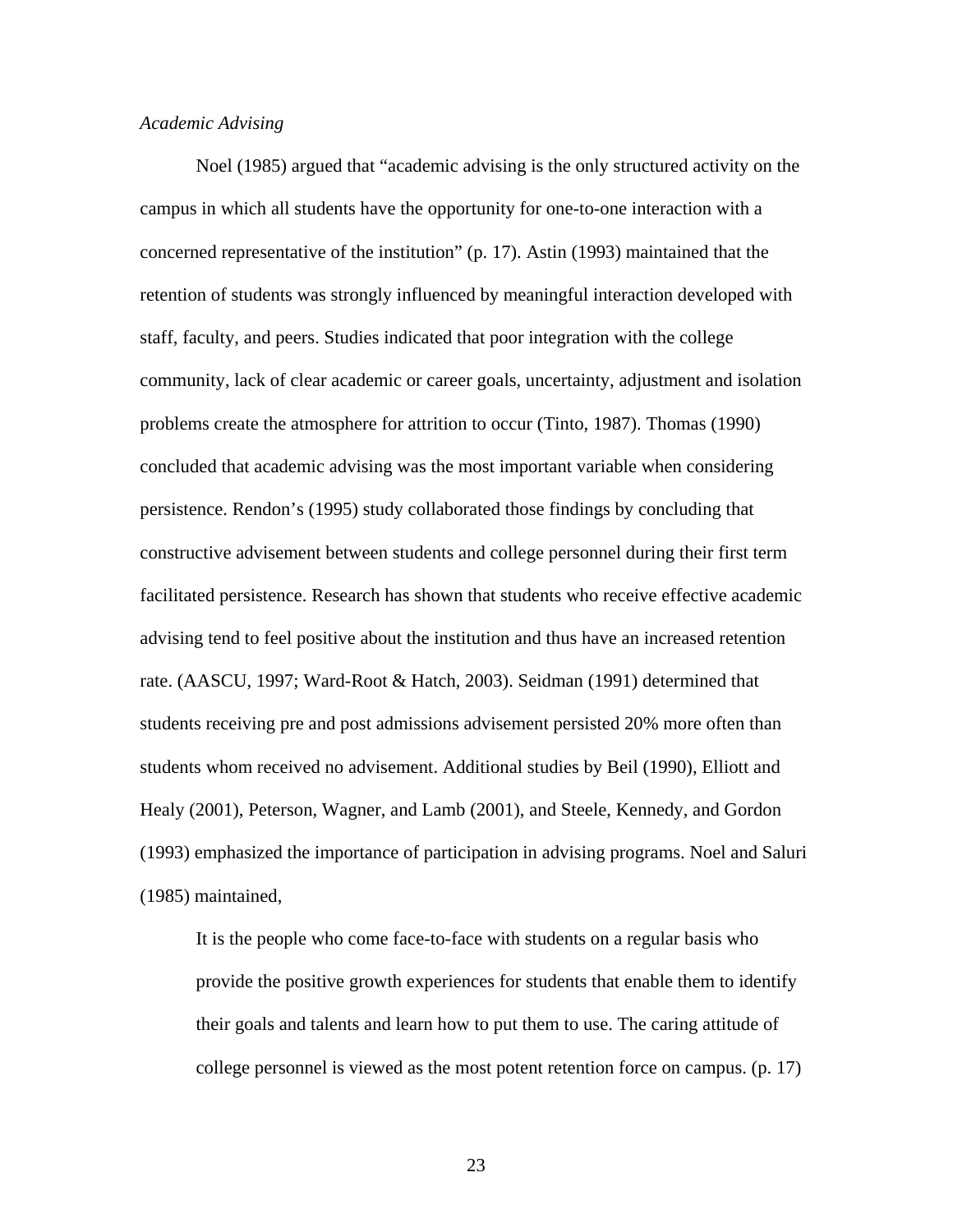*Academic Advising*

Noel (1985) argued that "academic advising is the only structured activity on the campus in which all students have the opportunity for one-to-one interaction with a concerned representative of the institution" (p. 17). Astin (1993) maintained that the retention of students was strongly influenced by meaningful interaction developed with staff, faculty, and peers. Studies indicated that poor integration with the college community, lack of clear academic or career goals, uncertainty, adjustment and isolation problems create the atmosphere for attrition to occur (Tinto, 1987). Thomas (1990) concluded that academic advising was the most important variable when considering persistence. Rendon's (1995) study collaborated those findings by concluding that constructive advisement between students and college personnel during their first term facilitated persistence. Research has shown that students who receive effective academic advising tend to feel positive about the institution and thus have an increased retention rate. (AASCU, 1997; Ward-Root & Hatch, 2003). Seidman (1991) determined that students receiving pre and post admissions advisement persisted 20% more often than students whom received no advisement. Additional studies by Beil (1990), Elliott and Healy (2001), Peterson, Wagner, and Lamb (2001), and Steele, Kennedy, and Gordon (1993) emphasized the importance of participation in advising programs. Noel and Saluri (1985) maintained,

> It is the people who come face-to-face with students on a regular basis who provide the positive growth experiences for students that enable them to identify their goals and talents and learn how to put them to use. The caring attitude of college personnel is viewed as the most potent retention force on campus. (p. 17)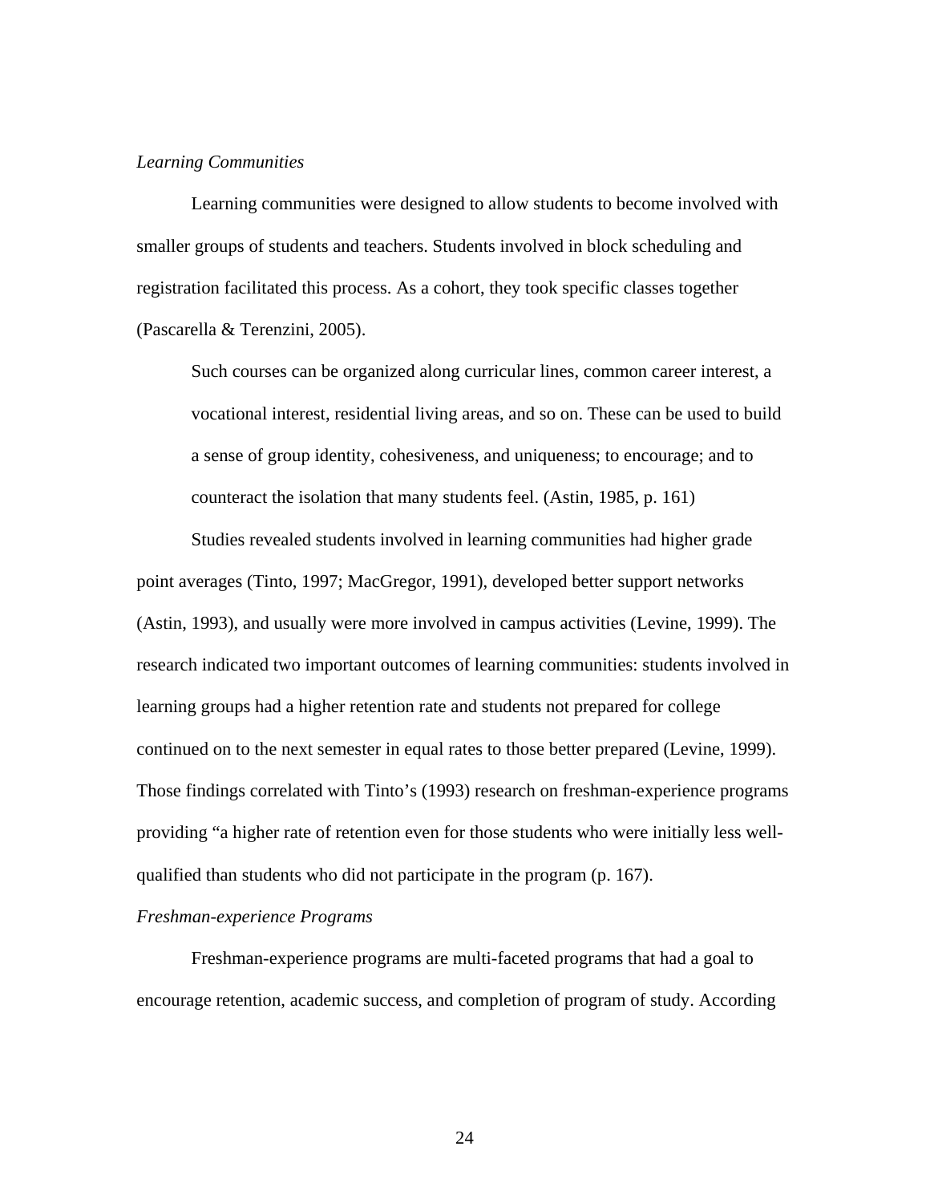*Learning Communities*

Learning communities were designed to allow students to become involved with smaller groups of students and teachers. Students involved in block scheduling and registration facilitated this process. As a cohort, they took specific classes together (Pascarella & Terenzini, 2005).

> Such courses can be organized along curricular lines, common career interest, a vocational interest, residential living areas, and so on. These can be used to build a sense of group identity, cohesiveness, and uniqueness; to encourage; and to counteract the isolation that many students feel. (Astin, 1985, p. 161)

Studies revealed students involved in learning communities had higher grade point averages (Tinto, 1997; MacGregor, 1991), developed better support networks (Astin, 1993), and usually were more involved in campus activities (Levine, 1999). The research indicated two important outcomes of learning communities: students involved in learning groups had a higher retention rate and students not prepared for college continued on to the next semester in equal rates to those better prepared (Levine, 1999). Those findings correlated with Tinto's (1993) research on freshman-experience programs providing "a higher rate of retention even for those students who were initially less well-qualified than students who did not participate in the program (p. 167).

*Freshman-experience Programs*

Freshman-experience programs are multi-faceted programs that had a goal to encourage retention, academic success, and completion of program of study. According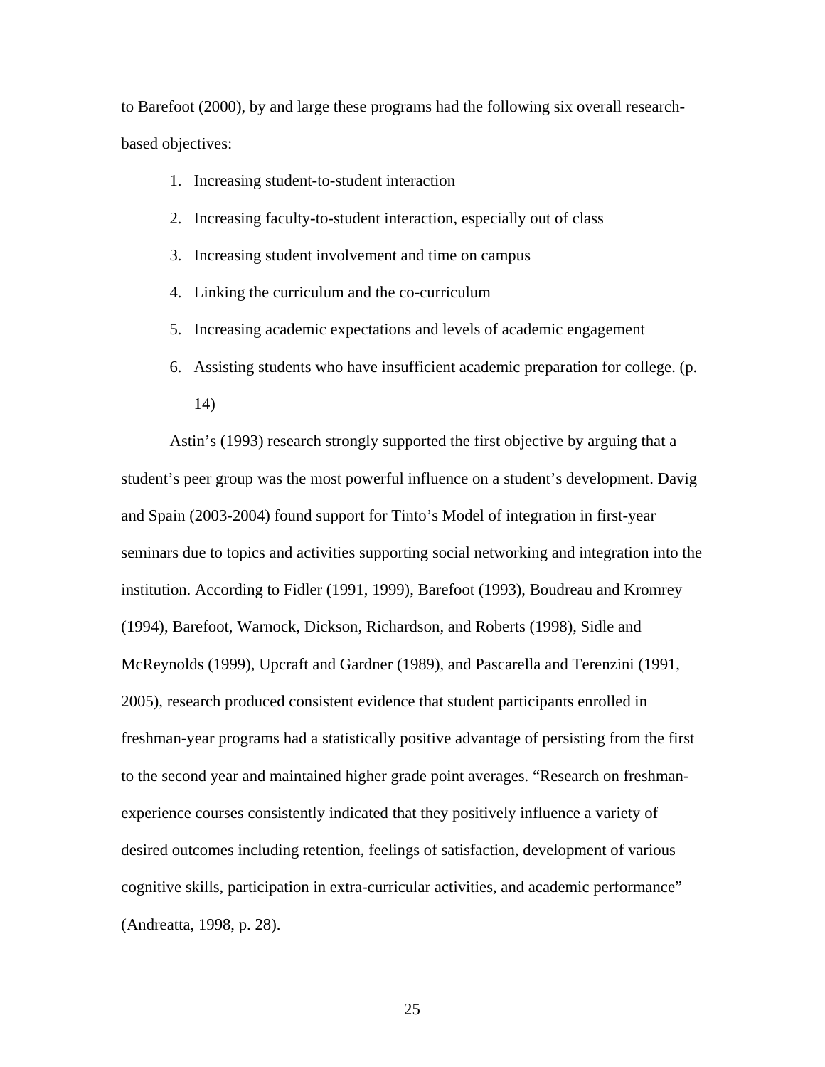to Barefoot (2000), by and large these programs had the following six overall research-based objectives:

1. Increasing student-to-student interaction
2. Increasing faculty-to-student interaction, especially out of class
3. Increasing student involvement and time on campus
4. Linking the curriculum and the co-curriculum
5. Increasing academic expectations and levels of academic engagement
6. Assisting students who have insufficient academic preparation for college. (p. 14)

Astin's (1993) research strongly supported the first objective by arguing that a student's peer group was the most powerful influence on a student's development. Davig and Spain (2003-2004) found support for Tinto's Model of integration in first-year seminars due to topics and activities supporting social networking and integration into the institution. According to Fidler (1991, 1999), Barefoot (1993), Boudreau and Kromrey (1994), Barefoot, Warnock, Dickson, Richardson, and Roberts (1998), Sidle and McReynolds (1999), Upcraft and Gardner (1989), and Pascarella and Terenzini (1991, 2005), research produced consistent evidence that student participants enrolled in freshman-year programs had a statistically positive advantage of persisting from the first to the second year and maintained higher grade point averages. "Research on freshman-experience courses consistently indicated that they positively influence a variety of desired outcomes including retention, feelings of satisfaction, development of various cognitive skills, participation in extra-curricular activities, and academic performance" (Andreatta, 1998, p. 28).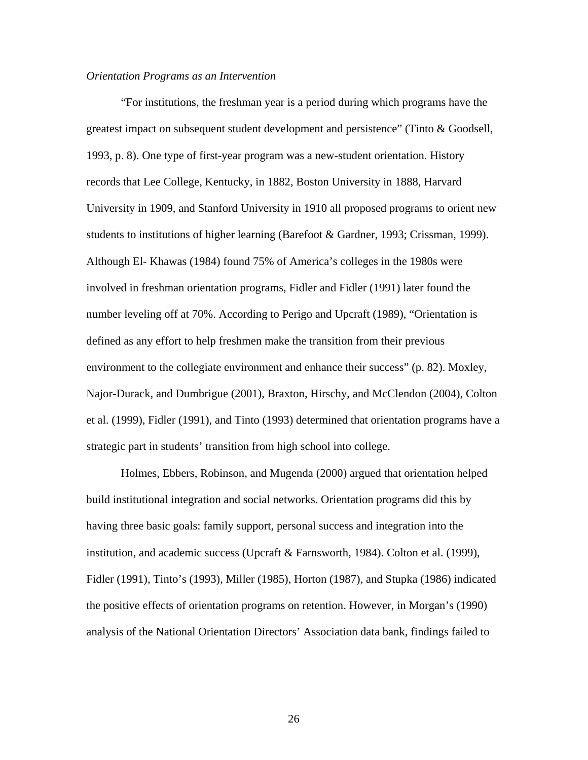*Orientation Programs as an Intervention*

"For institutions, the freshman year is a period during which programs have the greatest impact on subsequent student development and persistence" (Tinto & Goodsell, 1993, p. 8). One type of first-year program was a new-student orientation. History records that Lee College, Kentucky, in 1882, Boston University in 1888, Harvard University in 1909, and Stanford University in 1910 all proposed programs to orient new students to institutions of higher learning (Barefoot & Gardner, 1993; Crissman, 1999). Although El- Khawas (1984) found 75% of America's colleges in the 1980s were involved in freshman orientation programs, Fidler and Fidler (1991) later found the number leveling off at 70%. According to Perigo and Upcraft (1989), "Orientation is defined as any effort to help freshmen make the transition from their previous environment to the collegiate environment and enhance their success" (p. 82). Moxley, Najor-Durack, and Dumbrigue (2001), Braxton, Hirschy, and McClendon (2004), Colton et al. (1999), Fidler (1991), and Tinto (1993) determined that orientation programs have a strategic part in students' transition from high school into college.

Holmes, Ebbers, Robinson, and Mugenda (2000) argued that orientation helped build institutional integration and social networks. Orientation programs did this by having three basic goals: family support, personal success and integration into the institution, and academic success (Upcraft & Farnsworth, 1984). Colton et al. (1999), Fidler (1991), Tinto's (1993), Miller (1985), Horton (1987), and Stupka (1986) indicated the positive effects of orientation programs on retention. However, in Morgan's (1990) analysis of the National Orientation Directors' Association data bank, findings failed to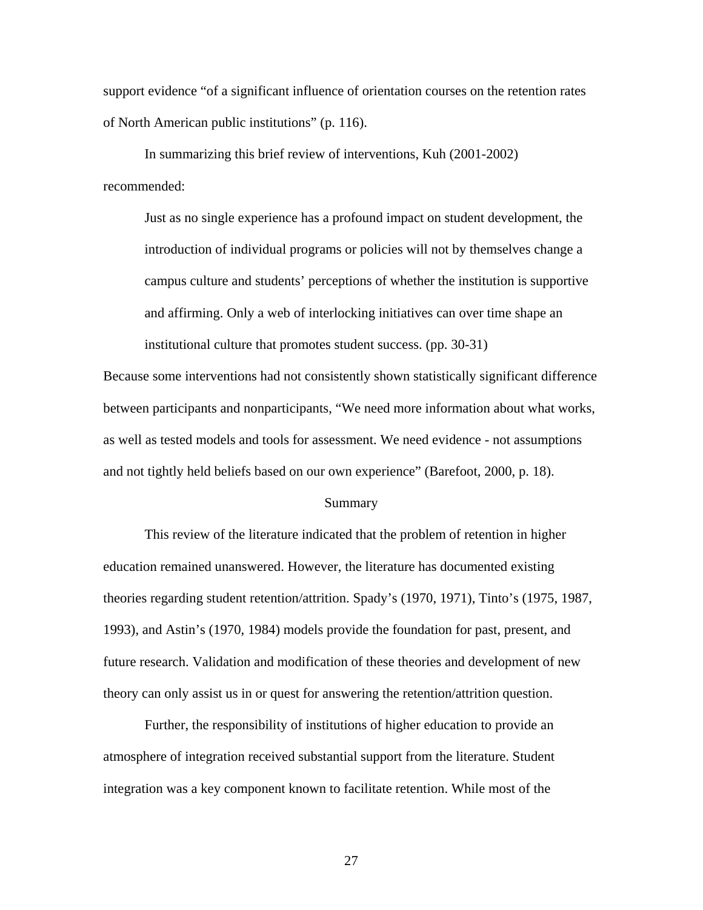support evidence "of a significant influence of orientation courses on the retention rates of North American public institutions" (p. 116).

In summarizing this brief review of interventions, Kuh (2001-2002) recommended:

> Just as no single experience has a profound impact on student development, the introduction of individual programs or policies will not by themselves change a campus culture and students' perceptions of whether the institution is supportive and affirming. Only a web of interlocking initiatives can over time shape an institutional culture that promotes student success. (pp. 30-31)

Because some interventions had not consistently shown statistically significant difference between participants and nonparticipants, "We need more information about what works, as well as tested models and tools for assessment. We need evidence - not assumptions and not tightly held beliefs based on our own experience" (Barefoot, 2000, p. 18).

## Summary

This review of the literature indicated that the problem of retention in higher education remained unanswered. However, the literature has documented existing theories regarding student retention/attrition. Spady's (1970, 1971), Tinto's (1975, 1987, 1993), and Astin's (1970, 1984) models provide the foundation for past, present, and future research. Validation and modification of these theories and development of new theory can only assist us in or quest for answering the retention/attrition question.

Further, the responsibility of institutions of higher education to provide an atmosphere of integration received substantial support from the literature. Student integration was a key component known to facilitate retention. While most of the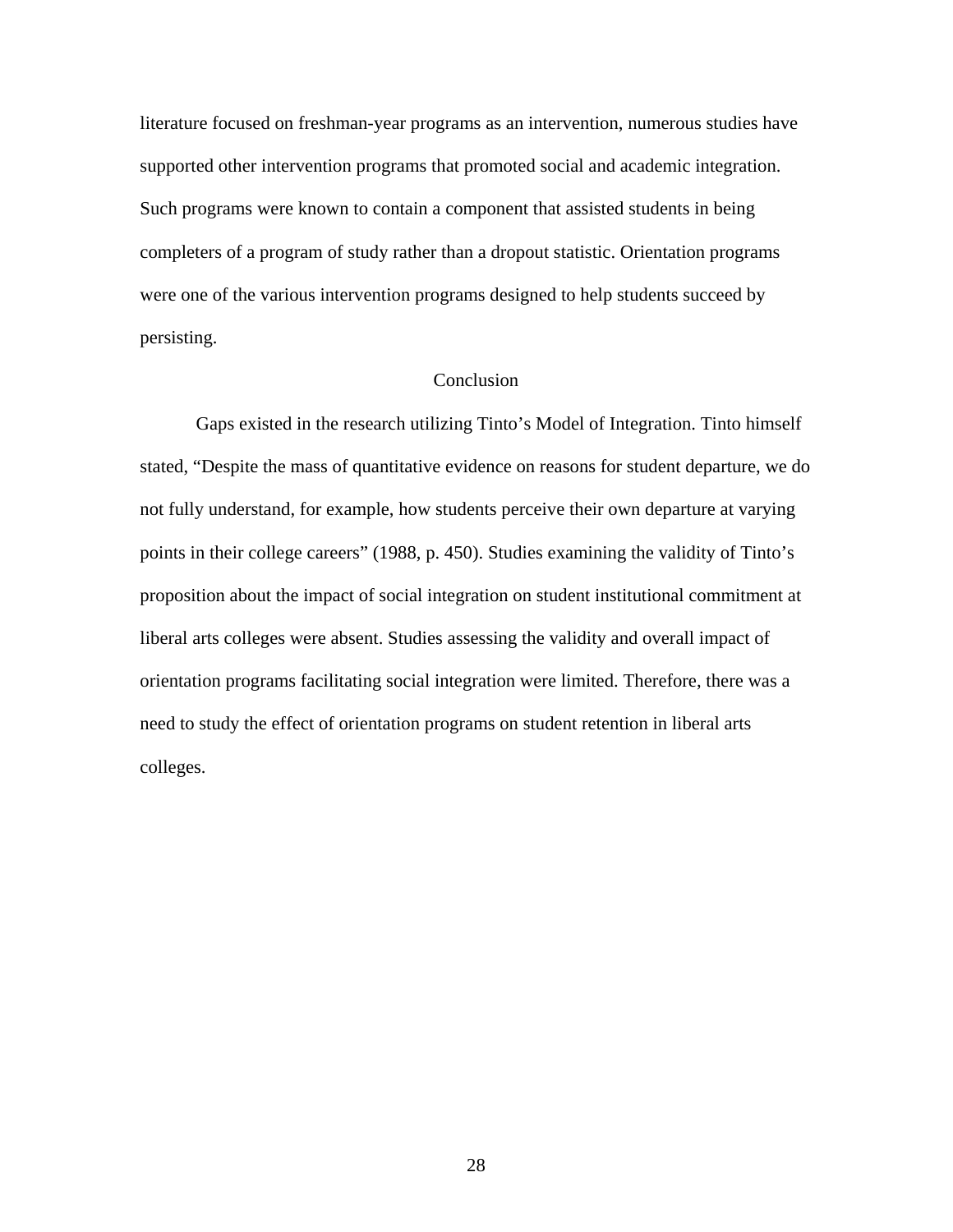literature focused on freshman-year programs as an intervention, numerous studies have supported other intervention programs that promoted social and academic integration. Such programs were known to contain a component that assisted students in being completers of a program of study rather than a dropout statistic. Orientation programs were one of the various intervention programs designed to help students succeed by persisting.

## Conclusion

Gaps existed in the research utilizing Tinto's Model of Integration. Tinto himself stated, "Despite the mass of quantitative evidence on reasons for student departure, we do not fully understand, for example, how students perceive their own departure at varying points in their college careers" (1988, p. 450). Studies examining the validity of Tinto's proposition about the impact of social integration on student institutional commitment at liberal arts colleges were absent. Studies assessing the validity and overall impact of orientation programs facilitating social integration were limited. Therefore, there was a need to study the effect of orientation programs on student retention in liberal arts colleges.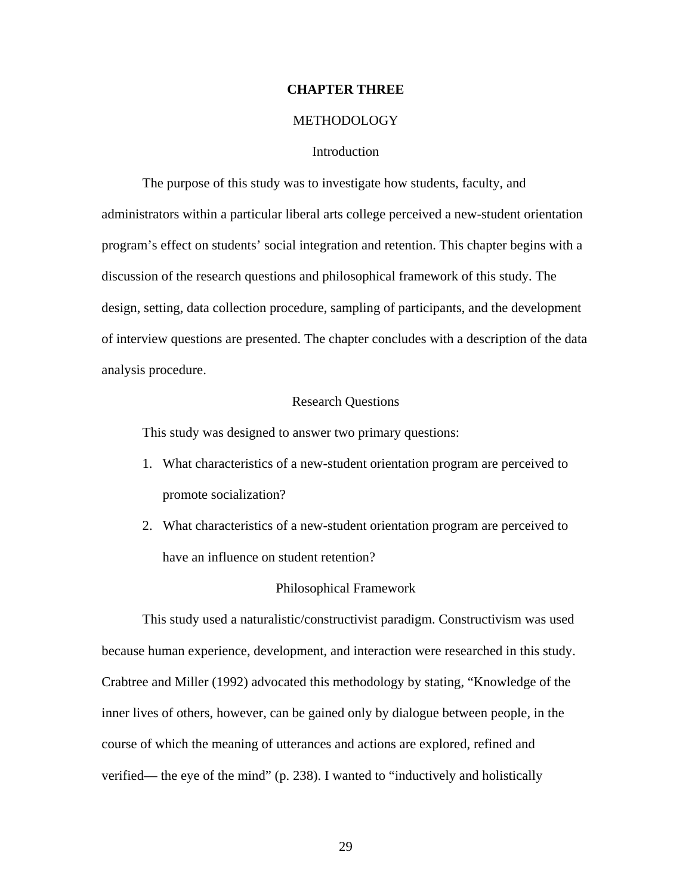# CHAPTER THREE

## METHODOLOGY

### Introduction

The purpose of this study was to investigate how students, faculty, and administrators within a particular liberal arts college perceived a new-student orientation program's effect on students' social integration and retention. This chapter begins with a discussion of the research questions and philosophical framework of this study. The design, setting, data collection procedure, sampling of participants, and the development of interview questions are presented. The chapter concludes with a description of the data analysis procedure.

### Research Questions

This study was designed to answer two primary questions:

1. What characteristics of a new-student orientation program are perceived to promote socialization?
2. What characteristics of a new-student orientation program are perceived to have an influence on student retention?

### Philosophical Framework

This study used a naturalistic/constructivist paradigm. Constructivism was used because human experience, development, and interaction were researched in this study. Crabtree and Miller (1992) advocated this methodology by stating, "Knowledge of the inner lives of others, however, can be gained only by dialogue between people, in the course of which the meaning of utterances and actions are explored, refined and verified— the eye of the mind" (p. 238). I wanted to "inductively and holistically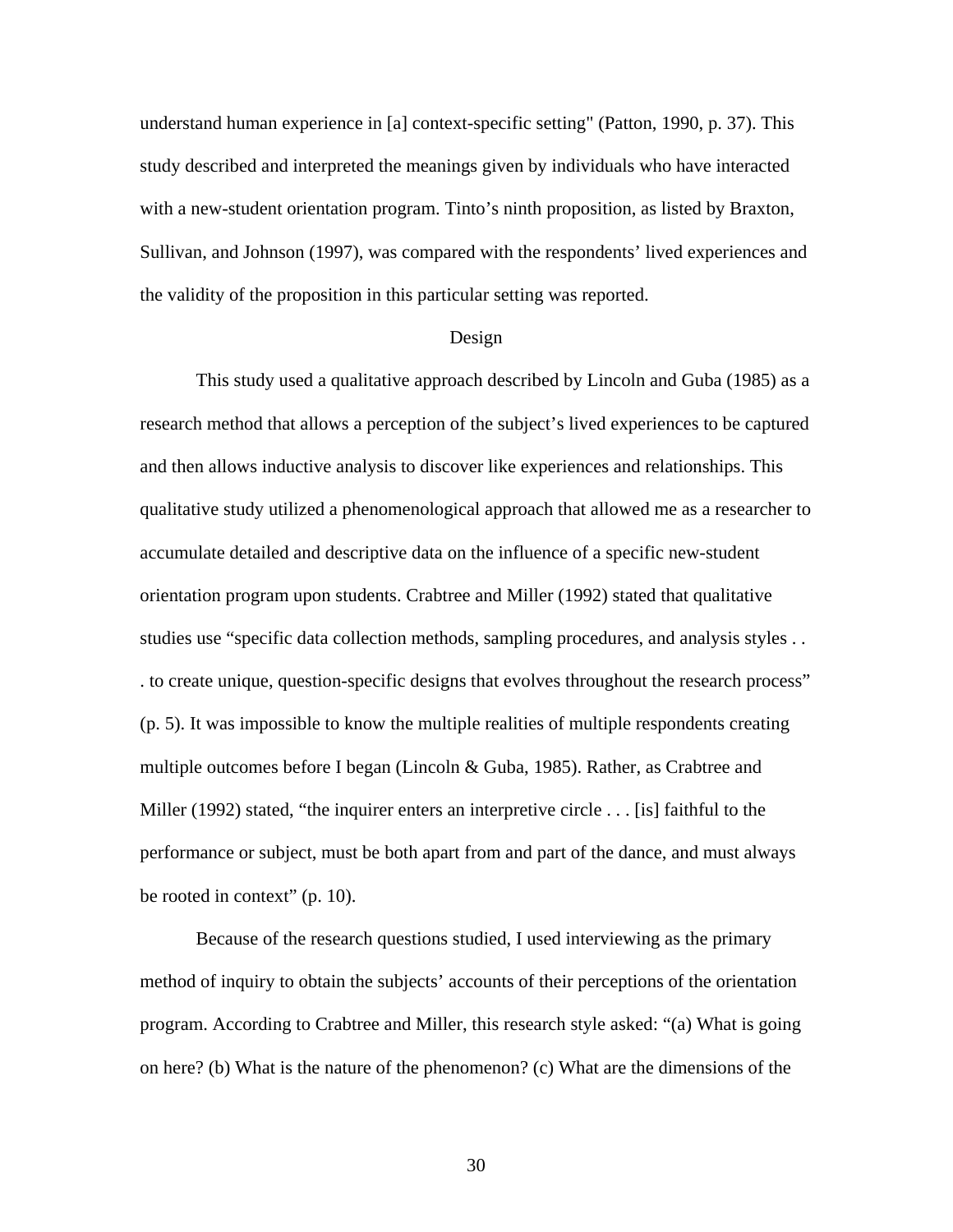understand human experience in [a] context-specific setting" (Patton, 1990, p. 37). This study described and interpreted the meanings given by individuals who have interacted with a new-student orientation program. Tinto's ninth proposition, as listed by Braxton, Sullivan, and Johnson (1997), was compared with the respondents' lived experiences and the validity of the proposition in this particular setting was reported.

## Design

This study used a qualitative approach described by Lincoln and Guba (1985) as a research method that allows a perception of the subject's lived experiences to be captured and then allows inductive analysis to discover like experiences and relationships. This qualitative study utilized a phenomenological approach that allowed me as a researcher to accumulate detailed and descriptive data on the influence of a specific new-student orientation program upon students. Crabtree and Miller (1992) stated that qualitative studies use "specific data collection methods, sampling procedures, and analysis styles . . . to create unique, question-specific designs that evolves throughout the research process" (p. 5). It was impossible to know the multiple realities of multiple respondents creating multiple outcomes before I began (Lincoln & Guba, 1985). Rather, as Crabtree and Miller (1992) stated, "the inquirer enters an interpretive circle . . . [is] faithful to the performance or subject, must be both apart from and part of the dance, and must always be rooted in context" (p. 10).

Because of the research questions studied, I used interviewing as the primary method of inquiry to obtain the subjects' accounts of their perceptions of the orientation program. According to Crabtree and Miller, this research style asked: "(a) What is going on here? (b) What is the nature of the phenomenon? (c) What are the dimensions of the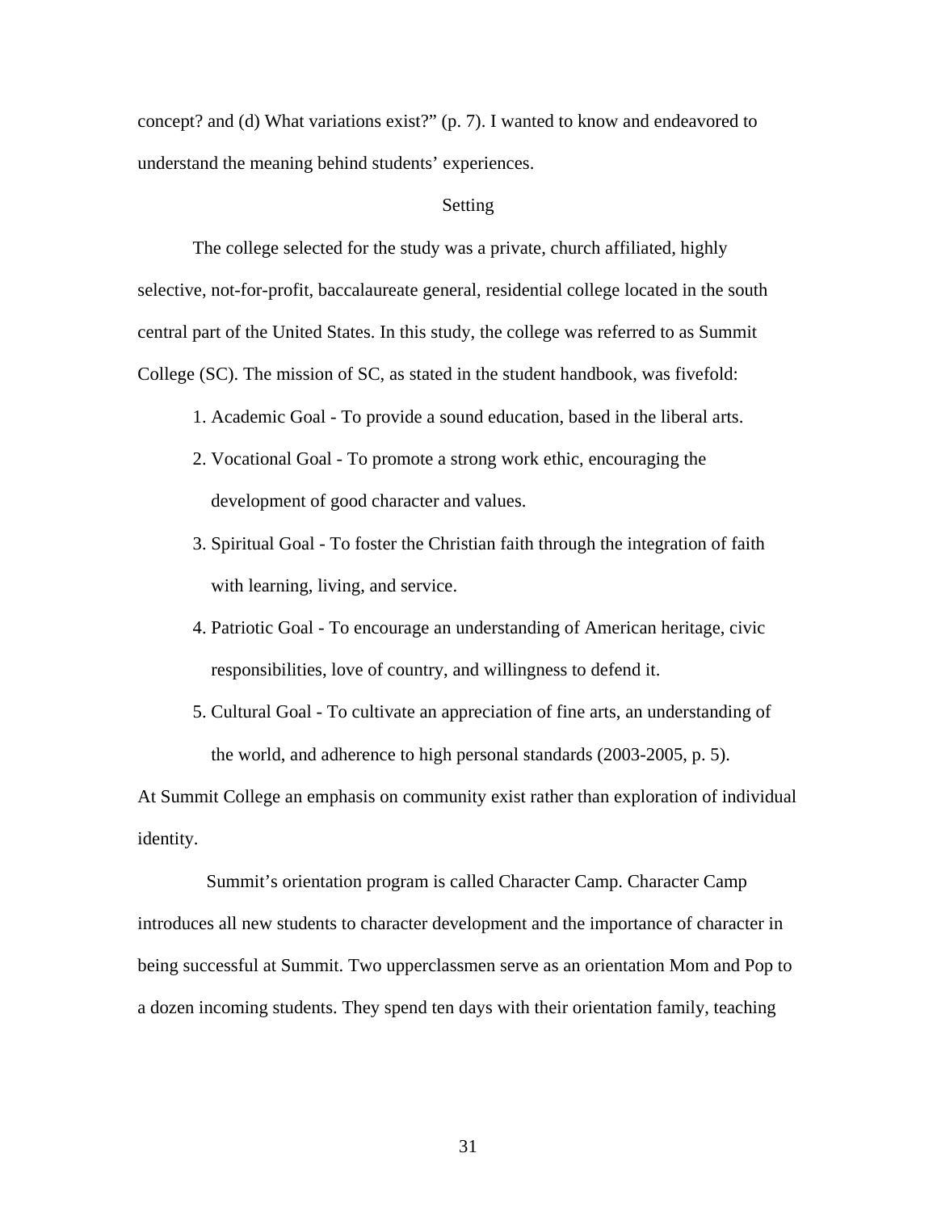concept? and (d) What variations exist?" (p. 7). I wanted to know and endeavored to understand the meaning behind students' experiences.

## Setting

The college selected for the study was a private, church affiliated, highly selective, not-for-profit, baccalaureate general, residential college located in the south central part of the United States. In this study, the college was referred to as Summit College (SC). The mission of SC, as stated in the student handbook, was fivefold:

1. Academic Goal - To provide a sound education, based in the liberal arts.
2. Vocational Goal - To promote a strong work ethic, encouraging the development of good character and values.
3. Spiritual Goal - To foster the Christian faith through the integration of faith with learning, living, and service.
4. Patriotic Goal - To encourage an understanding of American heritage, civic responsibilities, love of country, and willingness to defend it.
5. Cultural Goal - To cultivate an appreciation of fine arts, an understanding of the world, and adherence to high personal standards (2003-2005, p. 5).

At Summit College an emphasis on community exist rather than exploration of individual identity.

Summit's orientation program is called Character Camp. Character Camp introduces all new students to character development and the importance of character in being successful at Summit. Two upperclassmen serve as an orientation Mom and Pop to a dozen incoming students. They spend ten days with their orientation family, teaching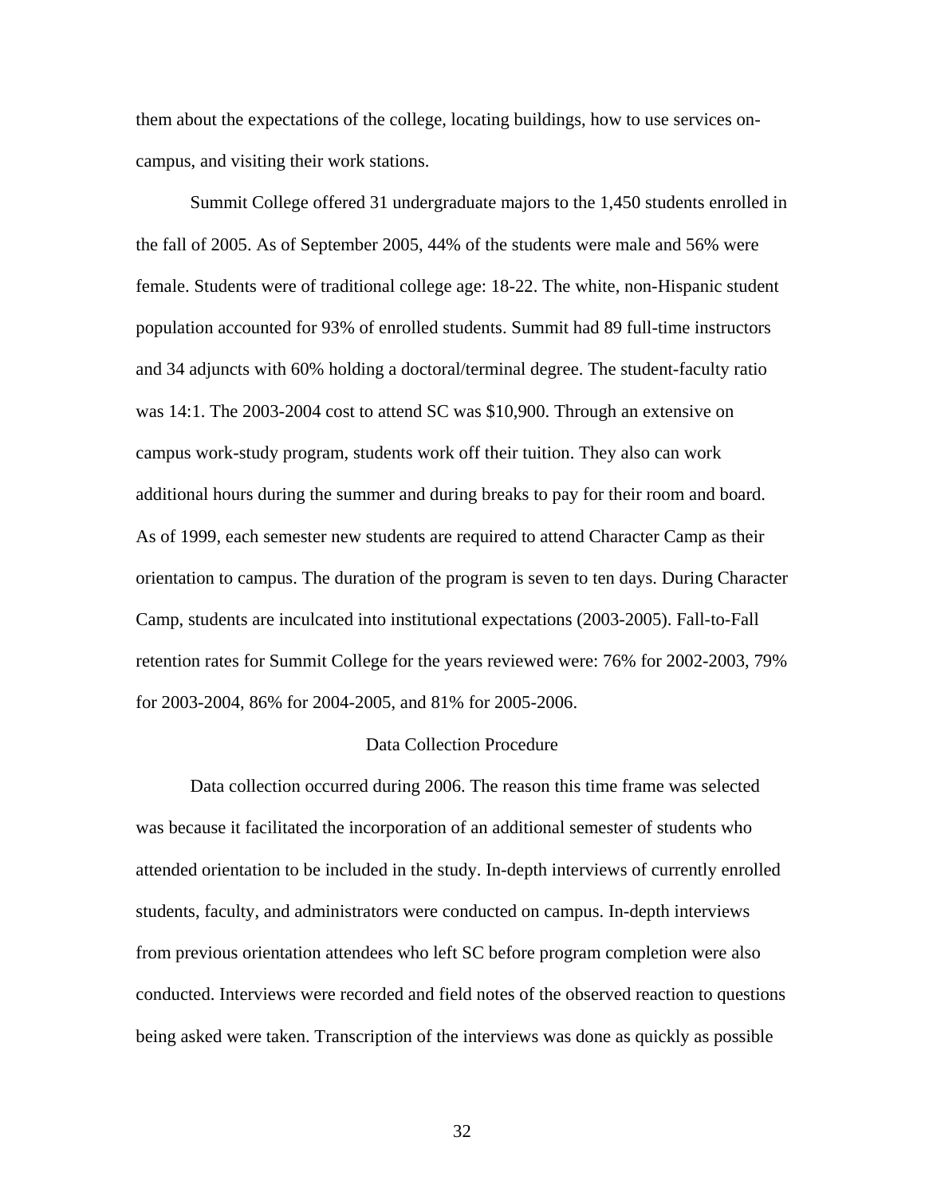them about the expectations of the college, locating buildings, how to use services on-campus, and visiting their work stations.

Summit College offered 31 undergraduate majors to the 1,450 students enrolled in the fall of 2005. As of September 2005, 44% of the students were male and 56% were female. Students were of traditional college age: 18-22. The white, non-Hispanic student population accounted for 93% of enrolled students. Summit had 89 full-time instructors and 34 adjuncts with 60% holding a doctoral/terminal degree. The student-faculty ratio was 14:1. The 2003-2004 cost to attend SC was $10,900. Through an extensive on campus work-study program, students work off their tuition. They also can work additional hours during the summer and during breaks to pay for their room and board. As of 1999, each semester new students are required to attend Character Camp as their orientation to campus. The duration of the program is seven to ten days. During Character Camp, students are inculcated into institutional expectations (2003-2005). Fall-to-Fall retention rates for Summit College for the years reviewed were: 76% for 2002-2003, 79% for 2003-2004, 86% for 2004-2005, and 81% for 2005-2006.

## Data Collection Procedure

Data collection occurred during 2006. The reason this time frame was selected was because it facilitated the incorporation of an additional semester of students who attended orientation to be included in the study. In-depth interviews of currently enrolled students, faculty, and administrators were conducted on campus. In-depth interviews from previous orientation attendees who left SC before program completion were also conducted. Interviews were recorded and field notes of the observed reaction to questions being asked were taken. Transcription of the interviews was done as quickly as possible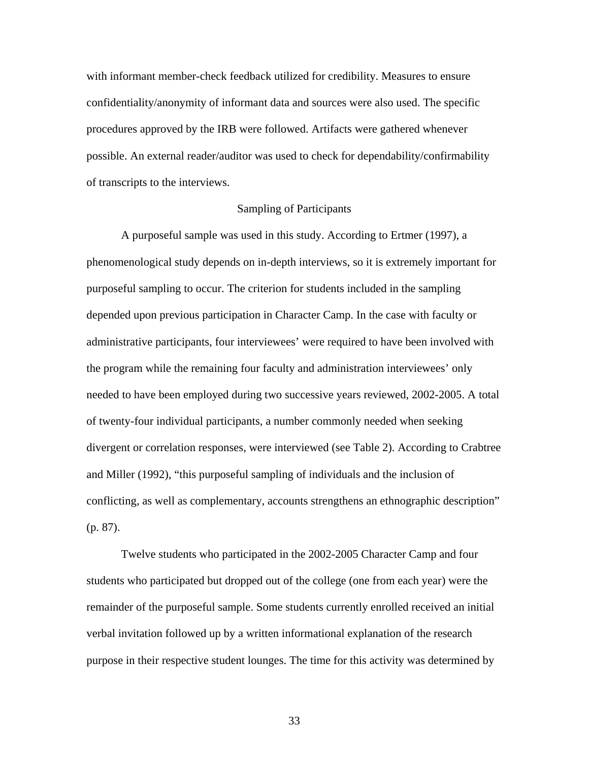with informant member-check feedback utilized for credibility. Measures to ensure confidentiality/anonymity of informant data and sources were also used. The specific procedures approved by the IRB were followed. Artifacts were gathered whenever possible. An external reader/auditor was used to check for dependability/confirmability of transcripts to the interviews.

## Sampling of Participants

A purposeful sample was used in this study. According to Ertmer (1997), a phenomenological study depends on in-depth interviews, so it is extremely important for purposeful sampling to occur. The criterion for students included in the sampling depended upon previous participation in Character Camp. In the case with faculty or administrative participants, four interviewees' were required to have been involved with the program while the remaining four faculty and administration interviewees' only needed to have been employed during two successive years reviewed, 2002-2005. A total of twenty-four individual participants, a number commonly needed when seeking divergent or correlation responses, were interviewed (see Table 2). According to Crabtree and Miller (1992), "this purposeful sampling of individuals and the inclusion of conflicting, as well as complementary, accounts strengthens an ethnographic description" (p. 87).

Twelve students who participated in the 2002-2005 Character Camp and four students who participated but dropped out of the college (one from each year) were the remainder of the purposeful sample. Some students currently enrolled received an initial verbal invitation followed up by a written informational explanation of the research purpose in their respective student lounges. The time for this activity was determined by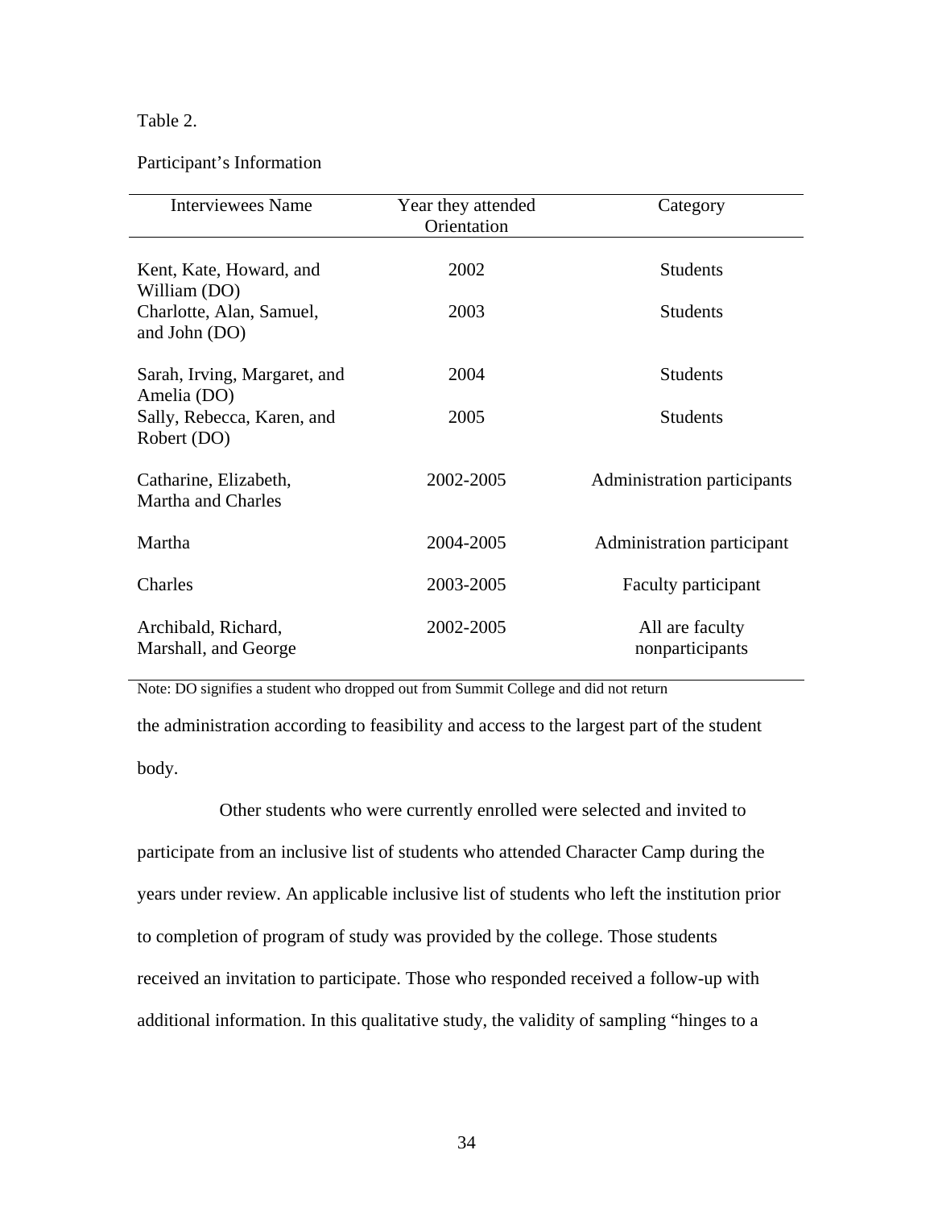Table 2.

Participant's Information

| Interviewees Name | Year they attended Orientation | Category |
| --- | --- | --- |
| Kent, Kate, Howard, and William (DO) | 2002 | Students |
| Charlotte, Alan, Samuel, and John (DO) | 2003 | Students |
| Sarah, Irving, Margaret, and Amelia (DO) | 2004 | Students |
| Sally, Rebecca, Karen, and Robert (DO) | 2005 | Students |
| Catharine, Elizabeth, Martha and Charles | 2002-2005 | Administration participants |
| Martha | 2004-2005 | Administration participant |
| Charles | 2003-2005 | Faculty participant |
| Archibald, Richard, Marshall, and George | 2002-2005 | All are faculty nonparticipants |

Note: DO signifies a student who dropped out from Summit College and did not return

the administration according to feasibility and access to the largest part of the student body.

Other students who were currently enrolled were selected and invited to participate from an inclusive list of students who attended Character Camp during the years under review. An applicable inclusive list of students who left the institution prior to completion of program of study was provided by the college. Those students received an invitation to participate. Those who responded received a follow-up with additional information. In this qualitative study, the validity of sampling "hinges to a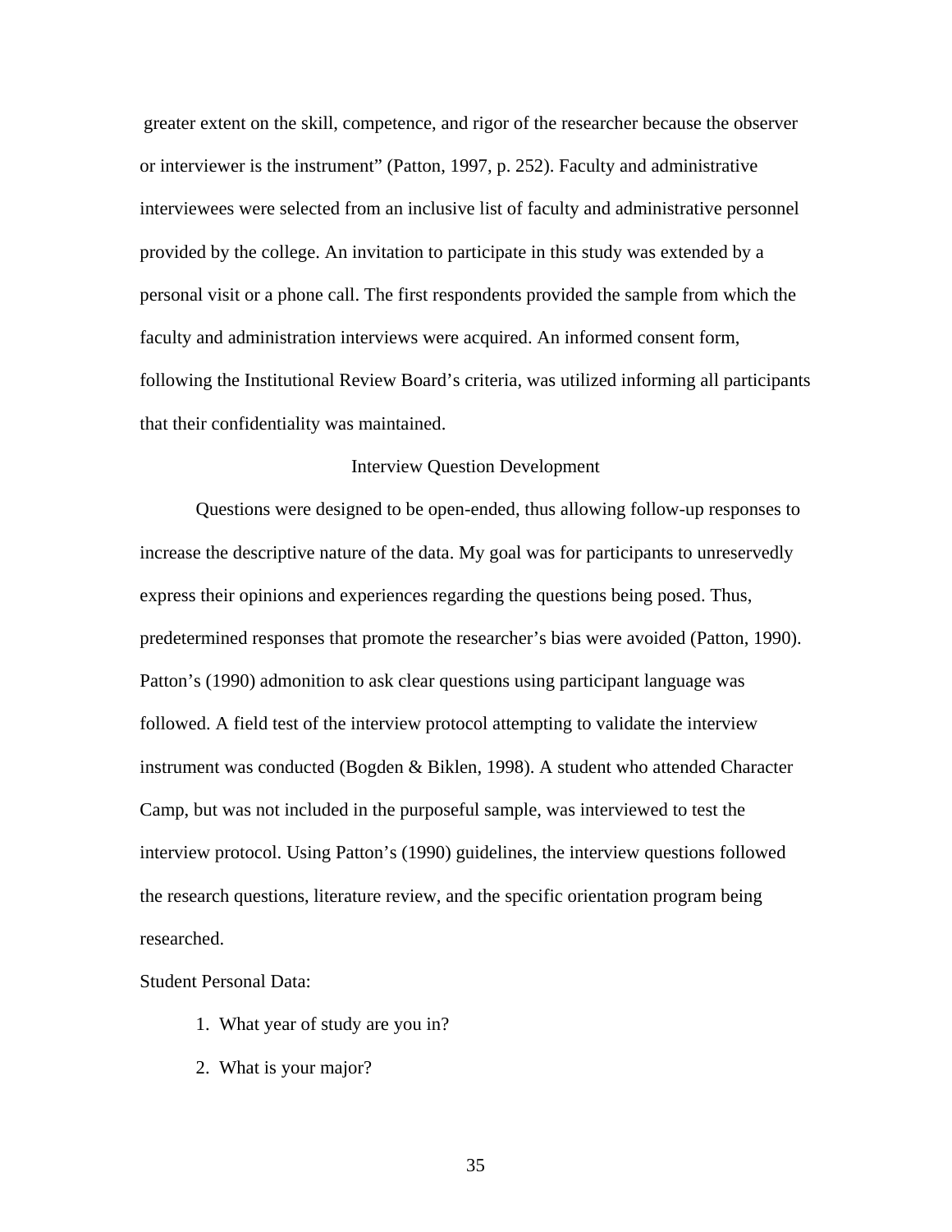greater extent on the skill, competence, and rigor of the researcher because the observer or interviewer is the instrument" (Patton, 1997, p. 252). Faculty and administrative interviewees were selected from an inclusive list of faculty and administrative personnel provided by the college. An invitation to participate in this study was extended by a personal visit or a phone call. The first respondents provided the sample from which the faculty and administration interviews were acquired. An informed consent form, following the Institutional Review Board's criteria, was utilized informing all participants that their confidentiality was maintained.

## Interview Question Development

Questions were designed to be open-ended, thus allowing follow-up responses to increase the descriptive nature of the data. My goal was for participants to unreservedly express their opinions and experiences regarding the questions being posed. Thus, predetermined responses that promote the researcher's bias were avoided (Patton, 1990). Patton's (1990) admonition to ask clear questions using participant language was followed. A field test of the interview protocol attempting to validate the interview instrument was conducted (Bogden & Biklen, 1998). A student who attended Character Camp, but was not included in the purposeful sample, was interviewed to test the interview protocol. Using Patton's (1990) guidelines, the interview questions followed the research questions, literature review, and the specific orientation program being researched.

Student Personal Data:

1. What year of study are you in?
2. What is your major?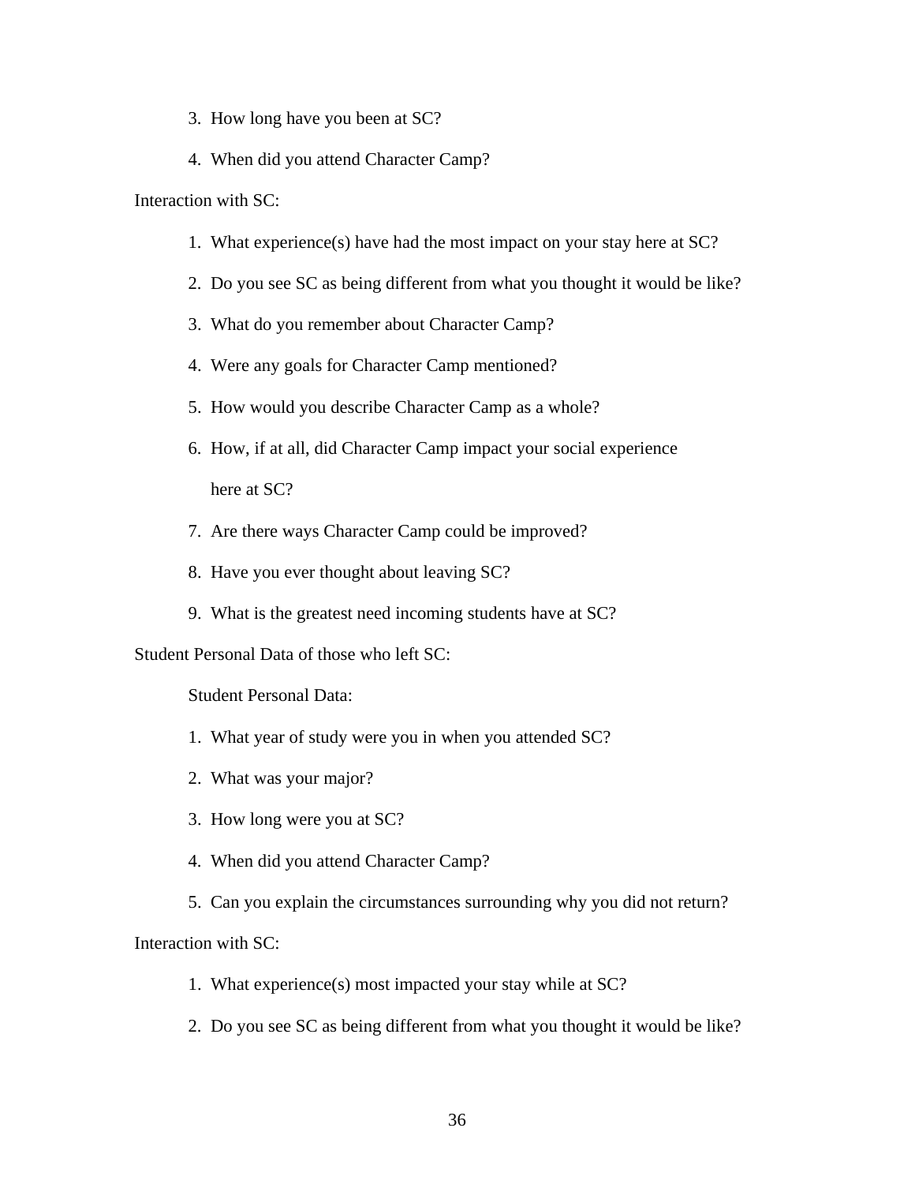3. How long have you been at SC?
4. When did you attend Character Camp?

Interaction with SC:

1. What experience(s) have had the most impact on your stay here at SC?
2. Do you see SC as being different from what you thought it would be like?
3. What do you remember about Character Camp?
4. Were any goals for Character Camp mentioned?
5. How would you describe Character Camp as a whole?
6. How, if at all, did Character Camp impact your social experience here at SC?
7. Are there ways Character Camp could be improved?
8. Have you ever thought about leaving SC?
9. What is the greatest need incoming students have at SC?

Student Personal Data of those who left SC:

Student Personal Data:

1. What year of study were you in when you attended SC?
2. What was your major?
3. How long were you at SC?
4. When did you attend Character Camp?
5. Can you explain the circumstances surrounding why you did not return?

Interaction with SC:

1. What experience(s) most impacted your stay while at SC?
2. Do you see SC as being different from what you thought it would be like?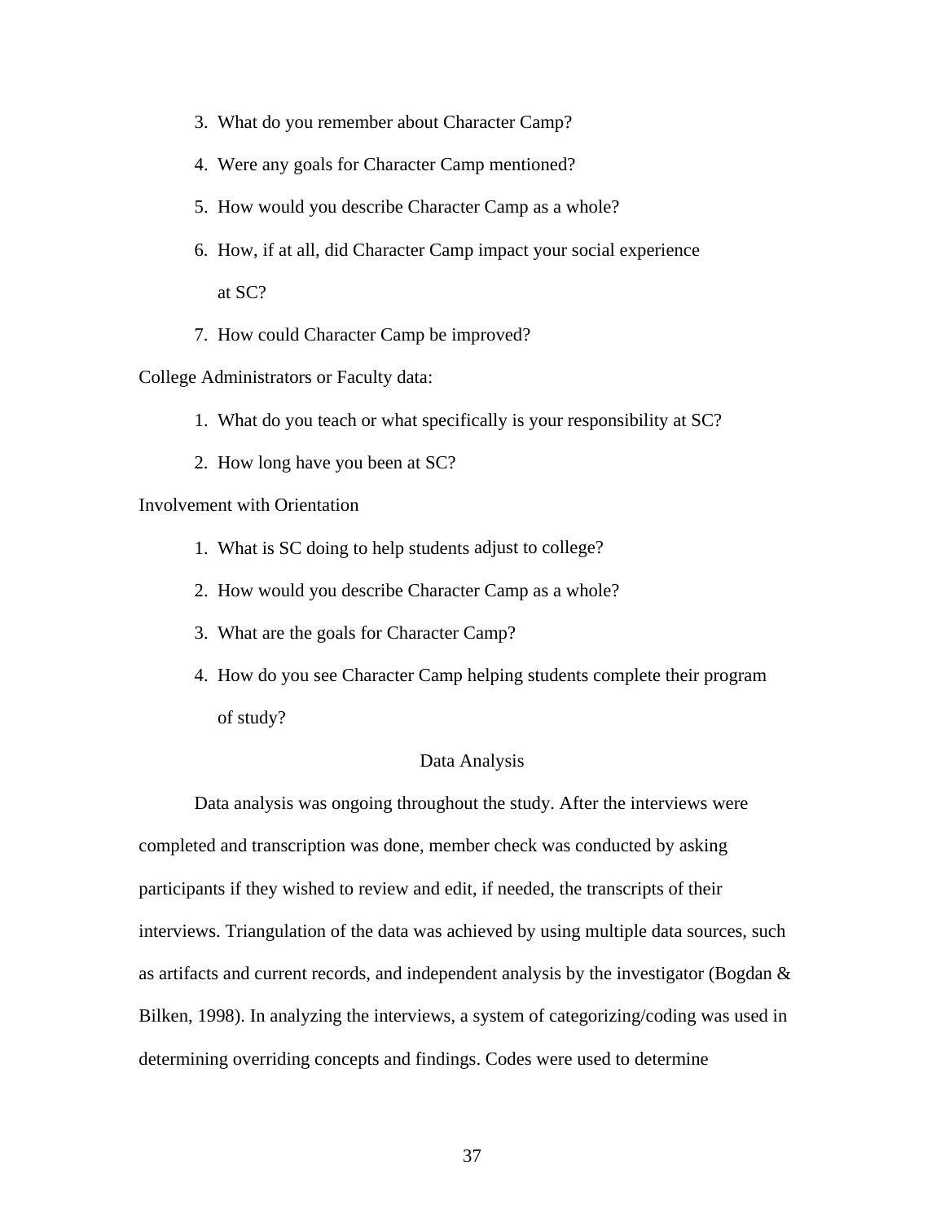3. What do you remember about Character Camp?
4. Were any goals for Character Camp mentioned?
5. How would you describe Character Camp as a whole?
6. How, if at all, did Character Camp impact your social experience at SC?
7. How could Character Camp be improved?

College Administrators or Faculty data:

1. What do you teach or what specifically is your responsibility at SC?
2. How long have you been at SC?

Involvement with Orientation

1. What is SC doing to help students adjust to college?
2. How would you describe Character Camp as a whole?
3. What are the goals for Character Camp?
4. How do you see Character Camp helping students complete their program of study?

## Data Analysis

Data analysis was ongoing throughout the study. After the interviews were completed and transcription was done, member check was conducted by asking participants if they wished to review and edit, if needed, the transcripts of their interviews. Triangulation of the data was achieved by using multiple data sources, such as artifacts and current records, and independent analysis by the investigator (Bogdan & Bilken, 1998). In analyzing the interviews, a system of categorizing/coding was used in determining overriding concepts and findings. Codes were used to determine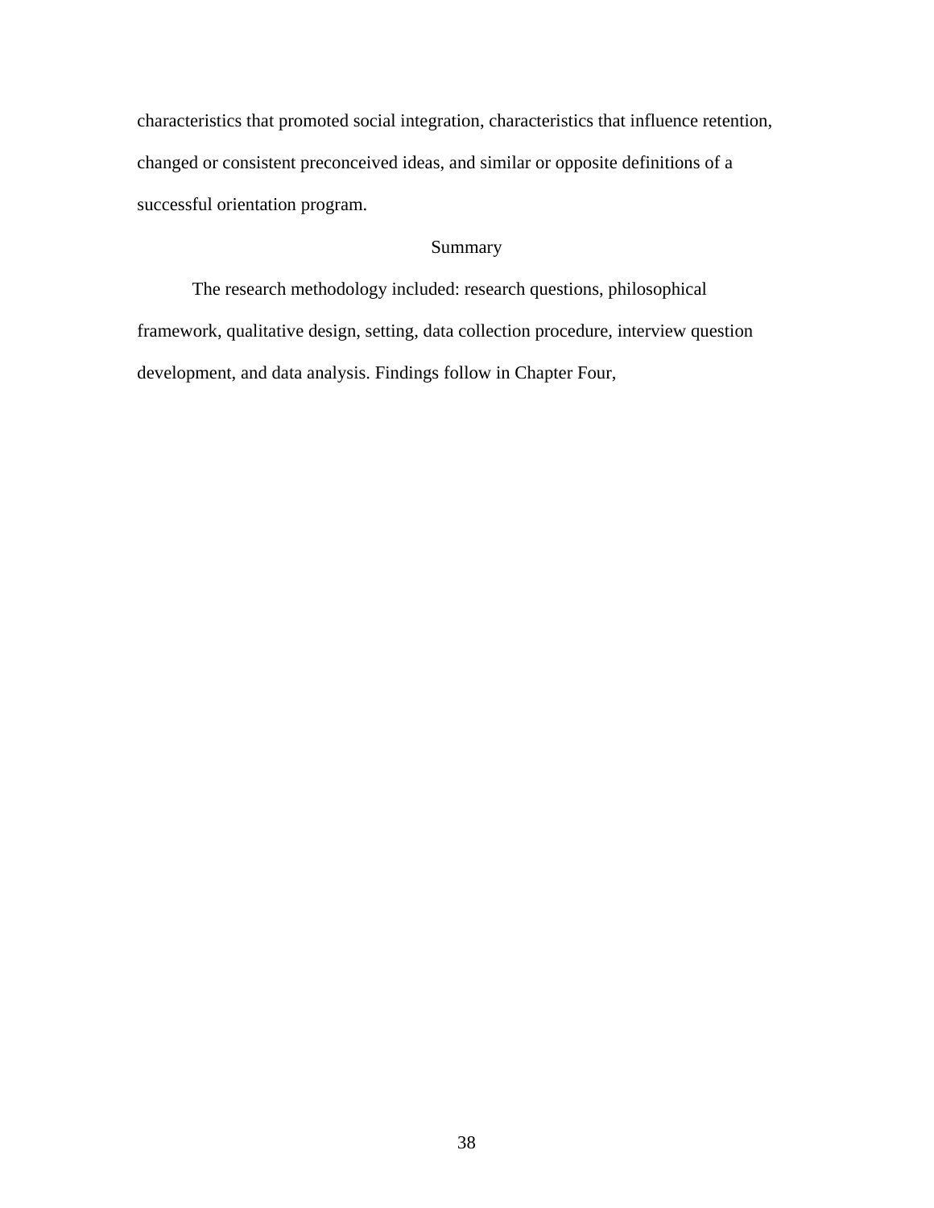characteristics that promoted social integration, characteristics that influence retention, changed or consistent preconceived ideas, and similar or opposite definitions of a successful orientation program.

## Summary

The research methodology included: research questions, philosophical framework, qualitative design, setting, data collection procedure, interview question development, and data analysis. Findings follow in Chapter Four,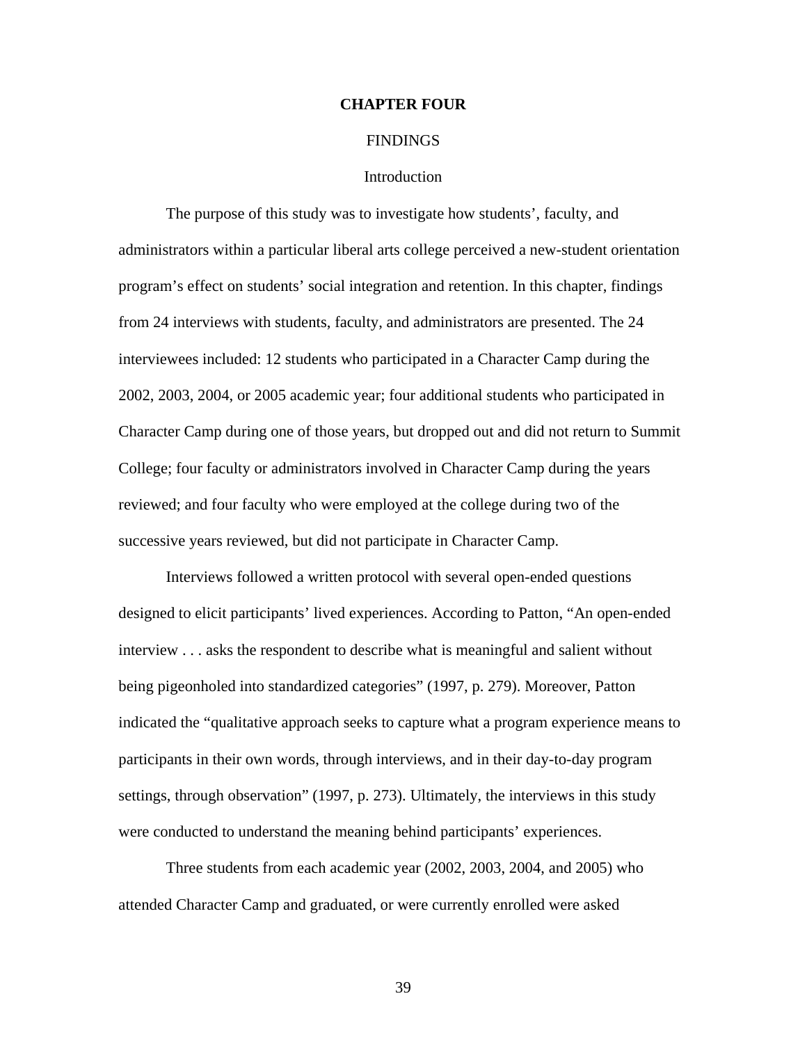# CHAPTER FOUR

## FINDINGS

### Introduction

The purpose of this study was to investigate how students', faculty, and administrators within a particular liberal arts college perceived a new-student orientation program's effect on students' social integration and retention. In this chapter, findings from 24 interviews with students, faculty, and administrators are presented. The 24 interviewees included: 12 students who participated in a Character Camp during the 2002, 2003, 2004, or 2005 academic year; four additional students who participated in Character Camp during one of those years, but dropped out and did not return to Summit College; four faculty or administrators involved in Character Camp during the years reviewed; and four faculty who were employed at the college during two of the successive years reviewed, but did not participate in Character Camp.

Interviews followed a written protocol with several open-ended questions designed to elicit participants' lived experiences. According to Patton, "An open-ended interview . . . asks the respondent to describe what is meaningful and salient without being pigeonholed into standardized categories" (1997, p. 279). Moreover, Patton indicated the "qualitative approach seeks to capture what a program experience means to participants in their own words, through interviews, and in their day-to-day program settings, through observation" (1997, p. 273). Ultimately, the interviews in this study were conducted to understand the meaning behind participants' experiences.

Three students from each academic year (2002, 2003, 2004, and 2005) who attended Character Camp and graduated, or were currently enrolled were asked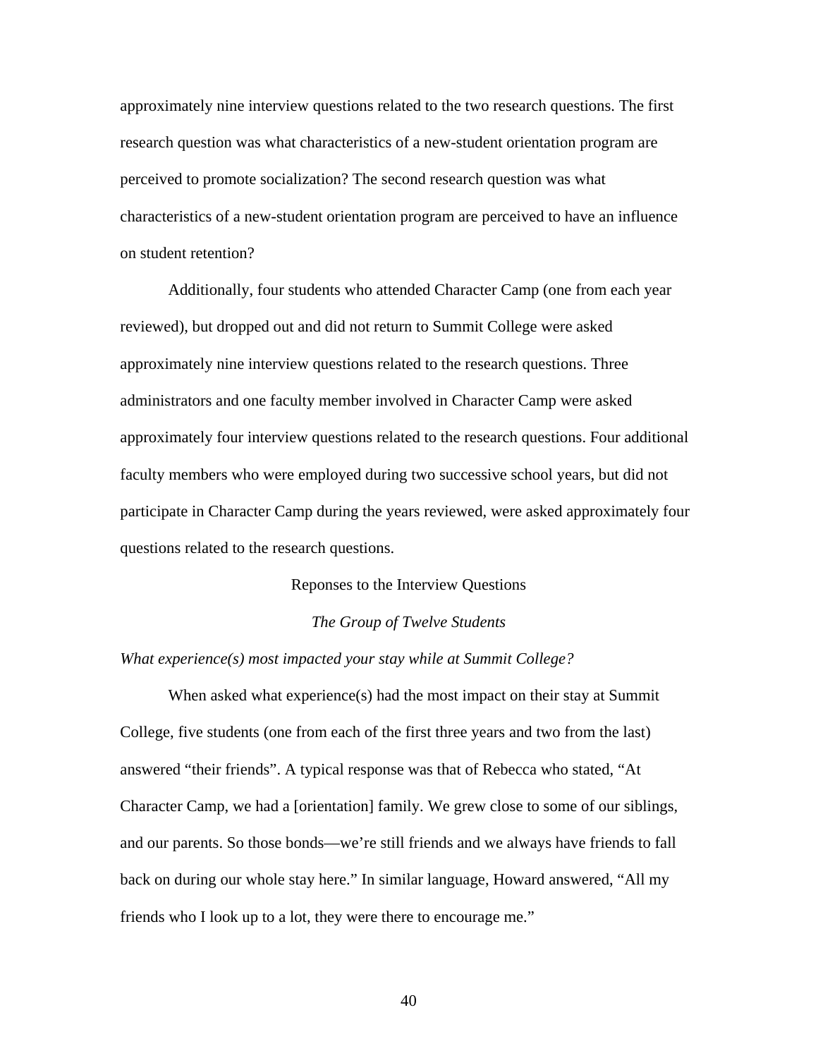approximately nine interview questions related to the two research questions. The first research question was what characteristics of a new-student orientation program are perceived to promote socialization? The second research question was what characteristics of a new-student orientation program are perceived to have an influence on student retention?

Additionally, four students who attended Character Camp (one from each year reviewed), but dropped out and did not return to Summit College were asked approximately nine interview questions related to the research questions. Three administrators and one faculty member involved in Character Camp were asked approximately four interview questions related to the research questions. Four additional faculty members who were employed during two successive school years, but did not participate in Character Camp during the years reviewed, were asked approximately four questions related to the research questions.

## Reponses to the Interview Questions

### *The Group of Twelve Students*

*What experience(s) most impacted your stay while at Summit College?*

When asked what experience(s) had the most impact on their stay at Summit College, five students (one from each of the first three years and two from the last) answered "their friends". A typical response was that of Rebecca who stated, "At Character Camp, we had a [orientation] family. We grew close to some of our siblings, and our parents. So those bonds—we're still friends and we always have friends to fall back on during our whole stay here." In similar language, Howard answered, "All my friends who I look up to a lot, they were there to encourage me."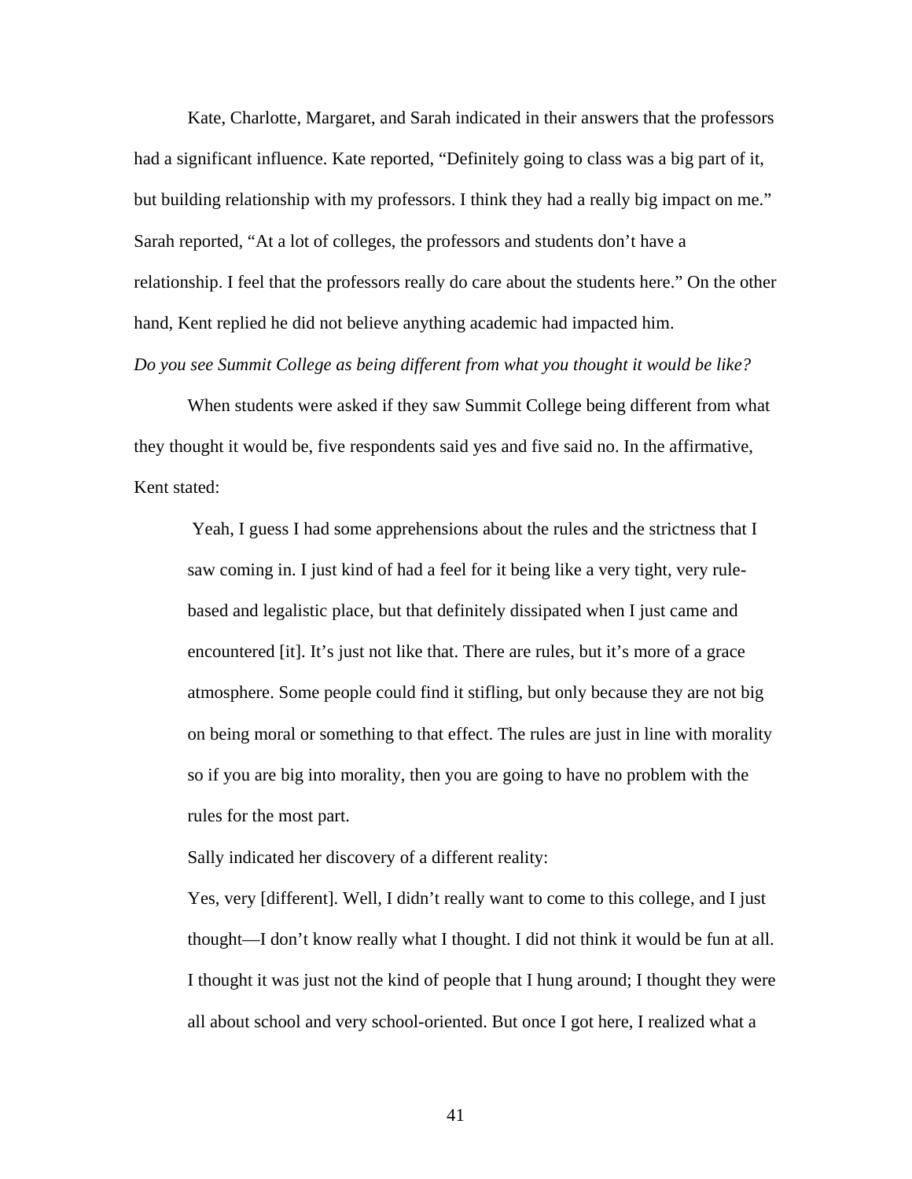Kate, Charlotte, Margaret, and Sarah indicated in their answers that the professors had a significant influence. Kate reported, "Definitely going to class was a big part of it, but building relationship with my professors. I think they had a really big impact on me." Sarah reported, "At a lot of colleges, the professors and students don't have a relationship. I feel that the professors really do care about the students here." On the other hand, Kent replied he did not believe anything academic had impacted him.

*Do you see Summit College as being different from what you thought it would be like?*

When students were asked if they saw Summit College being different from what they thought it would be, five respondents said yes and five said no. In the affirmative, Kent stated:

> Yeah, I guess I had some apprehensions about the rules and the strictness that I saw coming in. I just kind of had a feel for it being like a very tight, very rule-based and legalistic place, but that definitely dissipated when I just came and encountered [it]. It's just not like that. There are rules, but it's more of a grace atmosphere. Some people could find it stifling, but only because they are not big on being moral or something to that effect. The rules are just in line with morality so if you are big into morality, then you are going to have no problem with the rules for the most part.

Sally indicated her discovery of a different reality:

> Yes, very [different]. Well, I didn't really want to come to this college, and I just thought—I don't know really what I thought. I did not think it would be fun at all. I thought it was just not the kind of people that I hung around; I thought they were all about school and very school-oriented. But once I got here, I realized what a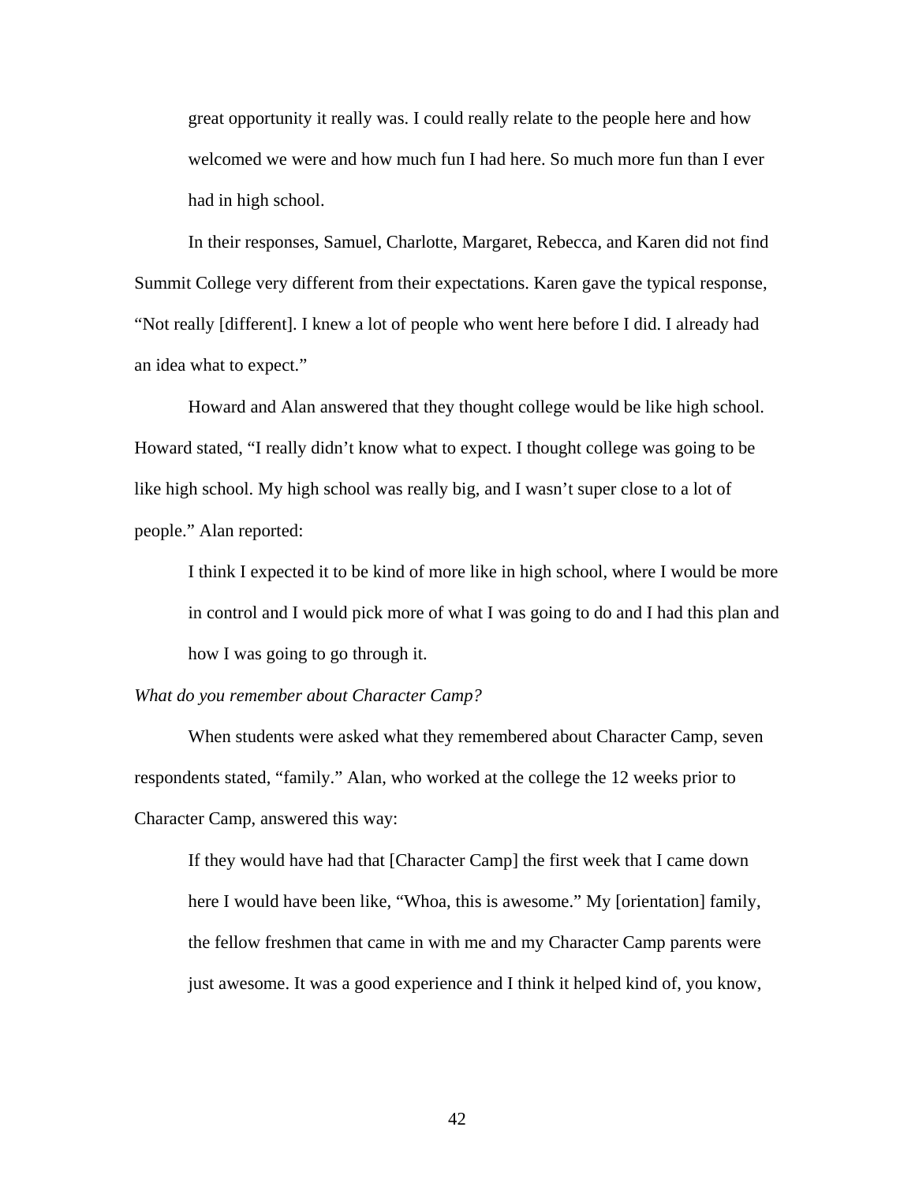> great opportunity it really was. I could really relate to the people here and how welcomed we were and how much fun I had here. So much more fun than I ever had in high school.

In their responses, Samuel, Charlotte, Margaret, Rebecca, and Karen did not find Summit College very different from their expectations. Karen gave the typical response, "Not really [different]. I knew a lot of people who went here before I did. I already had an idea what to expect."

Howard and Alan answered that they thought college would be like high school. Howard stated, "I really didn't know what to expect. I thought college was going to be like high school. My high school was really big, and I wasn't super close to a lot of people." Alan reported:

> I think I expected it to be kind of more like in high school, where I would be more in control and I would pick more of what I was going to do and I had this plan and how I was going to go through it.

*What do you remember about Character Camp?*

When students were asked what they remembered about Character Camp, seven respondents stated, "family." Alan, who worked at the college the 12 weeks prior to Character Camp, answered this way:

> If they would have had that [Character Camp] the first week that I came down here I would have been like, "Whoa, this is awesome." My [orientation] family, the fellow freshmen that came in with me and my Character Camp parents were just awesome. It was a good experience and I think it helped kind of, you know,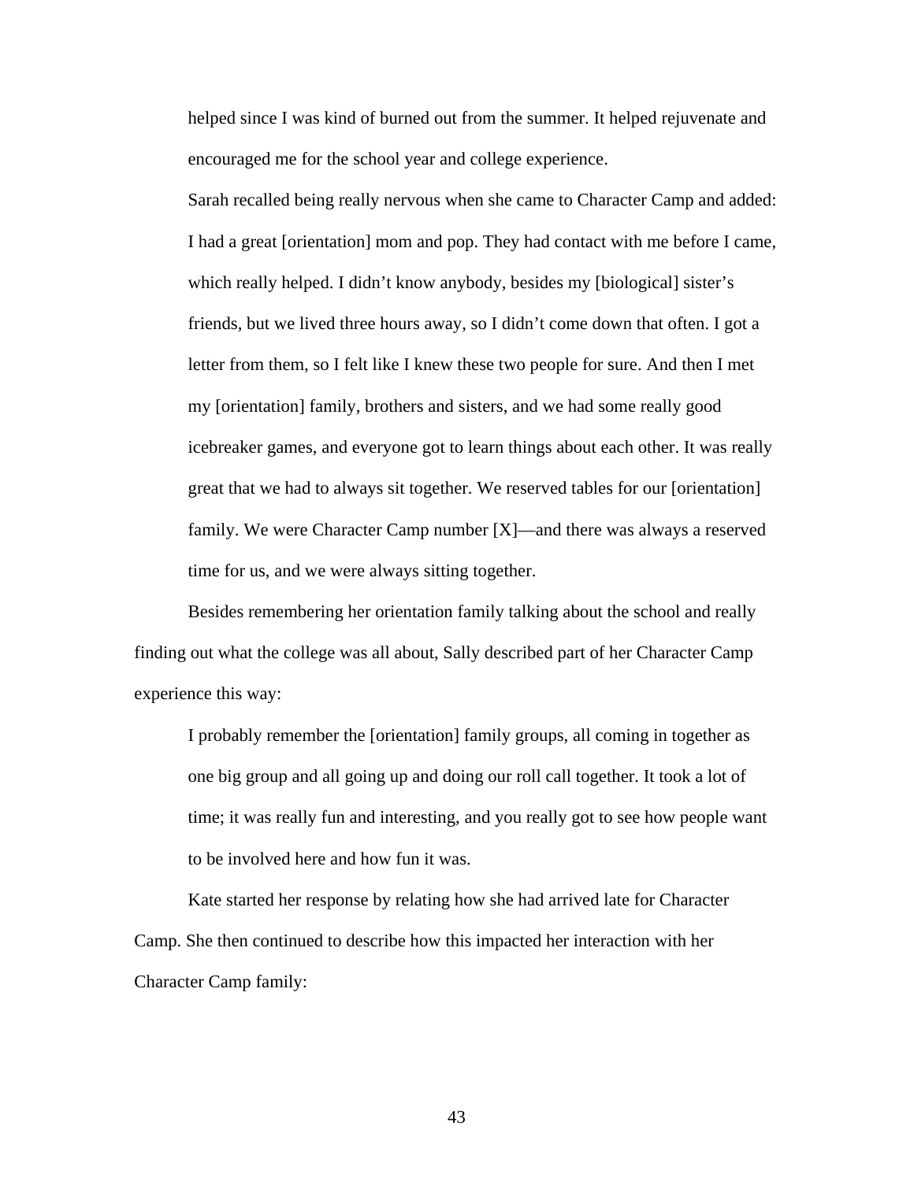helped since I was kind of burned out from the summer. It helped rejuvenate and encouraged me for the school year and college experience.

Sarah recalled being really nervous when she came to Character Camp and added:

> I had a great [orientation] mom and pop. They had contact with me before I came, which really helped. I didn't know anybody, besides my [biological] sister's friends, but we lived three hours away, so I didn't come down that often. I got a letter from them, so I felt like I knew these two people for sure. And then I met my [orientation] family, brothers and sisters, and we had some really good icebreaker games, and everyone got to learn things about each other. It was really great that we had to always sit together. We reserved tables for our [orientation] family. We were Character Camp number [X]—and there was always a reserved time for us, and we were always sitting together.

Besides remembering her orientation family talking about the school and really finding out what the college was all about, Sally described part of her Character Camp experience this way:

> I probably remember the [orientation] family groups, all coming in together as one big group and all going up and doing our roll call together. It took a lot of time; it was really fun and interesting, and you really got to see how people want to be involved here and how fun it was.

Kate started her response by relating how she had arrived late for Character Camp. She then continued to describe how this impacted her interaction with her Character Camp family: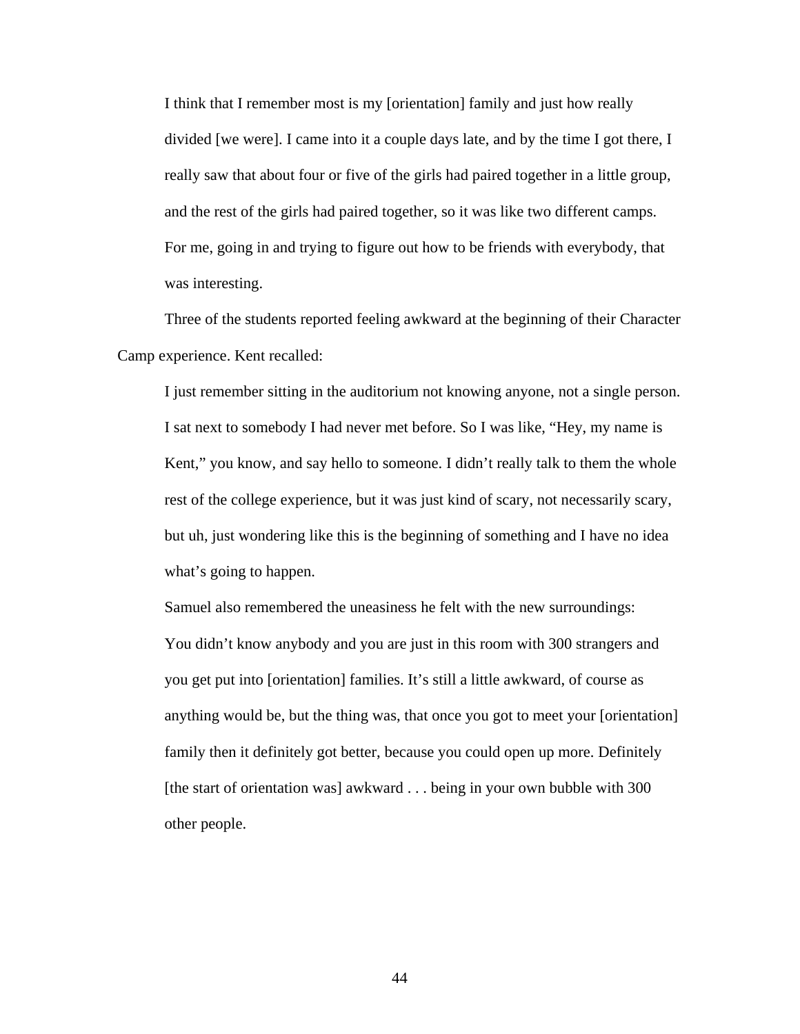> I think that I remember most is my [orientation] family and just how really divided [we were]. I came into it a couple days late, and by the time I got there, I really saw that about four or five of the girls had paired together in a little group, and the rest of the girls had paired together, so it was like two different camps. For me, going in and trying to figure out how to be friends with everybody, that was interesting.

Three of the students reported feeling awkward at the beginning of their Character Camp experience. Kent recalled:

> I just remember sitting in the auditorium not knowing anyone, not a single person. I sat next to somebody I had never met before. So I was like, "Hey, my name is Kent," you know, and say hello to someone. I didn't really talk to them the whole rest of the college experience, but it was just kind of scary, not necessarily scary, but uh, just wondering like this is the beginning of something and I have no idea what's going to happen.

Samuel also remembered the uneasiness he felt with the new surroundings:

> You didn't know anybody and you are just in this room with 300 strangers and you get put into [orientation] families. It's still a little awkward, of course as anything would be, but the thing was, that once you got to meet your [orientation] family then it definitely got better, because you could open up more. Definitely [the start of orientation was] awkward . . . being in your own bubble with 300 other people.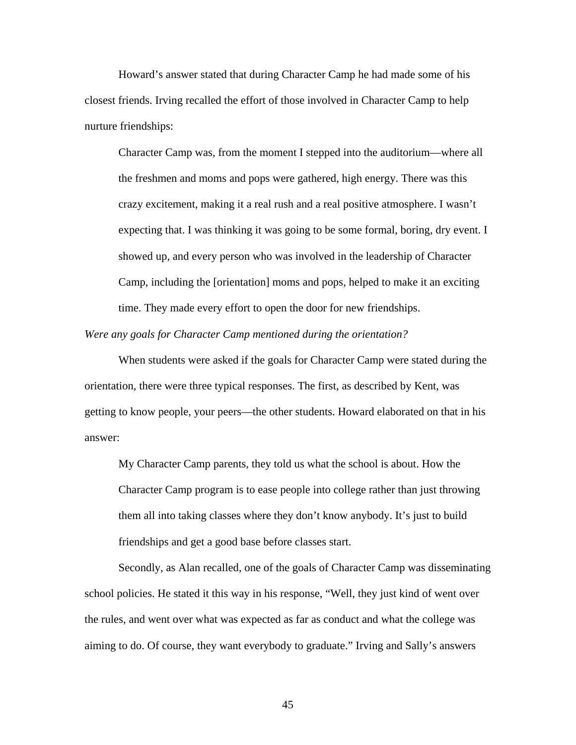Howard's answer stated that during Character Camp he had made some of his closest friends. Irving recalled the effort of those involved in Character Camp to help nurture friendships:

> Character Camp was, from the moment I stepped into the auditorium—where all the freshmen and moms and pops were gathered, high energy. There was this crazy excitement, making it a real rush and a real positive atmosphere. I wasn't expecting that. I was thinking it was going to be some formal, boring, dry event. I showed up, and every person who was involved in the leadership of Character Camp, including the [orientation] moms and pops, helped to make it an exciting time. They made every effort to open the door for new friendships.

*Were any goals for Character Camp mentioned during the orientation?*

When students were asked if the goals for Character Camp were stated during the orientation, there were three typical responses. The first, as described by Kent, was getting to know people, your peers—the other students. Howard elaborated on that in his answer:

> My Character Camp parents, they told us what the school is about. How the Character Camp program is to ease people into college rather than just throwing them all into taking classes where they don't know anybody. It's just to build friendships and get a good base before classes start.

Secondly, as Alan recalled, one of the goals of Character Camp was disseminating school policies. He stated it this way in his response, "Well, they just kind of went over the rules, and went over what was expected as far as conduct and what the college was aiming to do. Of course, they want everybody to graduate." Irving and Sally's answers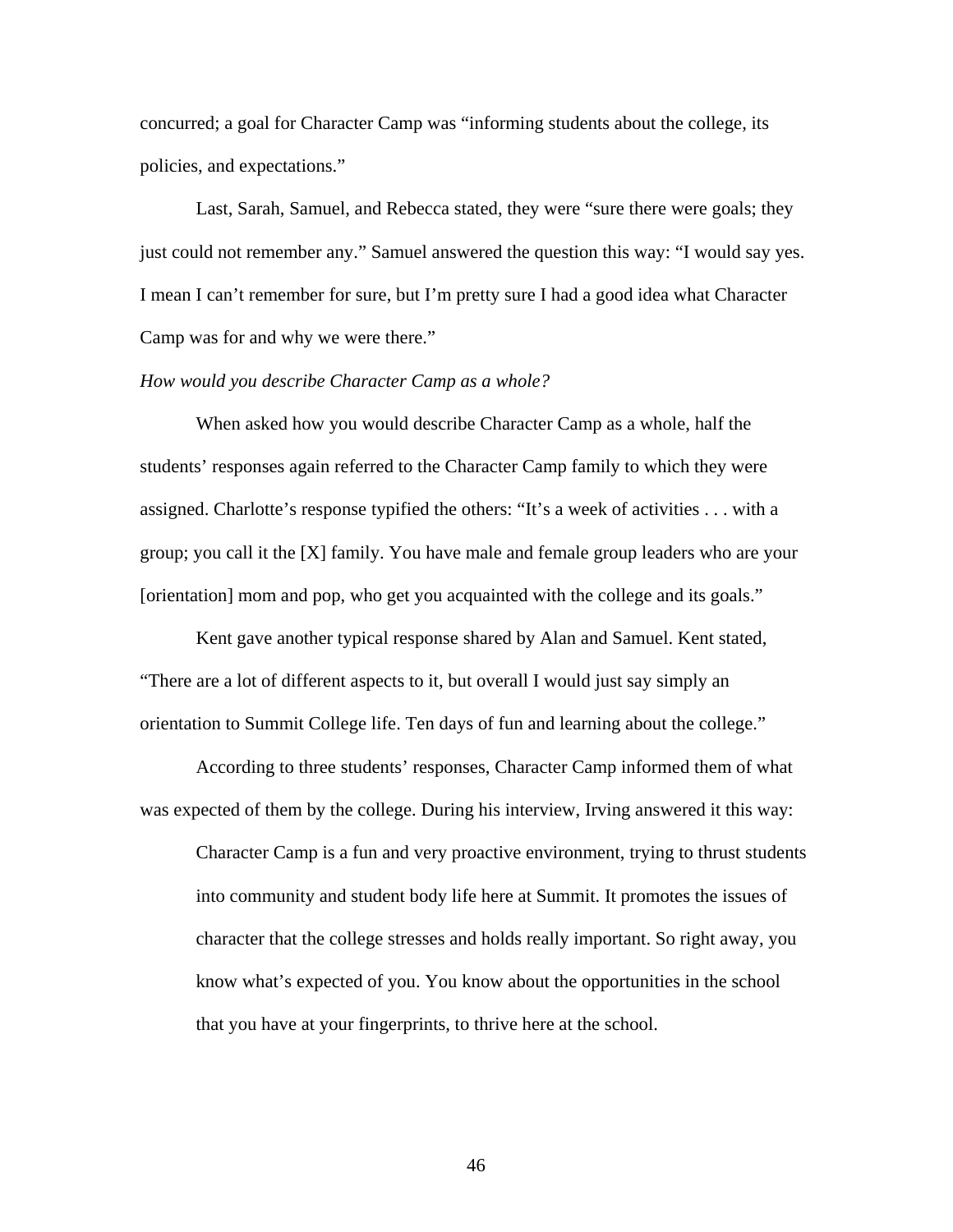concurred; a goal for Character Camp was "informing students about the college, its policies, and expectations."

Last, Sarah, Samuel, and Rebecca stated, they were "sure there were goals; they just could not remember any." Samuel answered the question this way: "I would say yes. I mean I can't remember for sure, but I'm pretty sure I had a good idea what Character Camp was for and why we were there."

*How would you describe Character Camp as a whole?*

When asked how you would describe Character Camp as a whole, half the students' responses again referred to the Character Camp family to which they were assigned. Charlotte's response typified the others: "It's a week of activities . . . with a group; you call it the [X] family. You have male and female group leaders who are your [orientation] mom and pop, who get you acquainted with the college and its goals."

Kent gave another typical response shared by Alan and Samuel. Kent stated, "There are a lot of different aspects to it, but overall I would just say simply an orientation to Summit College life. Ten days of fun and learning about the college."

According to three students' responses, Character Camp informed them of what was expected of them by the college. During his interview, Irving answered it this way:

> Character Camp is a fun and very proactive environment, trying to thrust students into community and student body life here at Summit. It promotes the issues of character that the college stresses and holds really important. So right away, you know what's expected of you. You know about the opportunities in the school that you have at your fingerprints, to thrive here at the school.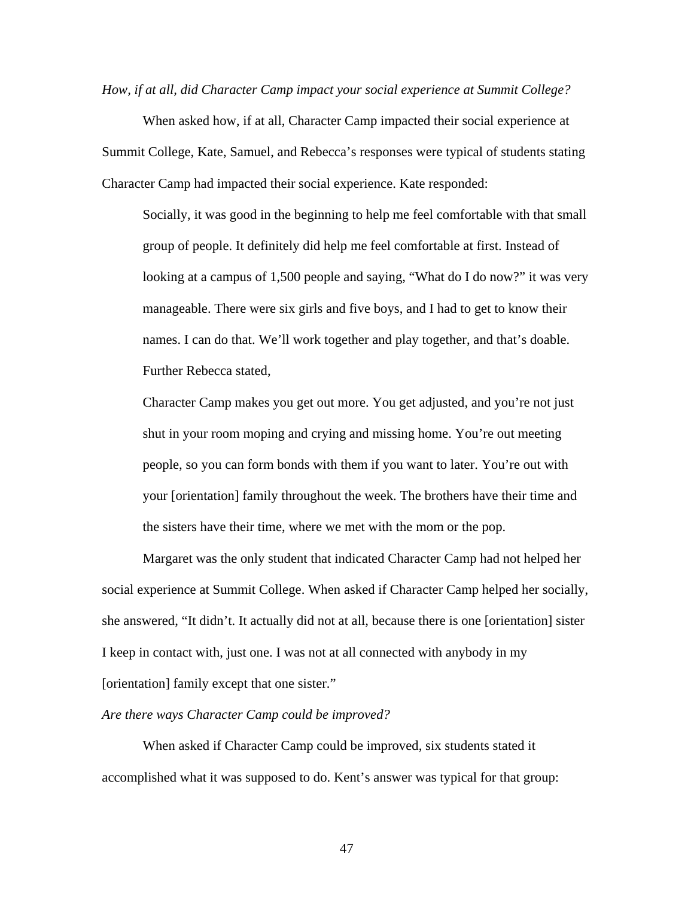*How, if at all, did Character Camp impact your social experience at Summit College?*

When asked how, if at all, Character Camp impacted their social experience at Summit College, Kate, Samuel, and Rebecca's responses were typical of students stating Character Camp had impacted their social experience. Kate responded:

> Socially, it was good in the beginning to help me feel comfortable with that small group of people. It definitely did help me feel comfortable at first. Instead of looking at a campus of 1,500 people and saying, "What do I do now?" it was very manageable. There were six girls and five boys, and I had to get to know their names. I can do that. We'll work together and play together, and that's doable.
>
> Further Rebecca stated,
>
> Character Camp makes you get out more. You get adjusted, and you're not just shut in your room moping and crying and missing home. You're out meeting people, so you can form bonds with them if you want to later. You're out with your [orientation] family throughout the week. The brothers have their time and the sisters have their time, where we met with the mom or the pop.

Margaret was the only student that indicated Character Camp had not helped her social experience at Summit College. When asked if Character Camp helped her socially, she answered, "It didn't. It actually did not at all, because there is one [orientation] sister I keep in contact with, just one. I was not at all connected with anybody in my [orientation] family except that one sister."

*Are there ways Character Camp could be improved?*

When asked if Character Camp could be improved, six students stated it accomplished what it was supposed to do. Kent's answer was typical for that group: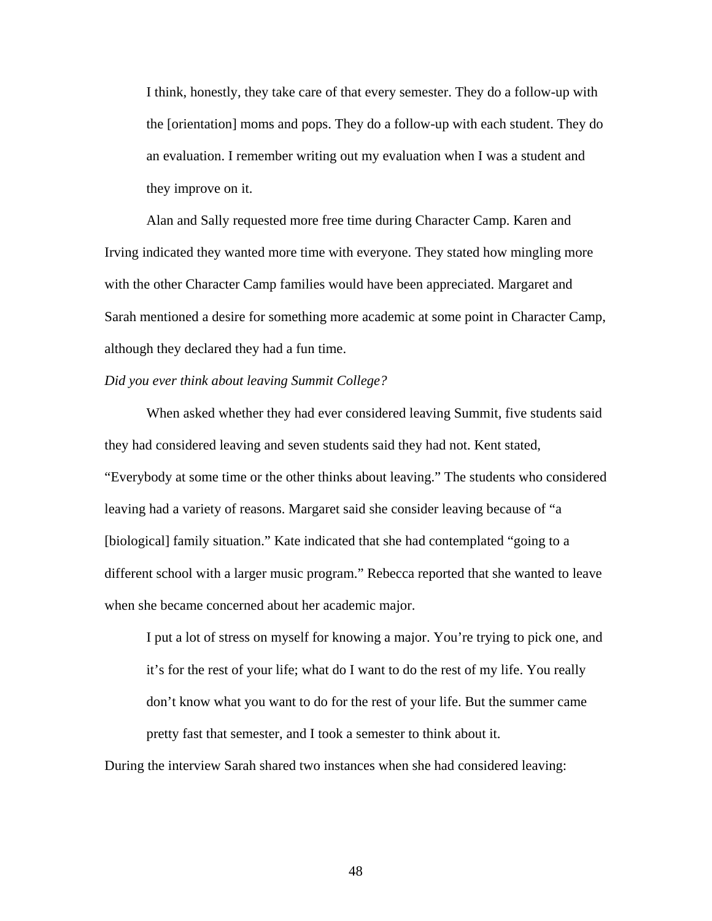> I think, honestly, they take care of that every semester. They do a follow-up with the [orientation] moms and pops. They do a follow-up with each student. They do an evaluation. I remember writing out my evaluation when I was a student and they improve on it.

Alan and Sally requested more free time during Character Camp. Karen and Irving indicated they wanted more time with everyone. They stated how mingling more with the other Character Camp families would have been appreciated. Margaret and Sarah mentioned a desire for something more academic at some point in Character Camp, although they declared they had a fun time.

*Did you ever think about leaving Summit College?*

When asked whether they had ever considered leaving Summit, five students said they had considered leaving and seven students said they had not. Kent stated, "Everybody at some time or the other thinks about leaving." The students who considered leaving had a variety of reasons. Margaret said she consider leaving because of "a [biological] family situation." Kate indicated that she had contemplated "going to a different school with a larger music program." Rebecca reported that she wanted to leave when she became concerned about her academic major.

> I put a lot of stress on myself for knowing a major. You're trying to pick one, and it's for the rest of your life; what do I want to do the rest of my life. You really don't know what you want to do for the rest of your life. But the summer came pretty fast that semester, and I took a semester to think about it.

During the interview Sarah shared two instances when she had considered leaving: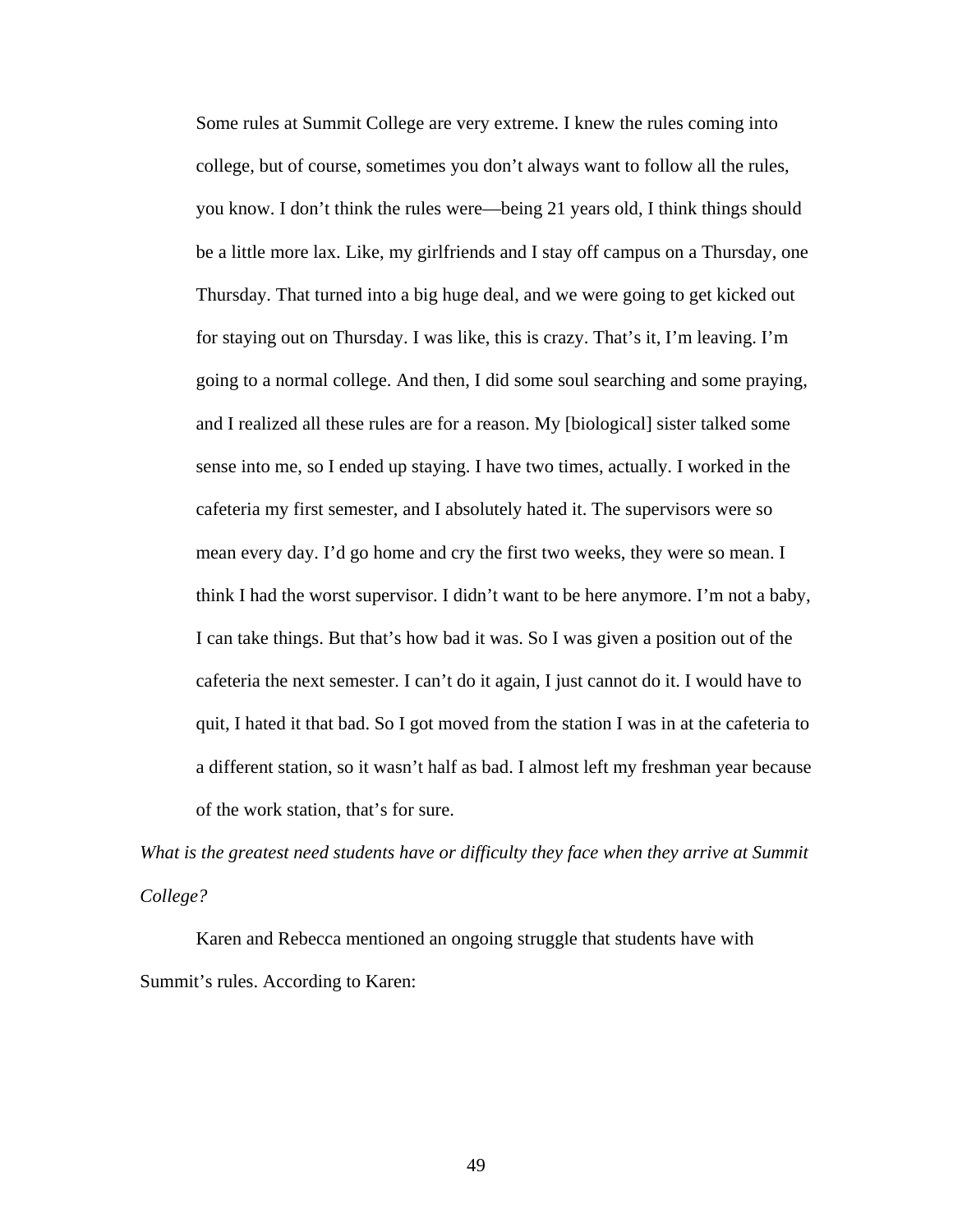> Some rules at Summit College are very extreme. I knew the rules coming into college, but of course, sometimes you don't always want to follow all the rules, you know. I don't think the rules were—being 21 years old, I think things should be a little more lax. Like, my girlfriends and I stay off campus on a Thursday, one Thursday. That turned into a big huge deal, and we were going to get kicked out for staying out on Thursday. I was like, this is crazy. That's it, I'm leaving. I'm going to a normal college. And then, I did some soul searching and some praying, and I realized all these rules are for a reason. My [biological] sister talked some sense into me, so I ended up staying. I have two times, actually. I worked in the cafeteria my first semester, and I absolutely hated it. The supervisors were so mean every day. I'd go home and cry the first two weeks, they were so mean. I think I had the worst supervisor. I didn't want to be here anymore. I'm not a baby, I can take things. But that's how bad it was. So I was given a position out of the cafeteria the next semester. I can't do it again, I just cannot do it. I would have to quit, I hated it that bad. So I got moved from the station I was in at the cafeteria to a different station, so it wasn't half as bad. I almost left my freshman year because of the work station, that's for sure.

*What is the greatest need students have or difficulty they face when they arrive at Summit College?*

Karen and Rebecca mentioned an ongoing struggle that students have with Summit's rules. According to Karen: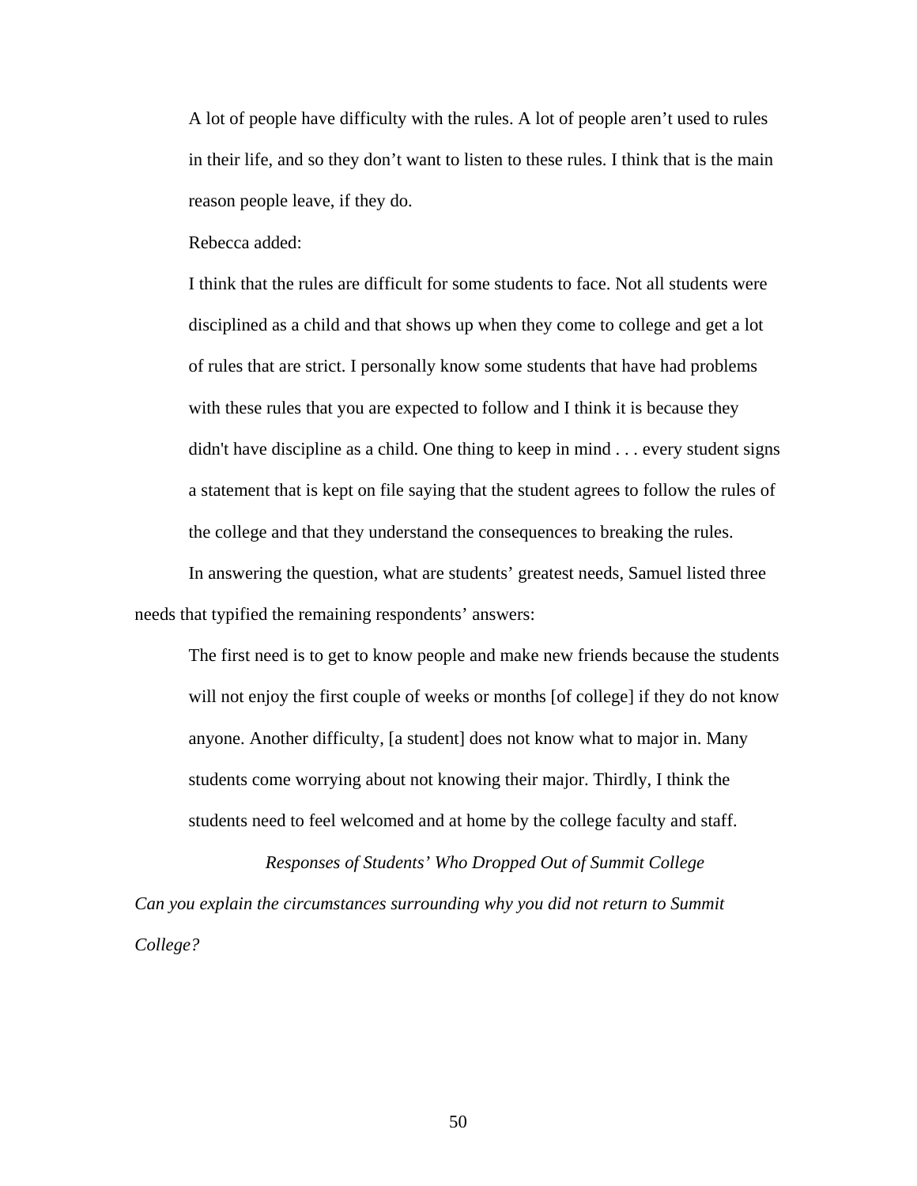> A lot of people have difficulty with the rules. A lot of people aren't used to rules in their life, and so they don't want to listen to these rules. I think that is the main reason people leave, if they do.

Rebecca added:

> I think that the rules are difficult for some students to face. Not all students were disciplined as a child and that shows up when they come to college and get a lot of rules that are strict. I personally know some students that have had problems with these rules that you are expected to follow and I think it is because they didn't have discipline as a child. One thing to keep in mind . . . every student signs a statement that is kept on file saying that the student agrees to follow the rules of the college and that they understand the consequences to breaking the rules.

In answering the question, what are students' greatest needs, Samuel listed three needs that typified the remaining respondents' answers:

> The first need is to get to know people and make new friends because the students will not enjoy the first couple of weeks or months [of college] if they do not know anyone. Another difficulty, [a student] does not know what to major in. Many students come worrying about not knowing their major. Thirdly, I think the students need to feel welcomed and at home by the college faculty and staff.

### *Responses of Students' Who Dropped Out of Summit College*

*Can you explain the circumstances surrounding why you did not return to Summit College?*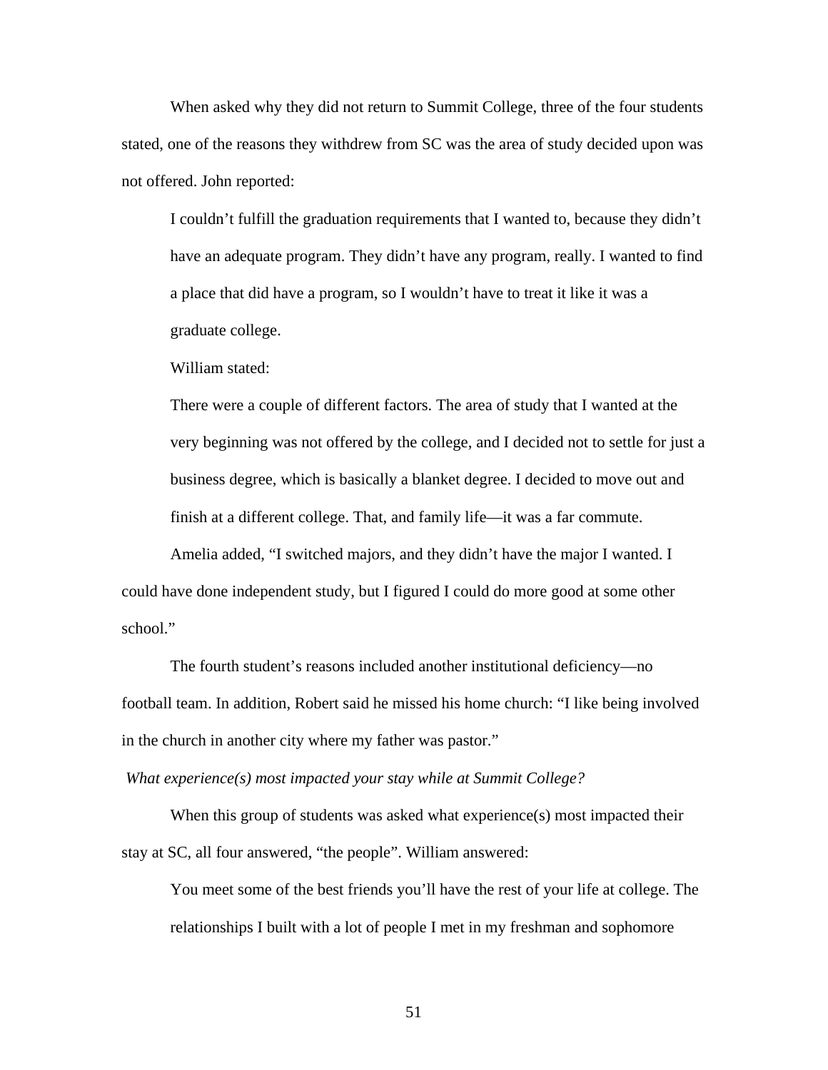When asked why they did not return to Summit College, three of the four students stated, one of the reasons they withdrew from SC was the area of study decided upon was not offered. John reported:

> I couldn't fulfill the graduation requirements that I wanted to, because they didn't have an adequate program. They didn't have any program, really. I wanted to find a place that did have a program, so I wouldn't have to treat it like it was a graduate college.

William stated:

> There were a couple of different factors. The area of study that I wanted at the very beginning was not offered by the college, and I decided not to settle for just a business degree, which is basically a blanket degree. I decided to move out and finish at a different college. That, and family life—it was a far commute.

Amelia added, "I switched majors, and they didn't have the major I wanted. I could have done independent study, but I figured I could do more good at some other school."

The fourth student's reasons included another institutional deficiency—no football team. In addition, Robert said he missed his home church: "I like being involved in the church in another city where my father was pastor."

*What experience(s) most impacted your stay while at Summit College?*

When this group of students was asked what experience(s) most impacted their stay at SC, all four answered, "the people". William answered:

> You meet some of the best friends you'll have the rest of your life at college. The relationships I built with a lot of people I met in my freshman and sophomore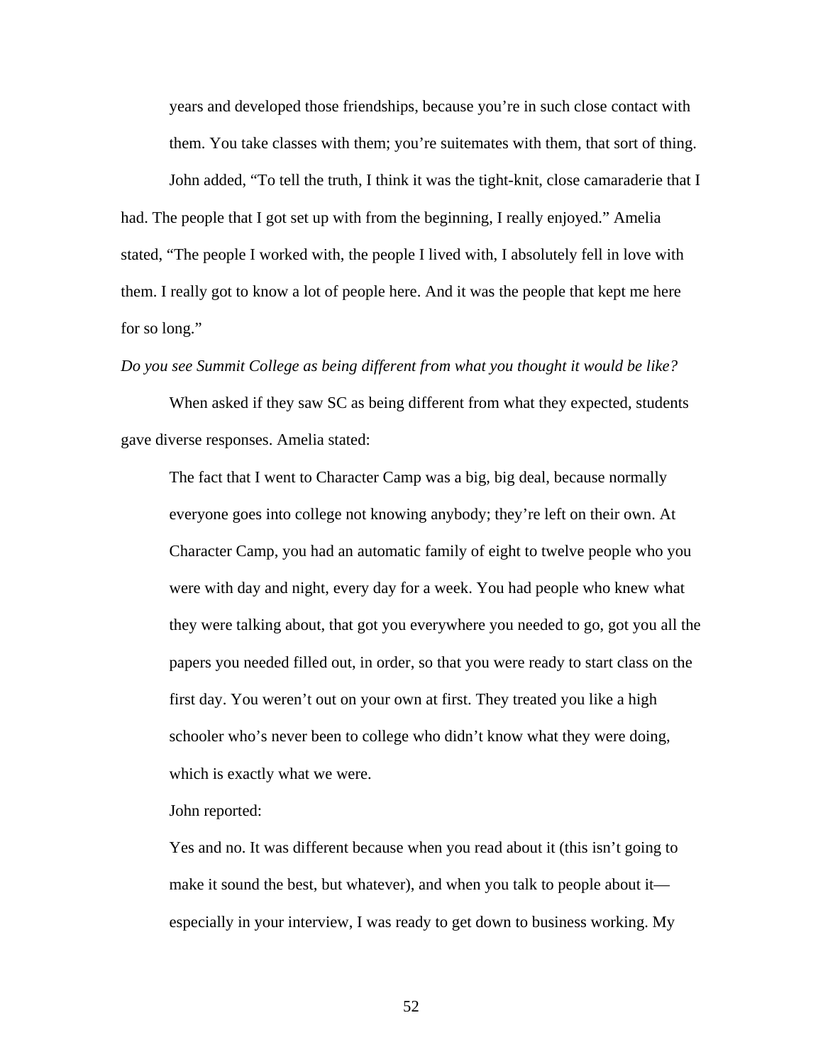years and developed those friendships, because you're in such close contact with them. You take classes with them; you're suitemates with them, that sort of thing.

John added, "To tell the truth, I think it was the tight-knit, close camaraderie that I had. The people that I got set up with from the beginning, I really enjoyed." Amelia stated, "The people I worked with, the people I lived with, I absolutely fell in love with them. I really got to know a lot of people here. And it was the people that kept me here for so long."

*Do you see Summit College as being different from what you thought it would be like?*

When asked if they saw SC as being different from what they expected, students gave diverse responses. Amelia stated:

> The fact that I went to Character Camp was a big, big deal, because normally everyone goes into college not knowing anybody; they're left on their own. At Character Camp, you had an automatic family of eight to twelve people who you were with day and night, every day for a week. You had people who knew what they were talking about, that got you everywhere you needed to go, got you all the papers you needed filled out, in order, so that you were ready to start class on the first day. You weren't out on your own at first. They treated you like a high schooler who's never been to college who didn't know what they were doing, which is exactly what we were.

John reported:

> Yes and no. It was different because when you read about it (this isn't going to make it sound the best, but whatever), and when you talk to people about it—especially in your interview, I was ready to get down to business working. My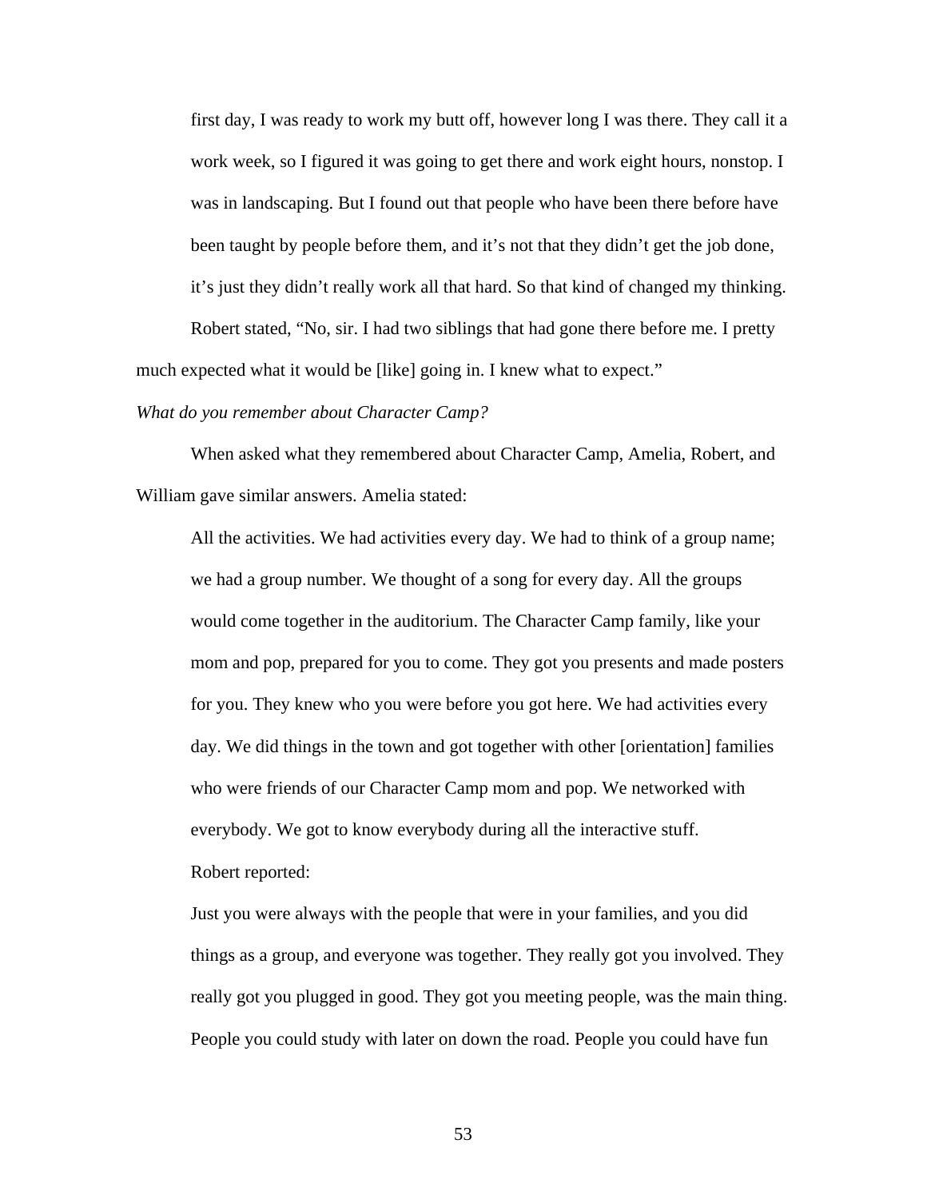first day, I was ready to work my butt off, however long I was there. They call it a work week, so I figured it was going to get there and work eight hours, nonstop. I was in landscaping. But I found out that people who have been there before have been taught by people before them, and it's not that they didn't get the job done, it's just they didn't really work all that hard. So that kind of changed my thinking.

Robert stated, "No, sir. I had two siblings that had gone there before me. I pretty much expected what it would be [like] going in. I knew what to expect."

*What do you remember about Character Camp?*

When asked what they remembered about Character Camp, Amelia, Robert, and William gave similar answers. Amelia stated:

> All the activities. We had activities every day. We had to think of a group name; we had a group number. We thought of a song for every day. All the groups would come together in the auditorium. The Character Camp family, like your mom and pop, prepared for you to come. They got you presents and made posters for you. They knew who you were before you got here. We had activities every day. We did things in the town and got together with other [orientation] families who were friends of our Character Camp mom and pop. We networked with everybody. We got to know everybody during all the interactive stuff.

Robert reported:

> Just you were always with the people that were in your families, and you did things as a group, and everyone was together. They really got you involved. They really got you plugged in good. They got you meeting people, was the main thing. People you could study with later on down the road. People you could have fun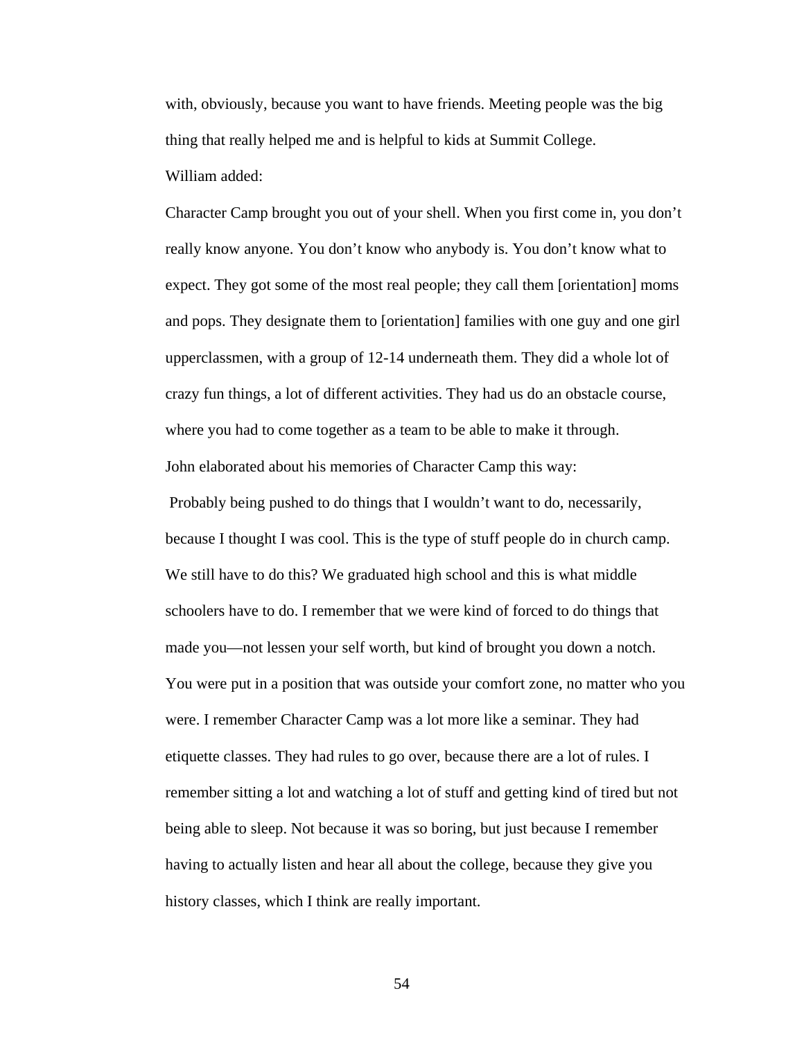with, obviously, because you want to have friends. Meeting people was the big thing that really helped me and is helpful to kids at Summit College.

William added:

Character Camp brought you out of your shell. When you first come in, you don't really know anyone. You don't know who anybody is. You don't know what to expect. They got some of the most real people; they call them [orientation] moms and pops. They designate them to [orientation] families with one guy and one girl upperclassmen, with a group of 12-14 underneath them. They did a whole lot of crazy fun things, a lot of different activities. They had us do an obstacle course, where you had to come together as a team to be able to make it through.

John elaborated about his memories of Character Camp this way:

Probably being pushed to do things that I wouldn't want to do, necessarily, because I thought I was cool. This is the type of stuff people do in church camp. We still have to do this? We graduated high school and this is what middle schoolers have to do. I remember that we were kind of forced to do things that made you—not lessen your self worth, but kind of brought you down a notch. You were put in a position that was outside your comfort zone, no matter who you were. I remember Character Camp was a lot more like a seminar. They had etiquette classes. They had rules to go over, because there are a lot of rules. I remember sitting a lot and watching a lot of stuff and getting kind of tired but not being able to sleep. Not because it was so boring, but just because I remember having to actually listen and hear all about the college, because they give you history classes, which I think are really important.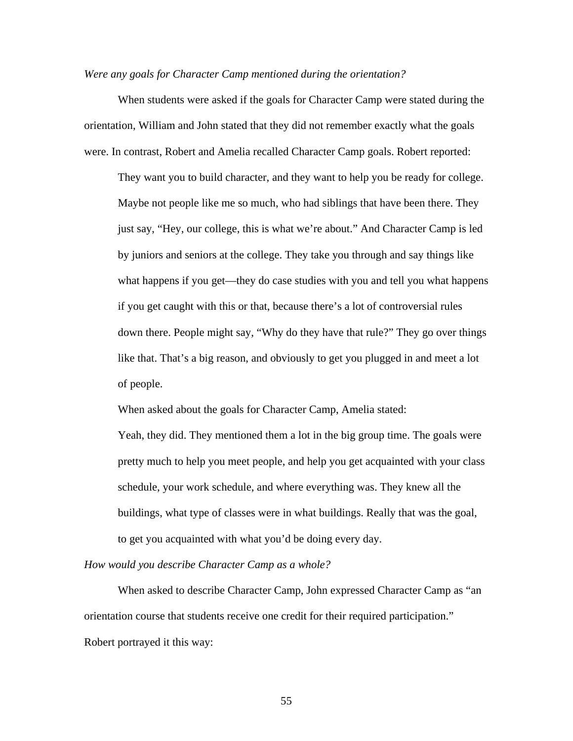*Were any goals for Character Camp mentioned during the orientation?*

When students were asked if the goals for Character Camp were stated during the orientation, William and John stated that they did not remember exactly what the goals were. In contrast, Robert and Amelia recalled Character Camp goals. Robert reported:

> They want you to build character, and they want to help you be ready for college. Maybe not people like me so much, who had siblings that have been there. They just say, "Hey, our college, this is what we're about." And Character Camp is led by juniors and seniors at the college. They take you through and say things like what happens if you get—they do case studies with you and tell you what happens if you get caught with this or that, because there's a lot of controversial rules down there. People might say, "Why do they have that rule?" They go over things like that. That's a big reason, and obviously to get you plugged in and meet a lot of people.

When asked about the goals for Character Camp, Amelia stated:

> Yeah, they did. They mentioned them a lot in the big group time. The goals were pretty much to help you meet people, and help you get acquainted with your class schedule, your work schedule, and where everything was. They knew all the buildings, what type of classes were in what buildings. Really that was the goal, to get you acquainted with what you'd be doing every day.

*How would you describe Character Camp as a whole?*

When asked to describe Character Camp, John expressed Character Camp as "an orientation course that students receive one credit for their required participation." Robert portrayed it this way: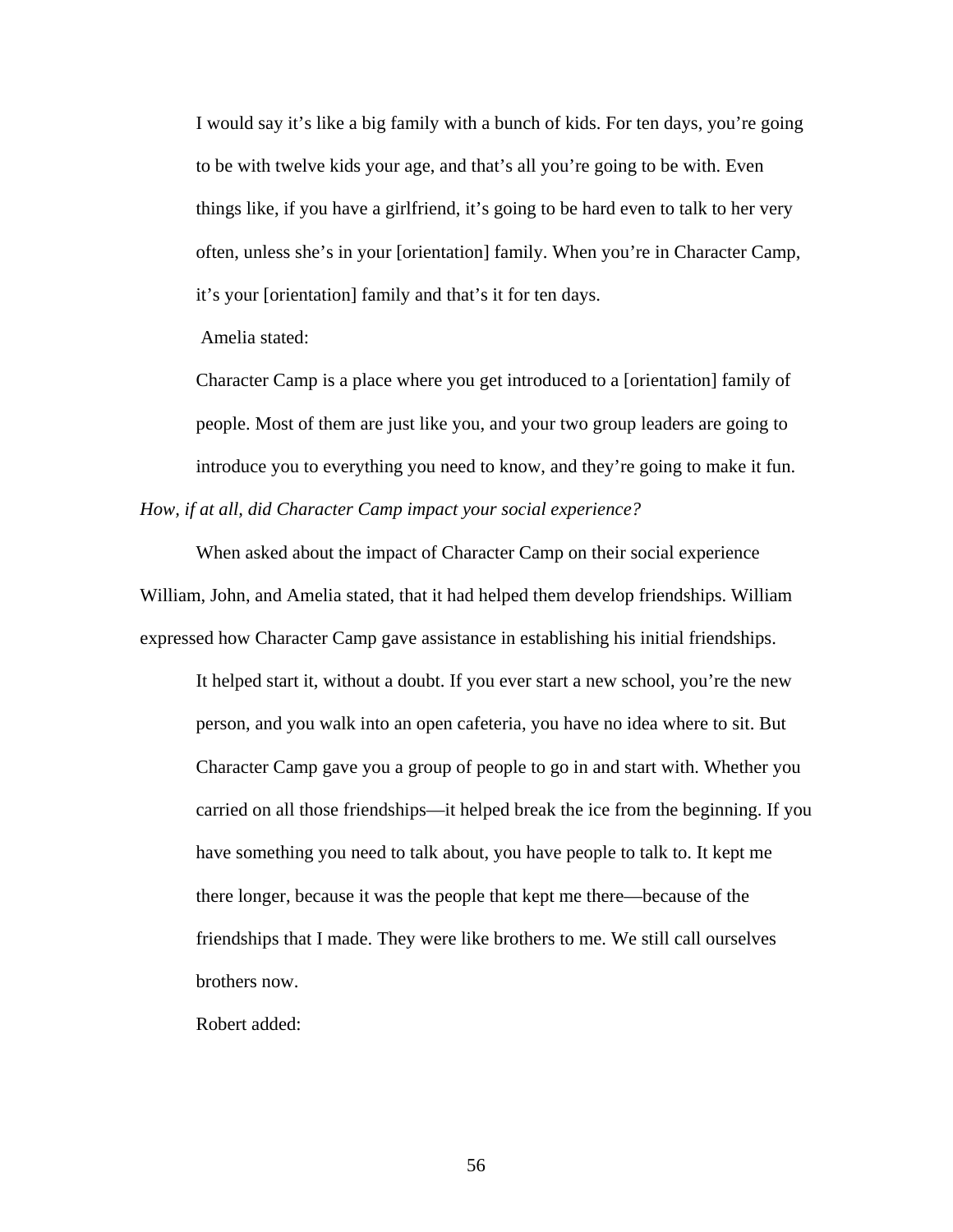> I would say it's like a big family with a bunch of kids. For ten days, you're going to be with twelve kids your age, and that's all you're going to be with. Even things like, if you have a girlfriend, it's going to be hard even to talk to her very often, unless she's in your [orientation] family. When you're in Character Camp, it's your [orientation] family and that's it for ten days.

Amelia stated:

> Character Camp is a place where you get introduced to a [orientation] family of people. Most of them are just like you, and your two group leaders are going to introduce you to everything you need to know, and they're going to make it fun.

*How, if at all, did Character Camp impact your social experience?*

When asked about the impact of Character Camp on their social experience William, John, and Amelia stated, that it had helped them develop friendships. William expressed how Character Camp gave assistance in establishing his initial friendships.

> It helped start it, without a doubt. If you ever start a new school, you're the new person, and you walk into an open cafeteria, you have no idea where to sit. But Character Camp gave you a group of people to go in and start with. Whether you carried on all those friendships—it helped break the ice from the beginning. If you have something you need to talk about, you have people to talk to. It kept me there longer, because it was the people that kept me there—because of the friendships that I made. They were like brothers to me. We still call ourselves brothers now.

Robert added: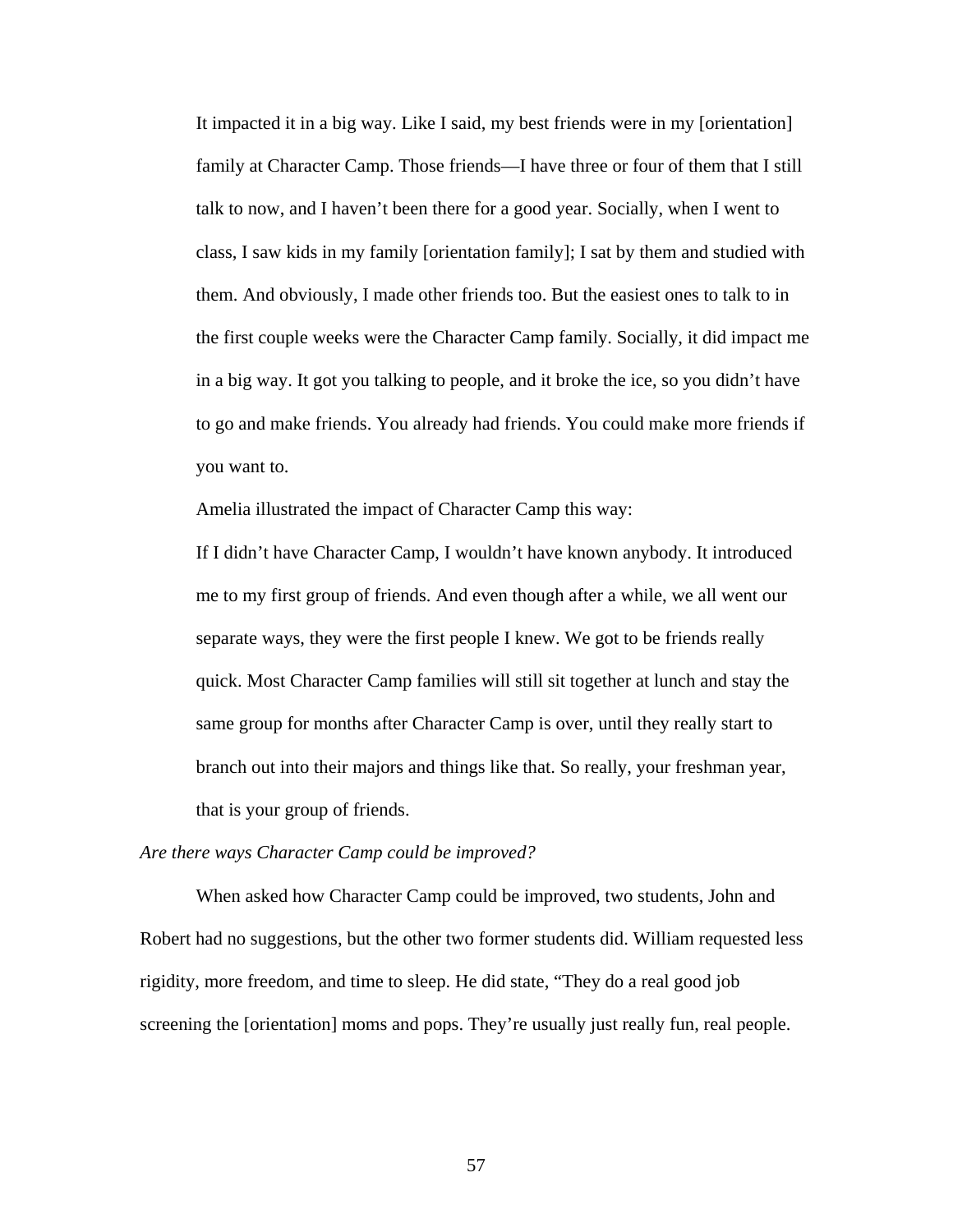> It impacted it in a big way. Like I said, my best friends were in my [orientation] family at Character Camp. Those friends—I have three or four of them that I still talk to now, and I haven't been there for a good year. Socially, when I went to class, I saw kids in my family [orientation family]; I sat by them and studied with them. And obviously, I made other friends too. But the easiest ones to talk to in the first couple weeks were the Character Camp family. Socially, it did impact me in a big way. It got you talking to people, and it broke the ice, so you didn't have to go and make friends. You already had friends. You could make more friends if you want to.

Amelia illustrated the impact of Character Camp this way:

> If I didn't have Character Camp, I wouldn't have known anybody. It introduced me to my first group of friends. And even though after a while, we all went our separate ways, they were the first people I knew. We got to be friends really quick. Most Character Camp families will still sit together at lunch and stay the same group for months after Character Camp is over, until they really start to branch out into their majors and things like that. So really, your freshman year, that is your group of friends.

*Are there ways Character Camp could be improved?*

When asked how Character Camp could be improved, two students, John and Robert had no suggestions, but the other two former students did. William requested less rigidity, more freedom, and time to sleep. He did state, "They do a real good job screening the [orientation] moms and pops. They're usually just really fun, real people.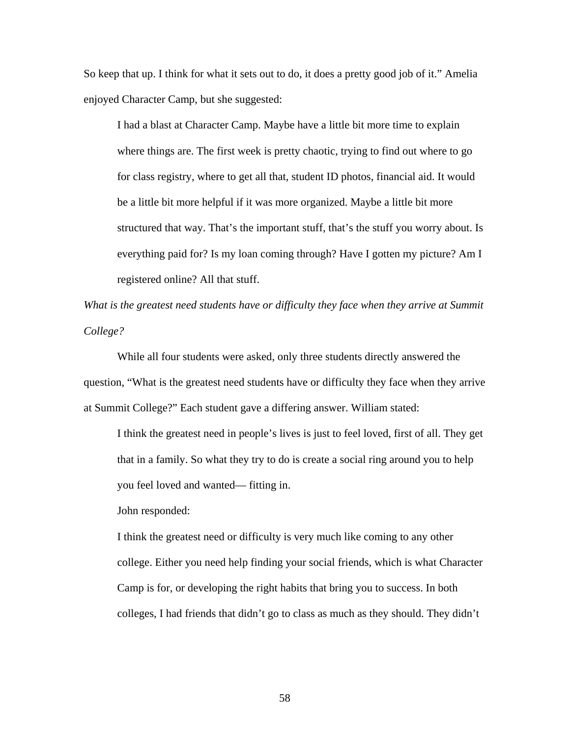So keep that up. I think for what it sets out to do, it does a pretty good job of it." Amelia enjoyed Character Camp, but she suggested:

> I had a blast at Character Camp. Maybe have a little bit more time to explain where things are. The first week is pretty chaotic, trying to find out where to go for class registry, where to get all that, student ID photos, financial aid. It would be a little bit more helpful if it was more organized. Maybe a little bit more structured that way. That's the important stuff, that's the stuff you worry about. Is everything paid for? Is my loan coming through? Have I gotten my picture? Am I registered online? All that stuff.

*What is the greatest need students have or difficulty they face when they arrive at Summit College?*

While all four students were asked, only three students directly answered the question, "What is the greatest need students have or difficulty they face when they arrive at Summit College?" Each student gave a differing answer. William stated:

> I think the greatest need in people's lives is just to feel loved, first of all. They get that in a family. So what they try to do is create a social ring around you to help you feel loved and wanted— fitting in.

John responded:

> I think the greatest need or difficulty is very much like coming to any other college. Either you need help finding your social friends, which is what Character Camp is for, or developing the right habits that bring you to success. In both colleges, I had friends that didn't go to class as much as they should. They didn't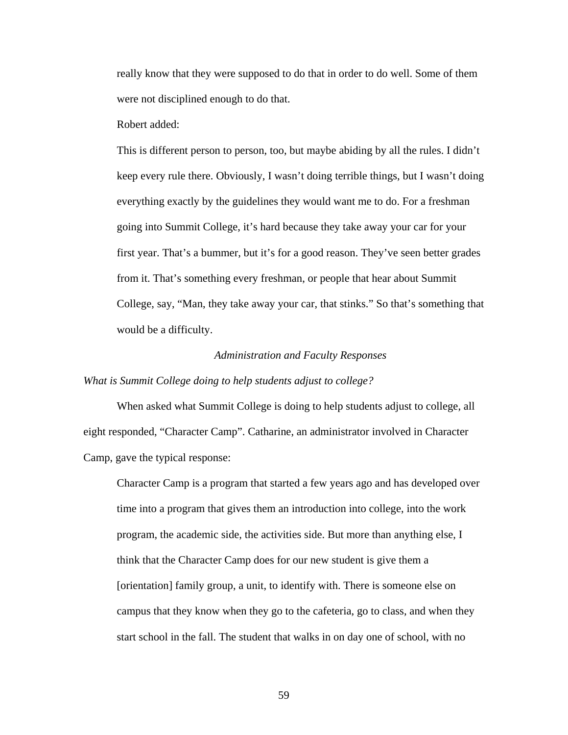> really know that they were supposed to do that in order to do well. Some of them were not disciplined enough to do that.

Robert added:

> This is different person to person, too, but maybe abiding by all the rules. I didn't keep every rule there. Obviously, I wasn't doing terrible things, but I wasn't doing everything exactly by the guidelines they would want me to do. For a freshman going into Summit College, it's hard because they take away your car for your first year. That's a bummer, but it's for a good reason. They've seen better grades from it. That's something every freshman, or people that hear about Summit College, say, "Man, they take away your car, that stinks." So that's something that would be a difficulty.

### *Administration and Faculty Responses*

*What is Summit College doing to help students adjust to college?*

When asked what Summit College is doing to help students adjust to college, all eight responded, "Character Camp". Catharine, an administrator involved in Character Camp, gave the typical response:

> Character Camp is a program that started a few years ago and has developed over time into a program that gives them an introduction into college, into the work program, the academic side, the activities side. But more than anything else, I think that the Character Camp does for our new student is give them a [orientation] family group, a unit, to identify with. There is someone else on campus that they know when they go to the cafeteria, go to class, and when they start school in the fall. The student that walks in on day one of school, with no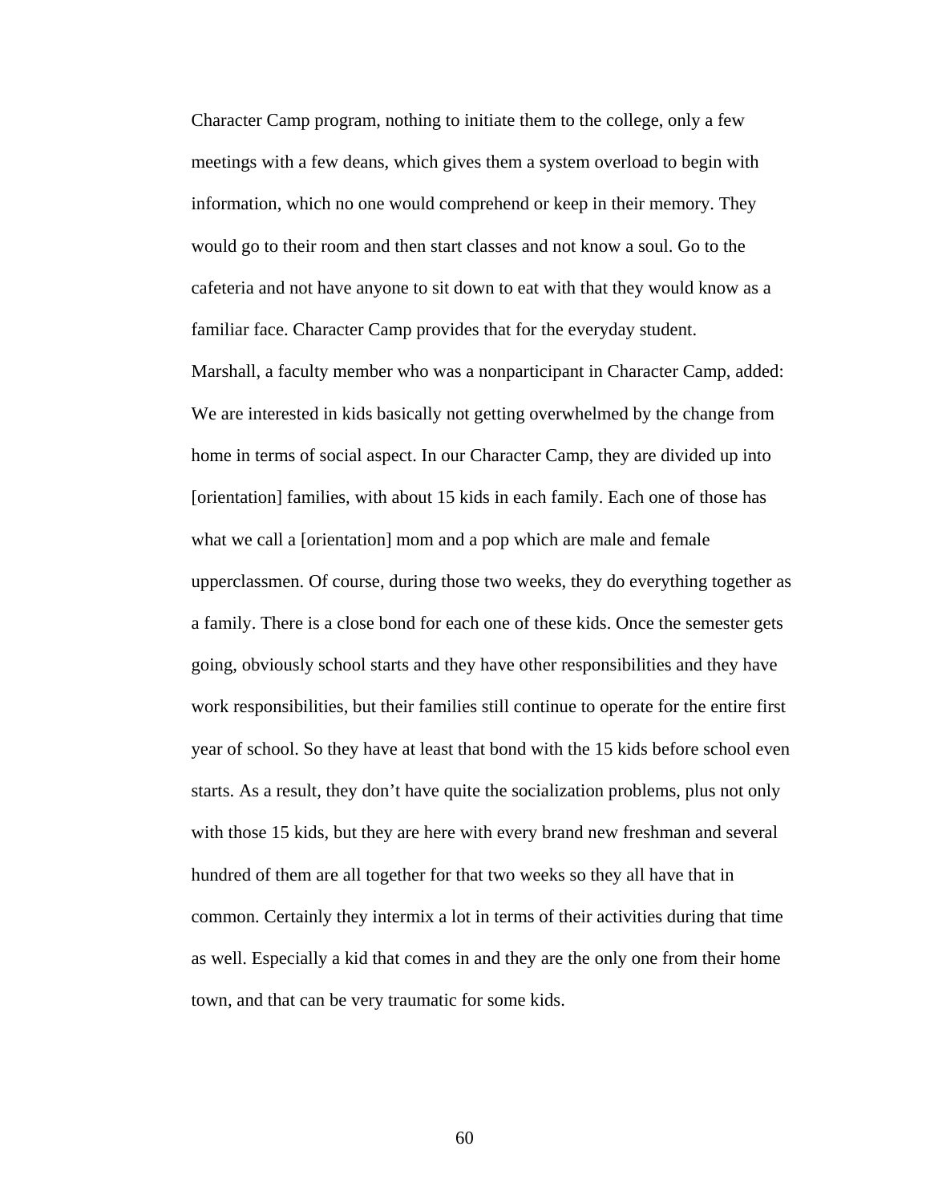Character Camp program, nothing to initiate them to the college, only a few meetings with a few deans, which gives them a system overload to begin with information, which no one would comprehend or keep in their memory. They would go to their room and then start classes and not know a soul. Go to the cafeteria and not have anyone to sit down to eat with that they would know as a familiar face. Character Camp provides that for the everyday student.

Marshall, a faculty member who was a nonparticipant in Character Camp, added:

We are interested in kids basically not getting overwhelmed by the change from home in terms of social aspect. In our Character Camp, they are divided up into [orientation] families, with about 15 kids in each family. Each one of those has what we call a [orientation] mom and a pop which are male and female upperclassmen. Of course, during those two weeks, they do everything together as a family. There is a close bond for each one of these kids. Once the semester gets going, obviously school starts and they have other responsibilities and they have work responsibilities, but their families still continue to operate for the entire first year of school. So they have at least that bond with the 15 kids before school even starts. As a result, they don't have quite the socialization problems, plus not only with those 15 kids, but they are here with every brand new freshman and several hundred of them are all together for that two weeks so they all have that in common. Certainly they intermix a lot in terms of their activities during that time as well. Especially a kid that comes in and they are the only one from their home town, and that can be very traumatic for some kids.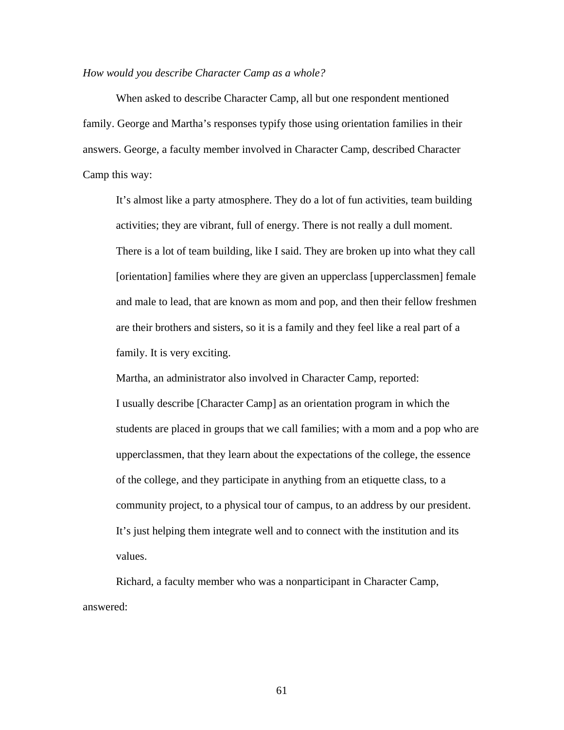*How would you describe Character Camp as a whole?*

When asked to describe Character Camp, all but one respondent mentioned family. George and Martha's responses typify those using orientation families in their answers. George, a faculty member involved in Character Camp, described Character Camp this way:

> It's almost like a party atmosphere. They do a lot of fun activities, team building activities; they are vibrant, full of energy. There is not really a dull moment. There is a lot of team building, like I said. They are broken up into what they call [orientation] families where they are given an upperclass [upperclassmen] female and male to lead, that are known as mom and pop, and then their fellow freshmen are their brothers and sisters, so it is a family and they feel like a real part of a family. It is very exciting.

Martha, an administrator also involved in Character Camp, reported:

> I usually describe [Character Camp] as an orientation program in which the students are placed in groups that we call families; with a mom and a pop who are upperclassmen, that they learn about the expectations of the college, the essence of the college, and they participate in anything from an etiquette class, to a community project, to a physical tour of campus, to an address by our president. It's just helping them integrate well and to connect with the institution and its values.

Richard, a faculty member who was a nonparticipant in Character Camp, answered: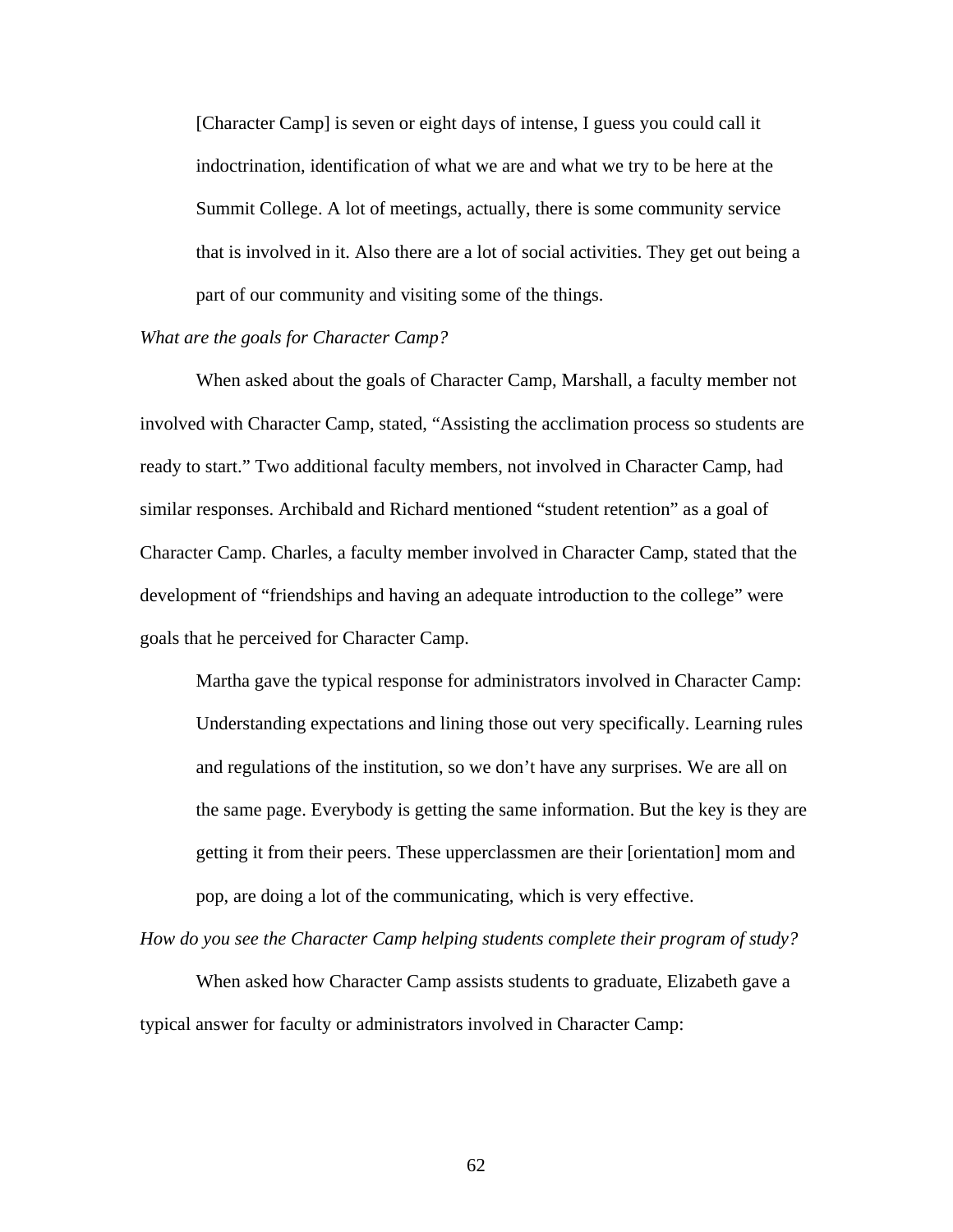> [Character Camp] is seven or eight days of intense, I guess you could call it indoctrination, identification of what we are and what we try to be here at the Summit College. A lot of meetings, actually, there is some community service that is involved in it. Also there are a lot of social activities. They get out being a part of our community and visiting some of the things.

*What are the goals for Character Camp?*

When asked about the goals of Character Camp, Marshall, a faculty member not involved with Character Camp, stated, "Assisting the acclimation process so students are ready to start." Two additional faculty members, not involved in Character Camp, had similar responses. Archibald and Richard mentioned "student retention" as a goal of Character Camp. Charles, a faculty member involved in Character Camp, stated that the development of "friendships and having an adequate introduction to the college" were goals that he perceived for Character Camp.

> Martha gave the typical response for administrators involved in Character Camp: Understanding expectations and lining those out very specifically. Learning rules and regulations of the institution, so we don't have any surprises. We are all on the same page. Everybody is getting the same information. But the key is they are getting it from their peers. These upperclassmen are their [orientation] mom and pop, are doing a lot of the communicating, which is very effective.

*How do you see the Character Camp helping students complete their program of study?*

When asked how Character Camp assists students to graduate, Elizabeth gave a typical answer for faculty or administrators involved in Character Camp: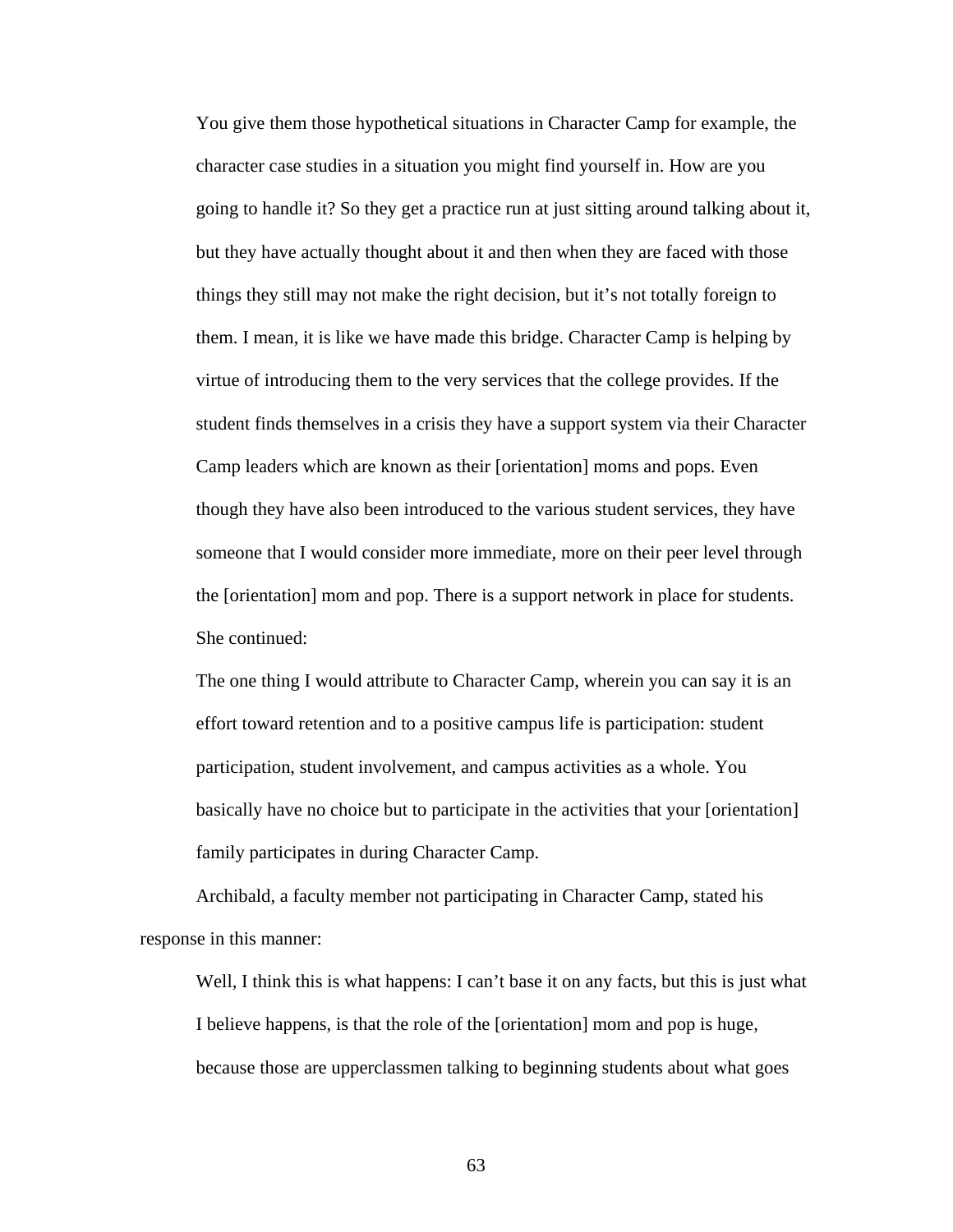> You give them those hypothetical situations in Character Camp for example, the character case studies in a situation you might find yourself in. How are you going to handle it? So they get a practice run at just sitting around talking about it, but they have actually thought about it and then when they are faced with those things they still may not make the right decision, but it's not totally foreign to them. I mean, it is like we have made this bridge. Character Camp is helping by virtue of introducing them to the very services that the college provides. If the student finds themselves in a crisis they have a support system via their Character Camp leaders which are known as their [orientation] moms and pops. Even though they have also been introduced to the various student services, they have someone that I would consider more immediate, more on their peer level through the [orientation] mom and pop. There is a support network in place for students.

She continued:

> The one thing I would attribute to Character Camp, wherein you can say it is an effort toward retention and to a positive campus life is participation: student participation, student involvement, and campus activities as a whole. You basically have no choice but to participate in the activities that your [orientation] family participates in during Character Camp.

Archibald, a faculty member not participating in Character Camp, stated his response in this manner:

> Well, I think this is what happens: I can't base it on any facts, but this is just what I believe happens, is that the role of the [orientation] mom and pop is huge, because those are upperclassmen talking to beginning students about what goes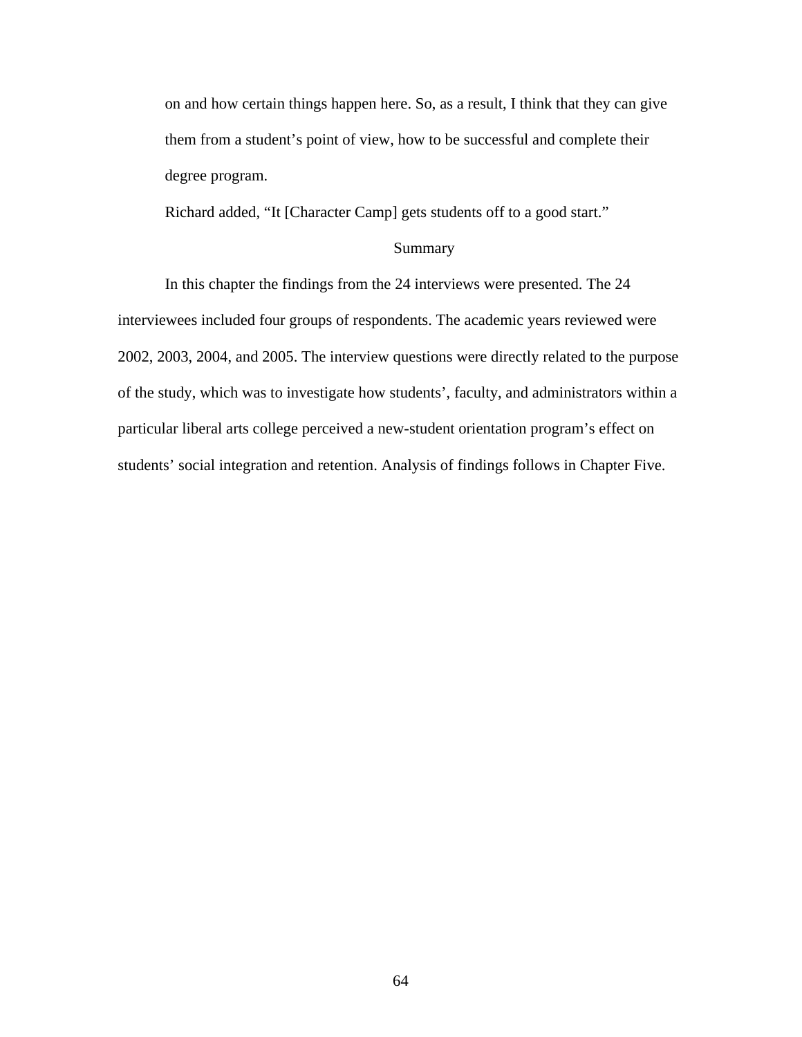> on and how certain things happen here. So, as a result, I think that they can give them from a student's point of view, how to be successful and complete their degree program.

Richard added, "It [Character Camp] gets students off to a good start."

## Summary

In this chapter the findings from the 24 interviews were presented. The 24 interviewees included four groups of respondents. The academic years reviewed were 2002, 2003, 2004, and 2005. The interview questions were directly related to the purpose of the study, which was to investigate how students', faculty, and administrators within a particular liberal arts college perceived a new-student orientation program's effect on students' social integration and retention. Analysis of findings follows in Chapter Five.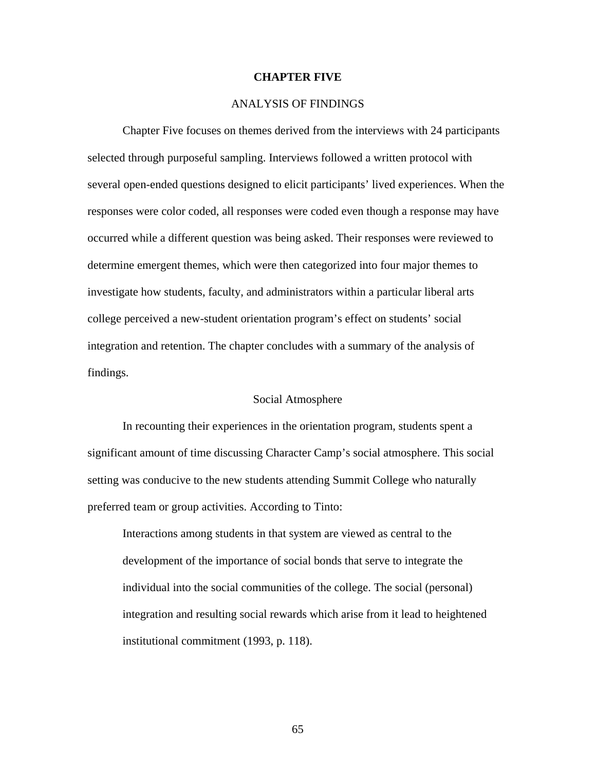# CHAPTER FIVE

## ANALYSIS OF FINDINGS

Chapter Five focuses on themes derived from the interviews with 24 participants selected through purposeful sampling. Interviews followed a written protocol with several open-ended questions designed to elicit participants' lived experiences. When the responses were color coded, all responses were coded even though a response may have occurred while a different question was being asked. Their responses were reviewed to determine emergent themes, which were then categorized into four major themes to investigate how students, faculty, and administrators within a particular liberal arts college perceived a new-student orientation program's effect on students' social integration and retention. The chapter concludes with a summary of the analysis of findings.

### Social Atmosphere

In recounting their experiences in the orientation program, students spent a significant amount of time discussing Character Camp's social atmosphere. This social setting was conducive to the new students attending Summit College who naturally preferred team or group activities. According to Tinto:

> Interactions among students in that system are viewed as central to the development of the importance of social bonds that serve to integrate the individual into the social communities of the college. The social (personal) integration and resulting social rewards which arise from it lead to heightened institutional commitment (1993, p. 118).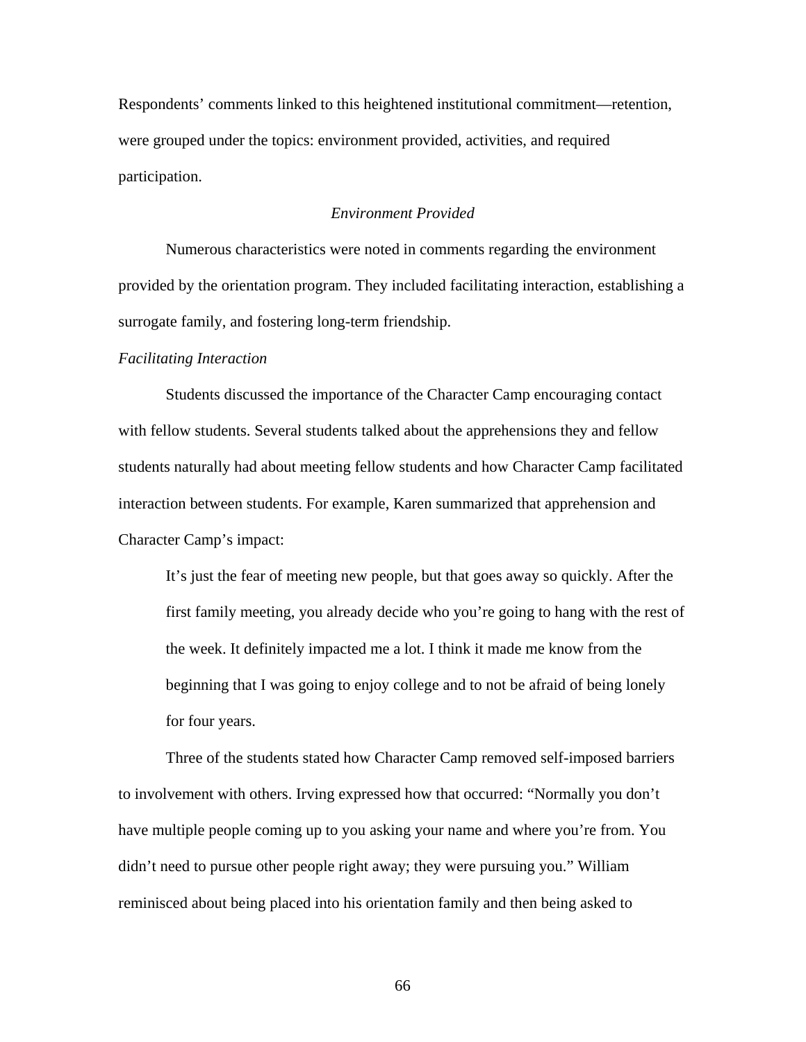Respondents' comments linked to this heightened institutional commitment—retention, were grouped under the topics: environment provided, activities, and required participation.

### *Environment Provided*

Numerous characteristics were noted in comments regarding the environment provided by the orientation program. They included facilitating interaction, establishing a surrogate family, and fostering long-term friendship.

#### *Facilitating Interaction*

Students discussed the importance of the Character Camp encouraging contact with fellow students. Several students talked about the apprehensions they and fellow students naturally had about meeting fellow students and how Character Camp facilitated interaction between students. For example, Karen summarized that apprehension and Character Camp's impact:

> It's just the fear of meeting new people, but that goes away so quickly. After the first family meeting, you already decide who you're going to hang with the rest of the week. It definitely impacted me a lot. I think it made me know from the beginning that I was going to enjoy college and to not be afraid of being lonely for four years.

Three of the students stated how Character Camp removed self-imposed barriers to involvement with others. Irving expressed how that occurred: "Normally you don't have multiple people coming up to you asking your name and where you're from. You didn't need to pursue other people right away; they were pursuing you." William reminisced about being placed into his orientation family and then being asked to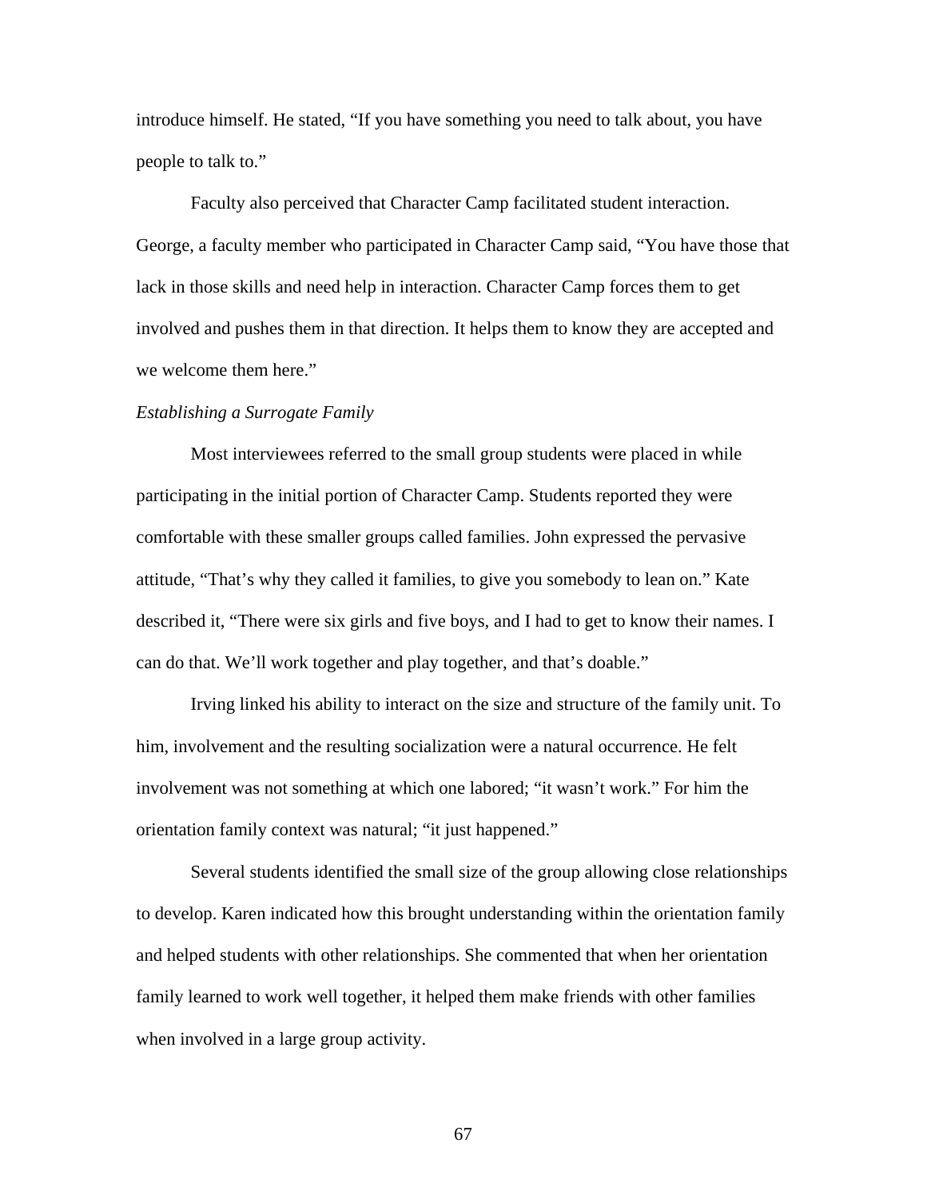introduce himself. He stated, "If you have something you need to talk about, you have people to talk to."

Faculty also perceived that Character Camp facilitated student interaction. George, a faculty member who participated in Character Camp said, "You have those that lack in those skills and need help in interaction. Character Camp forces them to get involved and pushes them in that direction. It helps them to know they are accepted and we welcome them here."

*Establishing a Surrogate Family*

Most interviewees referred to the small group students were placed in while participating in the initial portion of Character Camp. Students reported they were comfortable with these smaller groups called families. John expressed the pervasive attitude, "That's why they called it families, to give you somebody to lean on." Kate described it, "There were six girls and five boys, and I had to get to know their names. I can do that. We'll work together and play together, and that's doable."

Irving linked his ability to interact on the size and structure of the family unit. To him, involvement and the resulting socialization were a natural occurrence. He felt involvement was not something at which one labored; "it wasn't work." For him the orientation family context was natural; "it just happened."

Several students identified the small size of the group allowing close relationships to develop. Karen indicated how this brought understanding within the orientation family and helped students with other relationships. She commented that when her orientation family learned to work well together, it helped them make friends with other families when involved in a large group activity.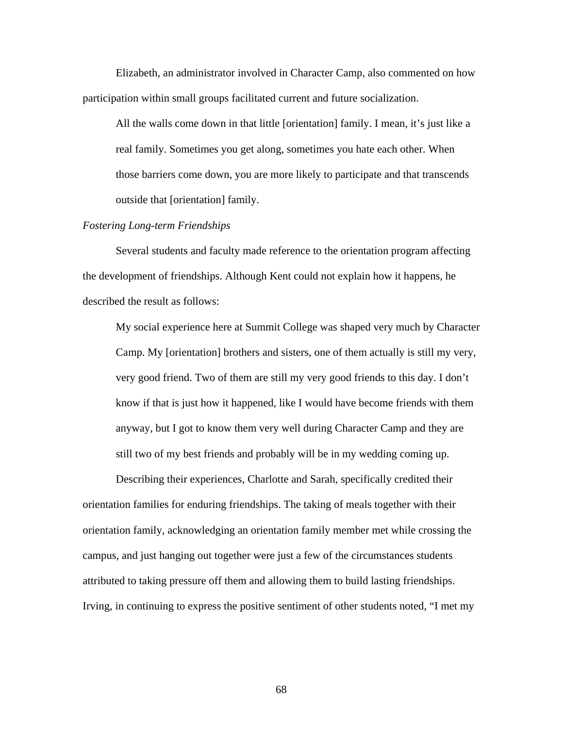Elizabeth, an administrator involved in Character Camp, also commented on how participation within small groups facilitated current and future socialization.

> All the walls come down in that little [orientation] family. I mean, it's just like a real family. Sometimes you get along, sometimes you hate each other. When those barriers come down, you are more likely to participate and that transcends outside that [orientation] family.

*Fostering Long-term Friendships*

Several students and faculty made reference to the orientation program affecting the development of friendships. Although Kent could not explain how it happens, he described the result as follows:

> My social experience here at Summit College was shaped very much by Character Camp. My [orientation] brothers and sisters, one of them actually is still my very, very good friend. Two of them are still my very good friends to this day. I don't know if that is just how it happened, like I would have become friends with them anyway, but I got to know them very well during Character Camp and they are still two of my best friends and probably will be in my wedding coming up.

Describing their experiences, Charlotte and Sarah, specifically credited their orientation families for enduring friendships. The taking of meals together with their orientation family, acknowledging an orientation family member met while crossing the campus, and just hanging out together were just a few of the circumstances students attributed to taking pressure off them and allowing them to build lasting friendships. Irving, in continuing to express the positive sentiment of other students noted, "I met my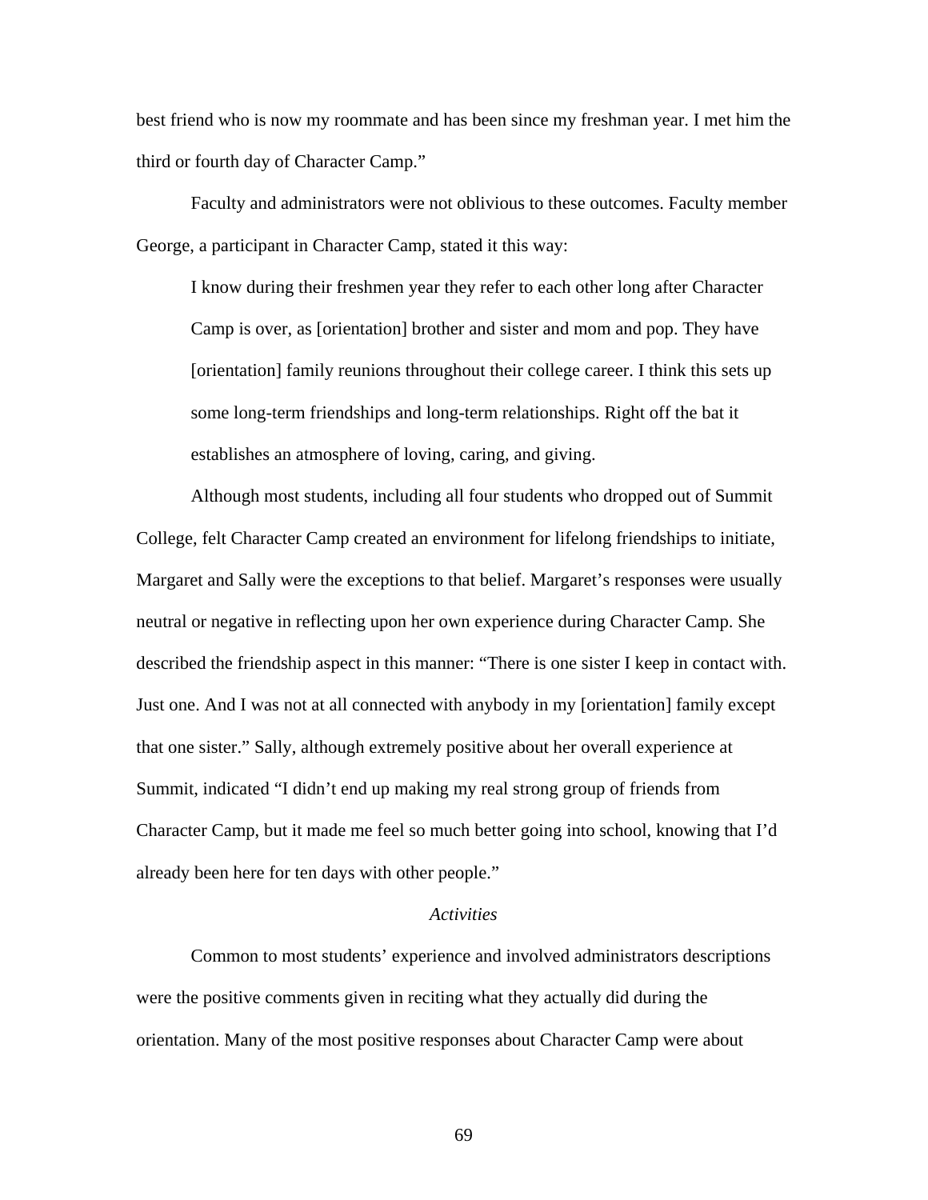best friend who is now my roommate and has been since my freshman year. I met him the third or fourth day of Character Camp."

Faculty and administrators were not oblivious to these outcomes. Faculty member George, a participant in Character Camp, stated it this way:

> I know during their freshmen year they refer to each other long after Character Camp is over, as [orientation] brother and sister and mom and pop. They have [orientation] family reunions throughout their college career. I think this sets up some long-term friendships and long-term relationships. Right off the bat it establishes an atmosphere of loving, caring, and giving.

Although most students, including all four students who dropped out of Summit College, felt Character Camp created an environment for lifelong friendships to initiate, Margaret and Sally were the exceptions to that belief. Margaret's responses were usually neutral or negative in reflecting upon her own experience during Character Camp. She described the friendship aspect in this manner: "There is one sister I keep in contact with. Just one. And I was not at all connected with anybody in my [orientation] family except that one sister." Sally, although extremely positive about her overall experience at Summit, indicated "I didn't end up making my real strong group of friends from Character Camp, but it made me feel so much better going into school, knowing that I'd already been here for ten days with other people."

### *Activities*

Common to most students' experience and involved administrators descriptions were the positive comments given in reciting what they actually did during the orientation. Many of the most positive responses about Character Camp were about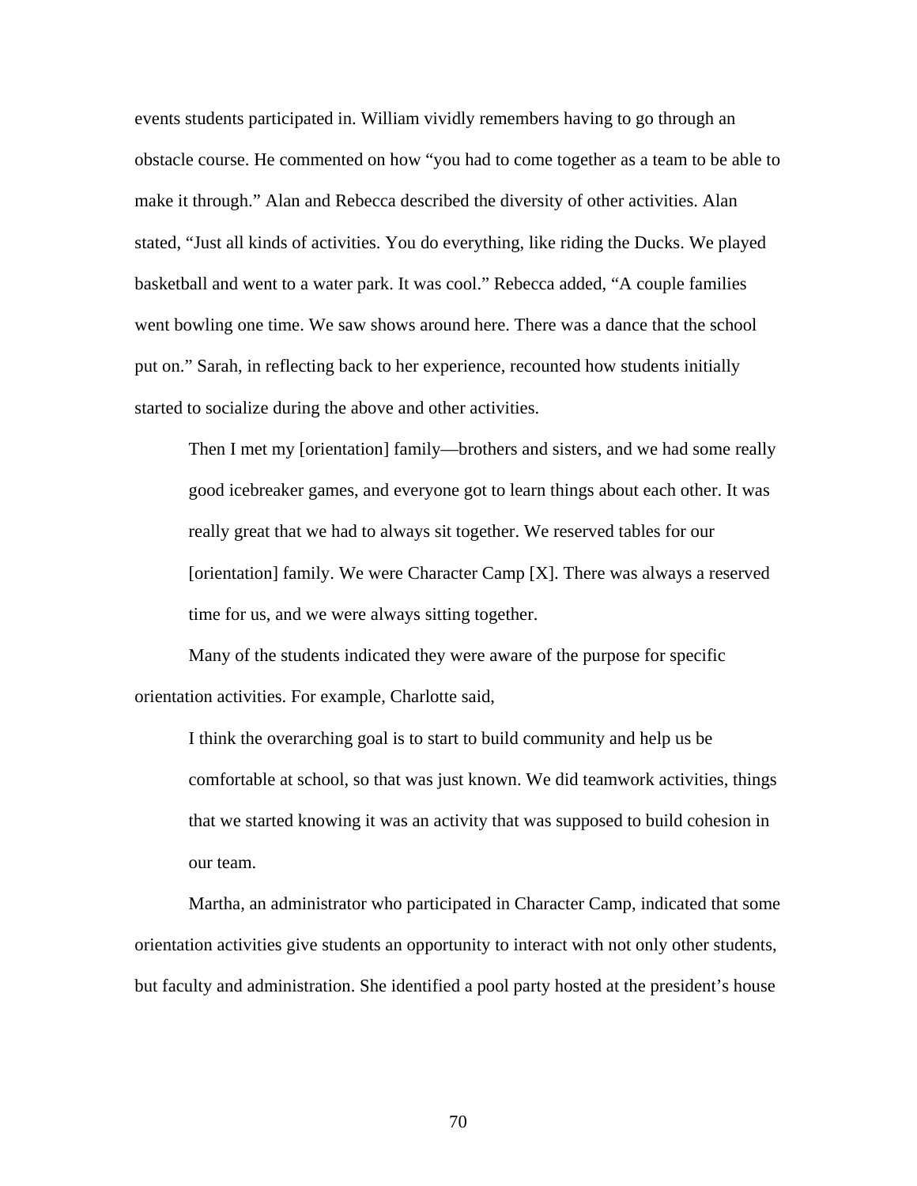events students participated in. William vividly remembers having to go through an obstacle course. He commented on how "you had to come together as a team to be able to make it through." Alan and Rebecca described the diversity of other activities. Alan stated, "Just all kinds of activities. You do everything, like riding the Ducks. We played basketball and went to a water park. It was cool." Rebecca added, "A couple families went bowling one time. We saw shows around here. There was a dance that the school put on." Sarah, in reflecting back to her experience, recounted how students initially started to socialize during the above and other activities.

> Then I met my [orientation] family—brothers and sisters, and we had some really good icebreaker games, and everyone got to learn things about each other. It was really great that we had to always sit together. We reserved tables for our [orientation] family. We were Character Camp [X]. There was always a reserved time for us, and we were always sitting together.

Many of the students indicated they were aware of the purpose for specific orientation activities. For example, Charlotte said,

> I think the overarching goal is to start to build community and help us be comfortable at school, so that was just known. We did teamwork activities, things that we started knowing it was an activity that was supposed to build cohesion in our team.

Martha, an administrator who participated in Character Camp, indicated that some orientation activities give students an opportunity to interact with not only other students, but faculty and administration. She identified a pool party hosted at the president's house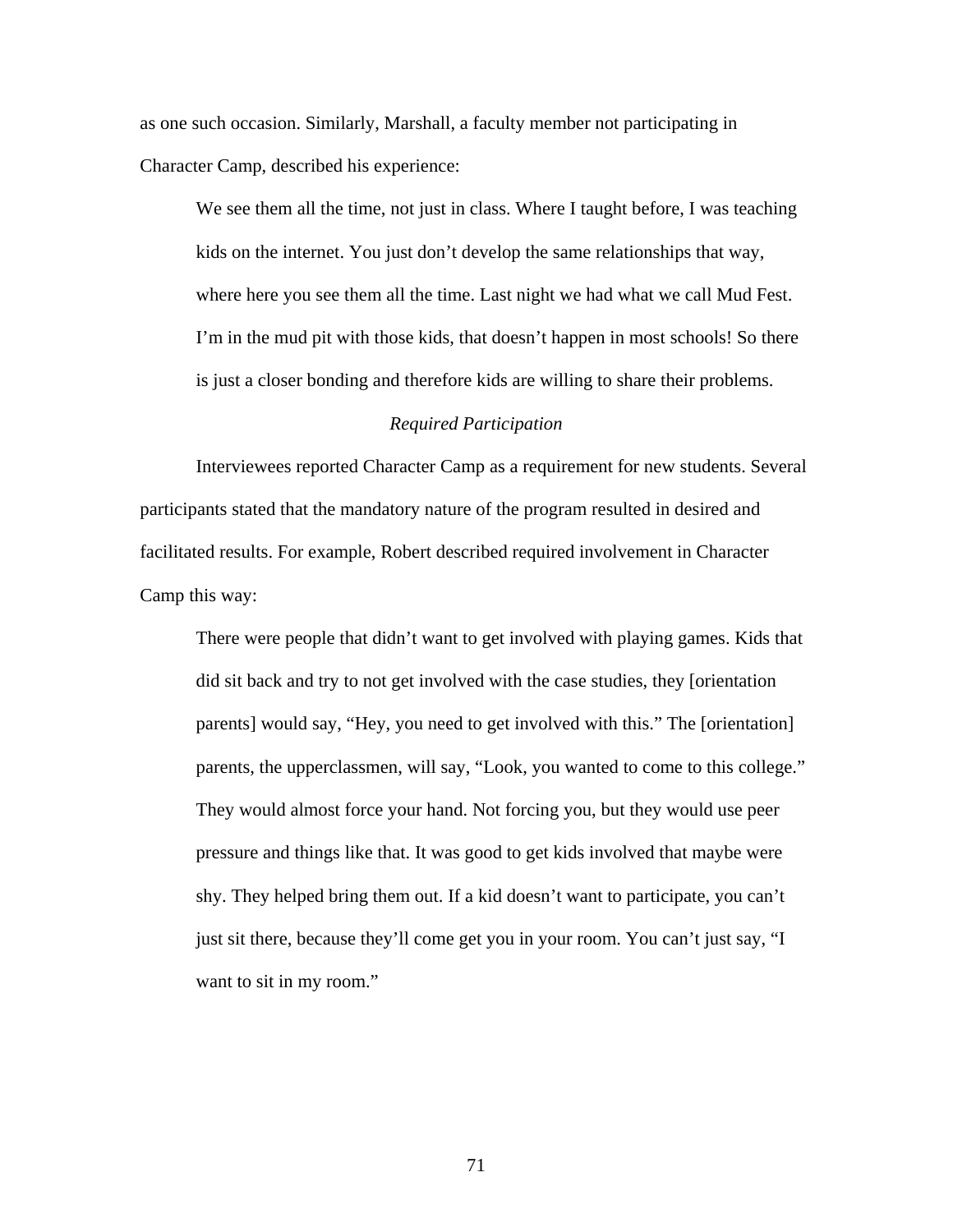as one such occasion. Similarly, Marshall, a faculty member not participating in Character Camp, described his experience:

> We see them all the time, not just in class. Where I taught before, I was teaching kids on the internet. You just don't develop the same relationships that way, where here you see them all the time. Last night we had what we call Mud Fest. I'm in the mud pit with those kids, that doesn't happen in most schools! So there is just a closer bonding and therefore kids are willing to share their problems.

### *Required Participation*

Interviewees reported Character Camp as a requirement for new students. Several participants stated that the mandatory nature of the program resulted in desired and facilitated results. For example, Robert described required involvement in Character Camp this way:

> There were people that didn't want to get involved with playing games. Kids that did sit back and try to not get involved with the case studies, they [orientation parents] would say, "Hey, you need to get involved with this." The [orientation] parents, the upperclassmen, will say, "Look, you wanted to come to this college." They would almost force your hand. Not forcing you, but they would use peer pressure and things like that. It was good to get kids involved that maybe were shy. They helped bring them out. If a kid doesn't want to participate, you can't just sit there, because they'll come get you in your room. You can't just say, "I want to sit in my room."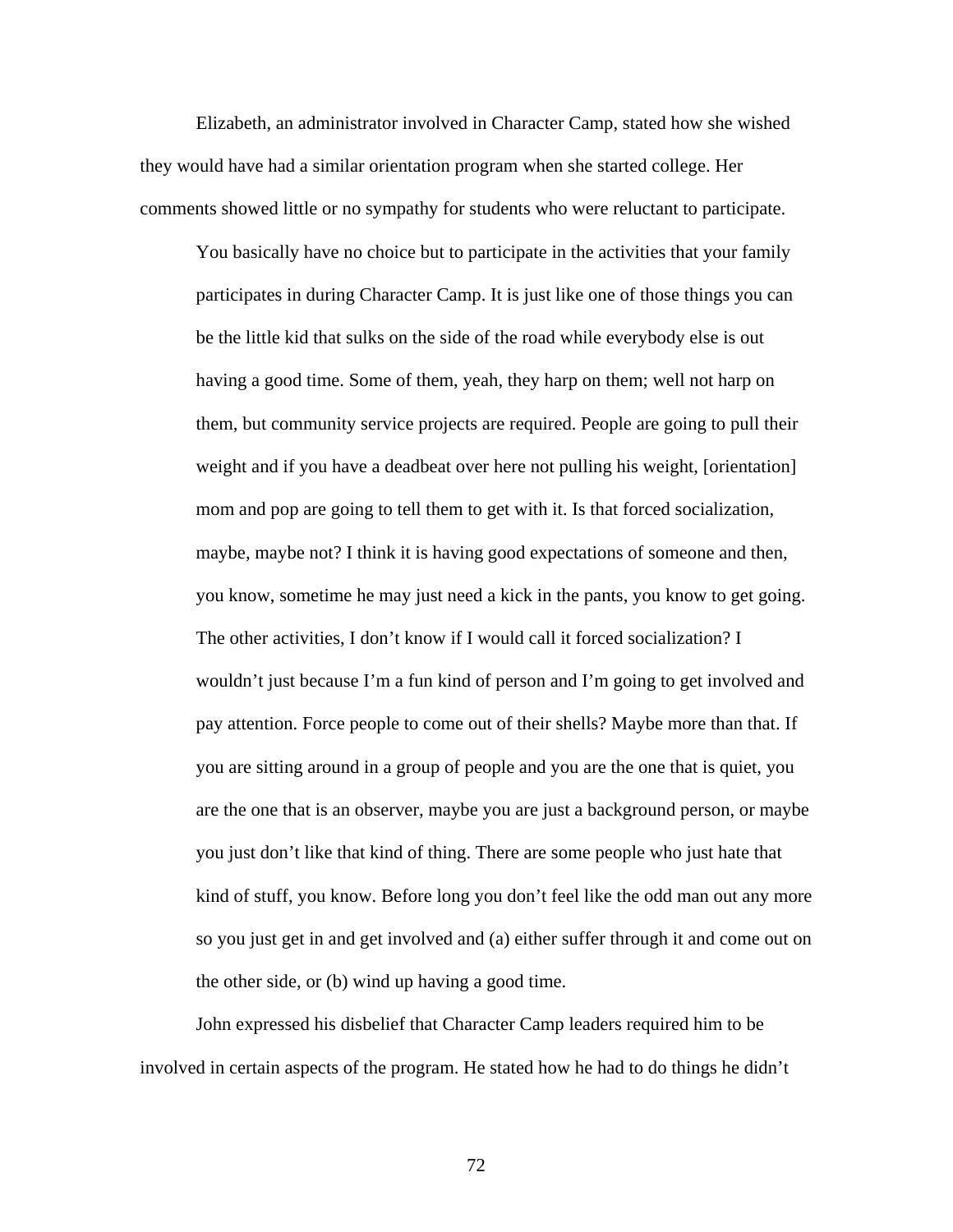Elizabeth, an administrator involved in Character Camp, stated how she wished they would have had a similar orientation program when she started college. Her comments showed little or no sympathy for students who were reluctant to participate.

> You basically have no choice but to participate in the activities that your family participates in during Character Camp. It is just like one of those things you can be the little kid that sulks on the side of the road while everybody else is out having a good time. Some of them, yeah, they harp on them; well not harp on them, but community service projects are required. People are going to pull their weight and if you have a deadbeat over here not pulling his weight, [orientation] mom and pop are going to tell them to get with it. Is that forced socialization, maybe, maybe not? I think it is having good expectations of someone and then, you know, sometime he may just need a kick in the pants, you know to get going. The other activities, I don't know if I would call it forced socialization? I wouldn't just because I'm a fun kind of person and I'm going to get involved and pay attention. Force people to come out of their shells? Maybe more than that. If you are sitting around in a group of people and you are the one that is quiet, you are the one that is an observer, maybe you are just a background person, or maybe you just don't like that kind of thing. There are some people who just hate that kind of stuff, you know. Before long you don't feel like the odd man out any more so you just get in and get involved and (a) either suffer through it and come out on the other side, or (b) wind up having a good time.

John expressed his disbelief that Character Camp leaders required him to be involved in certain aspects of the program. He stated how he had to do things he didn't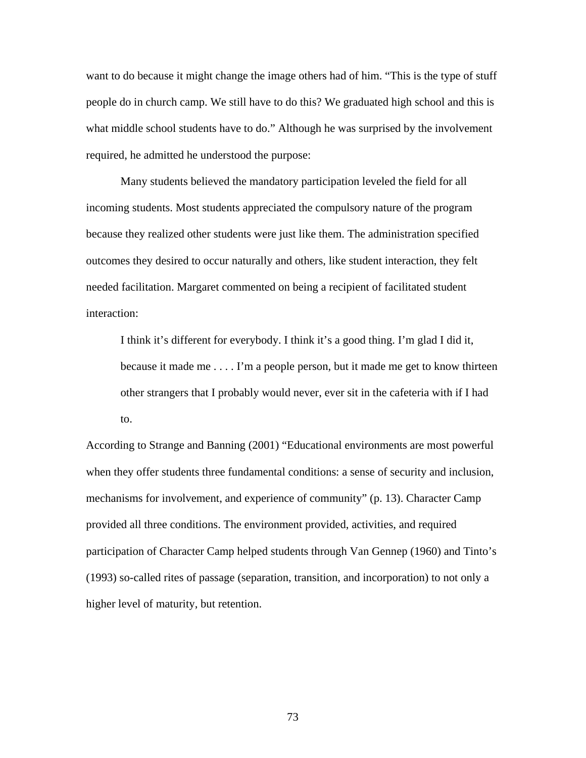want to do because it might change the image others had of him. “This is the type of stuff people do in church camp. We still have to do this? We graduated high school and this is what middle school students have to do.” Although he was surprised by the involvement required, he admitted he understood the purpose:

Many students believed the mandatory participation leveled the field for all incoming students. Most students appreciated the compulsory nature of the program because they realized other students were just like them. The administration specified outcomes they desired to occur naturally and others, like student interaction, they felt needed facilitation. Margaret commented on being a recipient of facilitated student interaction:

> I think it’s different for everybody. I think it’s a good thing. I’m glad I did it, because it made me . . . . I’m a people person, but it made me get to know thirteen other strangers that I probably would never, ever sit in the cafeteria with if I had to.

According to Strange and Banning (2001) “Educational environments are most powerful when they offer students three fundamental conditions: a sense of security and inclusion, mechanisms for involvement, and experience of community” (p. 13). Character Camp provided all three conditions. The environment provided, activities, and required participation of Character Camp helped students through Van Gennep (1960) and Tinto’s (1993) so-called rites of passage (separation, transition, and incorporation) to not only a higher level of maturity, but retention.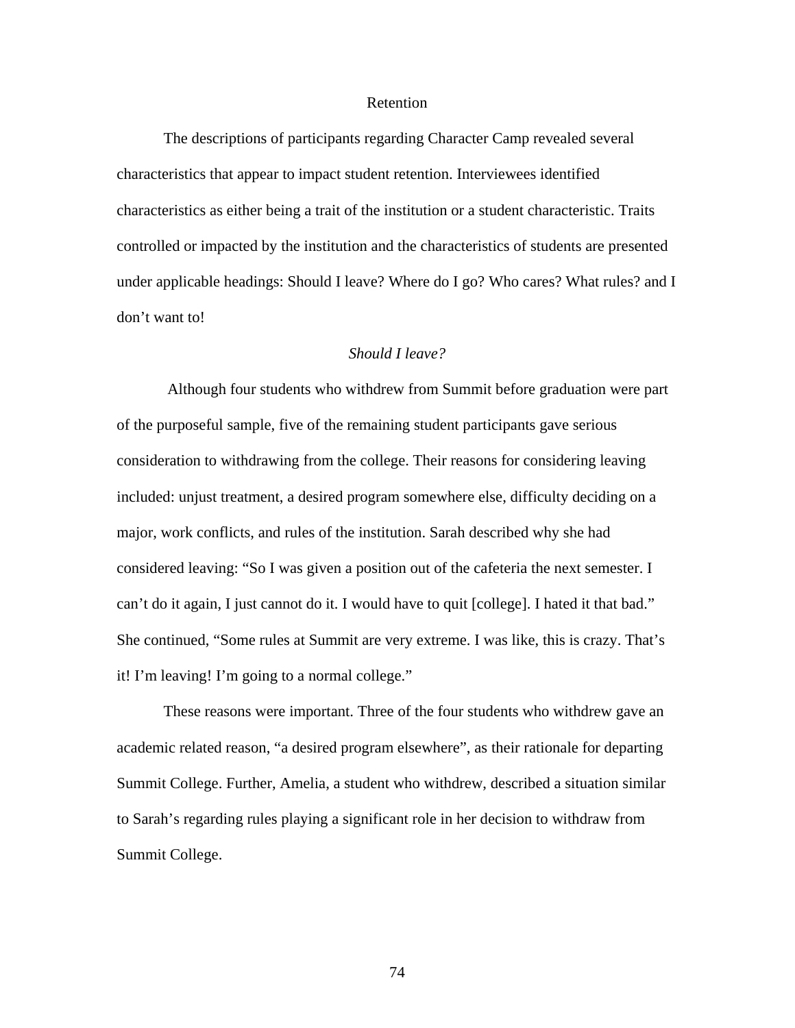## Retention

The descriptions of participants regarding Character Camp revealed several characteristics that appear to impact student retention. Interviewees identified characteristics as either being a trait of the institution or a student characteristic. Traits controlled or impacted by the institution and the characteristics of students are presented under applicable headings: Should I leave? Where do I go? Who cares? What rules? and I don't want to!

### *Should I leave?*

Although four students who withdrew from Summit before graduation were part of the purposeful sample, five of the remaining student participants gave serious consideration to withdrawing from the college. Their reasons for considering leaving included: unjust treatment, a desired program somewhere else, difficulty deciding on a major, work conflicts, and rules of the institution. Sarah described why she had considered leaving: "So I was given a position out of the cafeteria the next semester. I can't do it again, I just cannot do it. I would have to quit [college]. I hated it that bad." She continued, "Some rules at Summit are very extreme. I was like, this is crazy. That's it! I'm leaving! I'm going to a normal college."

These reasons were important. Three of the four students who withdrew gave an academic related reason, "a desired program elsewhere", as their rationale for departing Summit College. Further, Amelia, a student who withdrew, described a situation similar to Sarah's regarding rules playing a significant role in her decision to withdraw from Summit College.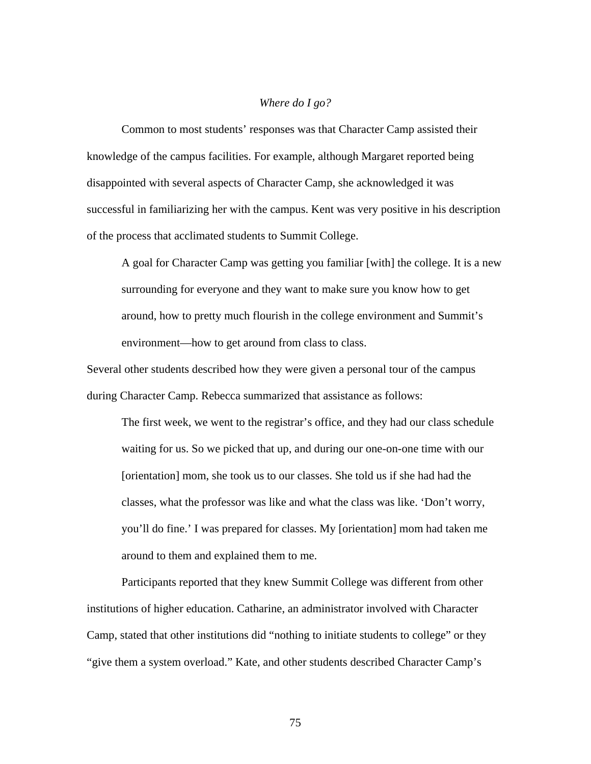### *Where do I go?*

Common to most students' responses was that Character Camp assisted their knowledge of the campus facilities. For example, although Margaret reported being disappointed with several aspects of Character Camp, she acknowledged it was successful in familiarizing her with the campus. Kent was very positive in his description of the process that acclimated students to Summit College.

> A goal for Character Camp was getting you familiar [with] the college. It is a new surrounding for everyone and they want to make sure you know how to get around, how to pretty much flourish in the college environment and Summit's environment—how to get around from class to class.

Several other students described how they were given a personal tour of the campus during Character Camp. Rebecca summarized that assistance as follows:

> The first week, we went to the registrar's office, and they had our class schedule waiting for us. So we picked that up, and during our one-on-one time with our [orientation] mom, she took us to our classes. She told us if she had had the classes, what the professor was like and what the class was like. 'Don't worry, you'll do fine.' I was prepared for classes. My [orientation] mom had taken me around to them and explained them to me.

Participants reported that they knew Summit College was different from other institutions of higher education. Catharine, an administrator involved with Character Camp, stated that other institutions did "nothing to initiate students to college" or they "give them a system overload." Kate, and other students described Character Camp's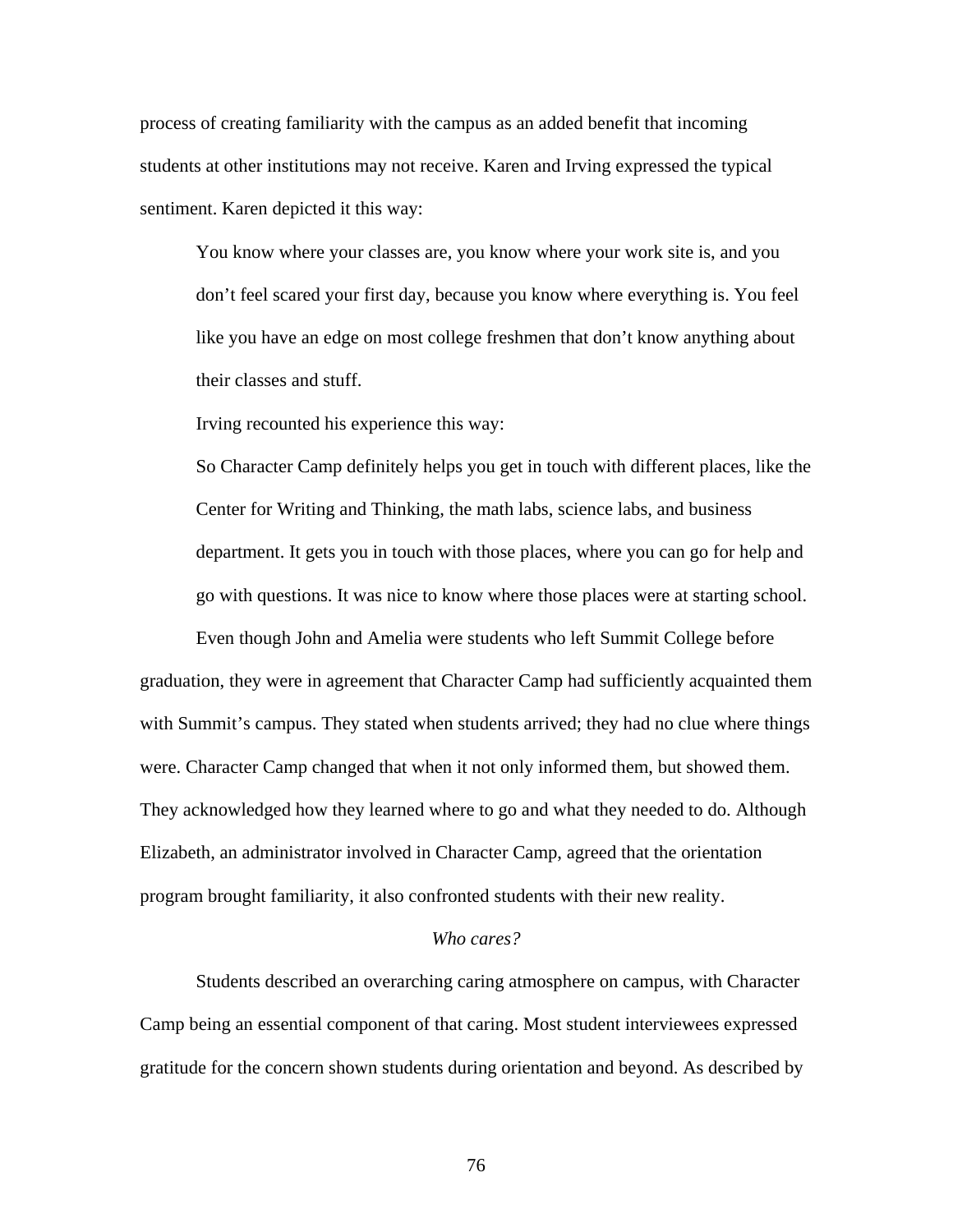process of creating familiarity with the campus as an added benefit that incoming students at other institutions may not receive. Karen and Irving expressed the typical sentiment. Karen depicted it this way:

> You know where your classes are, you know where your work site is, and you don't feel scared your first day, because you know where everything is. You feel like you have an edge on most college freshmen that don't know anything about their classes and stuff.

Irving recounted his experience this way:

> So Character Camp definitely helps you get in touch with different places, like the Center for Writing and Thinking, the math labs, science labs, and business department. It gets you in touch with those places, where you can go for help and go with questions. It was nice to know where those places were at starting school.

Even though John and Amelia were students who left Summit College before graduation, they were in agreement that Character Camp had sufficiently acquainted them with Summit's campus. They stated when students arrived; they had no clue where things were. Character Camp changed that when it not only informed them, but showed them. They acknowledged how they learned where to go and what they needed to do. Although Elizabeth, an administrator involved in Character Camp, agreed that the orientation program brought familiarity, it also confronted students with their new reality.

*Who cares?*

Students described an overarching caring atmosphere on campus, with Character Camp being an essential component of that caring. Most student interviewees expressed gratitude for the concern shown students during orientation and beyond. As described by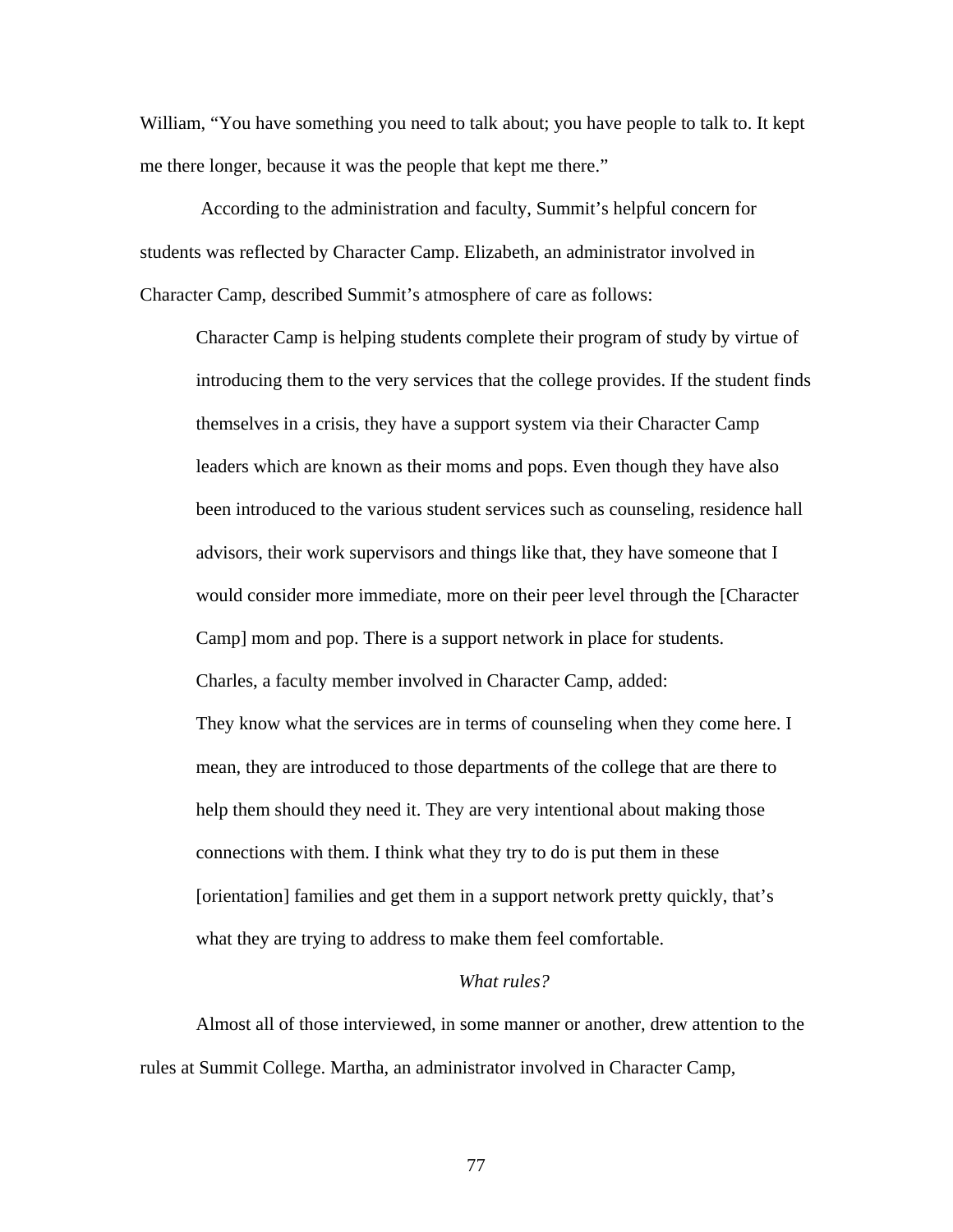William, “You have something you need to talk about; you have people to talk to. It kept me there longer, because it was the people that kept me there.”

According to the administration and faculty, Summit’s helpful concern for students was reflected by Character Camp. Elizabeth, an administrator involved in Character Camp, described Summit’s atmosphere of care as follows:

> Character Camp is helping students complete their program of study by virtue of introducing them to the very services that the college provides. If the student finds themselves in a crisis, they have a support system via their Character Camp leaders which are known as their moms and pops. Even though they have also been introduced to the various student services such as counseling, residence hall advisors, their work supervisors and things like that, they have someone that I would consider more immediate, more on their peer level through the [Character Camp] mom and pop. There is a support network in place for students.

Charles, a faculty member involved in Character Camp, added:

> They know what the services are in terms of counseling when they come here. I mean, they are introduced to those departments of the college that are there to help them should they need it. They are very intentional about making those connections with them. I think what they try to do is put them in these [orientation] families and get them in a support network pretty quickly, that’s what they are trying to address to make them feel comfortable.

*What rules?*

Almost all of those interviewed, in some manner or another, drew attention to the rules at Summit College. Martha, an administrator involved in Character Camp,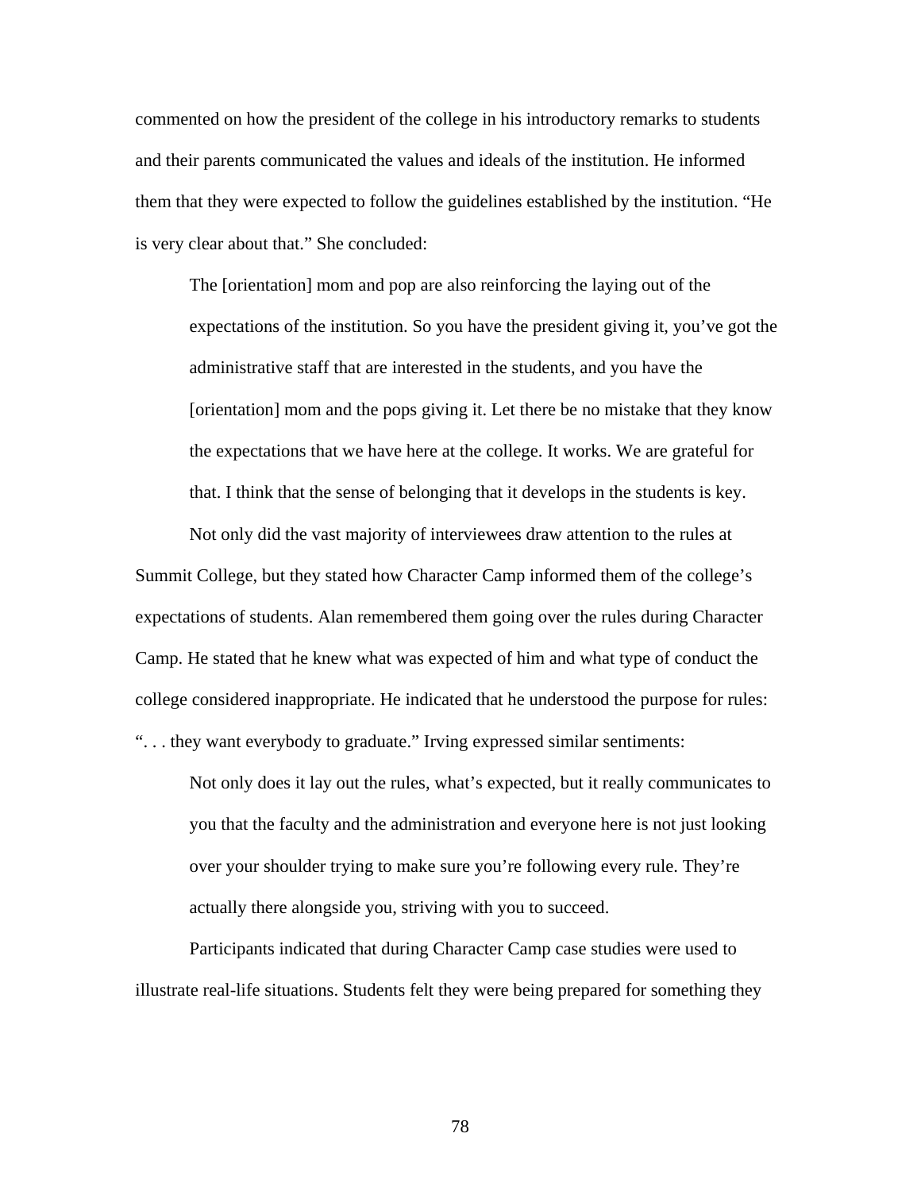commented on how the president of the college in his introductory remarks to students and their parents communicated the values and ideals of the institution. He informed them that they were expected to follow the guidelines established by the institution. "He is very clear about that." She concluded:

> The [orientation] mom and pop are also reinforcing the laying out of the expectations of the institution. So you have the president giving it, you've got the administrative staff that are interested in the students, and you have the [orientation] mom and the pops giving it. Let there be no mistake that they know the expectations that we have here at the college. It works. We are grateful for that. I think that the sense of belonging that it develops in the students is key.

Not only did the vast majority of interviewees draw attention to the rules at Summit College, but they stated how Character Camp informed them of the college's expectations of students. Alan remembered them going over the rules during Character Camp. He stated that he knew what was expected of him and what type of conduct the college considered inappropriate. He indicated that he understood the purpose for rules: ". . . they want everybody to graduate." Irving expressed similar sentiments:

> Not only does it lay out the rules, what's expected, but it really communicates to you that the faculty and the administration and everyone here is not just looking over your shoulder trying to make sure you're following every rule. They're actually there alongside you, striving with you to succeed.

Participants indicated that during Character Camp case studies were used to illustrate real-life situations. Students felt they were being prepared for something they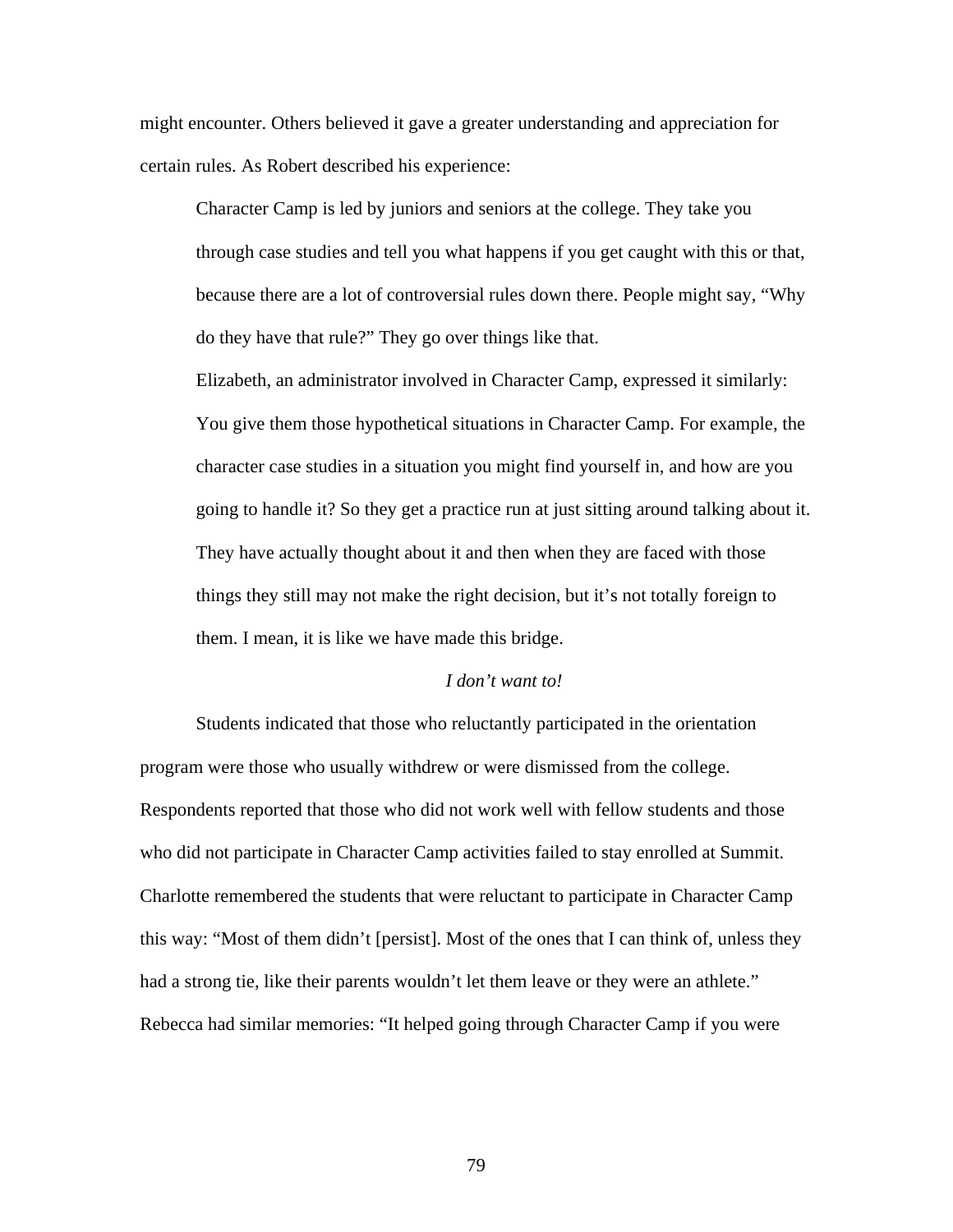might encounter. Others believed it gave a greater understanding and appreciation for certain rules. As Robert described his experience:

> Character Camp is led by juniors and seniors at the college. They take you through case studies and tell you what happens if you get caught with this or that, because there are a lot of controversial rules down there. People might say, "Why do they have that rule?" They go over things like that.

Elizabeth, an administrator involved in Character Camp, expressed it similarly:

> You give them those hypothetical situations in Character Camp. For example, the character case studies in a situation you might find yourself in, and how are you going to handle it? So they get a practice run at just sitting around talking about it. They have actually thought about it and then when they are faced with those things they still may not make the right decision, but it's not totally foreign to them. I mean, it is like we have made this bridge.

*I don't want to!*

Students indicated that those who reluctantly participated in the orientation program were those who usually withdrew or were dismissed from the college. Respondents reported that those who did not work well with fellow students and those who did not participate in Character Camp activities failed to stay enrolled at Summit. Charlotte remembered the students that were reluctant to participate in Character Camp this way: "Most of them didn't [persist]. Most of the ones that I can think of, unless they had a strong tie, like their parents wouldn't let them leave or they were an athlete." Rebecca had similar memories: "It helped going through Character Camp if you were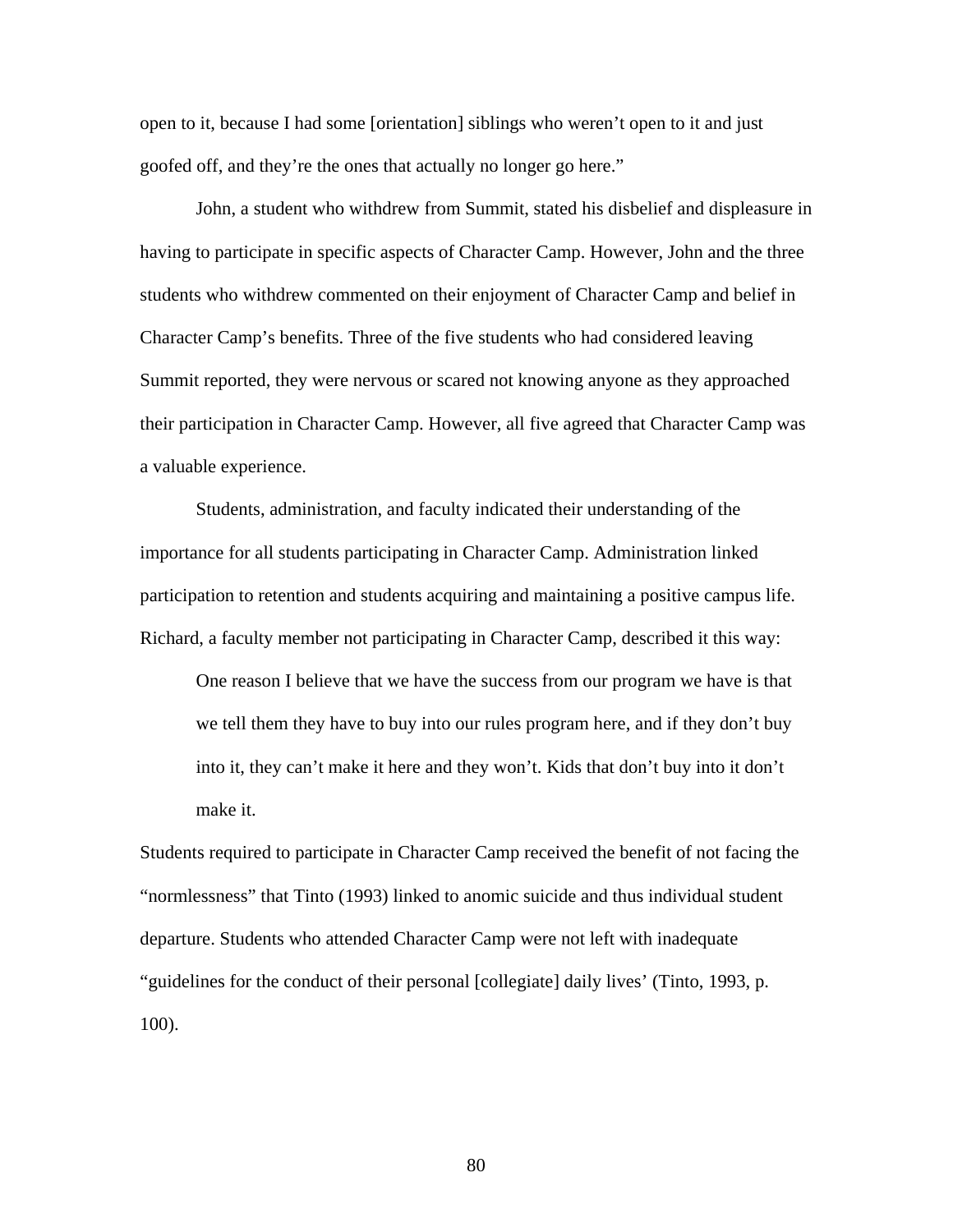open to it, because I had some [orientation] siblings who weren't open to it and just goofed off, and they're the ones that actually no longer go here."

John, a student who withdrew from Summit, stated his disbelief and displeasure in having to participate in specific aspects of Character Camp. However, John and the three students who withdrew commented on their enjoyment of Character Camp and belief in Character Camp's benefits. Three of the five students who had considered leaving Summit reported, they were nervous or scared not knowing anyone as they approached their participation in Character Camp. However, all five agreed that Character Camp was a valuable experience.

Students, administration, and faculty indicated their understanding of the importance for all students participating in Character Camp. Administration linked participation to retention and students acquiring and maintaining a positive campus life. Richard, a faculty member not participating in Character Camp, described it this way:

> One reason I believe that we have the success from our program we have is that we tell them they have to buy into our rules program here, and if they don't buy into it, they can't make it here and they won't. Kids that don't buy into it don't make it.

Students required to participate in Character Camp received the benefit of not facing the "normlessness" that Tinto (1993) linked to anomic suicide and thus individual student departure. Students who attended Character Camp were not left with inadequate "guidelines for the conduct of their personal [collegiate] daily lives' (Tinto, 1993, p. 100).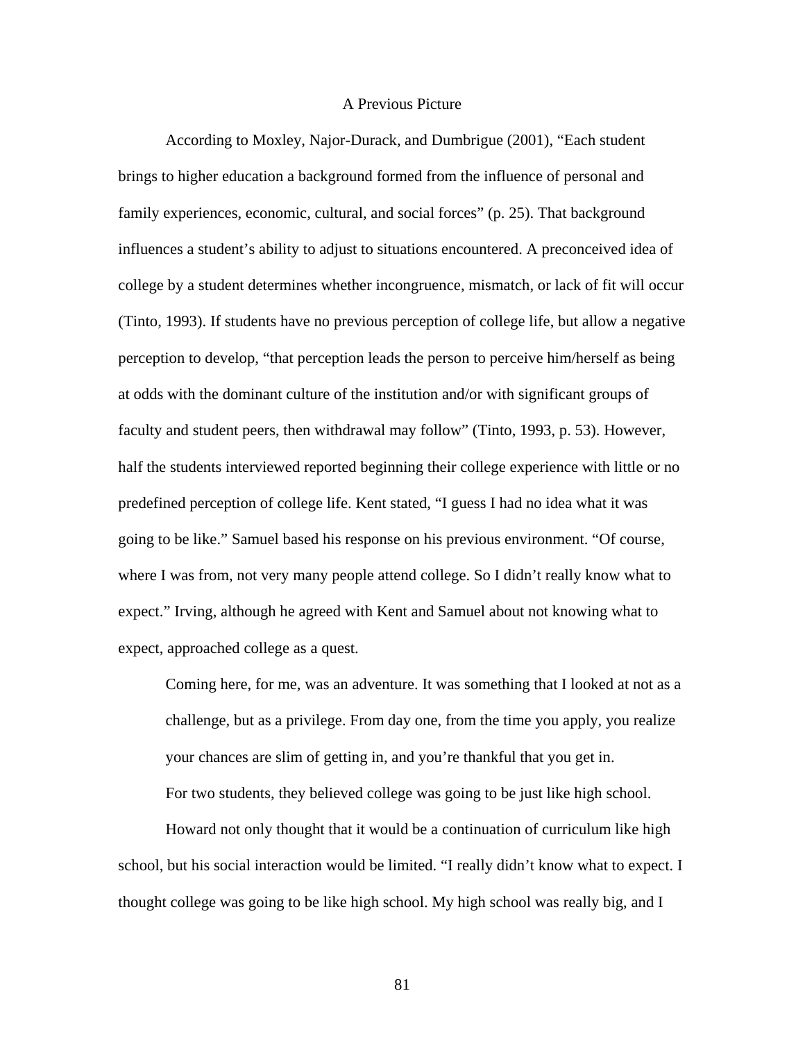## A Previous Picture

According to Moxley, Najor-Durack, and Dumbrigue (2001), "Each student brings to higher education a background formed from the influence of personal and family experiences, economic, cultural, and social forces" (p. 25). That background influences a student's ability to adjust to situations encountered. A preconceived idea of college by a student determines whether incongruence, mismatch, or lack of fit will occur (Tinto, 1993). If students have no previous perception of college life, but allow a negative perception to develop, "that perception leads the person to perceive him/herself as being at odds with the dominant culture of the institution and/or with significant groups of faculty and student peers, then withdrawal may follow" (Tinto, 1993, p. 53). However, half the students interviewed reported beginning their college experience with little or no predefined perception of college life. Kent stated, "I guess I had no idea what it was going to be like." Samuel based his response on his previous environment. "Of course, where I was from, not very many people attend college. So I didn't really know what to expect." Irving, although he agreed with Kent and Samuel about not knowing what to expect, approached college as a quest.

> Coming here, for me, was an adventure. It was something that I looked at not as a challenge, but as a privilege. From day one, from the time you apply, you realize your chances are slim of getting in, and you're thankful that you get in.

For two students, they believed college was going to be just like high school.

Howard not only thought that it would be a continuation of curriculum like high school, but his social interaction would be limited. "I really didn't know what to expect. I thought college was going to be like high school. My high school was really big, and I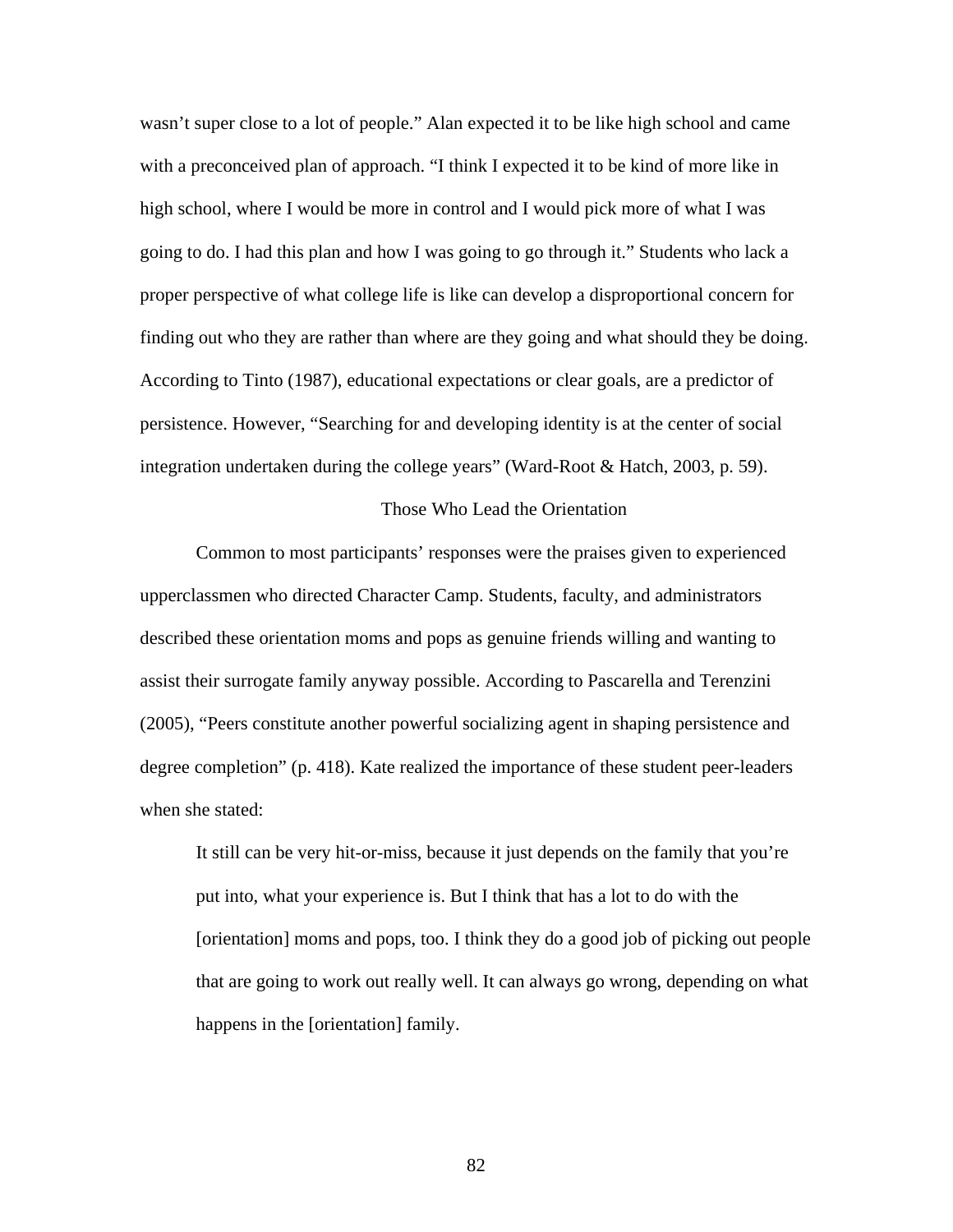wasn't super close to a lot of people." Alan expected it to be like high school and came with a preconceived plan of approach. "I think I expected it to be kind of more like in high school, where I would be more in control and I would pick more of what I was going to do. I had this plan and how I was going to go through it." Students who lack a proper perspective of what college life is like can develop a disproportional concern for finding out who they are rather than where are they going and what should they be doing. According to Tinto (1987), educational expectations or clear goals, are a predictor of persistence. However, "Searching for and developing identity is at the center of social integration undertaken during the college years" (Ward-Root & Hatch, 2003, p. 59).

## Those Who Lead the Orientation

Common to most participants' responses were the praises given to experienced upperclassmen who directed Character Camp. Students, faculty, and administrators described these orientation moms and pops as genuine friends willing and wanting to assist their surrogate family anyway possible. According to Pascarella and Terenzini (2005), "Peers constitute another powerful socializing agent in shaping persistence and degree completion" (p. 418). Kate realized the importance of these student peer-leaders when she stated:

> It still can be very hit-or-miss, because it just depends on the family that you're put into, what your experience is. But I think that has a lot to do with the [orientation] moms and pops, too. I think they do a good job of picking out people that are going to work out really well. It can always go wrong, depending on what happens in the [orientation] family.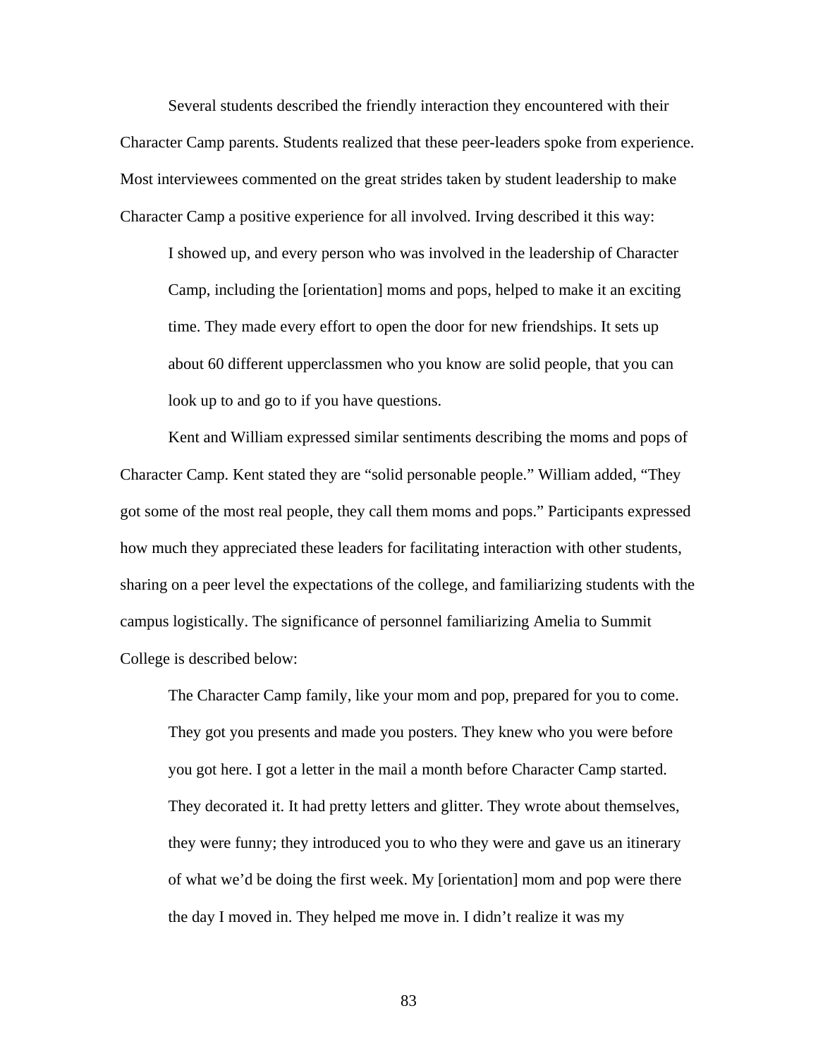Several students described the friendly interaction they encountered with their Character Camp parents. Students realized that these peer-leaders spoke from experience. Most interviewees commented on the great strides taken by student leadership to make Character Camp a positive experience for all involved. Irving described it this way:

> I showed up, and every person who was involved in the leadership of Character Camp, including the [orientation] moms and pops, helped to make it an exciting time. They made every effort to open the door for new friendships. It sets up about 60 different upperclassmen who you know are solid people, that you can look up to and go to if you have questions.

Kent and William expressed similar sentiments describing the moms and pops of Character Camp. Kent stated they are “solid personable people.” William added, “They got some of the most real people, they call them moms and pops.” Participants expressed how much they appreciated these leaders for facilitating interaction with other students, sharing on a peer level the expectations of the college, and familiarizing students with the campus logistically. The significance of personnel familiarizing Amelia to Summit College is described below:

> The Character Camp family, like your mom and pop, prepared for you to come. They got you presents and made you posters. They knew who you were before you got here. I got a letter in the mail a month before Character Camp started. They decorated it. It had pretty letters and glitter. They wrote about themselves, they were funny; they introduced you to who they were and gave us an itinerary of what we’d be doing the first week. My [orientation] mom and pop were there the day I moved in. They helped me move in. I didn’t realize it was my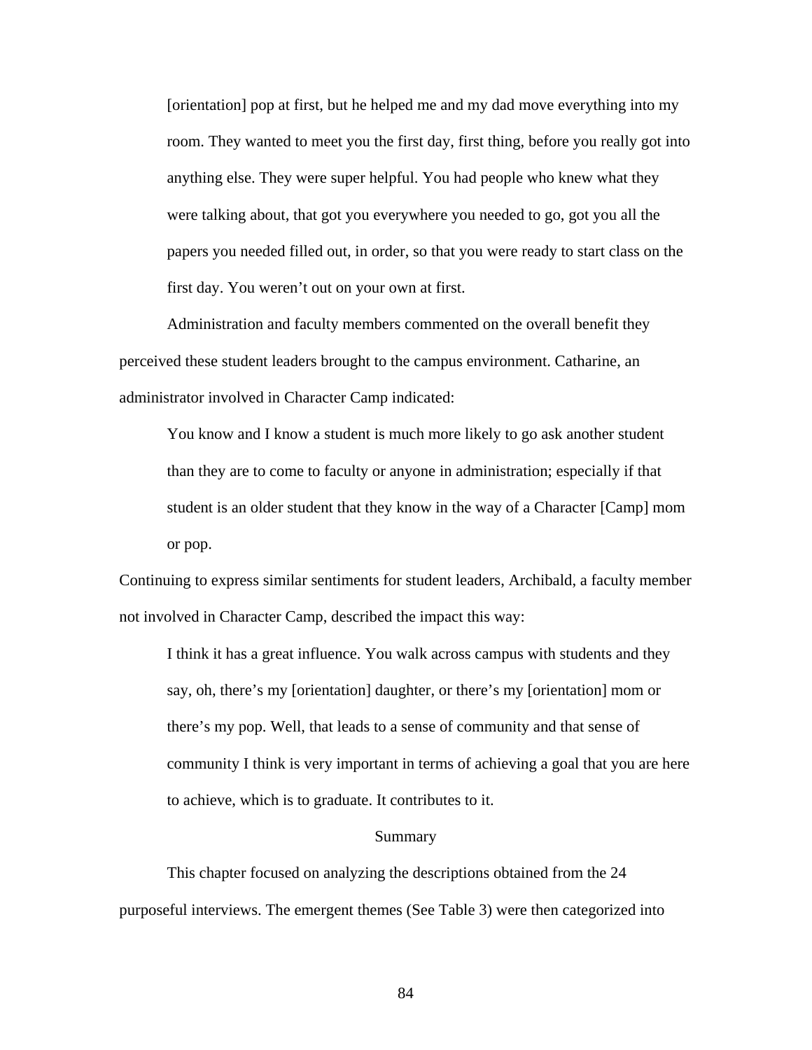> [orientation] pop at first, but he helped me and my dad move everything into my room. They wanted to meet you the first day, first thing, before you really got into anything else. They were super helpful. You had people who knew what they were talking about, that got you everywhere you needed to go, got you all the papers you needed filled out, in order, so that you were ready to start class on the first day. You weren't out on your own at first.

Administration and faculty members commented on the overall benefit they perceived these student leaders brought to the campus environment. Catharine, an administrator involved in Character Camp indicated:

> You know and I know a student is much more likely to go ask another student than they are to come to faculty or anyone in administration; especially if that student is an older student that they know in the way of a Character [Camp] mom or pop.

Continuing to express similar sentiments for student leaders, Archibald, a faculty member not involved in Character Camp, described the impact this way:

> I think it has a great influence. You walk across campus with students and they say, oh, there's my [orientation] daughter, or there's my [orientation] mom or there's my pop. Well, that leads to a sense of community and that sense of community I think is very important in terms of achieving a goal that you are here to achieve, which is to graduate. It contributes to it.

## Summary

This chapter focused on analyzing the descriptions obtained from the 24 purposeful interviews. The emergent themes (See Table 3) were then categorized into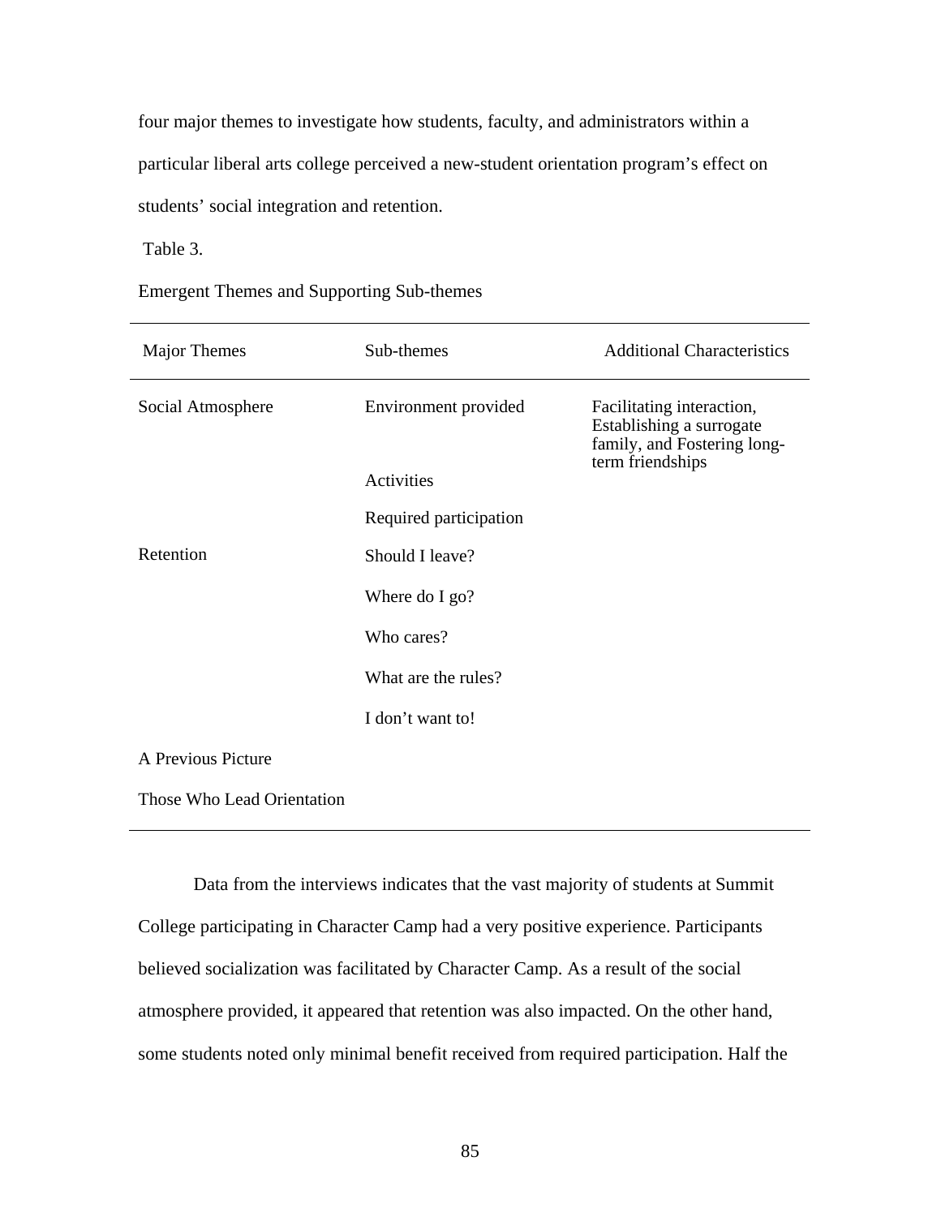four major themes to investigate how students, faculty, and administrators within a particular liberal arts college perceived a new-student orientation program's effect on students' social integration and retention.

Table 3.

Emergent Themes and Supporting Sub-themes

| Major Themes | Sub-themes | Additional Characteristics |
|---|---|---|
| Social Atmosphere | Environment provided | Facilitating interaction, Establishing a surrogate family, and Fostering long-term friendships |
| | Activities | |
| | Required participation | |
| Retention | Should I leave? | |
| | Where do I go? | |
| | Who cares? | |
| | What are the rules? | |
| | I don't want to! | |
| A Previous Picture | | |
| Those Who Lead Orientation | | |

Data from the interviews indicates that the vast majority of students at Summit College participating in Character Camp had a very positive experience. Participants believed socialization was facilitated by Character Camp. As a result of the social atmosphere provided, it appeared that retention was also impacted. On the other hand, some students noted only minimal benefit received from required participation. Half the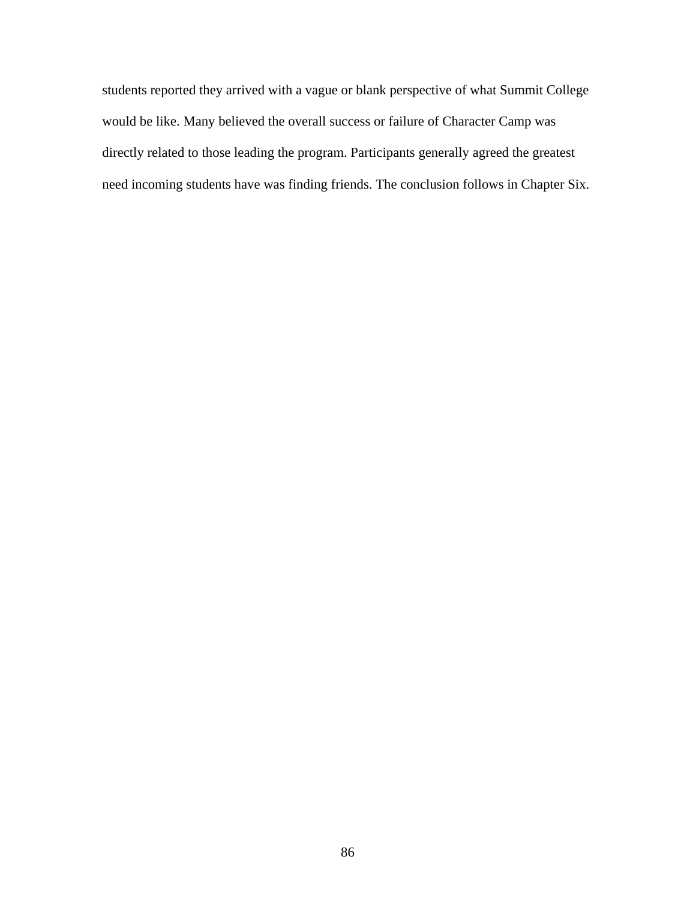students reported they arrived with a vague or blank perspective of what Summit College would be like. Many believed the overall success or failure of Character Camp was directly related to those leading the program. Participants generally agreed the greatest need incoming students have was finding friends. The conclusion follows in Chapter Six.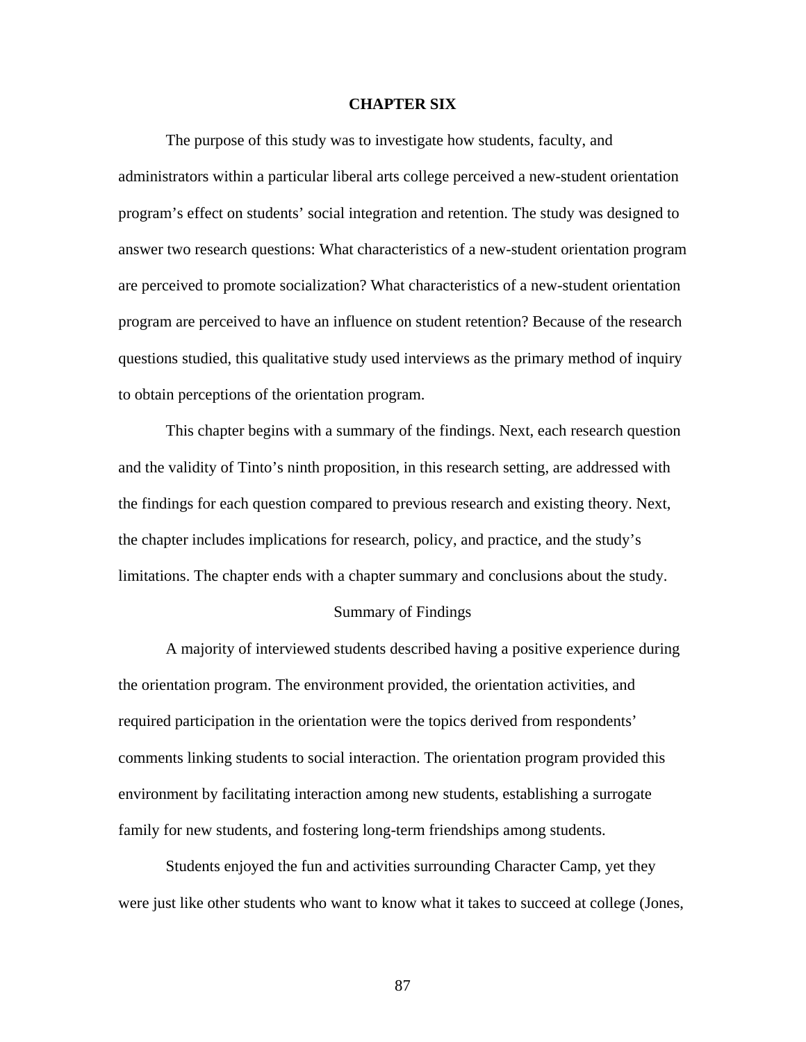# CHAPTER SIX

The purpose of this study was to investigate how students, faculty, and administrators within a particular liberal arts college perceived a new-student orientation program's effect on students' social integration and retention. The study was designed to answer two research questions: What characteristics of a new-student orientation program are perceived to promote socialization? What characteristics of a new-student orientation program are perceived to have an influence on student retention? Because of the research questions studied, this qualitative study used interviews as the primary method of inquiry to obtain perceptions of the orientation program.

This chapter begins with a summary of the findings. Next, each research question and the validity of Tinto's ninth proposition, in this research setting, are addressed with the findings for each question compared to previous research and existing theory. Next, the chapter includes implications for research, policy, and practice, and the study's limitations. The chapter ends with a chapter summary and conclusions about the study.

## Summary of Findings

A majority of interviewed students described having a positive experience during the orientation program. The environment provided, the orientation activities, and required participation in the orientation were the topics derived from respondents' comments linking students to social interaction. The orientation program provided this environment by facilitating interaction among new students, establishing a surrogate family for new students, and fostering long-term friendships among students.

Students enjoyed the fun and activities surrounding Character Camp, yet they were just like other students who want to know what it takes to succeed at college (Jones,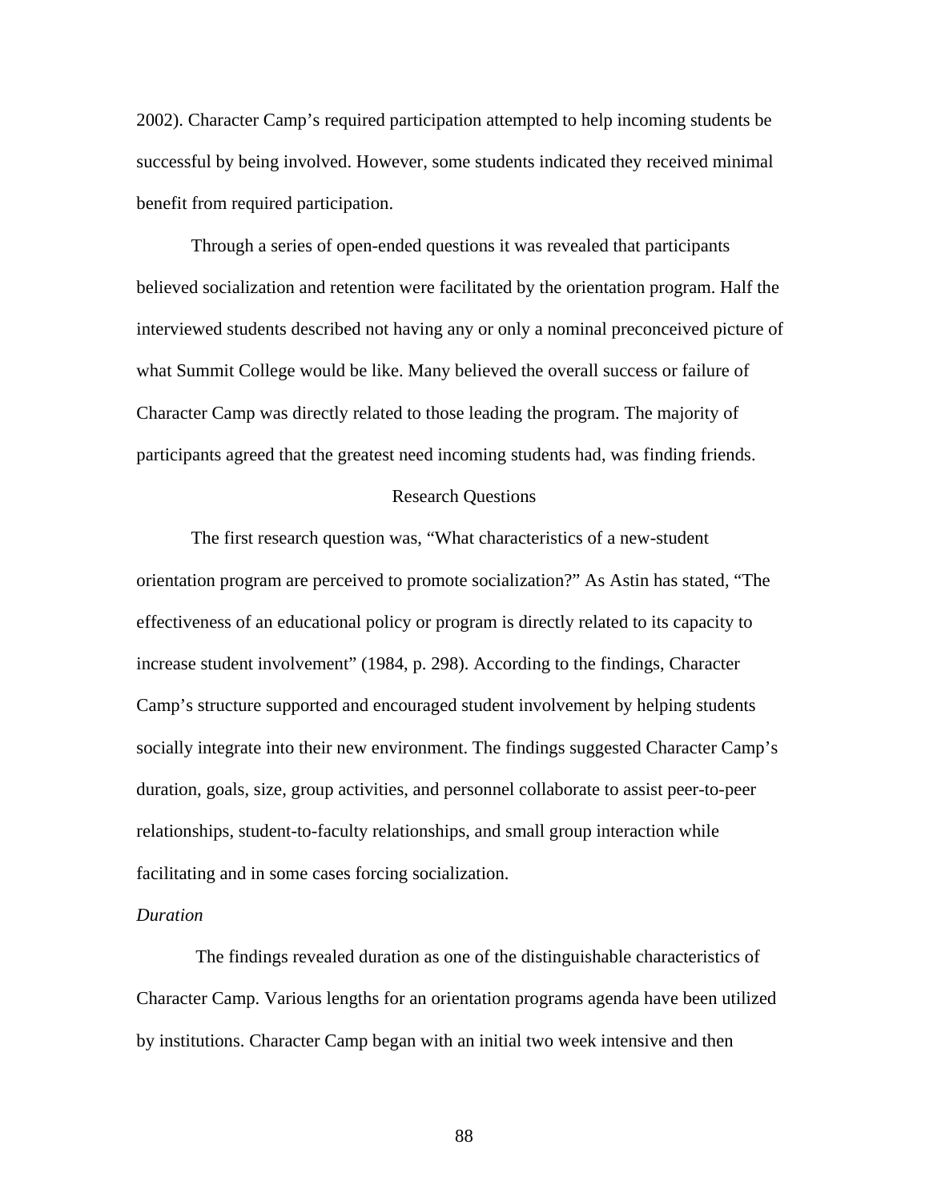2002). Character Camp's required participation attempted to help incoming students be successful by being involved. However, some students indicated they received minimal benefit from required participation.

Through a series of open-ended questions it was revealed that participants believed socialization and retention were facilitated by the orientation program. Half the interviewed students described not having any or only a nominal preconceived picture of what Summit College would be like. Many believed the overall success or failure of Character Camp was directly related to those leading the program. The majority of participants agreed that the greatest need incoming students had, was finding friends.

## Research Questions

The first research question was, "What characteristics of a new-student orientation program are perceived to promote socialization?" As Astin has stated, "The effectiveness of an educational policy or program is directly related to its capacity to increase student involvement" (1984, p. 298). According to the findings, Character Camp's structure supported and encouraged student involvement by helping students socially integrate into their new environment. The findings suggested Character Camp's duration, goals, size, group activities, and personnel collaborate to assist peer-to-peer relationships, student-to-faculty relationships, and small group interaction while facilitating and in some cases forcing socialization.

*Duration*

The findings revealed duration as one of the distinguishable characteristics of Character Camp. Various lengths for an orientation programs agenda have been utilized by institutions. Character Camp began with an initial two week intensive and then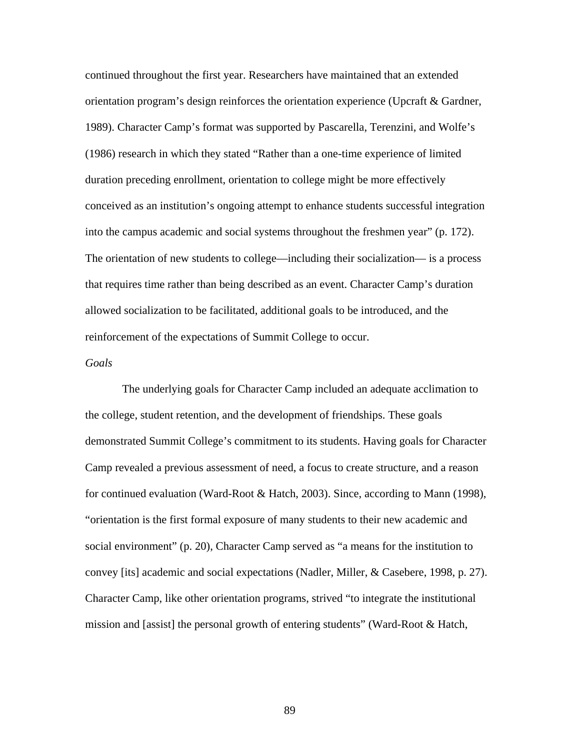continued throughout the first year. Researchers have maintained that an extended orientation program's design reinforces the orientation experience (Upcraft & Gardner, 1989). Character Camp's format was supported by Pascarella, Terenzini, and Wolfe's (1986) research in which they stated "Rather than a one-time experience of limited duration preceding enrollment, orientation to college might be more effectively conceived as an institution's ongoing attempt to enhance students successful integration into the campus academic and social systems throughout the freshmen year" (p. 172). The orientation of new students to college—including their socialization— is a process that requires time rather than being described as an event. Character Camp's duration allowed socialization to be facilitated, additional goals to be introduced, and the reinforcement of the expectations of Summit College to occur.

*Goals*

The underlying goals for Character Camp included an adequate acclimation to the college, student retention, and the development of friendships. These goals demonstrated Summit College's commitment to its students. Having goals for Character Camp revealed a previous assessment of need, a focus to create structure, and a reason for continued evaluation (Ward-Root & Hatch, 2003). Since, according to Mann (1998), "orientation is the first formal exposure of many students to their new academic and social environment" (p. 20), Character Camp served as "a means for the institution to convey [its] academic and social expectations (Nadler, Miller, & Casebere, 1998, p. 27). Character Camp, like other orientation programs, strived "to integrate the institutional mission and [assist] the personal growth of entering students" (Ward-Root & Hatch,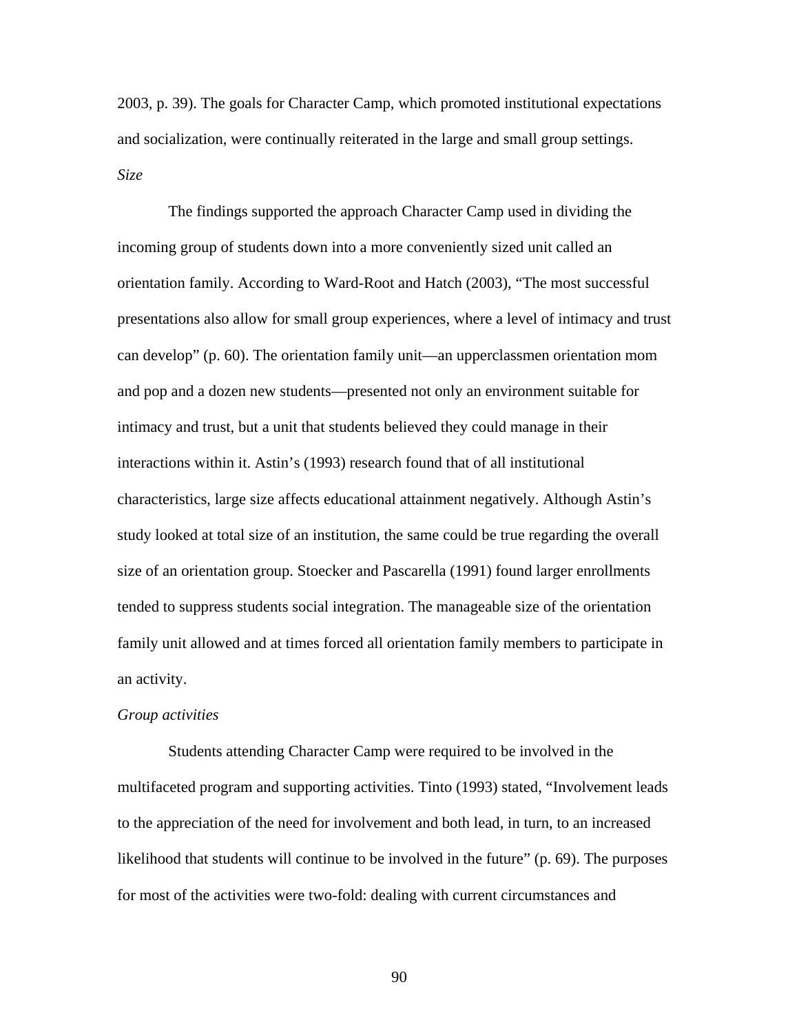2003, p. 39). The goals for Character Camp, which promoted institutional expectations and socialization, were continually reiterated in the large and small group settings.

*Size*

The findings supported the approach Character Camp used in dividing the incoming group of students down into a more conveniently sized unit called an orientation family. According to Ward-Root and Hatch (2003), "The most successful presentations also allow for small group experiences, where a level of intimacy and trust can develop" (p. 60). The orientation family unit—an upperclassmen orientation mom and pop and a dozen new students—presented not only an environment suitable for intimacy and trust, but a unit that students believed they could manage in their interactions within it. Astin's (1993) research found that of all institutional characteristics, large size affects educational attainment negatively. Although Astin's study looked at total size of an institution, the same could be true regarding the overall size of an orientation group. Stoecker and Pascarella (1991) found larger enrollments tended to suppress students social integration. The manageable size of the orientation family unit allowed and at times forced all orientation family members to participate in an activity.

*Group activities*

Students attending Character Camp were required to be involved in the multifaceted program and supporting activities. Tinto (1993) stated, "Involvement leads to the appreciation of the need for involvement and both lead, in turn, to an increased likelihood that students will continue to be involved in the future" (p. 69). The purposes for most of the activities were two-fold: dealing with current circumstances and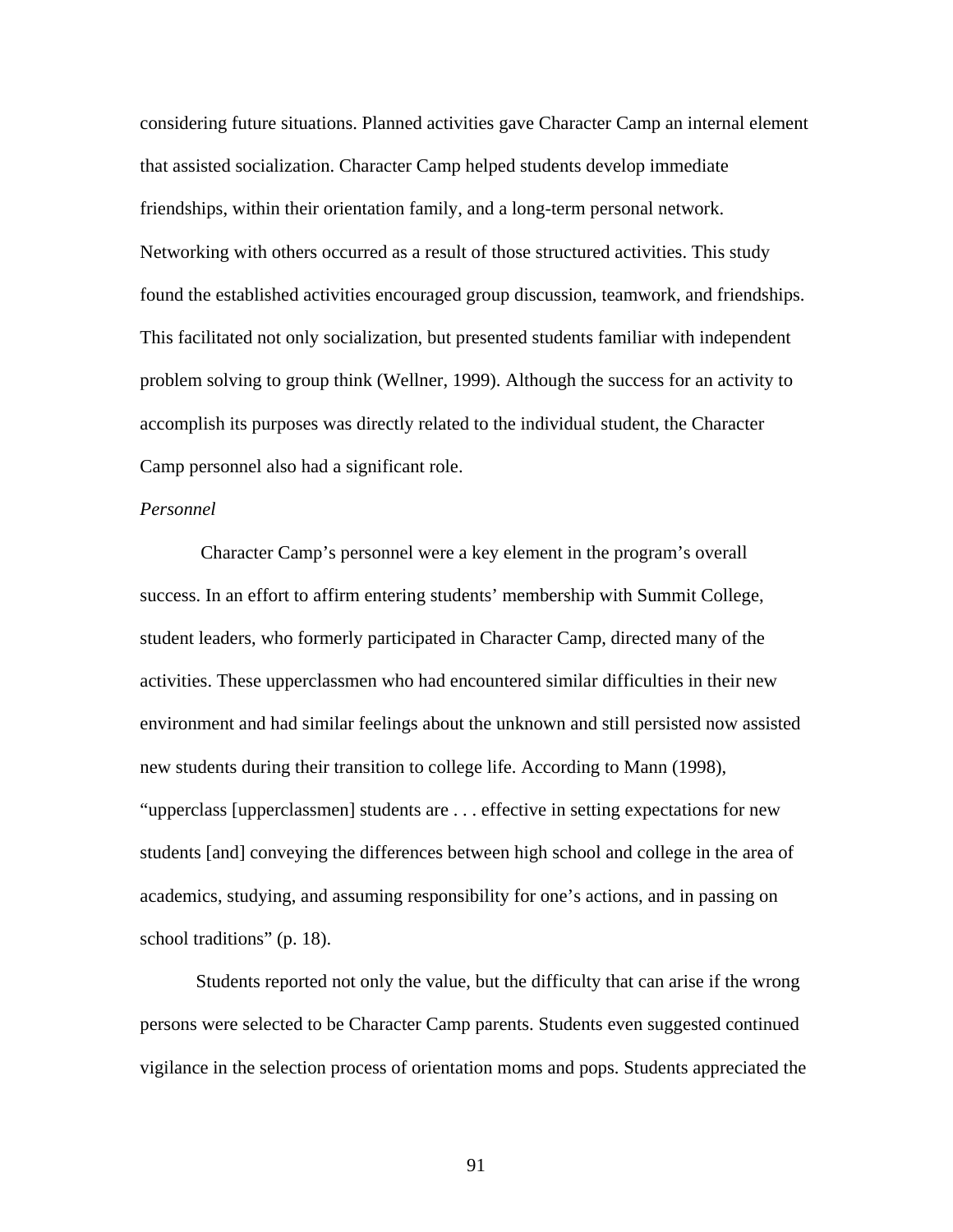considering future situations. Planned activities gave Character Camp an internal element that assisted socialization. Character Camp helped students develop immediate friendships, within their orientation family, and a long-term personal network. Networking with others occurred as a result of those structured activities. This study found the established activities encouraged group discussion, teamwork, and friendships. This facilitated not only socialization, but presented students familiar with independent problem solving to group think (Wellner, 1999). Although the success for an activity to accomplish its purposes was directly related to the individual student, the Character Camp personnel also had a significant role.

*Personnel*

Character Camp's personnel were a key element in the program's overall success. In an effort to affirm entering students' membership with Summit College, student leaders, who formerly participated in Character Camp, directed many of the activities. These upperclassmen who had encountered similar difficulties in their new environment and had similar feelings about the unknown and still persisted now assisted new students during their transition to college life. According to Mann (1998), "upperclass [upperclassmen] students are . . . effective in setting expectations for new students [and] conveying the differences between high school and college in the area of academics, studying, and assuming responsibility for one's actions, and in passing on school traditions" (p. 18).

Students reported not only the value, but the difficulty that can arise if the wrong persons were selected to be Character Camp parents. Students even suggested continued vigilance in the selection process of orientation moms and pops. Students appreciated the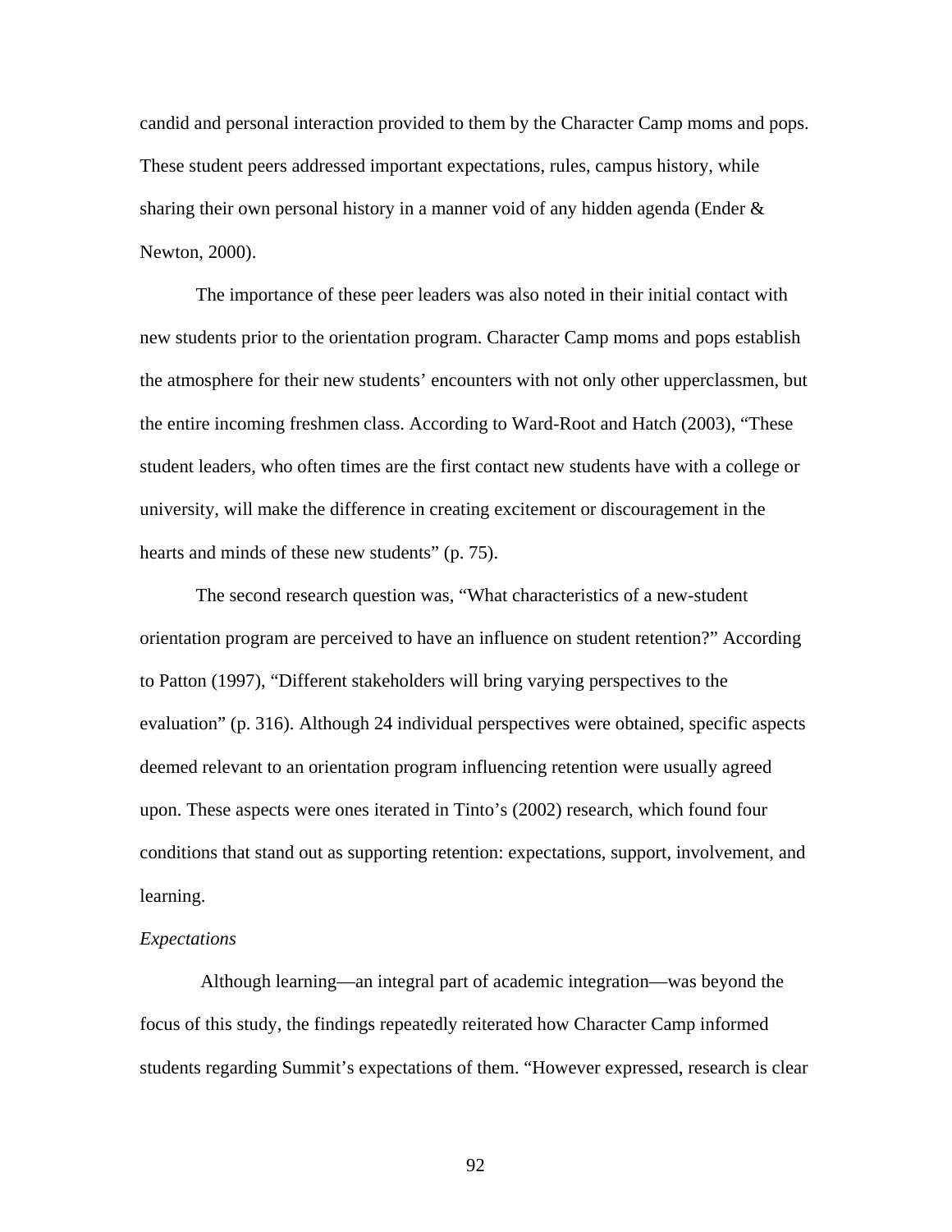candid and personal interaction provided to them by the Character Camp moms and pops. These student peers addressed important expectations, rules, campus history, while sharing their own personal history in a manner void of any hidden agenda (Ender & Newton, 2000).

The importance of these peer leaders was also noted in their initial contact with new students prior to the orientation program. Character Camp moms and pops establish the atmosphere for their new students' encounters with not only other upperclassmen, but the entire incoming freshmen class. According to Ward-Root and Hatch (2003), "These student leaders, who often times are the first contact new students have with a college or university, will make the difference in creating excitement or discouragement in the hearts and minds of these new students" (p. 75).

The second research question was, "What characteristics of a new-student orientation program are perceived to have an influence on student retention?" According to Patton (1997), "Different stakeholders will bring varying perspectives to the evaluation" (p. 316). Although 24 individual perspectives were obtained, specific aspects deemed relevant to an orientation program influencing retention were usually agreed upon. These aspects were ones iterated in Tinto's (2002) research, which found four conditions that stand out as supporting retention: expectations, support, involvement, and learning.

*Expectations*

Although learning—an integral part of academic integration—was beyond the focus of this study, the findings repeatedly reiterated how Character Camp informed students regarding Summit's expectations of them. "However expressed, research is clear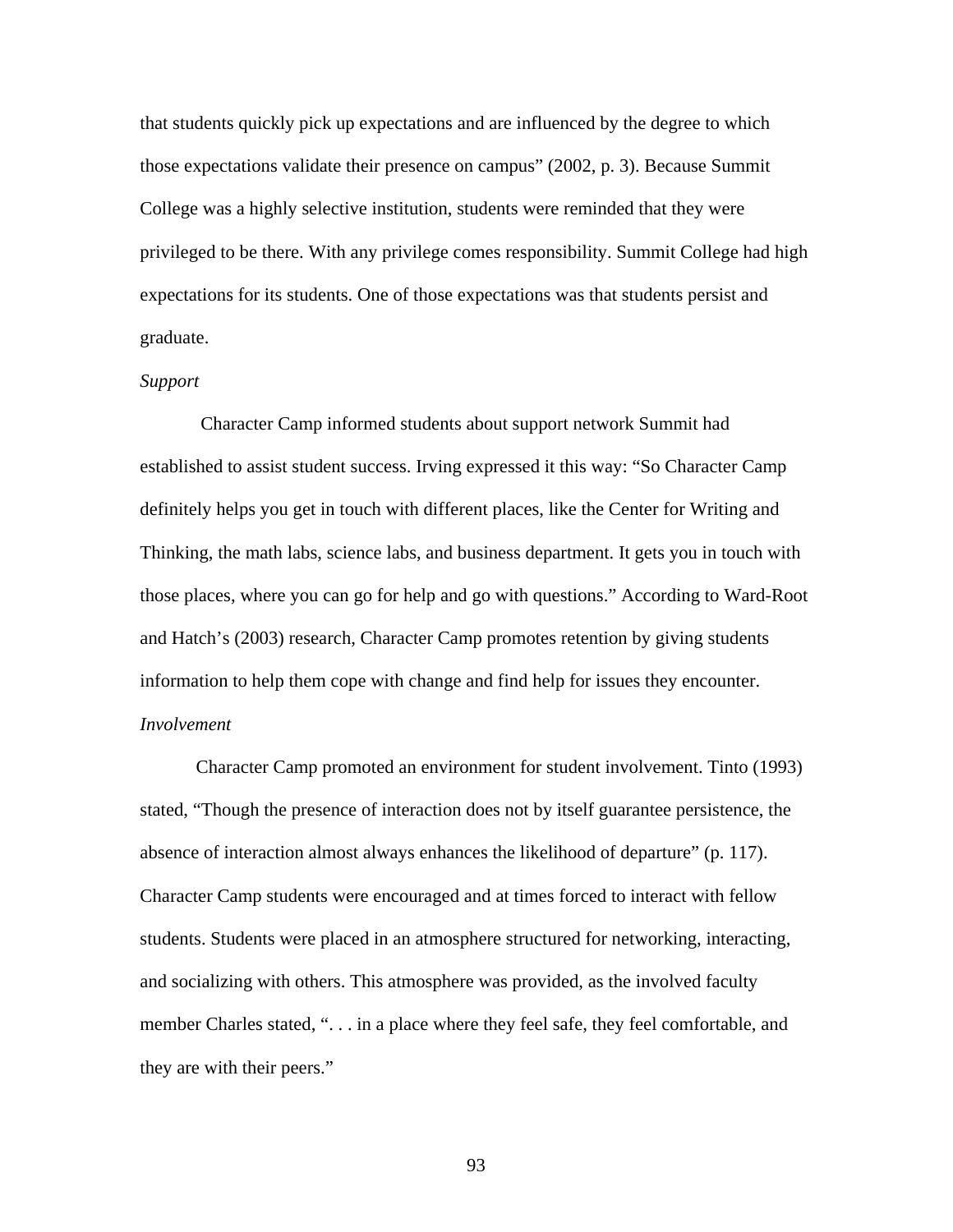that students quickly pick up expectations and are influenced by the degree to which those expectations validate their presence on campus" (2002, p. 3). Because Summit College was a highly selective institution, students were reminded that they were privileged to be there. With any privilege comes responsibility. Summit College had high expectations for its students. One of those expectations was that students persist and graduate.

*Support*

Character Camp informed students about support network Summit had established to assist student success. Irving expressed it this way: "So Character Camp definitely helps you get in touch with different places, like the Center for Writing and Thinking, the math labs, science labs, and business department. It gets you in touch with those places, where you can go for help and go with questions." According to Ward-Root and Hatch's (2003) research, Character Camp promotes retention by giving students information to help them cope with change and find help for issues they encounter.

*Involvement*

Character Camp promoted an environment for student involvement. Tinto (1993) stated, "Though the presence of interaction does not by itself guarantee persistence, the absence of interaction almost always enhances the likelihood of departure" (p. 117). Character Camp students were encouraged and at times forced to interact with fellow students. Students were placed in an atmosphere structured for networking, interacting, and socializing with others. This atmosphere was provided, as the involved faculty member Charles stated, ". . . in a place where they feel safe, they feel comfortable, and they are with their peers."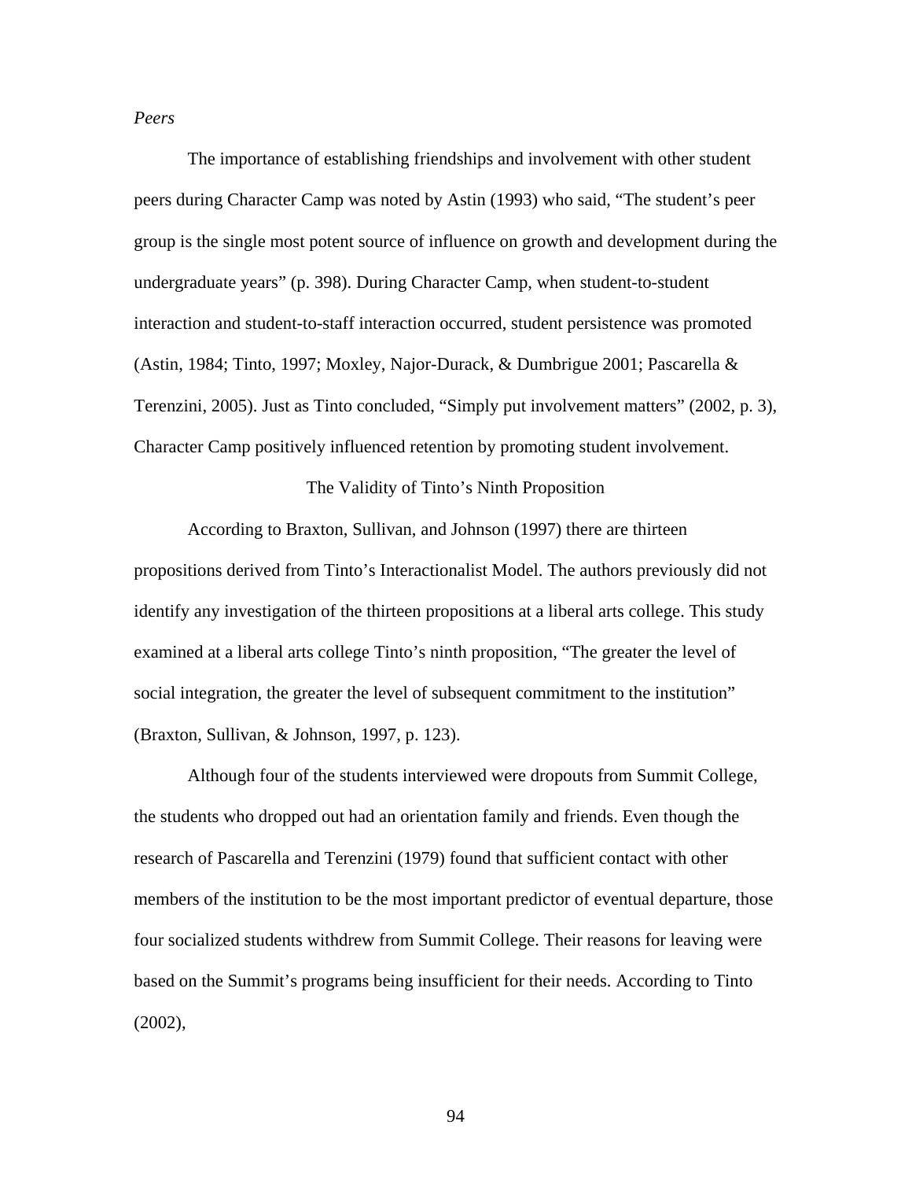*Peers*

The importance of establishing friendships and involvement with other student peers during Character Camp was noted by Astin (1993) who said, "The student's peer group is the single most potent source of influence on growth and development during the undergraduate years" (p. 398). During Character Camp, when student-to-student interaction and student-to-staff interaction occurred, student persistence was promoted (Astin, 1984; Tinto, 1997; Moxley, Najor-Durack, & Dumbrigue 2001; Pascarella & Terenzini, 2005). Just as Tinto concluded, "Simply put involvement matters" (2002, p. 3), Character Camp positively influenced retention by promoting student involvement.

## The Validity of Tinto's Ninth Proposition

According to Braxton, Sullivan, and Johnson (1997) there are thirteen propositions derived from Tinto's Interactionalist Model. The authors previously did not identify any investigation of the thirteen propositions at a liberal arts college. This study examined at a liberal arts college Tinto's ninth proposition, "The greater the level of social integration, the greater the level of subsequent commitment to the institution" (Braxton, Sullivan, & Johnson, 1997, p. 123).

Although four of the students interviewed were dropouts from Summit College, the students who dropped out had an orientation family and friends. Even though the research of Pascarella and Terenzini (1979) found that sufficient contact with other members of the institution to be the most important predictor of eventual departure, those four socialized students withdrew from Summit College. Their reasons for leaving were based on the Summit's programs being insufficient for their needs. According to Tinto (2002),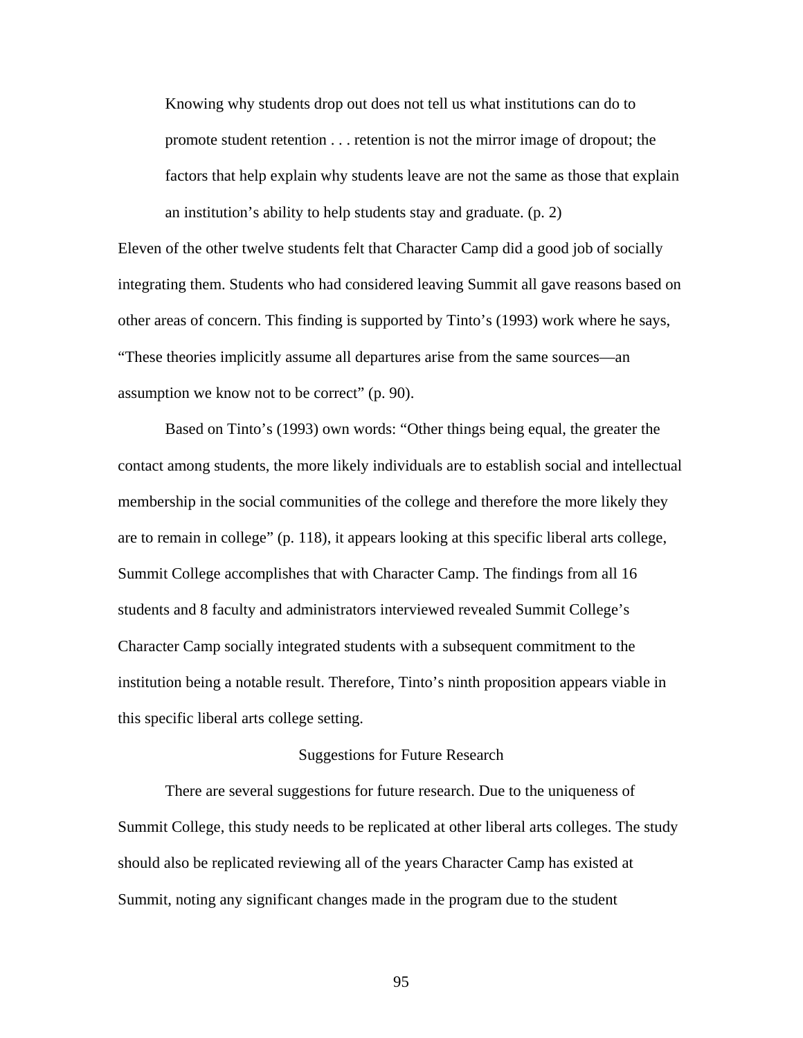> Knowing why students drop out does not tell us what institutions can do to promote student retention . . . retention is not the mirror image of dropout; the factors that help explain why students leave are not the same as those that explain an institution's ability to help students stay and graduate. (p. 2)

Eleven of the other twelve students felt that Character Camp did a good job of socially integrating them. Students who had considered leaving Summit all gave reasons based on other areas of concern. This finding is supported by Tinto's (1993) work where he says, "These theories implicitly assume all departures arise from the same sources—an assumption we know not to be correct" (p. 90).

Based on Tinto's (1993) own words: "Other things being equal, the greater the contact among students, the more likely individuals are to establish social and intellectual membership in the social communities of the college and therefore the more likely they are to remain in college" (p. 118), it appears looking at this specific liberal arts college, Summit College accomplishes that with Character Camp. The findings from all 16 students and 8 faculty and administrators interviewed revealed Summit College's Character Camp socially integrated students with a subsequent commitment to the institution being a notable result. Therefore, Tinto's ninth proposition appears viable in this specific liberal arts college setting.

## Suggestions for Future Research

There are several suggestions for future research. Due to the uniqueness of Summit College, this study needs to be replicated at other liberal arts colleges. The study should also be replicated reviewing all of the years Character Camp has existed at Summit, noting any significant changes made in the program due to the student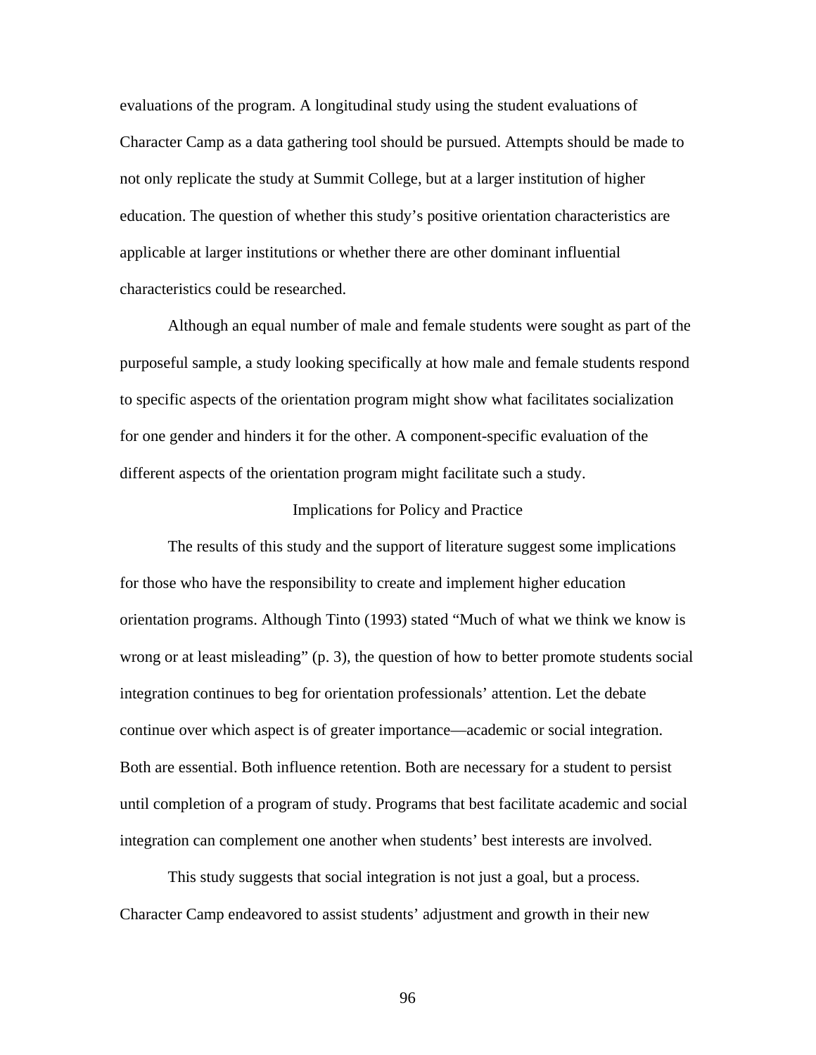evaluations of the program. A longitudinal study using the student evaluations of Character Camp as a data gathering tool should be pursued. Attempts should be made to not only replicate the study at Summit College, but at a larger institution of higher education. The question of whether this study's positive orientation characteristics are applicable at larger institutions or whether there are other dominant influential characteristics could be researched.

Although an equal number of male and female students were sought as part of the purposeful sample, a study looking specifically at how male and female students respond to specific aspects of the orientation program might show what facilitates socialization for one gender and hinders it for the other. A component-specific evaluation of the different aspects of the orientation program might facilitate such a study.

## Implications for Policy and Practice

The results of this study and the support of literature suggest some implications for those who have the responsibility to create and implement higher education orientation programs. Although Tinto (1993) stated "Much of what we think we know is wrong or at least misleading" (p. 3), the question of how to better promote students social integration continues to beg for orientation professionals' attention. Let the debate continue over which aspect is of greater importance—academic or social integration. Both are essential. Both influence retention. Both are necessary for a student to persist until completion of a program of study. Programs that best facilitate academic and social integration can complement one another when students' best interests are involved.

This study suggests that social integration is not just a goal, but a process. Character Camp endeavored to assist students' adjustment and growth in their new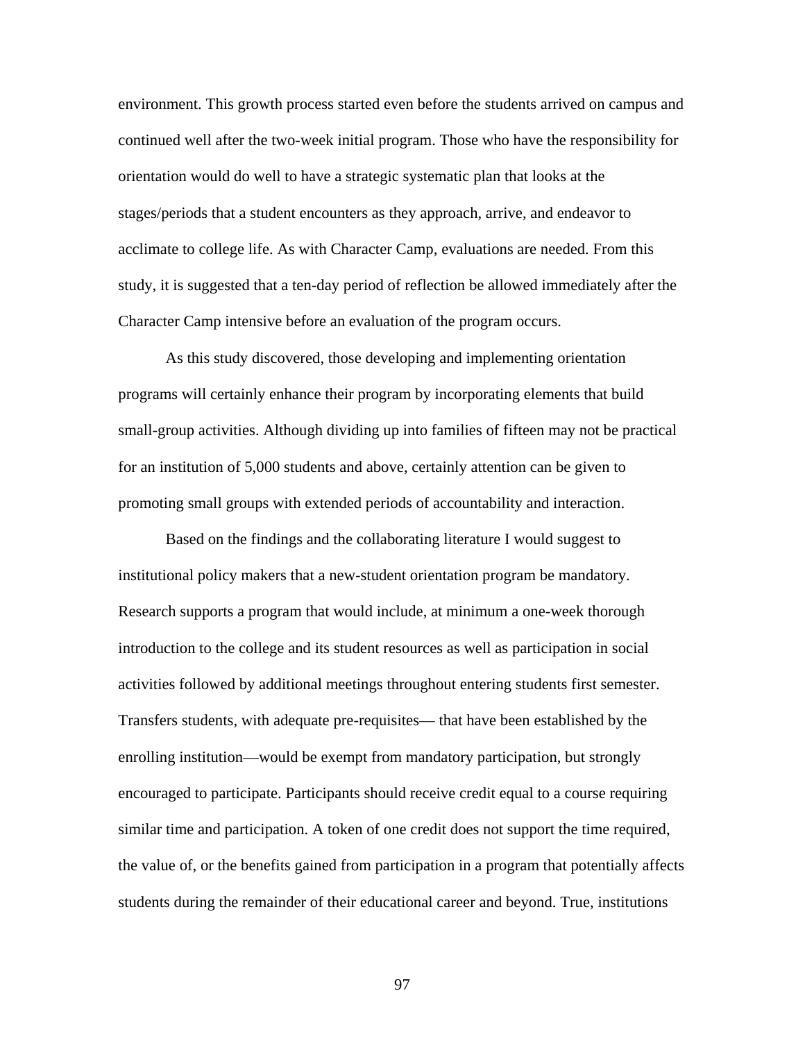environment. This growth process started even before the students arrived on campus and continued well after the two-week initial program. Those who have the responsibility for orientation would do well to have a strategic systematic plan that looks at the stages/periods that a student encounters as they approach, arrive, and endeavor to acclimate to college life. As with Character Camp, evaluations are needed. From this study, it is suggested that a ten-day period of reflection be allowed immediately after the Character Camp intensive before an evaluation of the program occurs.

As this study discovered, those developing and implementing orientation programs will certainly enhance their program by incorporating elements that build small-group activities. Although dividing up into families of fifteen may not be practical for an institution of 5,000 students and above, certainly attention can be given to promoting small groups with extended periods of accountability and interaction.

Based on the findings and the collaborating literature I would suggest to institutional policy makers that a new-student orientation program be mandatory. Research supports a program that would include, at minimum a one-week thorough introduction to the college and its student resources as well as participation in social activities followed by additional meetings throughout entering students first semester. Transfers students, with adequate pre-requisites— that have been established by the enrolling institution—would be exempt from mandatory participation, but strongly encouraged to participate. Participants should receive credit equal to a course requiring similar time and participation. A token of one credit does not support the time required, the value of, or the benefits gained from participation in a program that potentially affects students during the remainder of their educational career and beyond. True, institutions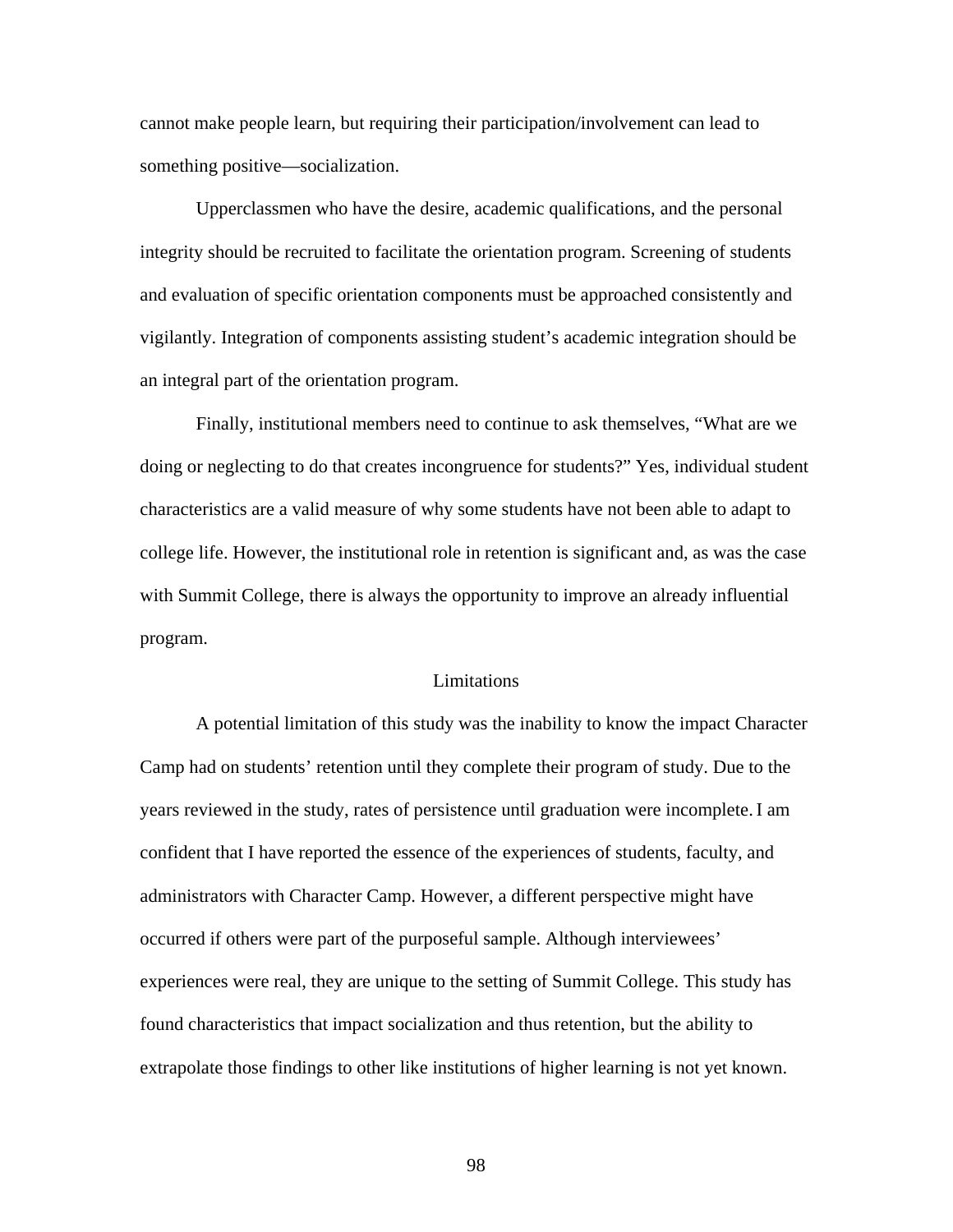cannot make people learn, but requiring their participation/involvement can lead to something positive—socialization.

Upperclassmen who have the desire, academic qualifications, and the personal integrity should be recruited to facilitate the orientation program. Screening of students and evaluation of specific orientation components must be approached consistently and vigilantly. Integration of components assisting student's academic integration should be an integral part of the orientation program.

Finally, institutional members need to continue to ask themselves, "What are we doing or neglecting to do that creates incongruence for students?" Yes, individual student characteristics are a valid measure of why some students have not been able to adapt to college life. However, the institutional role in retention is significant and, as was the case with Summit College, there is always the opportunity to improve an already influential program.

## Limitations

A potential limitation of this study was the inability to know the impact Character Camp had on students' retention until they complete their program of study. Due to the years reviewed in the study, rates of persistence until graduation were incomplete. I am confident that I have reported the essence of the experiences of students, faculty, and administrators with Character Camp. However, a different perspective might have occurred if others were part of the purposeful sample. Although interviewees' experiences were real, they are unique to the setting of Summit College. This study has found characteristics that impact socialization and thus retention, but the ability to extrapolate those findings to other like institutions of higher learning is not yet known.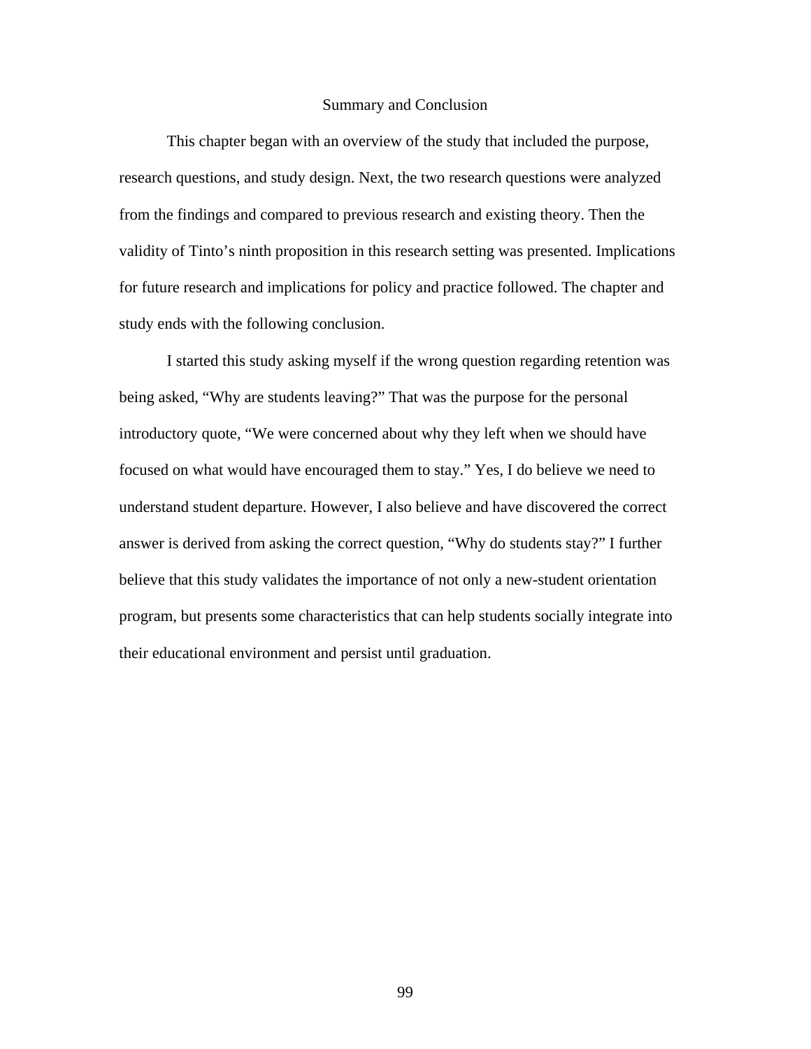## Summary and Conclusion

This chapter began with an overview of the study that included the purpose, research questions, and study design. Next, the two research questions were analyzed from the findings and compared to previous research and existing theory. Then the validity of Tinto's ninth proposition in this research setting was presented. Implications for future research and implications for policy and practice followed. The chapter and study ends with the following conclusion.

I started this study asking myself if the wrong question regarding retention was being asked, "Why are students leaving?" That was the purpose for the personal introductory quote, "We were concerned about why they left when we should have focused on what would have encouraged them to stay." Yes, I do believe we need to understand student departure. However, I also believe and have discovered the correct answer is derived from asking the correct question, "Why do students stay?" I further believe that this study validates the importance of not only a new-student orientation program, but presents some characteristics that can help students socially integrate into their educational environment and persist until graduation.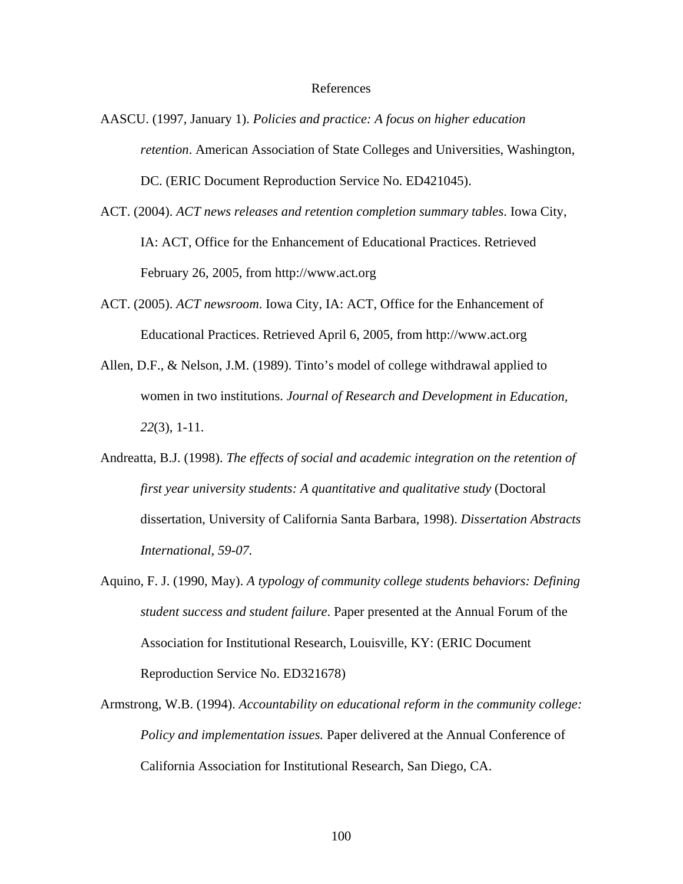# References

AASCU. (1997, January 1). *Policies and practice: A focus on higher education retention*. American Association of State Colleges and Universities, Washington, DC. (ERIC Document Reproduction Service No. ED421045).

ACT. (2004). *ACT news releases and retention completion summary tables*. Iowa City, IA: ACT, Office for the Enhancement of Educational Practices. Retrieved February 26, 2005, from http://www.act.org

ACT. (2005). *ACT newsroom*. Iowa City, IA: ACT, Office for the Enhancement of Educational Practices. Retrieved April 6, 2005, from http://www.act.org

Allen, D.F., & Nelson, J.M. (1989). Tinto's model of college withdrawal applied to women in two institutions. *Journal of Research and Development in Education, 22*(3), 1-11.

Andreatta, B.J. (1998). *The effects of social and academic integration on the retention of first year university students: A quantitative and qualitative study* (Doctoral dissertation, University of California Santa Barbara, 1998). *Dissertation Abstracts International, 59-07*.

Aquino, F. J. (1990, May). *A typology of community college students behaviors: Defining student success and student failure*. Paper presented at the Annual Forum of the Association for Institutional Research, Louisville, KY: (ERIC Document Reproduction Service No. ED321678)

Armstrong, W.B. (1994). *Accountability on educational reform in the community college: Policy and implementation issues.* Paper delivered at the Annual Conference of California Association for Institutional Research, San Diego, CA.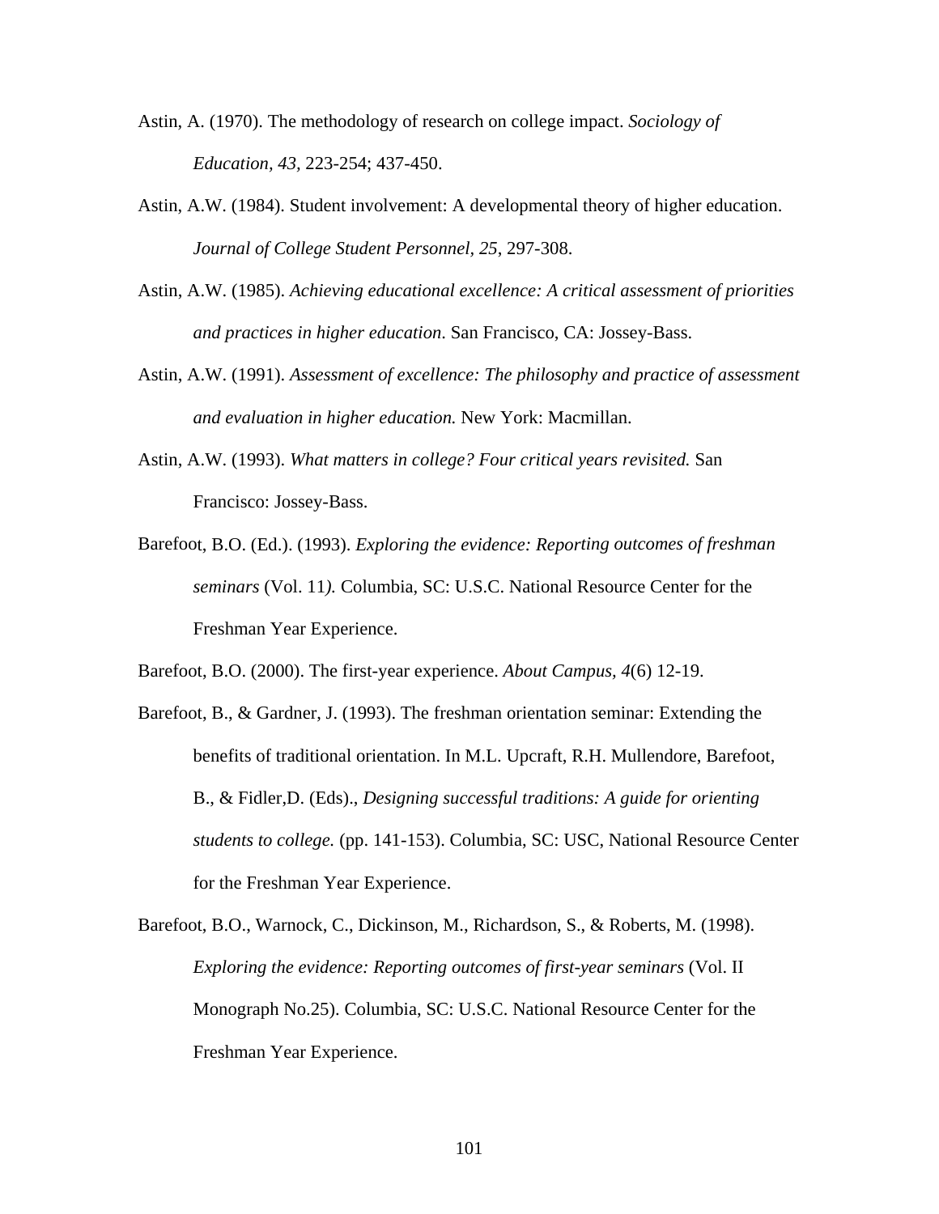Astin, A. (1970). The methodology of research on college impact. *Sociology of Education, 43,* 223-254; 437-450.

Astin, A.W. (1984). Student involvement: A developmental theory of higher education. *Journal of College Student Personnel, 25*, 297-308.

Astin, A.W. (1985). *Achieving educational excellence: A critical assessment of priorities and practices in higher education.* San Francisco, CA: Jossey-Bass.

Astin, A.W. (1991). *Assessment of excellence: The philosophy and practice of assessment and evaluation in higher education.* New York: Macmillan.

Astin, A.W. (1993). *What matters in college? Four critical years revisited.* San Francisco: Jossey-Bass.

Barefoot, B.O. (Ed.). (1993). *Exploring the evidence: Reporting outcomes of freshman seminars* (Vol. 11*).* Columbia, SC: U.S.C. National Resource Center for the Freshman Year Experience.

Barefoot, B.O. (2000). The first-year experience. *About Campus, 4*(6) 12-19.

Barefoot, B., & Gardner, J. (1993). The freshman orientation seminar: Extending the benefits of traditional orientation. In M.L. Upcraft, R.H. Mullendore, Barefoot, B., & Fidler,D. (Eds)., *Designing successful traditions: A guide for orienting students to college.* (pp. 141-153). Columbia, SC: USC, National Resource Center for the Freshman Year Experience.

Barefoot, B.O., Warnock, C., Dickinson, M., Richardson, S., & Roberts, M. (1998). *Exploring the evidence: Reporting outcomes of first-year seminars* (Vol. II Monograph No.25). Columbia, SC: U.S.C. National Resource Center for the Freshman Year Experience.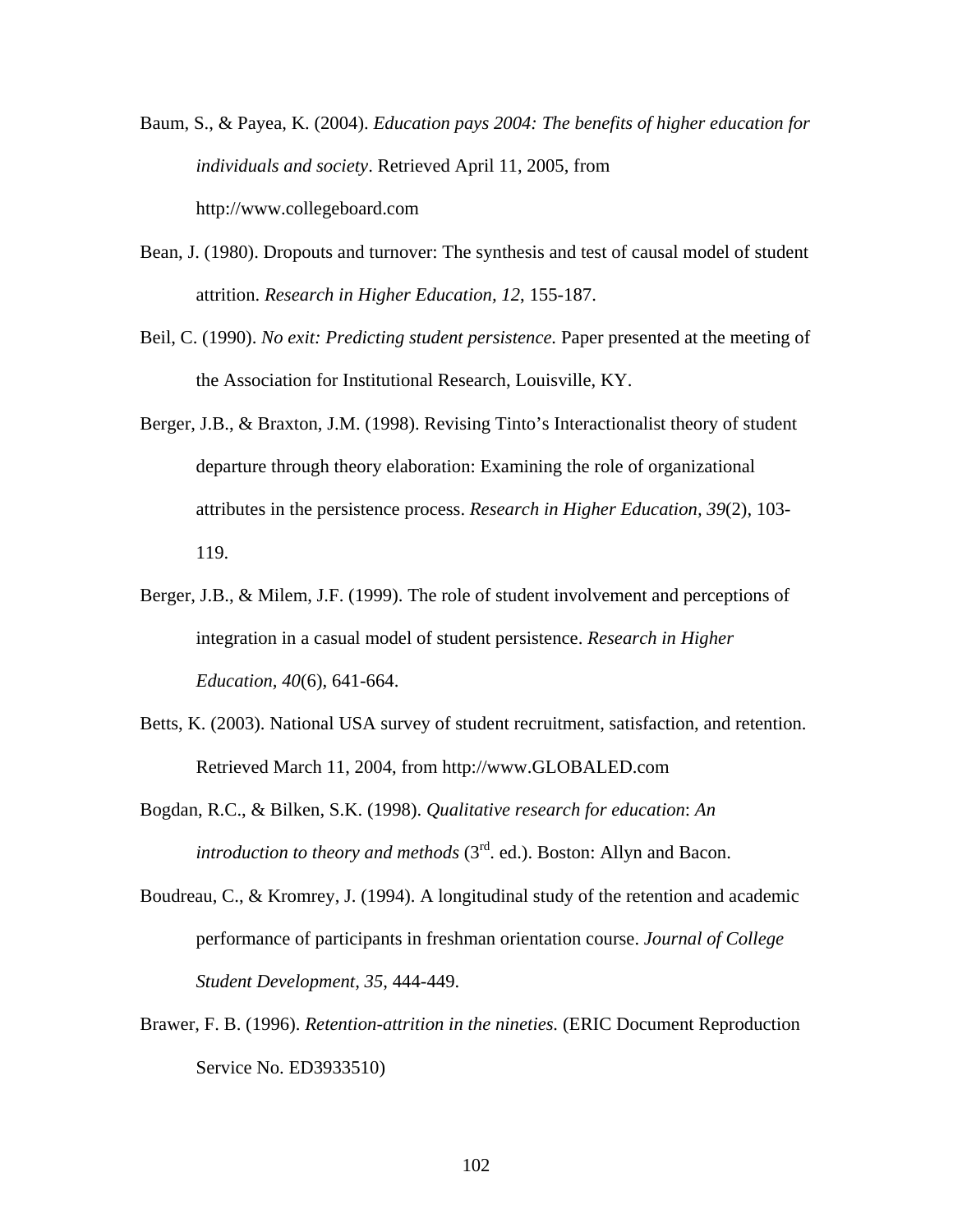Baum, S., & Payea, K. (2004). *Education pays 2004: The benefits of higher education for individuals and society*. Retrieved April 11, 2005, from http://www.collegeboard.com

Bean, J. (1980). Dropouts and turnover: The synthesis and test of causal model of student attrition. *Research in Higher Education, 12*, 155-187.

Beil, C. (1990). *No exit: Predicting student persistence.* Paper presented at the meeting of the Association for Institutional Research, Louisville, KY.

Berger, J.B., & Braxton, J.M. (1998). Revising Tinto's Interactionalist theory of student departure through theory elaboration: Examining the role of organizational attributes in the persistence process. *Research in Higher Education, 39*(2), 103-119.

Berger, J.B., & Milem, J.F. (1999). The role of student involvement and perceptions of integration in a casual model of student persistence. *Research in Higher Education, 40*(6), 641-664.

Betts, K. (2003). National USA survey of student recruitment, satisfaction, and retention. Retrieved March 11, 2004, from http://www.GLOBALED.com

Bogdan, R.C., & Bilken, S.K. (1998). *Qualitative research for education*: *An introduction to theory and methods* (3rd. ed.). Boston: Allyn and Bacon.

Boudreau, C., & Kromrey, J. (1994). A longitudinal study of the retention and academic performance of participants in freshman orientation course. *Journal of College Student Development, 35*, 444-449.

Brawer, F. B. (1996). *Retention-attrition in the nineties.* (ERIC Document Reproduction Service No. ED3933510)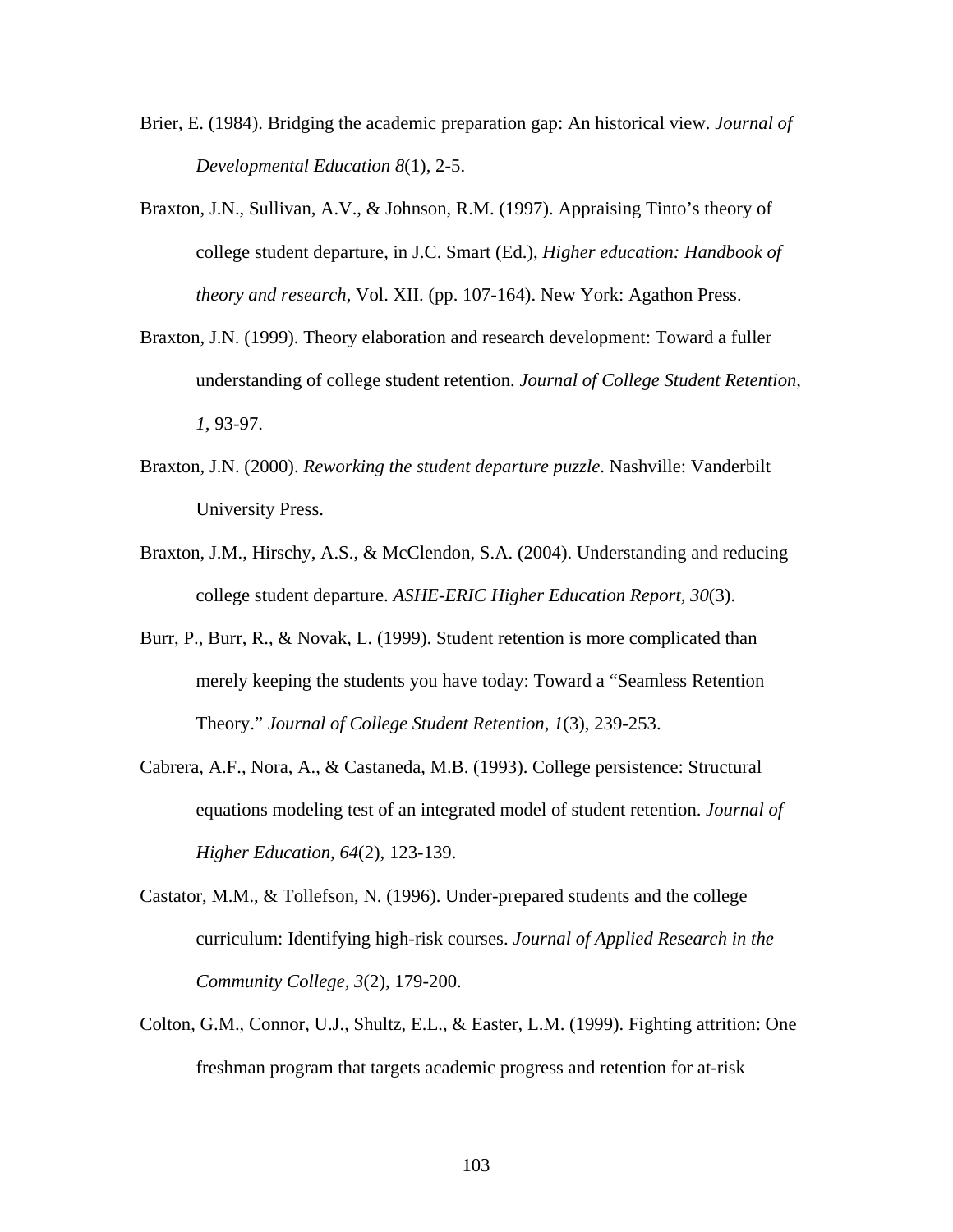Brier, E. (1984). Bridging the academic preparation gap: An historical view. *Journal of Developmental Education 8*(1), 2-5.

Braxton, J.N., Sullivan, A.V., & Johnson, R.M. (1997). Appraising Tinto's theory of college student departure, in J.C. Smart (Ed.), *Higher education: Handbook of theory and research,* Vol. XII. (pp. 107-164). New York: Agathon Press.

Braxton, J.N. (1999). Theory elaboration and research development: Toward a fuller understanding of college student retention. *Journal of College Student Retention, 1*, 93-97.

Braxton, J.N. (2000). *Reworking the student departure puzzle*. Nashville: Vanderbilt University Press.

Braxton, J.M., Hirschy, A.S., & McClendon, S.A. (2004). Understanding and reducing college student departure. *ASHE-ERIC Higher Education Report, 30*(3).

Burr, P., Burr, R., & Novak, L. (1999). Student retention is more complicated than merely keeping the students you have today: Toward a "Seamless Retention Theory." *Journal of College Student Retention*, *1*(3), 239-253.

Cabrera, A.F., Nora, A., & Castaneda, M.B. (1993). College persistence: Structural equations modeling test of an integrated model of student retention. *Journal of Higher Education, 64*(2), 123-139.

Castator, M.M., & Tollefson, N. (1996). Under-prepared students and the college curriculum: Identifying high-risk courses. *Journal of Applied Research in the Community College, 3*(2), 179-200.

Colton, G.M., Connor, U.J., Shultz, E.L., & Easter, L.M. (1999). Fighting attrition: One freshman program that targets academic progress and retention for at-risk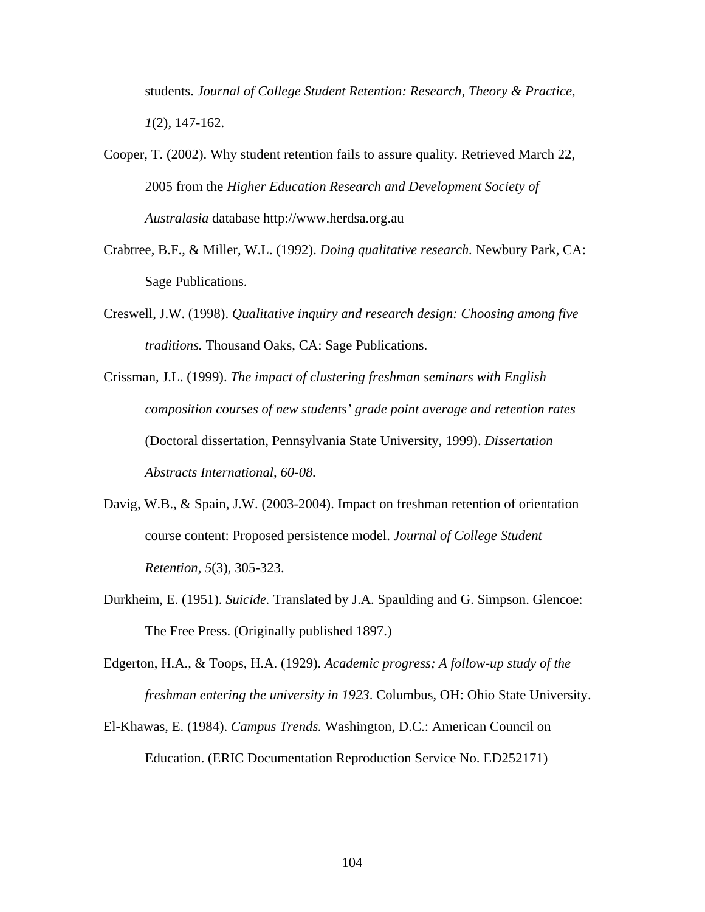students. *Journal of College Student Retention: Research, Theory & Practice, 1*(2), 147-162.

Cooper, T. (2002). Why student retention fails to assure quality. Retrieved March 22, 2005 from the *Higher Education Research and Development Society of Australasia* database http://www.herdsa.org.au

Crabtree, B.F., & Miller, W.L. (1992). *Doing qualitative research.* Newbury Park, CA: Sage Publications.

Creswell, J.W. (1998). *Qualitative inquiry and research design: Choosing among five traditions.* Thousand Oaks, CA: Sage Publications.

Crissman, J.L. (1999). *The impact of clustering freshman seminars with English composition courses of new students' grade point average and retention rates* (Doctoral dissertation, Pennsylvania State University, 1999). *Dissertation Abstracts International, 60-08.*

Davig, W.B., & Spain, J.W. (2003-2004). Impact on freshman retention of orientation course content: Proposed persistence model. *Journal of College Student Retention, 5*(3), 305-323.

Durkheim, E. (1951). *Suicide.* Translated by J.A. Spaulding and G. Simpson. Glencoe: The Free Press. (Originally published 1897.)

Edgerton, H.A., & Toops, H.A. (1929). *Academic progress; A follow-up study of the freshman entering the university in 1923*. Columbus, OH: Ohio State University.

El-Khawas, E. (1984). *Campus Trends.* Washington, D.C.: American Council on Education. (ERIC Documentation Reproduction Service No. ED252171)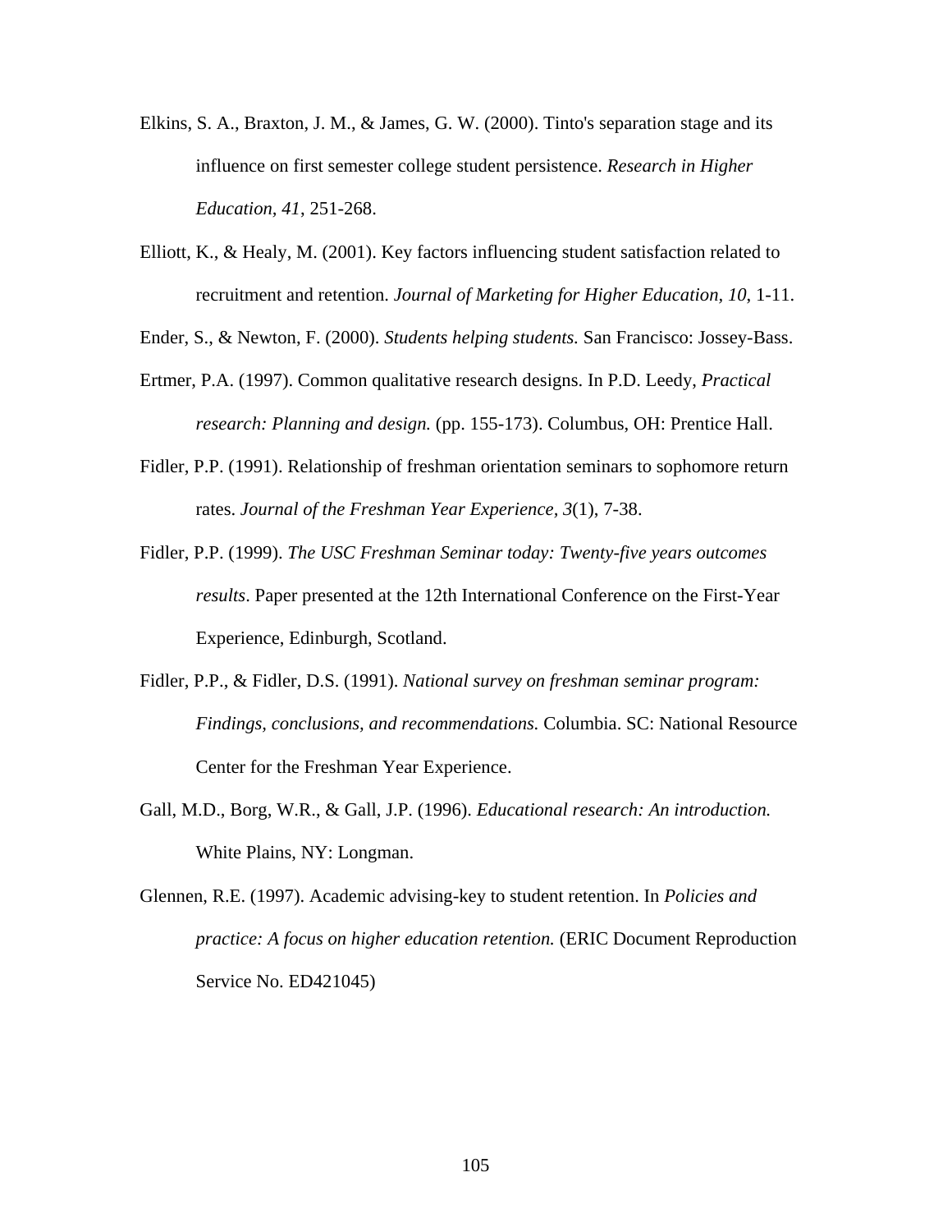Elkins, S. A., Braxton, J. M., & James, G. W. (2000). Tinto's separation stage and its influence on first semester college student persistence. *Research in Higher Education, 41*, 251-268.

Elliott, K., & Healy, M. (2001). Key factors influencing student satisfaction related to recruitment and retention. *Journal of Marketing for Higher Education, 10*, 1-11.

Ender, S., & Newton, F. (2000). *Students helping students.* San Francisco: Jossey-Bass.

Ertmer, P.A. (1997). Common qualitative research designs. In P.D. Leedy, *Practical research: Planning and design.* (pp. 155-173). Columbus, OH: Prentice Hall.

Fidler, P.P. (1991). Relationship of freshman orientation seminars to sophomore return rates. *Journal of the Freshman Year Experience, 3*(1), 7-38.

Fidler, P.P. (1999). *The USC Freshman Seminar today: Twenty-five years outcomes results*. Paper presented at the 12th International Conference on the First-Year Experience, Edinburgh, Scotland.

Fidler, P.P., & Fidler, D.S. (1991). *National survey on freshman seminar program: Findings, conclusions, and recommendations.* Columbia. SC: National Resource Center for the Freshman Year Experience.

Gall, M.D., Borg, W.R., & Gall, J.P. (1996). *Educational research: An introduction.* White Plains, NY: Longman.

Glennen, R.E. (1997). Academic advising-key to student retention. In *Policies and practice: A focus on higher education retention.* (ERIC Document Reproduction Service No. ED421045)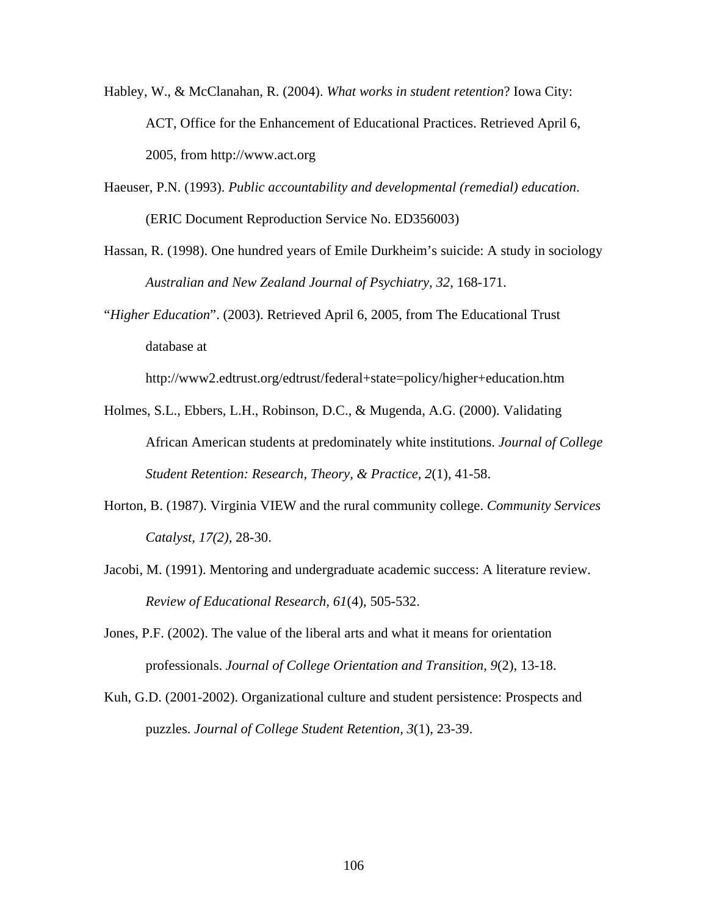Habley, W., & McClanahan, R. (2004). *What works in student retention*? Iowa City: ACT, Office for the Enhancement of Educational Practices. Retrieved April 6, 2005, from http://www.act.org

Haeuser, P.N. (1993). *Public accountability and developmental (remedial) education*. (ERIC Document Reproduction Service No. ED356003)

Hassan, R. (1998). One hundred years of Emile Durkheim's suicide: A study in sociology *Australian and New Zealand Journal of Psychiatry, 32*, 168-171.

"*Higher Education*". (2003). Retrieved April 6, 2005, from The Educational Trust database at http://www2.edtrust.org/edtrust/federal+state=policy/higher+education.htm

Holmes, S.L., Ebbers, L.H., Robinson, D.C., & Mugenda, A.G. (2000). Validating African American students at predominately white institutions. *Journal of College Student Retention: Research, Theory, & Practice, 2*(1), 41-58.

Horton, B. (1987). Virginia VIEW and the rural community college. *Community Services Catalyst, 17(2),* 28-30.

Jacobi, M. (1991). Mentoring and undergraduate academic success: A literature review. *Review of Educational Research, 61*(4), 505-532.

Jones, P.F. (2002). The value of the liberal arts and what it means for orientation professionals. *Journal of College Orientation and Transition, 9*(2), 13-18.

Kuh, G.D. (2001-2002). Organizational culture and student persistence: Prospects and puzzles. *Journal of College Student Retention*, *3*(1), 23-39.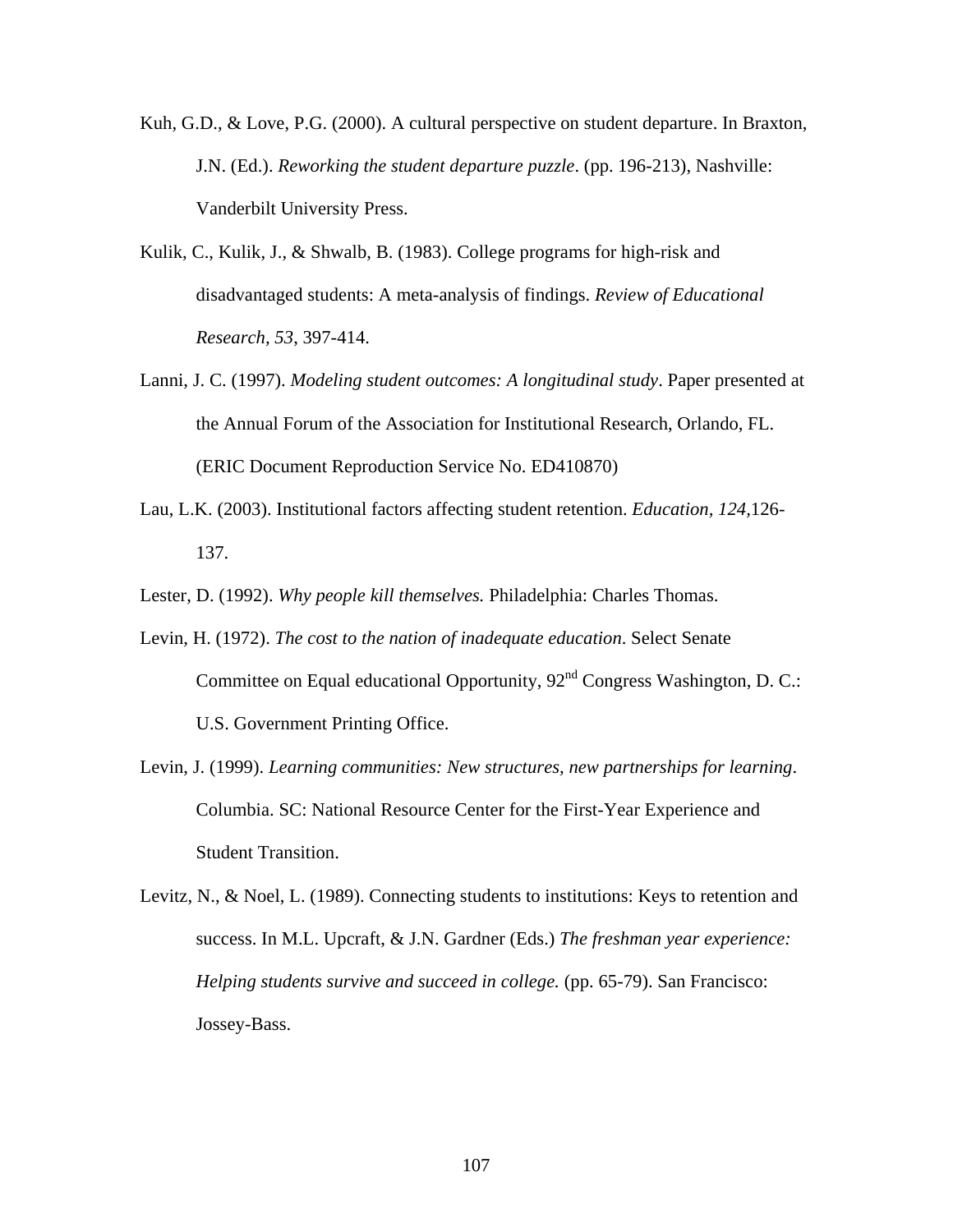Kuh, G.D., & Love, P.G. (2000). A cultural perspective on student departure. In Braxton, J.N. (Ed.). *Reworking the student departure puzzle*. (pp. 196-213), Nashville: Vanderbilt University Press.

Kulik, C., Kulik, J., & Shwalb, B. (1983). College programs for high-risk and disadvantaged students: A meta-analysis of findings. *Review of Educational Research, 53*, 397-414.

Lanni, J. C. (1997). *Modeling student outcomes: A longitudinal study*. Paper presented at the Annual Forum of the Association for Institutional Research, Orlando, FL. (ERIC Document Reproduction Service No. ED410870)

Lau, L.K. (2003). Institutional factors affecting student retention. *Education, 124,*126-137.

Lester, D. (1992). *Why people kill themselves.* Philadelphia: Charles Thomas.

Levin, H. (1972). *The cost to the nation of inadequate education*. Select Senate Committee on Equal educational Opportunity, 92nd Congress Washington, D. C.: U.S. Government Printing Office.

Levin, J. (1999). *Learning communities: New structures, new partnerships for learning*. Columbia. SC: National Resource Center for the First-Year Experience and Student Transition.

Levitz, N., & Noel, L. (1989). Connecting students to institutions: Keys to retention and success. In M.L. Upcraft, & J.N. Gardner (Eds.) *The freshman year experience: Helping students survive and succeed in college.* (pp. 65-79). San Francisco: Jossey-Bass.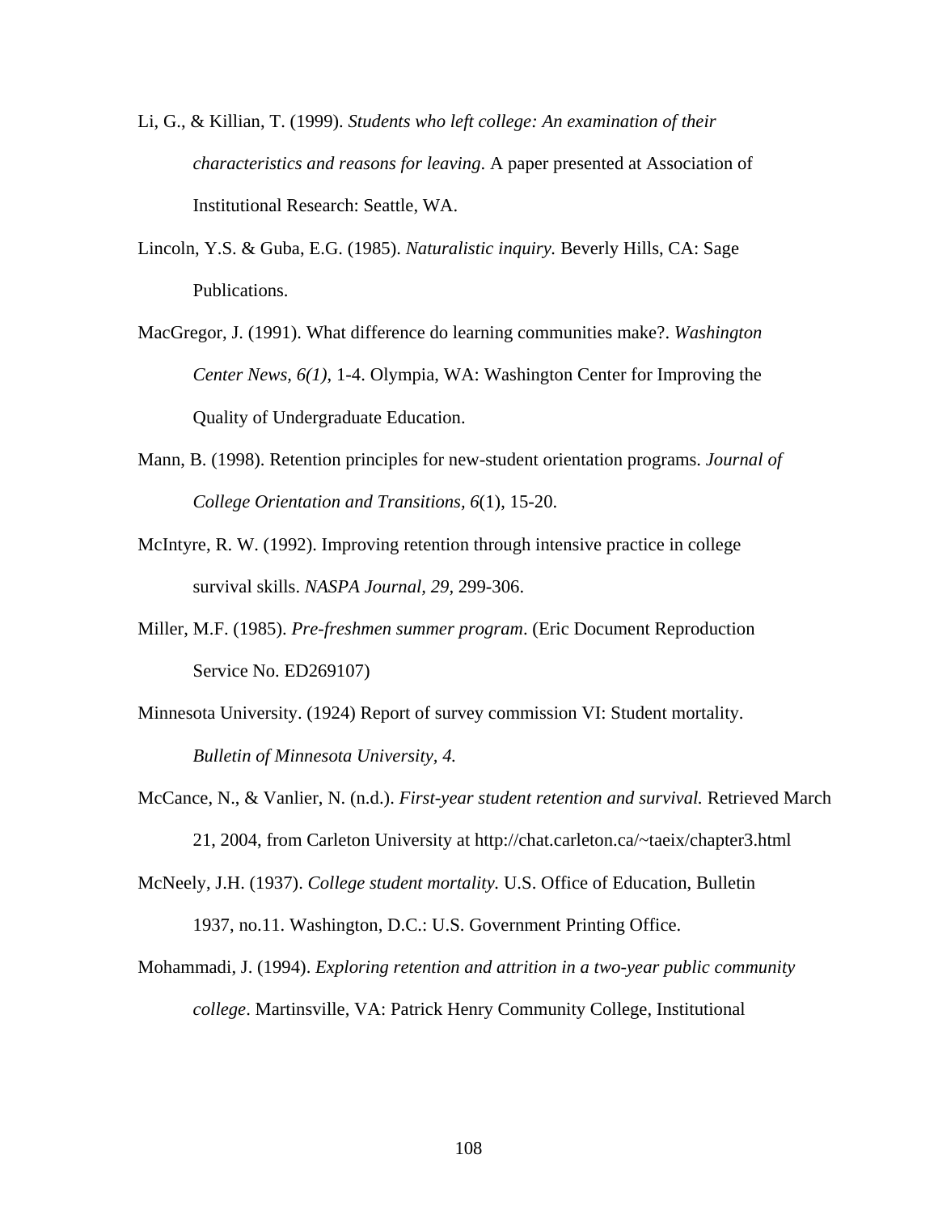Li, G., & Killian, T. (1999). *Students who left college: An examination of their characteristics and reasons for leaving*. A paper presented at Association of Institutional Research: Seattle, WA.

Lincoln, Y.S. & Guba, E.G. (1985). *Naturalistic inquiry.* Beverly Hills, CA: Sage Publications.

MacGregor, J. (1991). What difference do learning communities make?. *Washington Center News, 6(1)*, 1-4. Olympia, WA: Washington Center for Improving the Quality of Undergraduate Education.

Mann, B. (1998). Retention principles for new-student orientation programs. *Journal of College Orientation and Transitions, 6*(1), 15-20.

McIntyre, R. W. (1992). Improving retention through intensive practice in college survival skills. *NASPA Journal, 29,* 299-306.

Miller, M.F. (1985). *Pre-freshmen summer program*. (Eric Document Reproduction Service No. ED269107)

Minnesota University. (1924) Report of survey commission VI: Student mortality. *Bulletin of Minnesota University, 4.*

McCance, N., & Vanlier, N. (n.d.). *First-year student retention and survival.* Retrieved March 21, 2004, from Carleton University at http://chat.carleton.ca/~taeix/chapter3.html

McNeely, J.H. (1937). *College student mortality.* U.S. Office of Education, Bulletin 1937, no.11. Washington, D.C.: U.S. Government Printing Office.

Mohammadi, J. (1994). *Exploring retention and attrition in a two-year public community college*. Martinsville, VA: Patrick Henry Community College, Institutional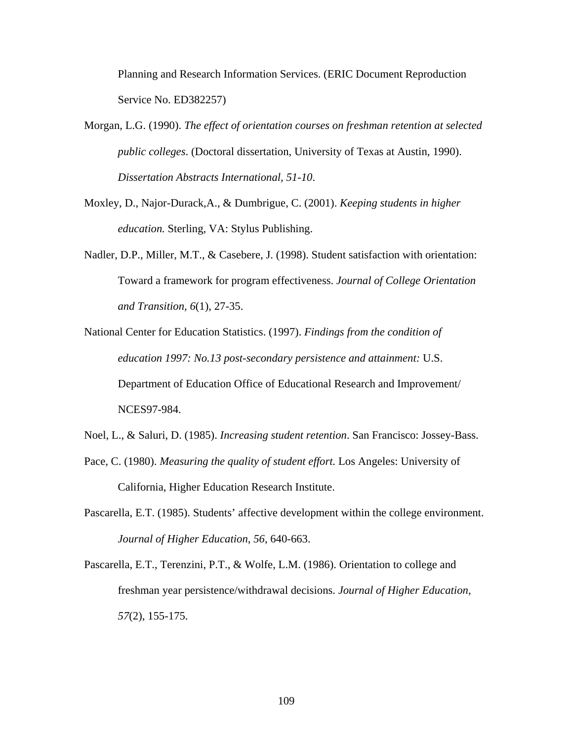Planning and Research Information Services. (ERIC Document Reproduction Service No. ED382257)

Morgan, L.G. (1990). *The effect of orientation courses on freshman retention at selected public colleges*. (Doctoral dissertation, University of Texas at Austin, 1990). *Dissertation Abstracts International, 51-10*.

Moxley, D., Najor-Durack,A., & Dumbrigue, C. (2001). *Keeping students in higher education.* Sterling, VA: Stylus Publishing.

Nadler, D.P., Miller, M.T., & Casebere, J. (1998). Student satisfaction with orientation: Toward a framework for program effectiveness. *Journal of College Orientation and Transition, 6*(1), 27-35.

National Center for Education Statistics. (1997). *Findings from the condition of education 1997: No.13 post-secondary persistence and attainment:* U.S. Department of Education Office of Educational Research and Improvement/ NCES97-984.

Noel, L., & Saluri, D. (1985). *Increasing student retention*. San Francisco: Jossey-Bass.

Pace, C. (1980). *Measuring the quality of student effort.* Los Angeles: University of California, Higher Education Research Institute.

Pascarella, E.T. (1985). Students' affective development within the college environment. *Journal of Higher Education, 56*, 640-663.

Pascarella, E.T., Terenzini, P.T., & Wolfe, L.M. (1986). Orientation to college and freshman year persistence/withdrawal decisions. *Journal of Higher Education, 57*(2), 155-175.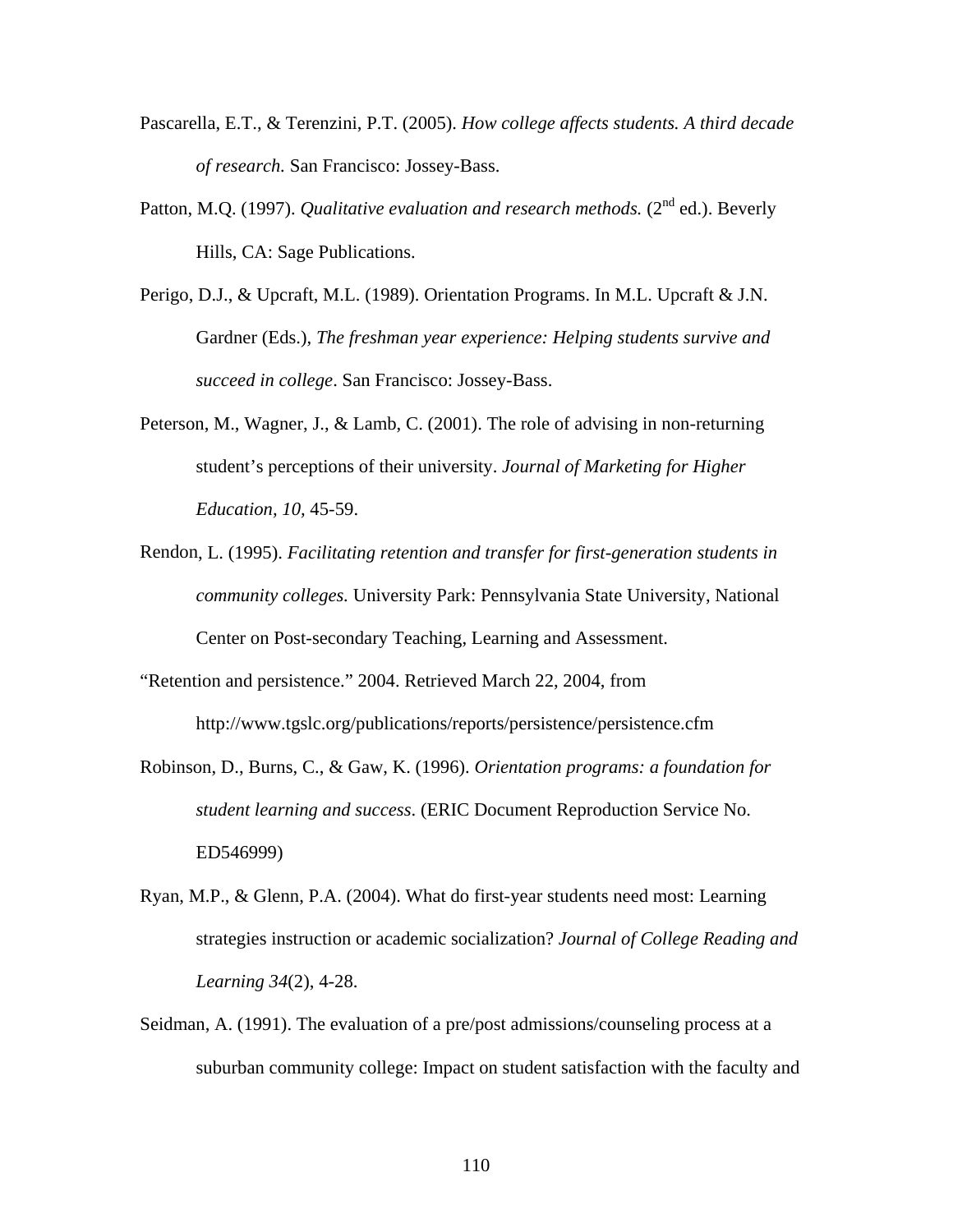Pascarella, E.T., & Terenzini, P.T. (2005). *How college affects students. A third decade of research.* San Francisco: Jossey-Bass.

Patton, M.Q. (1997). *Qualitative evaluation and research methods.* (2nd ed.). Beverly Hills, CA: Sage Publications.

Perigo, D.J., & Upcraft, M.L. (1989). Orientation Programs. In M.L. Upcraft & J.N. Gardner (Eds.), *The freshman year experience: Helping students survive and succeed in college*. San Francisco: Jossey-Bass.

Peterson, M., Wagner, J., & Lamb, C. (2001). The role of advising in non-returning student's perceptions of their university. *Journal of Marketing for Higher Education, 10*, 45-59.

Rendon, L. (1995). *Facilitating retention and transfer for first-generation students in community colleges.* University Park: Pennsylvania State University, National Center on Post-secondary Teaching, Learning and Assessment.

"Retention and persistence." 2004. Retrieved March 22, 2004, from http://www.tgslc.org/publications/reports/persistence/persistence.cfm

Robinson, D., Burns, C., & Gaw, K. (1996). *Orientation programs: a foundation for student learning and success*. (ERIC Document Reproduction Service No. ED546999)

Ryan, M.P., & Glenn, P.A. (2004). What do first-year students need most: Learning strategies instruction or academic socialization? *Journal of College Reading and Learning 34*(2), 4-28.

Seidman, A. (1991). The evaluation of a pre/post admissions/counseling process at a suburban community college: Impact on student satisfaction with the faculty and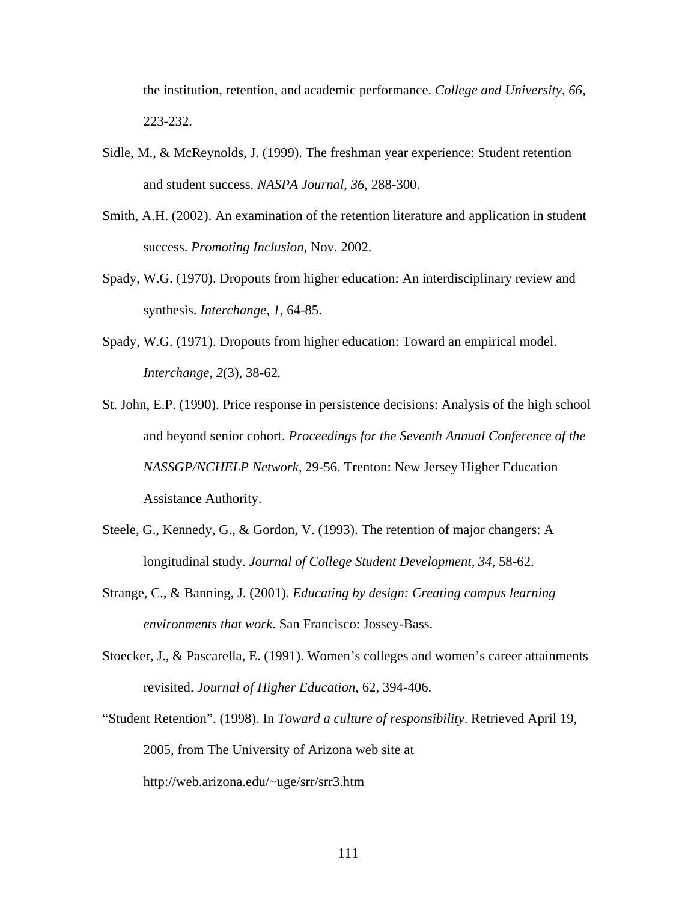the institution, retention, and academic performance. *College and University, 66*, 223-232.

Sidle, M., & McReynolds, J. (1999). The freshman year experience: Student retention and student success. *NASPA Journal, 36*, 288-300.

Smith, A.H. (2002). An examination of the retention literature and application in student success. *Promoting Inclusion*, Nov. 2002.

Spady, W.G. (1970). Dropouts from higher education: An interdisciplinary review and synthesis. *Interchange, 1*, 64-85.

Spady, W.G. (1971). Dropouts from higher education: Toward an empirical model. *Interchange, 2*(3), 38-62.

St. John, E.P. (1990). Price response in persistence decisions: Analysis of the high school and beyond senior cohort. *Proceedings for the Seventh Annual Conference of the NASSGP/NCHELP Network,* 29-56. Trenton: New Jersey Higher Education Assistance Authority.

Steele, G., Kennedy, G., & Gordon, V. (1993). The retention of major changers: A longitudinal study. *Journal of College Student Development, 34,* 58-62.

Strange, C., & Banning, J. (2001). *Educating by design: Creating campus learning environments that work.* San Francisco: Jossey-Bass.

Stoecker, J., & Pascarella, E. (1991). Women's colleges and women's career attainments revisited. *Journal of Higher Education*, 62, 394-406.

"Student Retention". (1998). In *Toward a culture of responsibility*. Retrieved April 19, 2005, from The University of Arizona web site at http://web.arizona.edu/~uge/srr/srr3.htm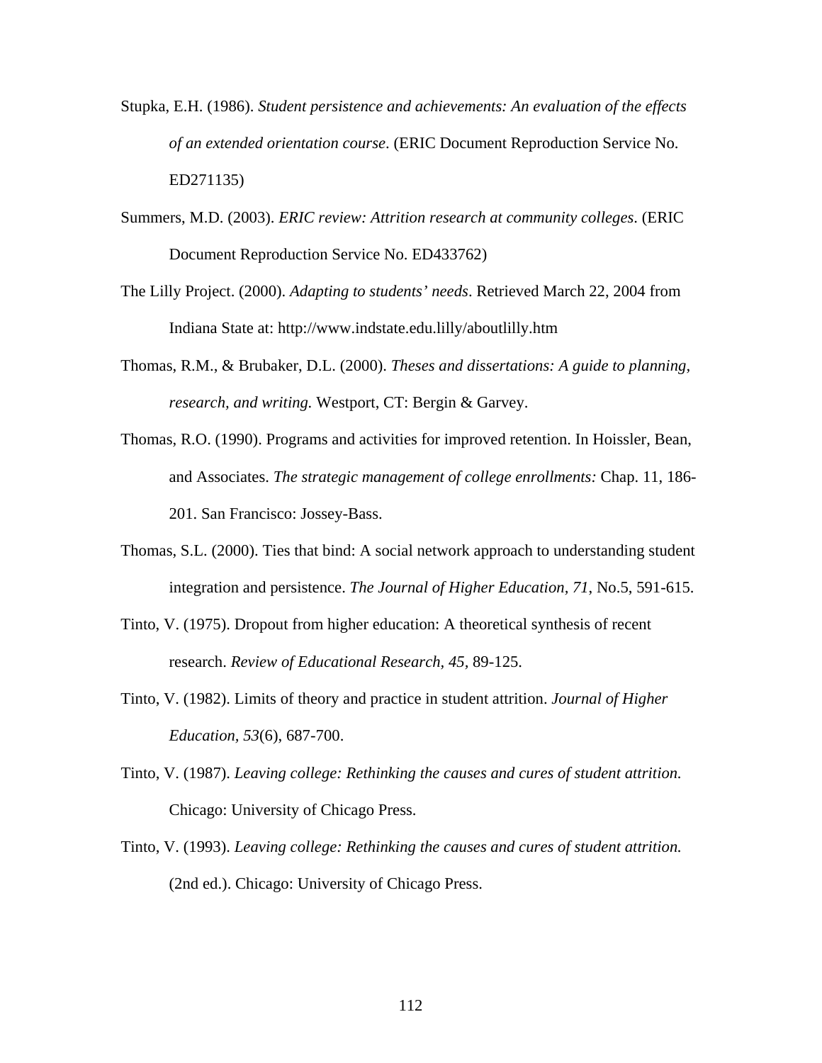Stupka, E.H. (1986). *Student persistence and achievements: An evaluation of the effects of an extended orientation course*. (ERIC Document Reproduction Service No. ED271135)

Summers, M.D. (2003). *ERIC review: Attrition research at community colleges*. (ERIC Document Reproduction Service No. ED433762)

The Lilly Project. (2000). *Adapting to students' needs*. Retrieved March 22, 2004 from Indiana State at: http://www.indstate.edu.lilly/aboutlilly.htm

Thomas, R.M., & Brubaker, D.L. (2000). *Theses and dissertations: A guide to planning, research, and writing.* Westport, CT: Bergin & Garvey.

Thomas, R.O. (1990). Programs and activities for improved retention. In Hoissler, Bean, and Associates. *The strategic management of college enrollments:* Chap. 11, 186-201. San Francisco: Jossey-Bass.

Thomas, S.L. (2000). Ties that bind: A social network approach to understanding student integration and persistence. *The Journal of Higher Education, 71*, No.5, 591-615.

Tinto, V. (1975). Dropout from higher education: A theoretical synthesis of recent research. *Review of Educational Research, 45,* 89-125.

Tinto, V. (1982). Limits of theory and practice in student attrition. *Journal of Higher Education*, *53*(6), 687-700.

Tinto, V. (1987). *Leaving college: Rethinking the causes and cures of student attrition.* Chicago: University of Chicago Press.

Tinto, V. (1993). *Leaving college: Rethinking the causes and cures of student attrition.* (2nd ed.). Chicago: University of Chicago Press.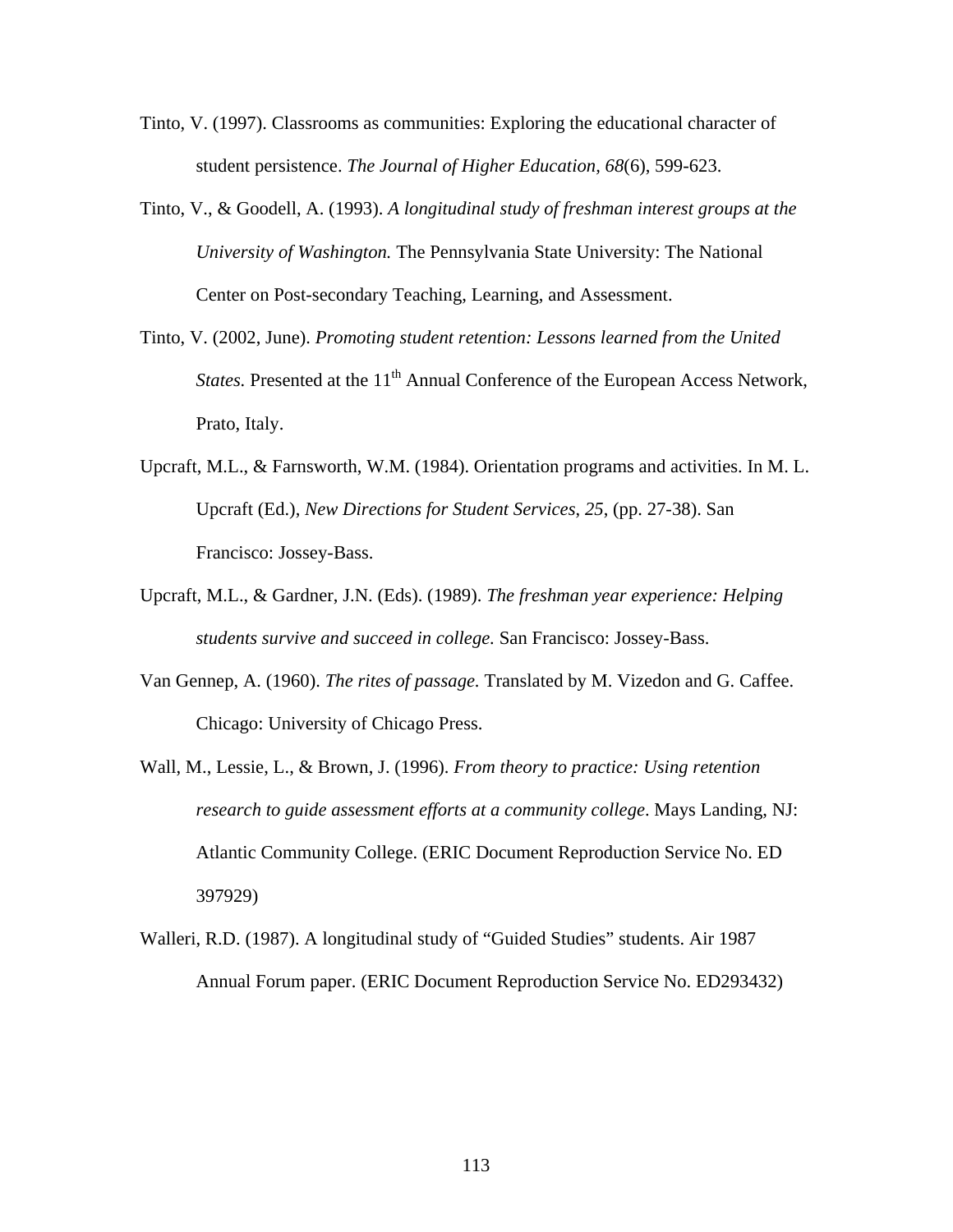Tinto, V. (1997). Classrooms as communities: Exploring the educational character of student persistence. *The Journal of Higher Education*, *68*(6), 599-623.

Tinto, V., & Goodell, A. (1993). *A longitudinal study of freshman interest groups at the University of Washington.* The Pennsylvania State University: The National Center on Post-secondary Teaching, Learning, and Assessment.

Tinto, V. (2002, June). *Promoting student retention: Lessons learned from the United States.* Presented at the 11th Annual Conference of the European Access Network, Prato, Italy.

Upcraft, M.L., & Farnsworth, W.M. (1984). Orientation programs and activities. In M. L. Upcraft (Ed.), *New Directions for Student Services*, *25*, (pp. 27-38). San Francisco: Jossey-Bass.

Upcraft, M.L., & Gardner, J.N. (Eds). (1989). *The freshman year experience: Helping students survive and succeed in college.* San Francisco: Jossey-Bass.

Van Gennep, A. (1960). *The rites of passage.* Translated by M. Vizedon and G. Caffee. Chicago: University of Chicago Press.

Wall, M., Lessie, L., & Brown, J. (1996). *From theory to practice: Using retention research to guide assessment efforts at a community college*. Mays Landing, NJ: Atlantic Community College. (ERIC Document Reproduction Service No. ED 397929)

Walleri, R.D. (1987). A longitudinal study of "Guided Studies" students. Air 1987 Annual Forum paper. (ERIC Document Reproduction Service No. ED293432)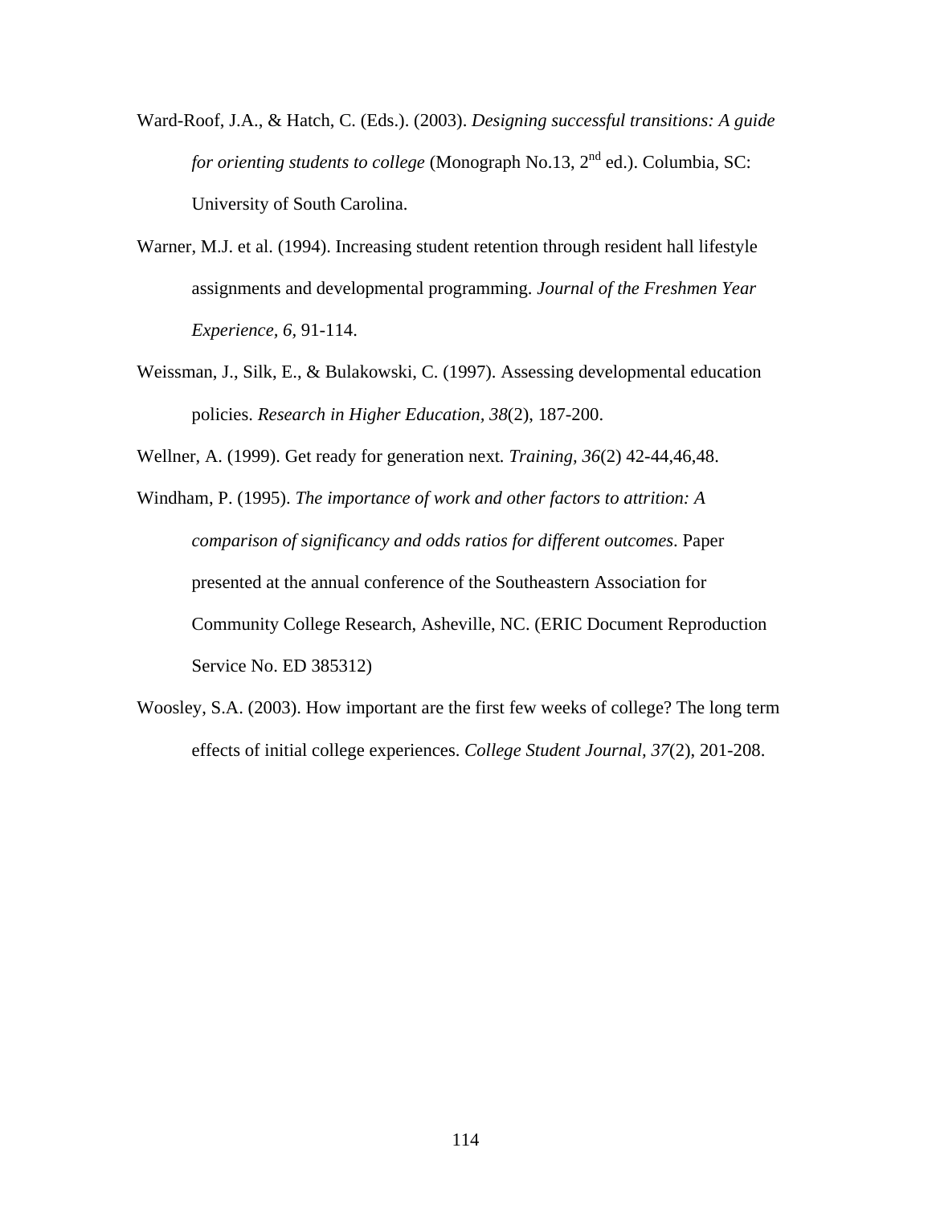Ward-Roof, J.A., & Hatch, C. (Eds.). (2003). *Designing successful transitions: A guide for orienting students to college* (Monograph No.13, 2nd ed.). Columbia, SC: University of South Carolina.

Warner, M.J. et al. (1994). Increasing student retention through resident hall lifestyle assignments and developmental programming. *Journal of the Freshmen Year Experience*, *6*, 91-114.

Weissman, J., Silk, E., & Bulakowski, C. (1997). Assessing developmental education policies. *Research in Higher Education, 38*(2), 187-200.

Wellner, A. (1999). Get ready for generation next. *Training, 36*(2) 42-44,46,48.

Windham, P. (1995). *The importance of work and other factors to attrition: A comparison of significancy and odds ratios for different outcomes*. Paper presented at the annual conference of the Southeastern Association for Community College Research, Asheville, NC. (ERIC Document Reproduction Service No. ED 385312)

Woosley, S.A. (2003). How important are the first few weeks of college? The long term effects of initial college experiences. *College Student Journal, 37*(2), 201-208.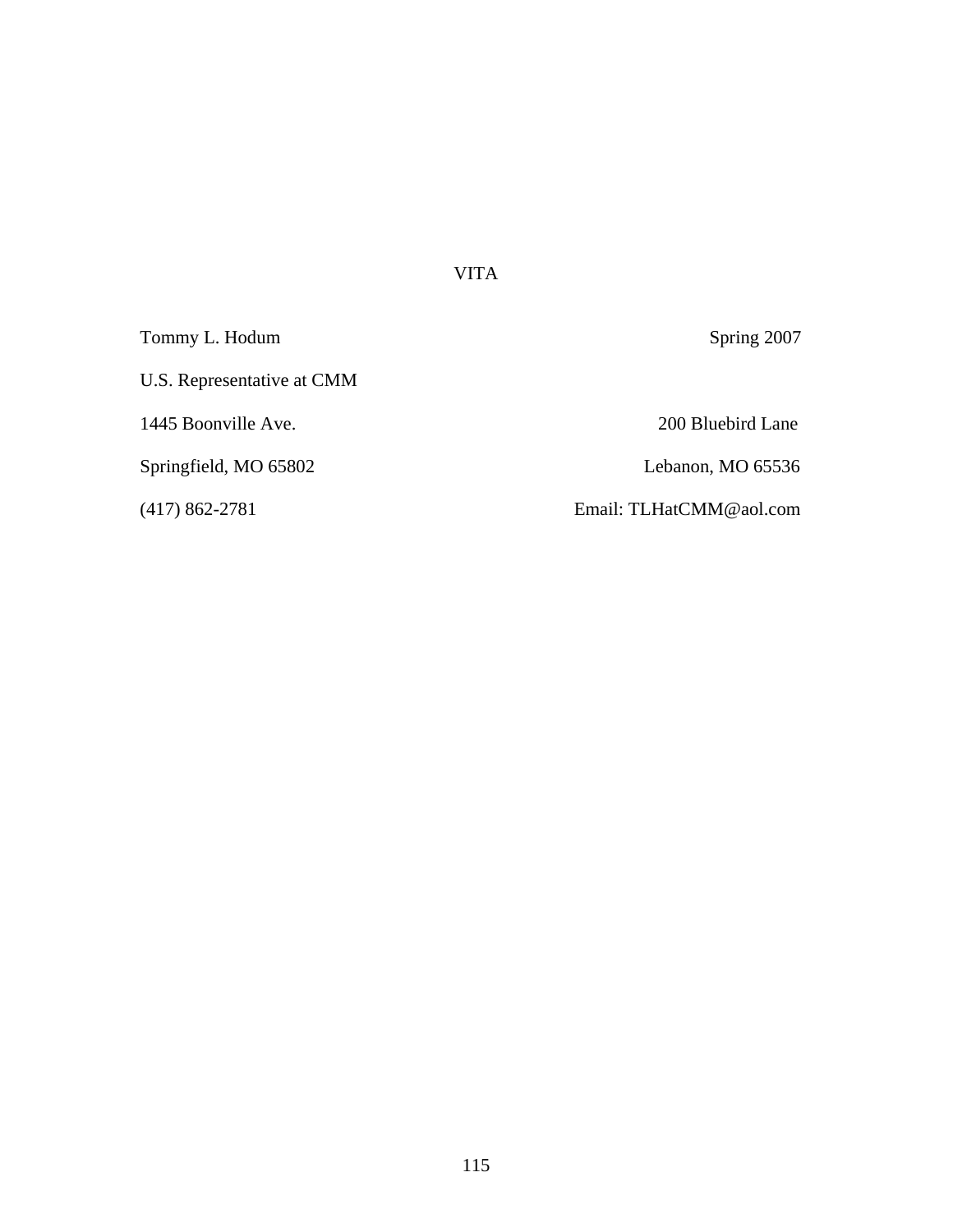# VITA

Tommy L. Hodum — Spring 2007

U.S. Representative at CMM

| | |
|---|---|
| 1445 Boonville Ave. | 200 Bluebird Lane |
| Springfield, MO 65802 | Lebanon, MO 65536 |
| (417) 862-2781 | Email: TLHatCMM@aol.com |